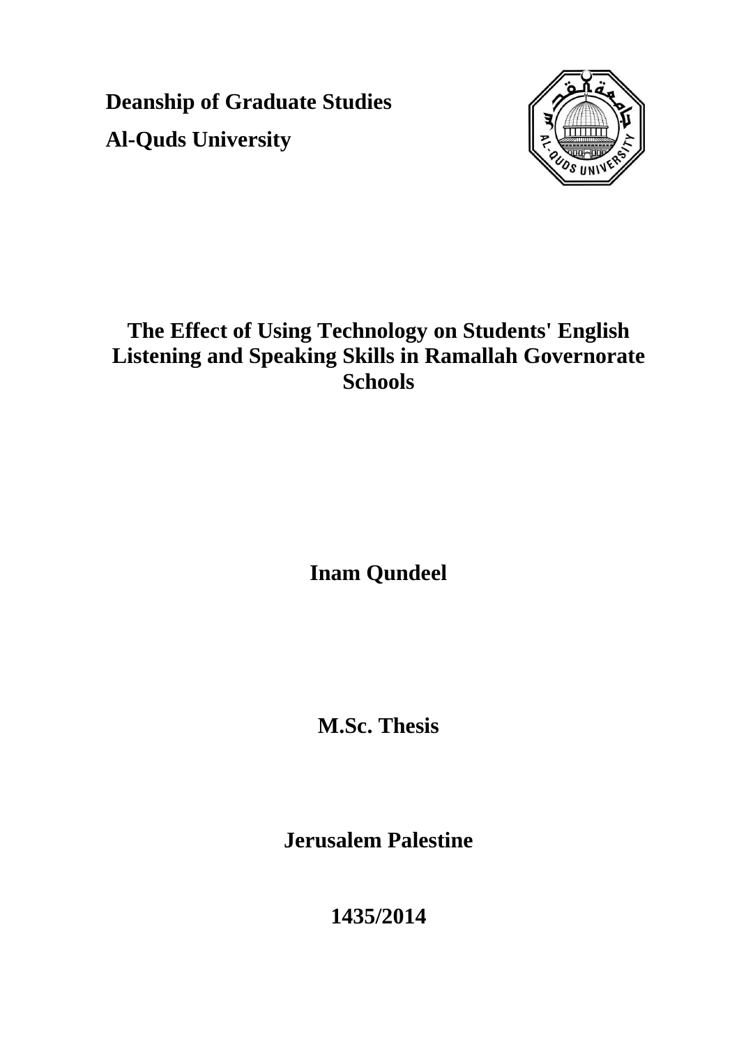**Deanship of Graduate Studies**

**Al-Quds University**

# The Effect of Using Technology on Students' English Listening and Speaking Skills in Ramallah Governorate Schools

**Inam Qundeel**

**M.Sc. Thesis**

**Jerusalem Palestine**

**1435/2014**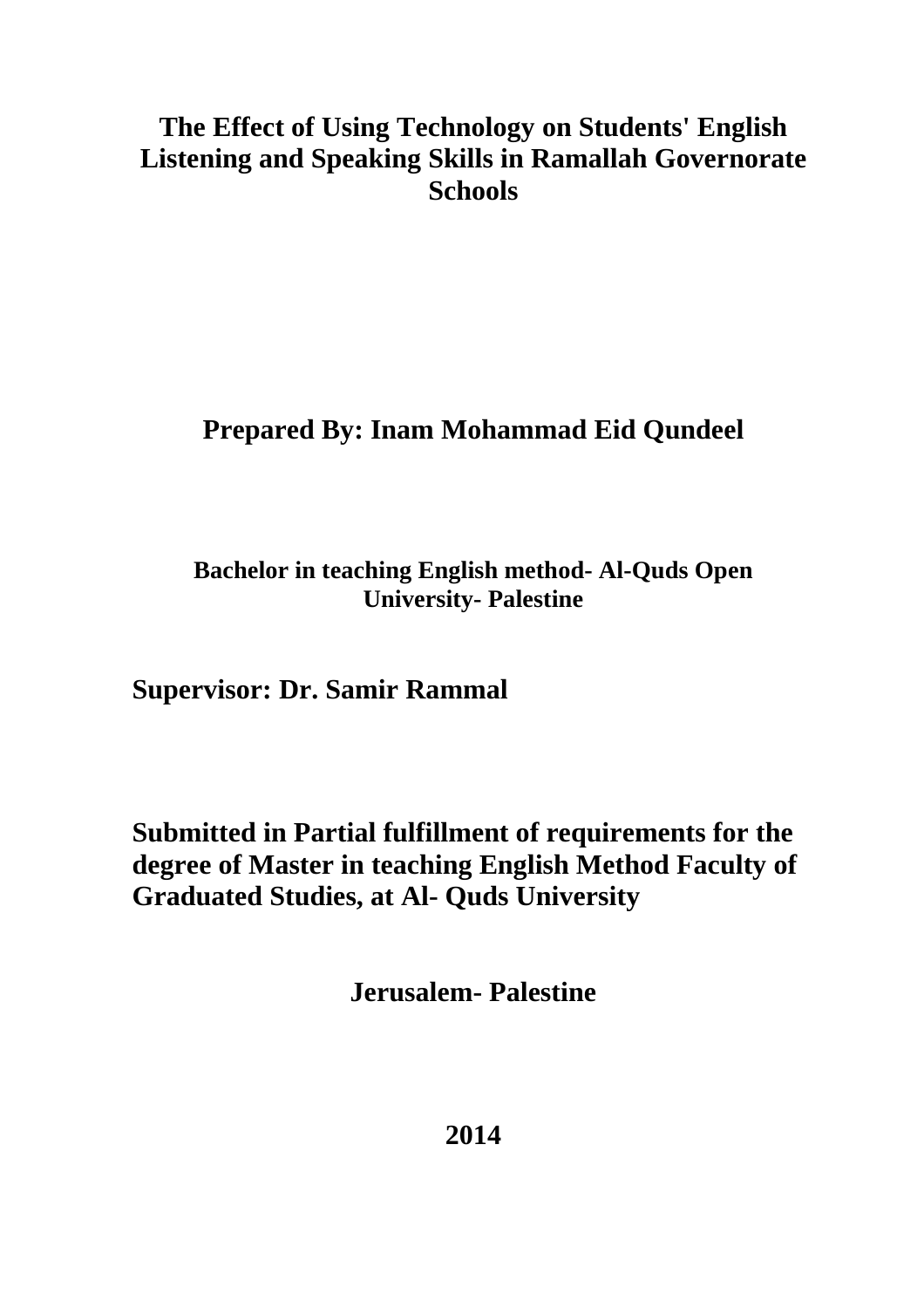# The Effect of Using Technology on Students' English Listening and Speaking Skills in Ramallah Governorate Schools

**Prepared By: Inam Mohammad Eid Qundeel**

**Bachelor in teaching English method- Al-Quds Open University- Palestine**

**Supervisor: Dr. Samir Rammal**

**Submitted in Partial fulfillment of requirements for the degree of Master in teaching English Method Faculty of Graduated Studies, at Al- Quds University**

**Jerusalem- Palestine**

**2014**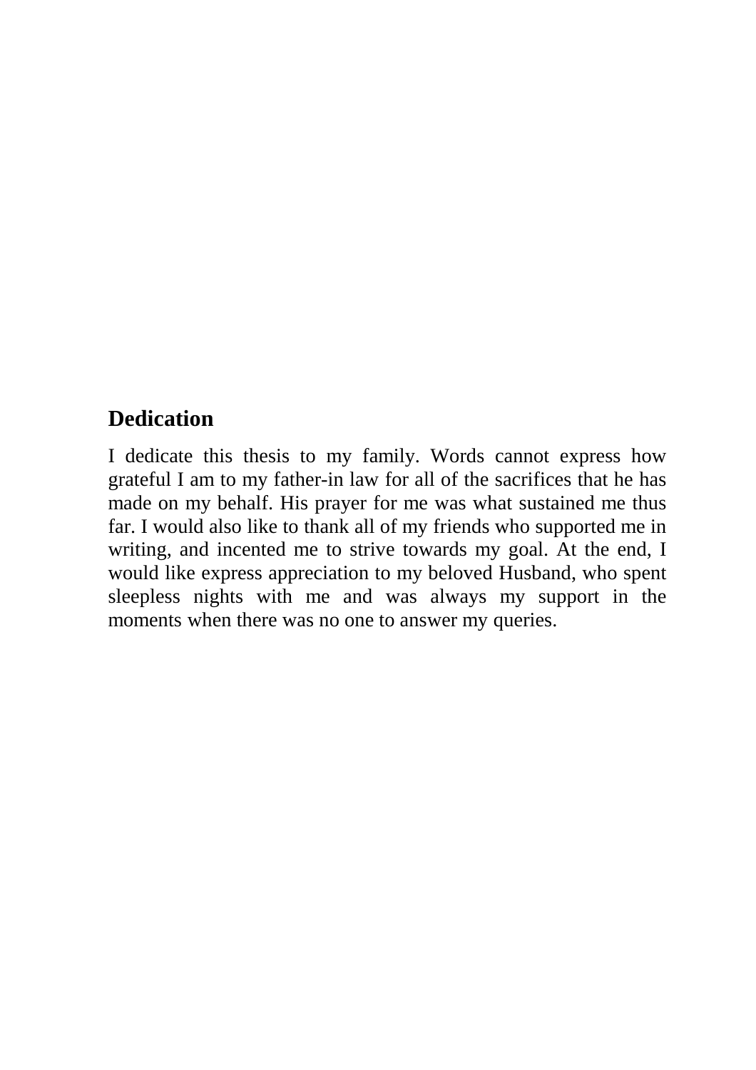## Dedication

I dedicate this thesis to my family. Words cannot express how grateful I am to my father-in law for all of the sacrifices that he has made on my behalf. His prayer for me was what sustained me thus far. I would also like to thank all of my friends who supported me in writing, and incented me to strive towards my goal. At the end, I would like express appreciation to my beloved Husband, who spent sleepless nights with me and was always my support in the moments when there was no one to answer my queries.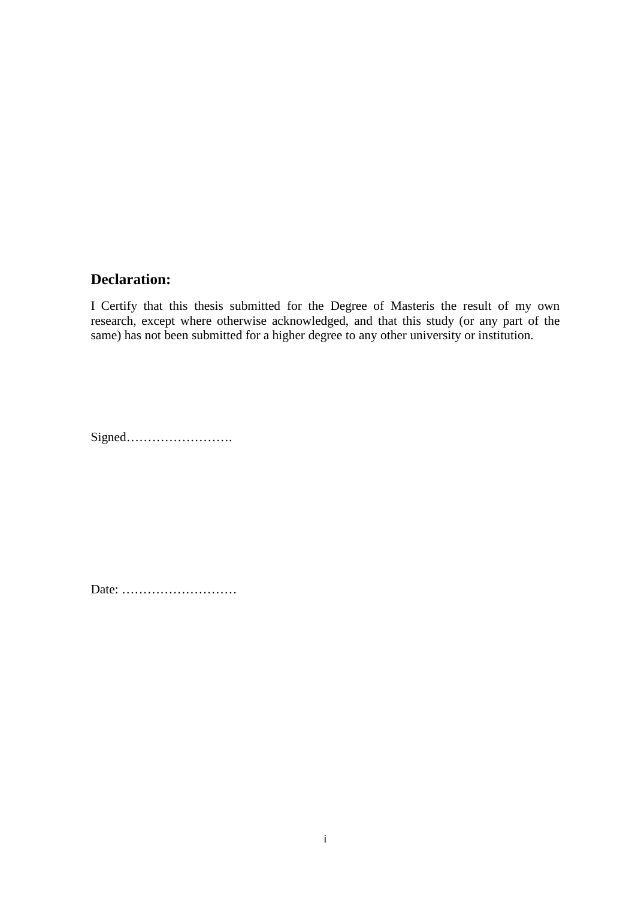## Declaration:

I Certify that this thesis submitted for the Degree of Masteris the result of my own research, except where otherwise acknowledged, and that this study (or any part of the same) has not been submitted for a higher degree to any other university or institution.

Signed…………………….

Date: ………………………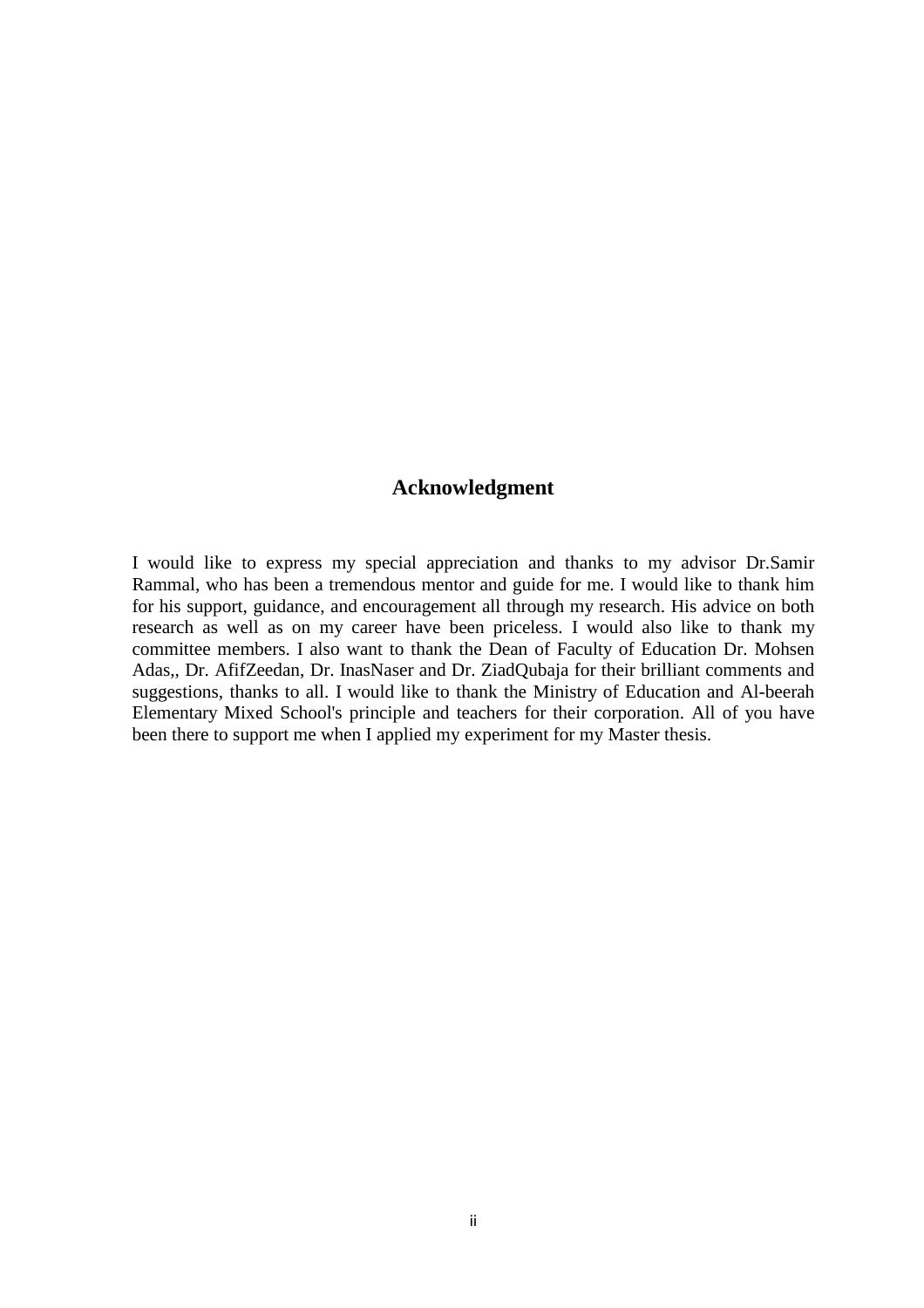## Acknowledgment

I would like to express my special appreciation and thanks to my advisor Dr.Samir Rammal, who has been a tremendous mentor and guide for me. I would like to thank him for his support, guidance, and encouragement all through my research. His advice on both research as well as on my career have been priceless. I would also like to thank my committee members. I also want to thank the Dean of Faculty of Education Dr. Mohsen Adas,, Dr. AfifZeedan, Dr. InasNaser and Dr. ZiadQubaja for their brilliant comments and suggestions, thanks to all. I would like to thank the Ministry of Education and Al-beerah Elementary Mixed School's principle and teachers for their corporation. All of you have been there to support me when I applied my experiment for my Master thesis.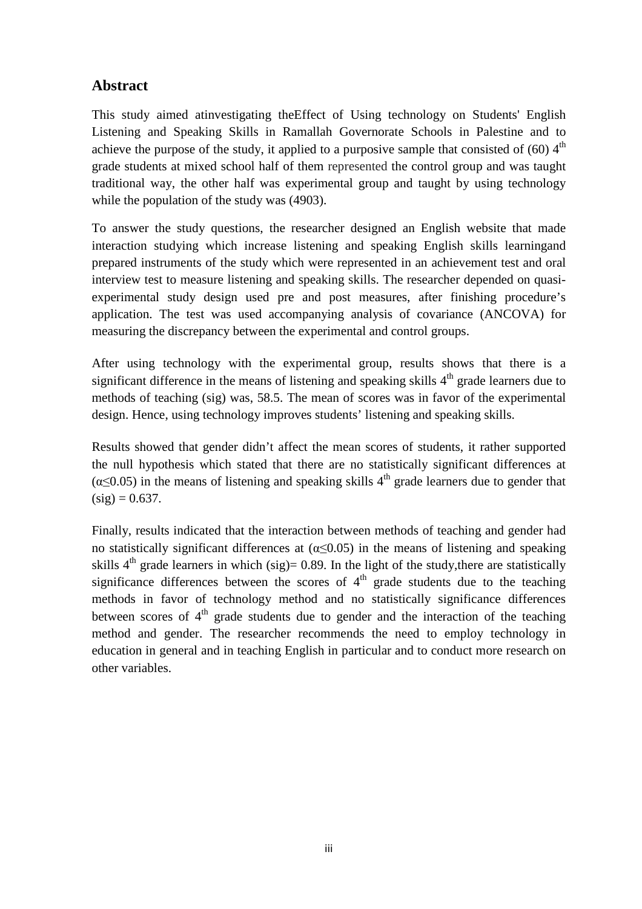## Abstract

This study aimed atinvestigating theEffect of Using technology on Students' English Listening and Speaking Skills in Ramallah Governorate Schools in Palestine and to achieve the purpose of the study, it applied to a purposive sample that consisted of (60) 4th grade students at mixed school half of them represented the control group and was taught traditional way, the other half was experimental group and taught by using technology while the population of the study was (4903).

To answer the study questions, the researcher designed an English website that made interaction studying which increase listening and speaking English skills learningand prepared instruments of the study which were represented in an achievement test and oral interview test to measure listening and speaking skills. The researcher depended on quasi-experimental study design used pre and post measures, after finishing procedure's application. The test was used accompanying analysis of covariance (ANCOVA) for measuring the discrepancy between the experimental and control groups.

After using technology with the experimental group, results shows that there is a significant difference in the means of listening and speaking skills 4th grade learners due to methods of teaching (sig) was, 58.5. The mean of scores was in favor of the experimental design. Hence, using technology improves students' listening and speaking skills.

Results showed that gender didn't affect the mean scores of students, it rather supported the null hypothesis which stated that there are no statistically significant differences at ($\alpha \leq 0.05$) in the means of listening and speaking skills 4th grade learners due to gender that (sig) = 0.637.

Finally, results indicated that the interaction between methods of teaching and gender had no statistically significant differences at ($\alpha \leq 0.05$) in the means of listening and speaking skills 4th grade learners in which (sig)= 0.89. In the light of the study,there are statistically significance differences between the scores of 4th grade students due to the teaching methods in favor of technology method and no statistically significance differences between scores of 4th grade students due to gender and the interaction of the teaching method and gender. The researcher recommends the need to employ technology in education in general and in teaching English in particular and to conduct more research on other variables.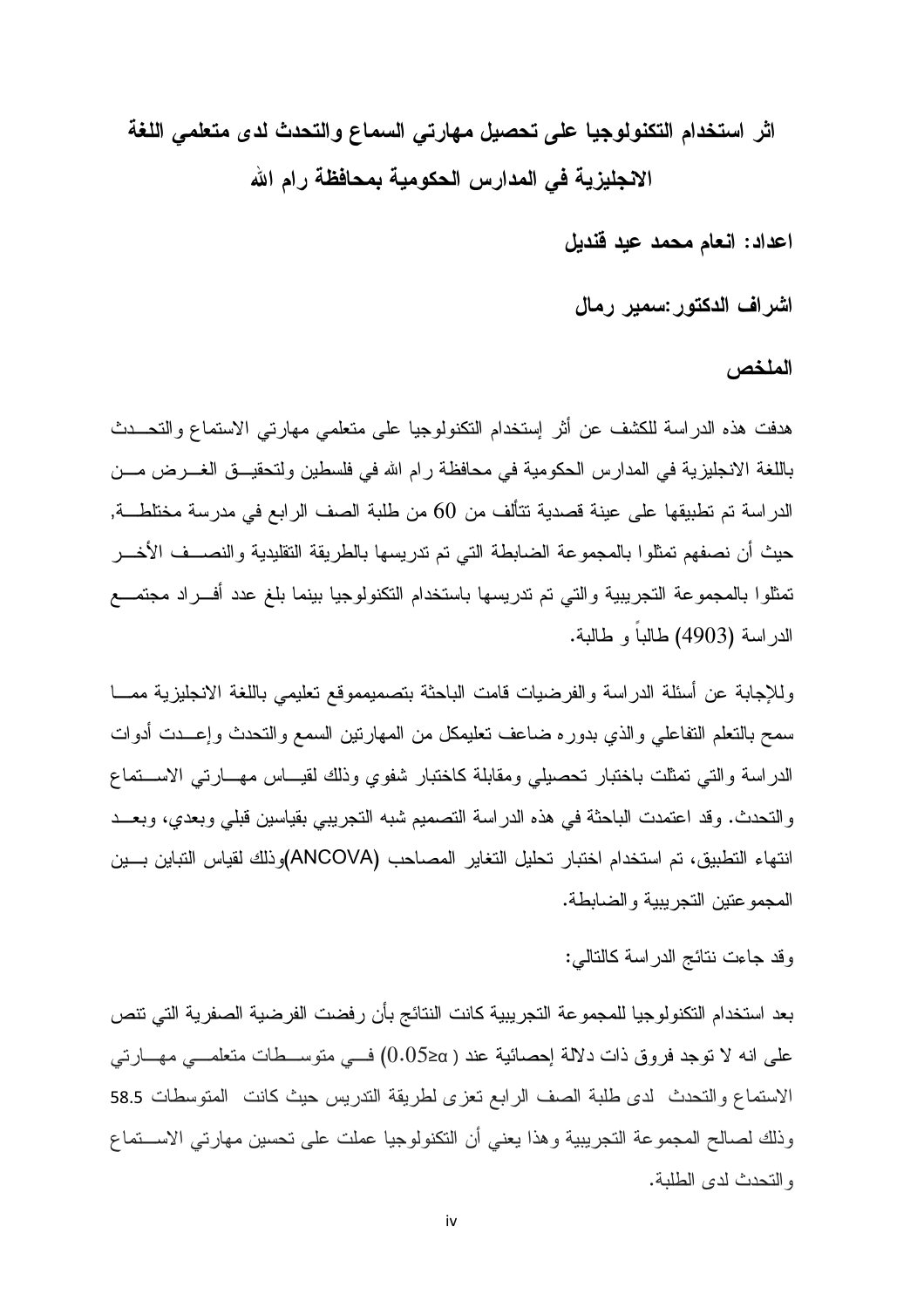# اثر استخدام التكنولوجيا على تحصيل مهارتي السماع والتحدث لدى متعلمي اللغة الانجليزية في المدارس الحكومية بمحافظة رام الله

**اعداد: انعام محمد عيد قنديل**

**اشراف الدكتور:سمير رمال**

## الملخص

هدفت هذه الدراسة للكشف عن أثر إستخدام التكنولوجيا على متعلمي مهارتي الاستماع والتحـدث باللغة الانجليزية في المدارس الحكومية في محافظة رام الله في فلسطين ولتحقيـق الغـرض مـن الدراسة تم تطبيقها على عينة قصدية تتألف من 60 من طلبة الصف الرابع في مدرسة مختلطـة, حيث أن نصفهم تمثلوا بالمجموعة الضابطة التي تم تدريسها بالطريقة التقليدية والنصـف الأخـر تمثلوا بالمجموعة التجريبية والتي تم تدريسها باستخدام التكنولوجيا بينما بلغ عدد أفـراد مجتمـع الدراسة (4903) طالباً و طالبة.

وللإجابة عن أسئلة الدراسة والفرضيات قامت الباحثة بتصميمموقع تعليمي باللغة الانجليزية ممـا سمح بالتعلم التفاعلي والذي بدوره ضاعف تعليمكل من المهارتين السمع والتحدث وإعـدت أدوات الدراسة والتي تمثلت باختبار تحصيلي ومقابلة كاختبار شفوي وذلك لقيـاس مهـارتي الاسـتماع والتحدث. وقد اعتمدت الباحثة في هذه الدراسة التصميم شبه التجريبي بقياسين قبلي وبعدي، وبعـد انتهاء التطبيق، تم استخدام اختبار تحليل التغاير المصاحب (ANCOVA)وذلك لقياس التباين بـين المجموعتين التجريبية والضابطة.

وقد جاءت نتائج الدراسة كالتالي:

بعد استخدام التكنولوجيا للمجموعة التجريبية كانت النتائج بأن رفضت الفرضية الصفرية التي تنص على انه لا توجد فروق ذات دلالة إحصائية عند ($\alpha\geq0.05$) فـي متوسـطات متعلمـي مهـارتي الاستماع والتحدث لدى طلبة الصف الرابع تعزى لطريقة التدريس حيث كانت المتوسطات 58.5 وذلك لصالح المجموعة التجريبية وهذا يعني أن التكنولوجيا عملت على تحسين مهارتي الاسـتماع والتحدث لدى الطلبة.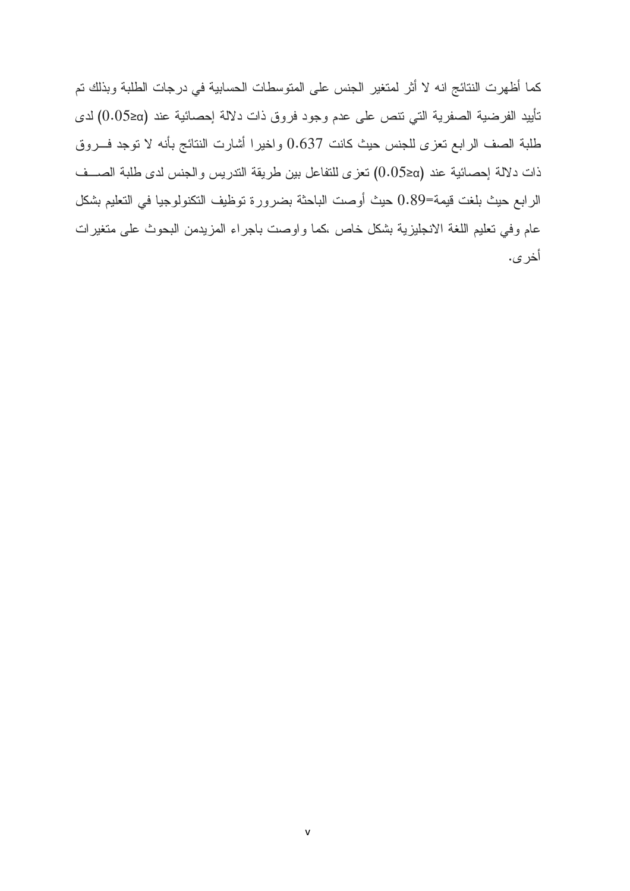كما أظهرت النتائج انه لا أثر لمتغير الجنس على المتوسطات الحسابية في درجات الطلبة وبذلك تم تأييد الفرضية الصفرية التي تنص على عدم وجود فروق ذات دلالة إحصائية عند ($0.05\geq\alpha$) لدى طلبة الصف الرابع تعزى للجنس حيث كانت 0.637 واخيرا أشارت النتائج بأنه لا توجد فـروق ذات دلالة إحصائية عند ($0.05\geq\alpha$) تعزى للتفاعل بين طريقة التدريس والجنس لدى طلبة الصـف الرابع حيث بلغت قيمة=0.89 حيث أوصت الباحثة بضرورة توظيف التكنولوجيا في التعليم بشكل عام وفي تعليم اللغة الانجليزية بشكل خاص ،كما واوصت باجراء المزيدمن البحوث على متغيرات أخرى.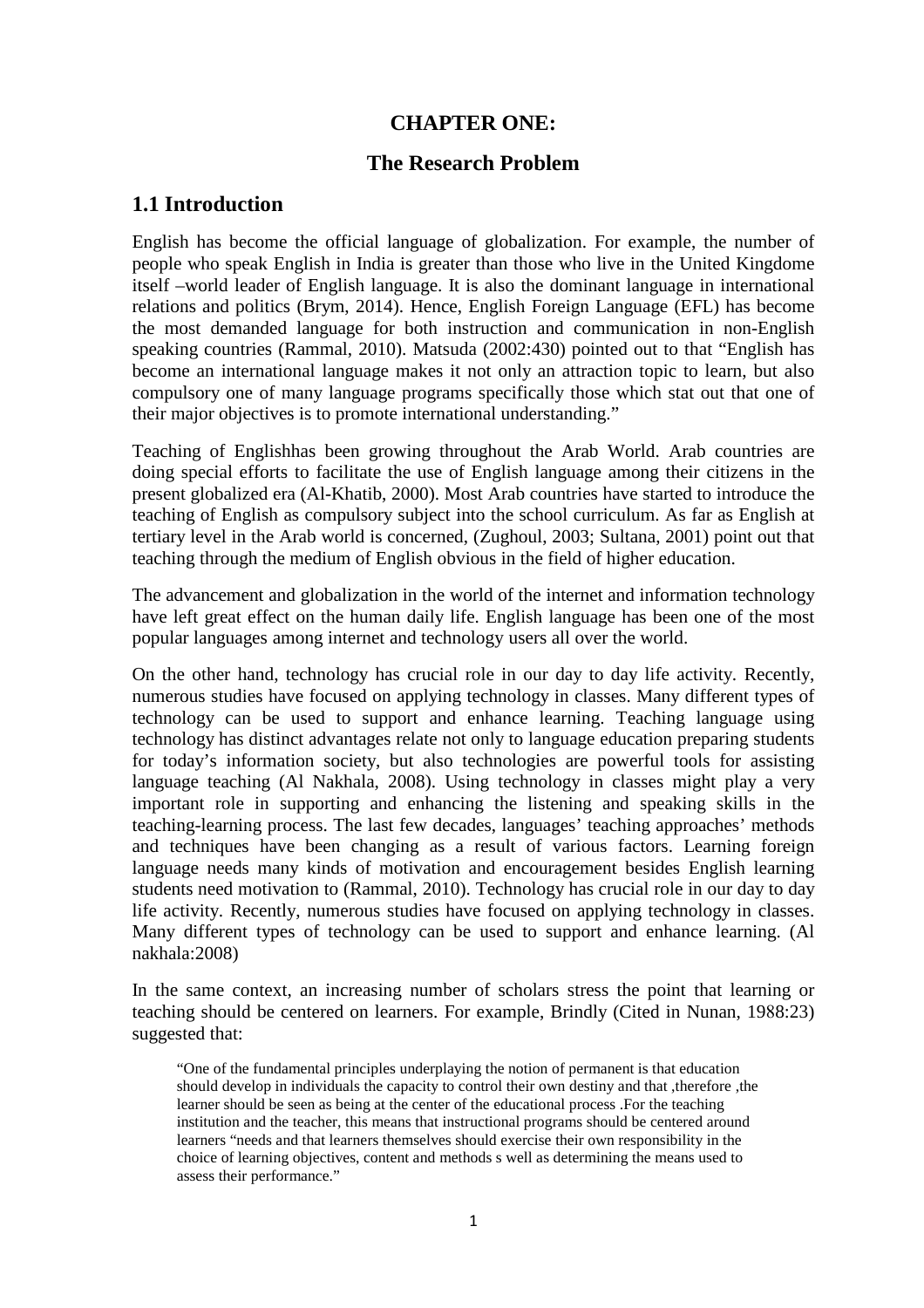# CHAPTER ONE:

# The Research Problem

## 1.1 Introduction

English has become the official language of globalization. For example, the number of people who speak English in India is greater than those who live in the United Kingdome itself –world leader of English language. It is also the dominant language in international relations and politics (Brym, 2014). Hence, English Foreign Language (EFL) has become the most demanded language for both instruction and communication in non-English speaking countries (Rammal, 2010). Matsuda (2002:430) pointed out to that "English has become an international language makes it not only an attraction topic to learn, but also compulsory one of many language programs specifically those which stat out that one of their major objectives is to promote international understanding."

Teaching of Englishhas been growing throughout the Arab World. Arab countries are doing special efforts to facilitate the use of English language among their citizens in the present globalized era (Al-Khatib, 2000). Most Arab countries have started to introduce the teaching of English as compulsory subject into the school curriculum. As far as English at tertiary level in the Arab world is concerned, (Zughoul, 2003; Sultana, 2001) point out that teaching through the medium of English obvious in the field of higher education.

The advancement and globalization in the world of the internet and information technology have left great effect on the human daily life. English language has been one of the most popular languages among internet and technology users all over the world.

On the other hand, technology has crucial role in our day to day life activity. Recently, numerous studies have focused on applying technology in classes. Many different types of technology can be used to support and enhance learning. Teaching language using technology has distinct advantages relate not only to language education preparing students for today's information society, but also technologies are powerful tools for assisting language teaching (Al Nakhala, 2008). Using technology in classes might play a very important role in supporting and enhancing the listening and speaking skills in the teaching-learning process. The last few decades, languages' teaching approaches' methods and techniques have been changing as a result of various factors. Learning foreign language needs many kinds of motivation and encouragement besides English learning students need motivation to (Rammal, 2010). Technology has crucial role in our day to day life activity. Recently, numerous studies have focused on applying technology in classes. Many different types of technology can be used to support and enhance learning. (Al nakhala:2008)

In the same context, an increasing number of scholars stress the point that learning or teaching should be centered on learners. For example, Brindly (Cited in Nunan, 1988:23) suggested that:

> "One of the fundamental principles underplaying the notion of permanent is that education should develop in individuals the capacity to control their own destiny and that ,therefore ,the learner should be seen as being at the center of the educational process .For the teaching institution and the teacher, this means that instructional programs should be centered around learners "needs and that learners themselves should exercise their own responsibility in the choice of learning objectives, content and methods s well as determining the means used to assess their performance."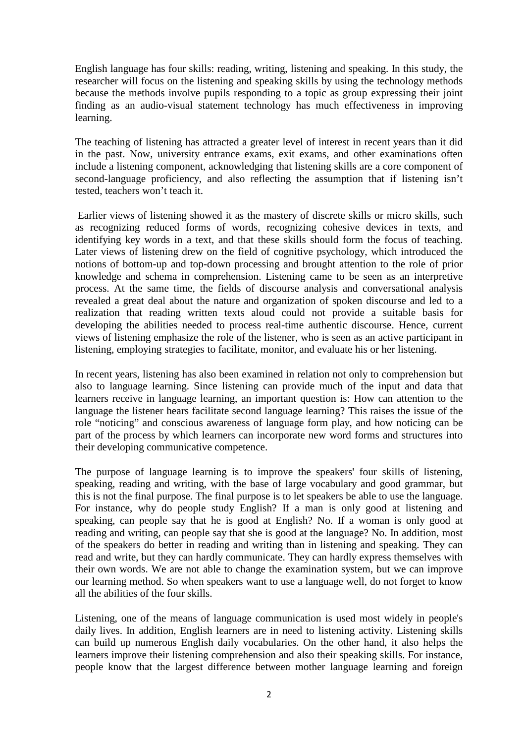English language has four skills: reading, writing, listening and speaking. In this study, the researcher will focus on the listening and speaking skills by using the technology methods because the methods involve pupils responding to a topic as group expressing their joint finding as an audio-visual statement technology has much effectiveness in improving learning.

The teaching of listening has attracted a greater level of interest in recent years than it did in the past. Now, university entrance exams, exit exams, and other examinations often include a listening component, acknowledging that listening skills are a core component of second-language proficiency, and also reflecting the assumption that if listening isn't tested, teachers won't teach it.

Earlier views of listening showed it as the mastery of discrete skills or micro skills, such as recognizing reduced forms of words, recognizing cohesive devices in texts, and identifying key words in a text, and that these skills should form the focus of teaching. Later views of listening drew on the field of cognitive psychology, which introduced the notions of bottom-up and top-down processing and brought attention to the role of prior knowledge and schema in comprehension. Listening came to be seen as an interpretive process. At the same time, the fields of discourse analysis and conversational analysis revealed a great deal about the nature and organization of spoken discourse and led to a realization that reading written texts aloud could not provide a suitable basis for developing the abilities needed to process real-time authentic discourse. Hence, current views of listening emphasize the role of the listener, who is seen as an active participant in listening, employing strategies to facilitate, monitor, and evaluate his or her listening.

In recent years, listening has also been examined in relation not only to comprehension but also to language learning. Since listening can provide much of the input and data that learners receive in language learning, an important question is: How can attention to the language the listener hears facilitate second language learning? This raises the issue of the role "noticing" and conscious awareness of language form play, and how noticing can be part of the process by which learners can incorporate new word forms and structures into their developing communicative competence.

The purpose of language learning is to improve the speakers' four skills of listening, speaking, reading and writing, with the base of large vocabulary and good grammar, but this is not the final purpose. The final purpose is to let speakers be able to use the language. For instance, why do people study English? If a man is only good at listening and speaking, can people say that he is good at English? No. If a woman is only good at reading and writing, can people say that she is good at the language? No. In addition, most of the speakers do better in reading and writing than in listening and speaking. They can read and write, but they can hardly communicate. They can hardly express themselves with their own words. We are not able to change the examination system, but we can improve our learning method. So when speakers want to use a language well, do not forget to know all the abilities of the four skills.

Listening, one of the means of language communication is used most widely in people's daily lives. In addition, English learners are in need to listening activity. Listening skills can build up numerous English daily vocabularies. On the other hand, it also helps the learners improve their listening comprehension and also their speaking skills. For instance, people know that the largest difference between mother language learning and foreign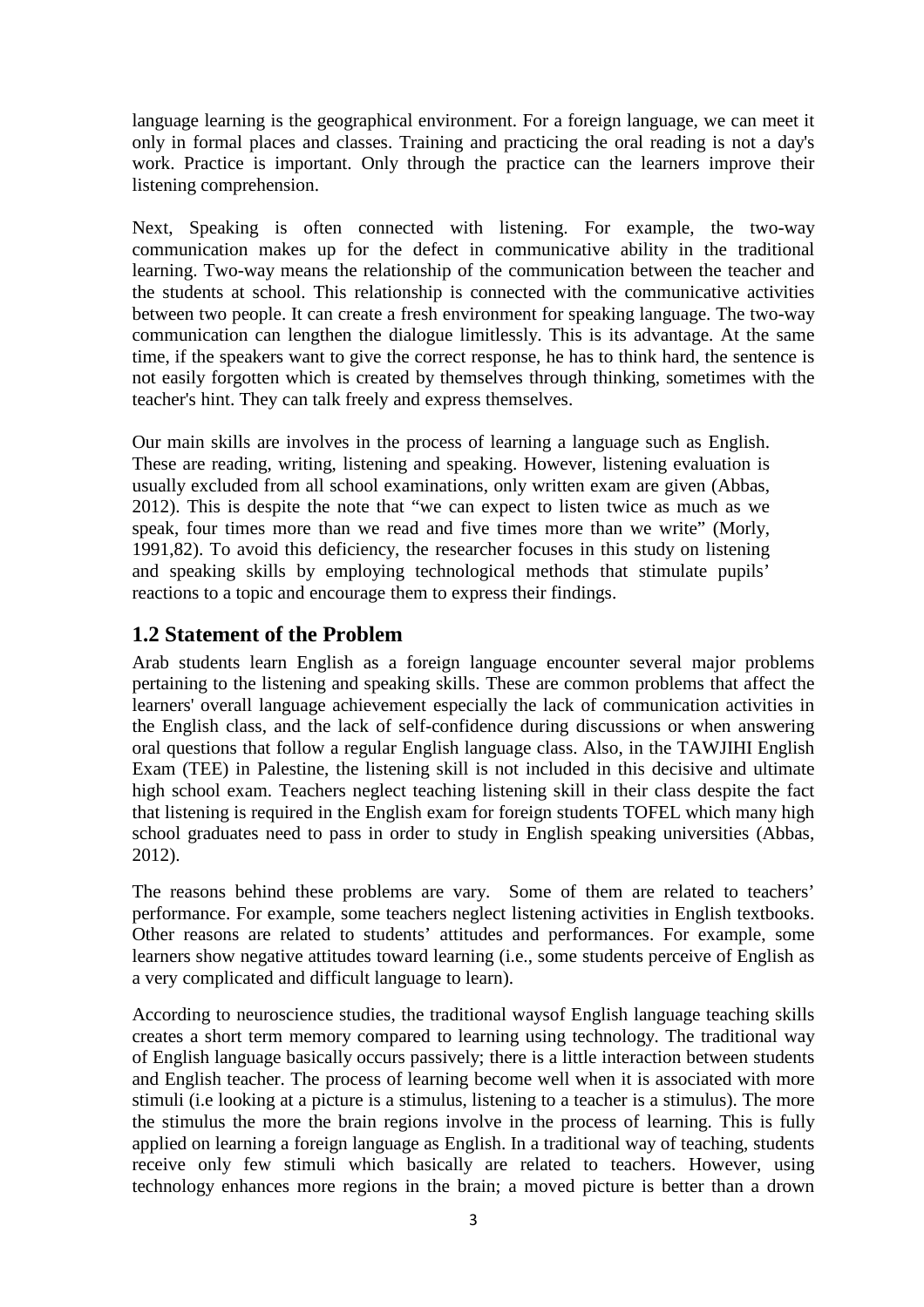language learning is the geographical environment. For a foreign language, we can meet it only in formal places and classes. Training and practicing the oral reading is not a day's work. Practice is important. Only through the practice can the learners improve their listening comprehension.

Next, Speaking is often connected with listening. For example, the two-way communication makes up for the defect in communicative ability in the traditional learning. Two-way means the relationship of the communication between the teacher and the students at school. This relationship is connected with the communicative activities between two people. It can create a fresh environment for speaking language. The two-way communication can lengthen the dialogue limitlessly. This is its advantage. At the same time, if the speakers want to give the correct response, he has to think hard, the sentence is not easily forgotten which is created by themselves through thinking, sometimes with the teacher's hint. They can talk freely and express themselves.

Our main skills are involves in the process of learning a language such as English. These are reading, writing, listening and speaking. However, listening evaluation is usually excluded from all school examinations, only written exam are given (Abbas, 2012). This is despite the note that "we can expect to listen twice as much as we speak, four times more than we read and five times more than we write" (Morly, 1991,82). To avoid this deficiency, the researcher focuses in this study on listening and speaking skills by employing technological methods that stimulate pupils' reactions to a topic and encourage them to express their findings.

## 1.2 Statement of the Problem

Arab students learn English as a foreign language encounter several major problems pertaining to the listening and speaking skills. These are common problems that affect the learners' overall language achievement especially the lack of communication activities in the English class, and the lack of self-confidence during discussions or when answering oral questions that follow a regular English language class. Also, in the TAWJIHI English Exam (TEE) in Palestine, the listening skill is not included in this decisive and ultimate high school exam. Teachers neglect teaching listening skill in their class despite the fact that listening is required in the English exam for foreign students TOFEL which many high school graduates need to pass in order to study in English speaking universities (Abbas, 2012).

The reasons behind these problems are vary. Some of them are related to teachers' performance. For example, some teachers neglect listening activities in English textbooks. Other reasons are related to students' attitudes and performances. For example, some learners show negative attitudes toward learning (i.e., some students perceive of English as a very complicated and difficult language to learn).

According to neuroscience studies, the traditional waysof English language teaching skills creates a short term memory compared to learning using technology. The traditional way of English language basically occurs passively; there is a little interaction between students and English teacher. The process of learning become well when it is associated with more stimuli (i.e looking at a picture is a stimulus, listening to a teacher is a stimulus). The more the stimulus the more the brain regions involve in the process of learning. This is fully applied on learning a foreign language as English. In a traditional way of teaching, students receive only few stimuli which basically are related to teachers. However, using technology enhances more regions in the brain; a moved picture is better than a drown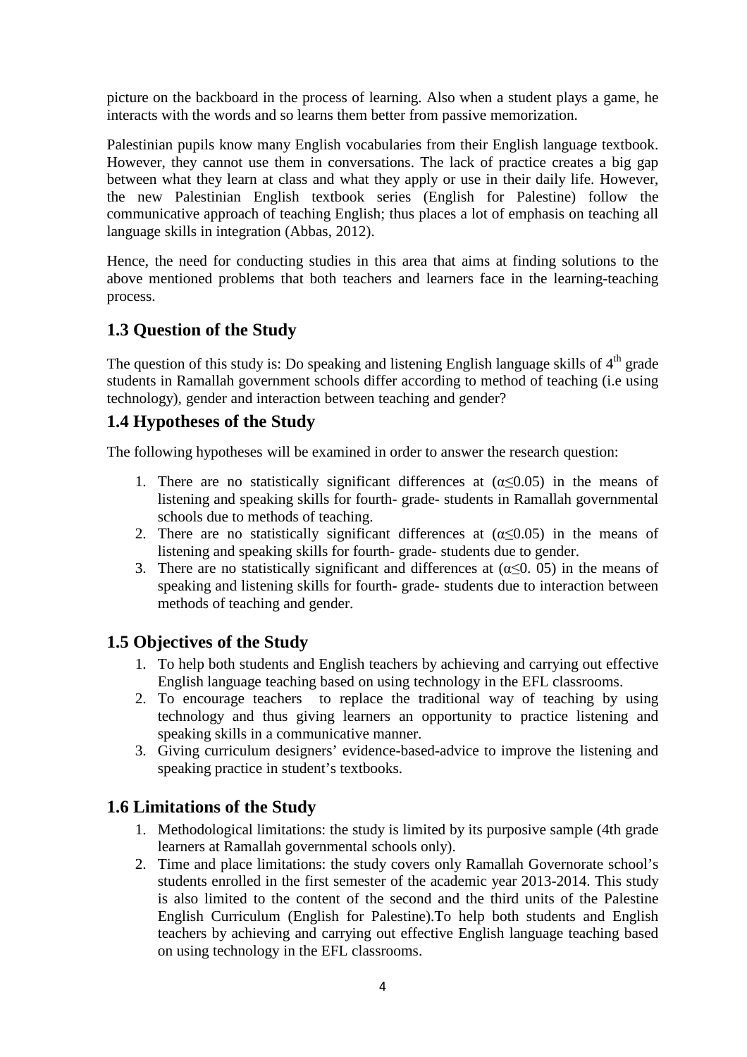picture on the backboard in the process of learning. Also when a student plays a game, he interacts with the words and so learns them better from passive memorization.

Palestinian pupils know many English vocabularies from their English language textbook. However, they cannot use them in conversations. The lack of practice creates a big gap between what they learn at class and what they apply or use in their daily life. However, the new Palestinian English textbook series (English for Palestine) follow the communicative approach of teaching English; thus places a lot of emphasis on teaching all language skills in integration (Abbas, 2012).

Hence, the need for conducting studies in this area that aims at finding solutions to the above mentioned problems that both teachers and learners face in the learning-teaching process.

## 1.3 Question of the Study

The question of this study is: Do speaking and listening English language skills of $4^{th}$ grade students in Ramallah government schools differ according to method of teaching (i.e using technology), gender and interaction between teaching and gender?

## 1.4 Hypotheses of the Study

The following hypotheses will be examined in order to answer the research question:

1. There are no statistically significant differences at ($\alpha \leq 0.05$) in the means of listening and speaking skills for fourth- grade- students in Ramallah governmental schools due to methods of teaching.
2. There are no statistically significant differences at ($\alpha \leq 0.05$) in the means of listening and speaking skills for fourth- grade- students due to gender.
3. There are no statistically significant and differences at ($\alpha \leq 0.05$) in the means of speaking and listening skills for fourth- grade- students due to interaction between methods of teaching and gender.

## 1.5 Objectives of the Study

1. To help both students and English teachers by achieving and carrying out effective English language teaching based on using technology in the EFL classrooms.
2. To encourage teachers to replace the traditional way of teaching by using technology and thus giving learners an opportunity to practice listening and speaking skills in a communicative manner.
3. Giving curriculum designers' evidence-based-advice to improve the listening and speaking practice in student's textbooks.

## 1.6 Limitations of the Study

1. Methodological limitations: the study is limited by its purposive sample (4th grade learners at Ramallah governmental schools only).
2. Time and place limitations: the study covers only Ramallah Governorate school's students enrolled in the first semester of the academic year 2013-2014. This study is also limited to the content of the second and the third units of the Palestine English Curriculum (English for Palestine).To help both students and English teachers by achieving and carrying out effective English language teaching based on using technology in the EFL classrooms.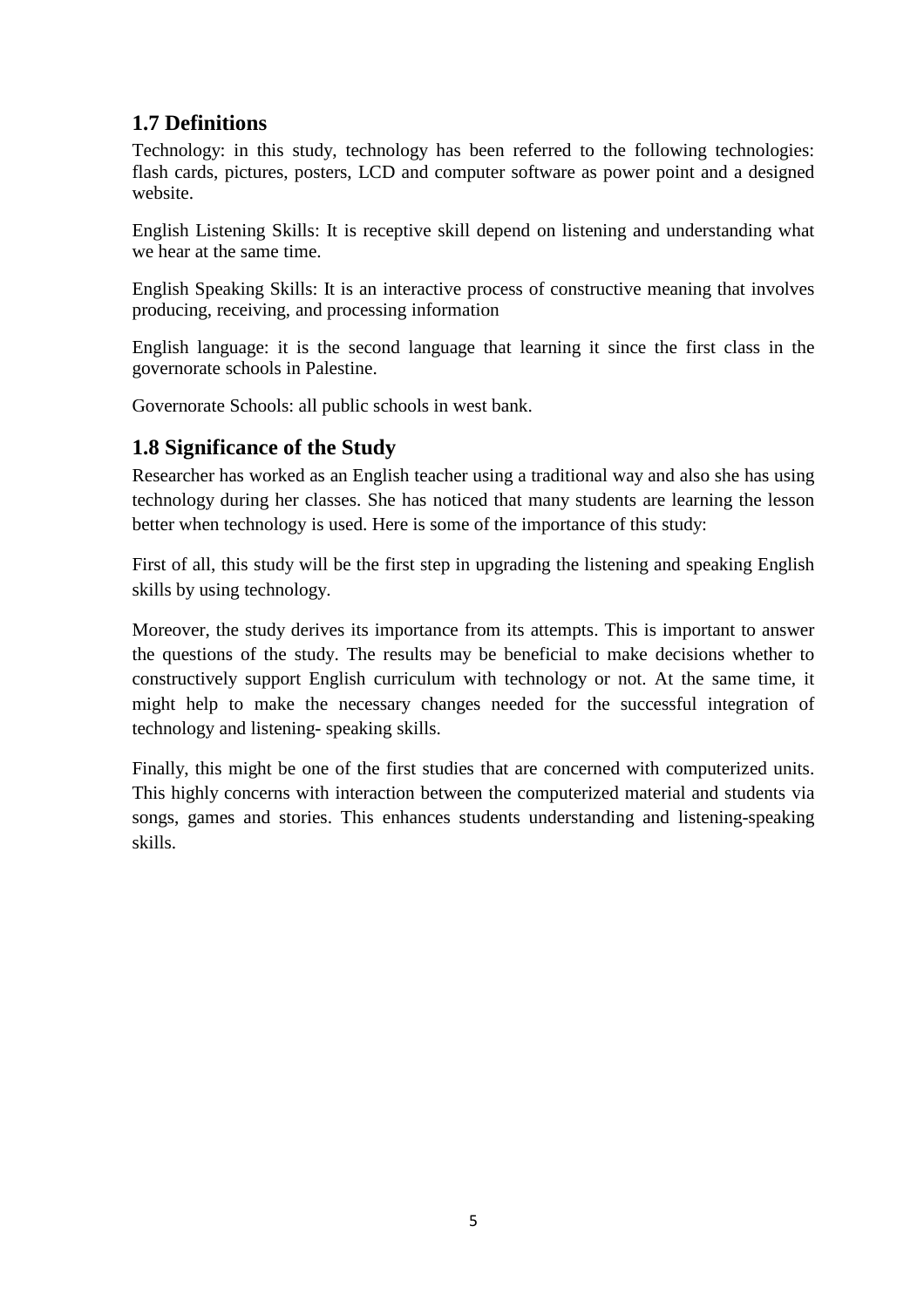## 1.7 Definitions

Technology: in this study, technology has been referred to the following technologies: flash cards, pictures, posters, LCD and computer software as power point and a designed website.

English Listening Skills: It is receptive skill depend on listening and understanding what we hear at the same time.

English Speaking Skills: It is an interactive process of constructive meaning that involves producing, receiving, and processing information

English language: it is the second language that learning it since the first class in the governorate schools in Palestine.

Governorate Schools: all public schools in west bank.

## 1.8 Significance of the Study

Researcher has worked as an English teacher using a traditional way and also she has using technology during her classes. She has noticed that many students are learning the lesson better when technology is used. Here is some of the importance of this study:

First of all, this study will be the first step in upgrading the listening and speaking English skills by using technology.

Moreover, the study derives its importance from its attempts. This is important to answer the questions of the study. The results may be beneficial to make decisions whether to constructively support English curriculum with technology or not. At the same time, it might help to make the necessary changes needed for the successful integration of technology and listening- speaking skills.

Finally, this might be one of the first studies that are concerned with computerized units. This highly concerns with interaction between the computerized material and students via songs, games and stories. This enhances students understanding and listening-speaking skills.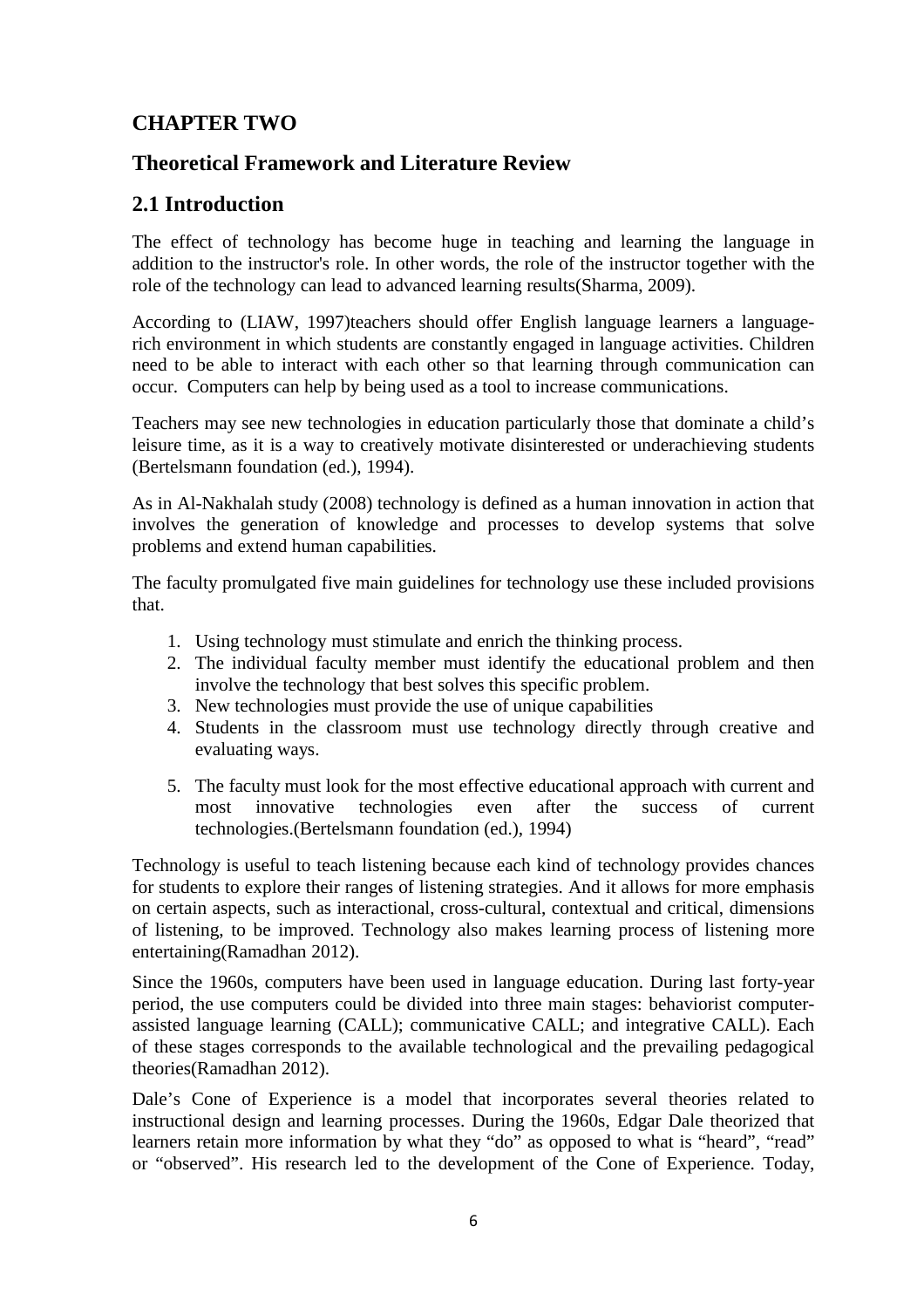# CHAPTER TWO

## Theoretical Framework and Literature Review

## 2.1 Introduction

The effect of technology has become huge in teaching and learning the language in addition to the instructor's role. In other words, the role of the instructor together with the role of the technology can lead to advanced learning results(Sharma, 2009).

According to (LIAW, 1997)teachers should offer English language learners a language-rich environment in which students are constantly engaged in language activities. Children need to be able to interact with each other so that learning through communication can occur. Computers can help by being used as a tool to increase communications.

Teachers may see new technologies in education particularly those that dominate a child's leisure time, as it is a way to creatively motivate disinterested or underachieving students (Bertelsmann foundation (ed.), 1994).

As in Al-Nakhalah study (2008) technology is defined as a human innovation in action that involves the generation of knowledge and processes to develop systems that solve problems and extend human capabilities.

The faculty promulgated five main guidelines for technology use these included provisions that.

1. Using technology must stimulate and enrich the thinking process.
2. The individual faculty member must identify the educational problem and then involve the technology that best solves this specific problem.
3. New technologies must provide the use of unique capabilities
4. Students in the classroom must use technology directly through creative and evaluating ways.
5. The faculty must look for the most effective educational approach with current and most innovative technologies even after the success of current technologies.(Bertelsmann foundation (ed.), 1994)

Technology is useful to teach listening because each kind of technology provides chances for students to explore their ranges of listening strategies. And it allows for more emphasis on certain aspects, such as interactional, cross-cultural, contextual and critical, dimensions of listening, to be improved. Technology also makes learning process of listening more entertaining(Ramadhan 2012).

Since the 1960s, computers have been used in language education. During last forty-year period, the use computers could be divided into three main stages: behaviorist computer-assisted language learning (CALL); communicative CALL; and integrative CALL). Each of these stages corresponds to the available technological and the prevailing pedagogical theories(Ramadhan 2012).

Dale's Cone of Experience is a model that incorporates several theories related to instructional design and learning processes. During the 1960s, Edgar Dale theorized that learners retain more information by what they "do" as opposed to what is "heard", "read" or "observed". His research led to the development of the Cone of Experience. Today,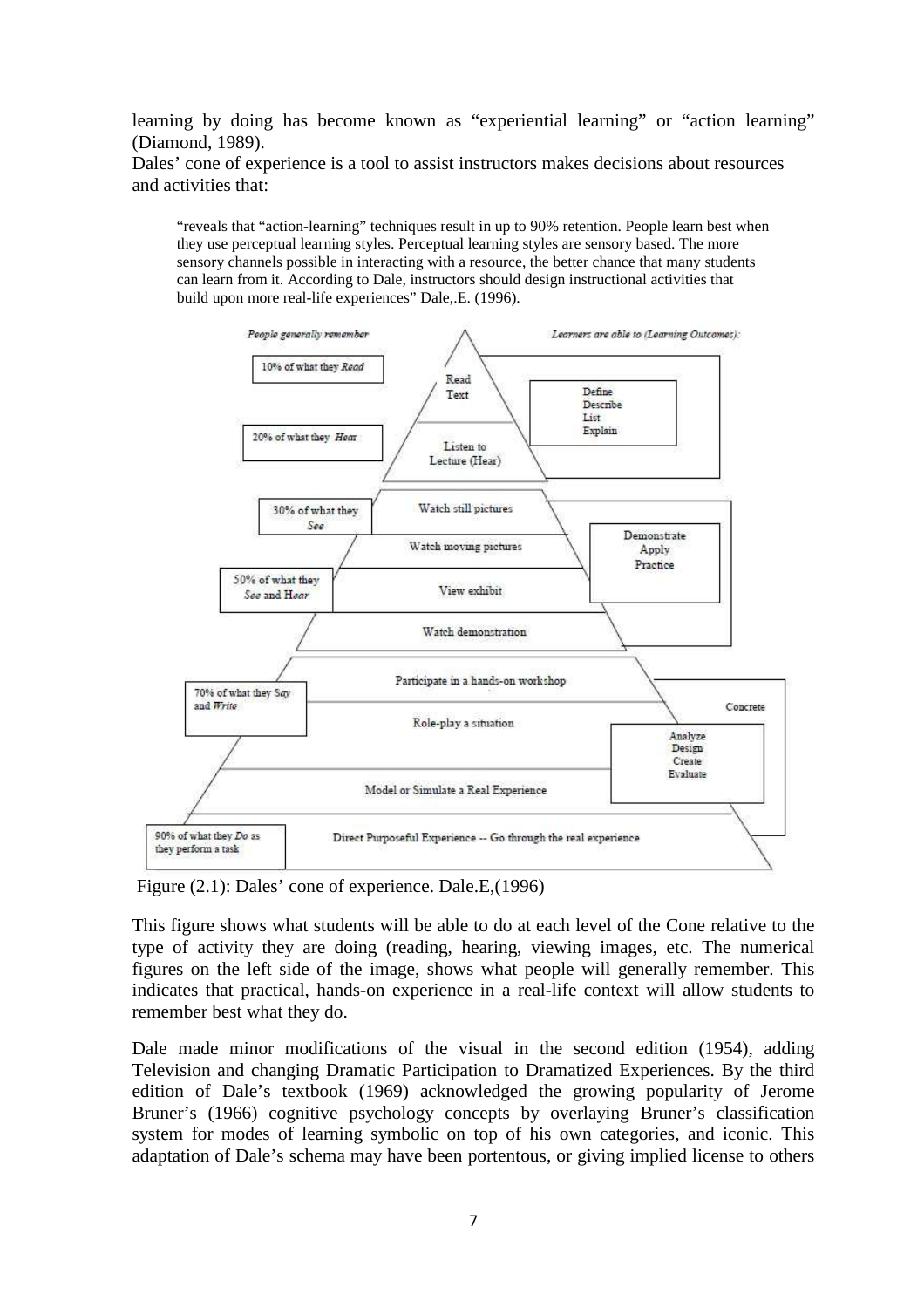learning by doing has become known as "experiential learning" or "action learning" (Diamond, 1989).

Dales' cone of experience is a tool to assist instructors makes decisions about resources and activities that:

> "reveals that "action-learning" techniques result in up to 90% retention. People learn best when they use perceptual learning styles. Perceptual learning styles are sensory based. The more sensory channels possible in interacting with a resource, the better chance that many students can learn from it. According to Dale, instructors should design instructional activities that build upon more real-life experiences" Dale,.E. (1996).

Figure (2.1): Dales' cone of experience. Dale.E,(1996)

This figure shows what students will be able to do at each level of the Cone relative to the type of activity they are doing (reading, hearing, viewing images, etc. The numerical figures on the left side of the image, shows what people will generally remember. This indicates that practical, hands-on experience in a real-life context will allow students to remember best what they do.

Dale made minor modifications of the visual in the second edition (1954), adding Television and changing Dramatic Participation to Dramatized Experiences. By the third edition of Dale's textbook (1969) acknowledged the growing popularity of Jerome Bruner's (1966) cognitive psychology concepts by overlaying Bruner's classification system for modes of learning symbolic on top of his own categories, and iconic. This adaptation of Dale's schema may have been portentous, or giving implied license to others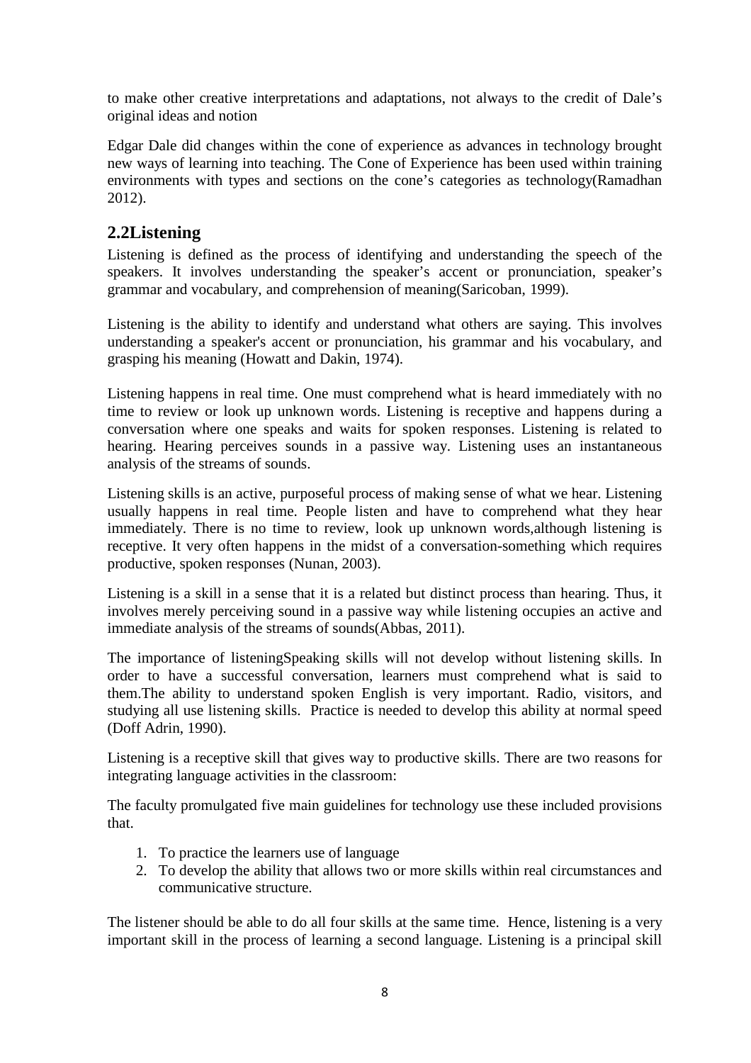to make other creative interpretations and adaptations, not always to the credit of Dale's original ideas and notion

Edgar Dale did changes within the cone of experience as advances in technology brought new ways of learning into teaching. The Cone of Experience has been used within training environments with types and sections on the cone's categories as technology(Ramadhan 2012).

## 2.2Listening

Listening is defined as the process of identifying and understanding the speech of the speakers. It involves understanding the speaker's accent or pronunciation, speaker's grammar and vocabulary, and comprehension of meaning(Saricoban, 1999).

Listening is the ability to identify and understand what others are saying. This involves understanding a speaker's accent or pronunciation, his grammar and his vocabulary, and grasping his meaning (Howatt and Dakin, 1974).

Listening happens in real time. One must comprehend what is heard immediately with no time to review or look up unknown words. Listening is receptive and happens during a conversation where one speaks and waits for spoken responses. Listening is related to hearing. Hearing perceives sounds in a passive way. Listening uses an instantaneous analysis of the streams of sounds.

Listening skills is an active, purposeful process of making sense of what we hear. Listening usually happens in real time. People listen and have to comprehend what they hear immediately. There is no time to review, look up unknown words,although listening is receptive. It very often happens in the midst of a conversation-something which requires productive, spoken responses (Nunan, 2003).

Listening is a skill in a sense that it is a related but distinct process than hearing. Thus, it involves merely perceiving sound in a passive way while listening occupies an active and immediate analysis of the streams of sounds(Abbas, 2011).

The importance of listeningSpeaking skills will not develop without listening skills. In order to have a successful conversation, learners must comprehend what is said to them.The ability to understand spoken English is very important. Radio, visitors, and studying all use listening skills. Practice is needed to develop this ability at normal speed (Doff Adrin, 1990).

Listening is a receptive skill that gives way to productive skills. There are two reasons for integrating language activities in the classroom:

The faculty promulgated five main guidelines for technology use these included provisions that.

1. To practice the learners use of language
2. To develop the ability that allows two or more skills within real circumstances and communicative structure.

The listener should be able to do all four skills at the same time. Hence, listening is a very important skill in the process of learning a second language. Listening is a principal skill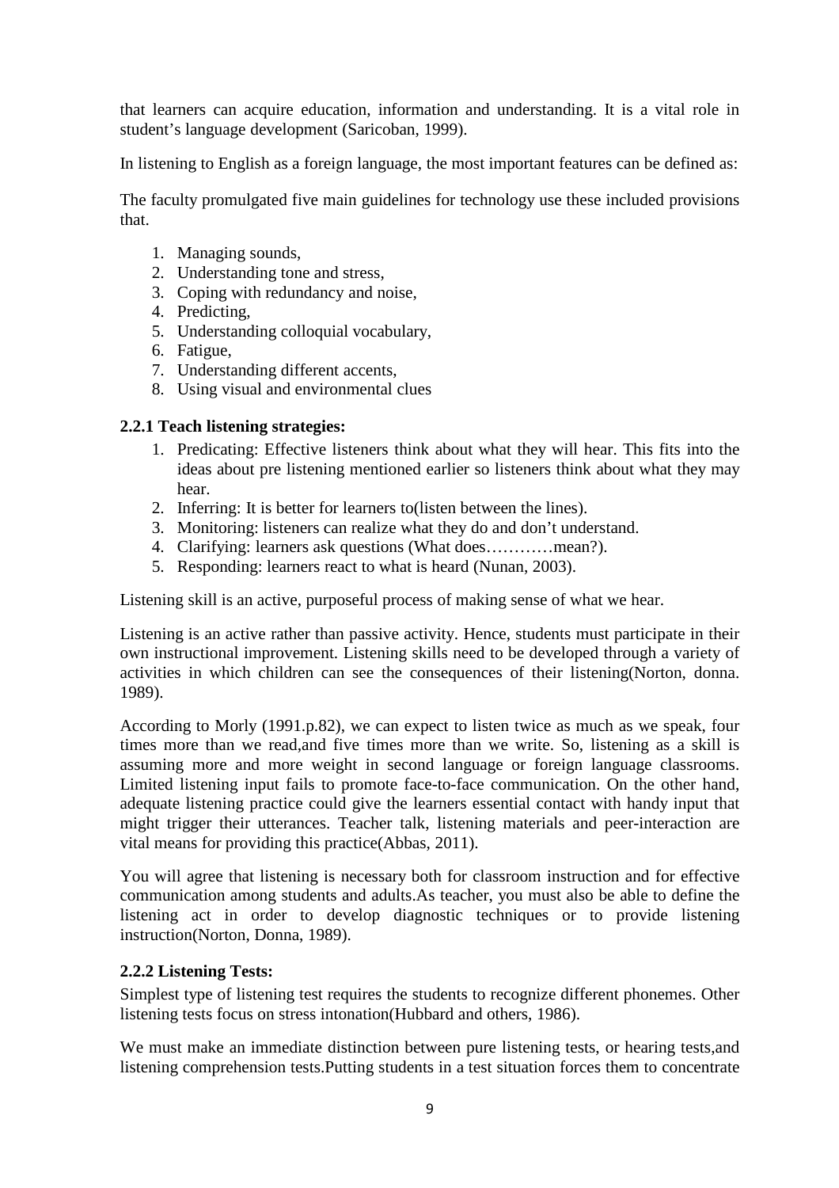that learners can acquire education, information and understanding. It is a vital role in student's language development (Saricoban, 1999).

In listening to English as a foreign language, the most important features can be defined as:

The faculty promulgated five main guidelines for technology use these included provisions that.

1. Managing sounds,
2. Understanding tone and stress,
3. Coping with redundancy and noise,
4. Predicting,
5. Understanding colloquial vocabulary,
6. Fatigue,
7. Understanding different accents,
8. Using visual and environmental clues

### 2.2.1 Teach listening strategies:

1. Predicating: Effective listeners think about what they will hear. This fits into the ideas about pre listening mentioned earlier so listeners think about what they may hear.
2. Inferring: It is better for learners to(listen between the lines).
3. Monitoring: listeners can realize what they do and don't understand.
4. Clarifying: learners ask questions (What does…………mean?).
5. Responding: learners react to what is heard (Nunan, 2003).

Listening skill is an active, purposeful process of making sense of what we hear.

Listening is an active rather than passive activity. Hence, students must participate in their own instructional improvement. Listening skills need to be developed through a variety of activities in which children can see the consequences of their listening(Norton, donna. 1989).

According to Morly (1991.p.82), we can expect to listen twice as much as we speak, four times more than we read,and five times more than we write. So, listening as a skill is assuming more and more weight in second language or foreign language classrooms. Limited listening input fails to promote face-to-face communication. On the other hand, adequate listening practice could give the learners essential contact with handy input that might trigger their utterances. Teacher talk, listening materials and peer-interaction are vital means for providing this practice(Abbas, 2011).

You will agree that listening is necessary both for classroom instruction and for effective communication among students and adults.As teacher, you must also be able to define the listening act in order to develop diagnostic techniques or to provide listening instruction(Norton, Donna, 1989).

### 2.2.2 Listening Tests:

Simplest type of listening test requires the students to recognize different phonemes. Other listening tests focus on stress intonation(Hubbard and others, 1986).

We must make an immediate distinction between pure listening tests, or hearing tests,and listening comprehension tests.Putting students in a test situation forces them to concentrate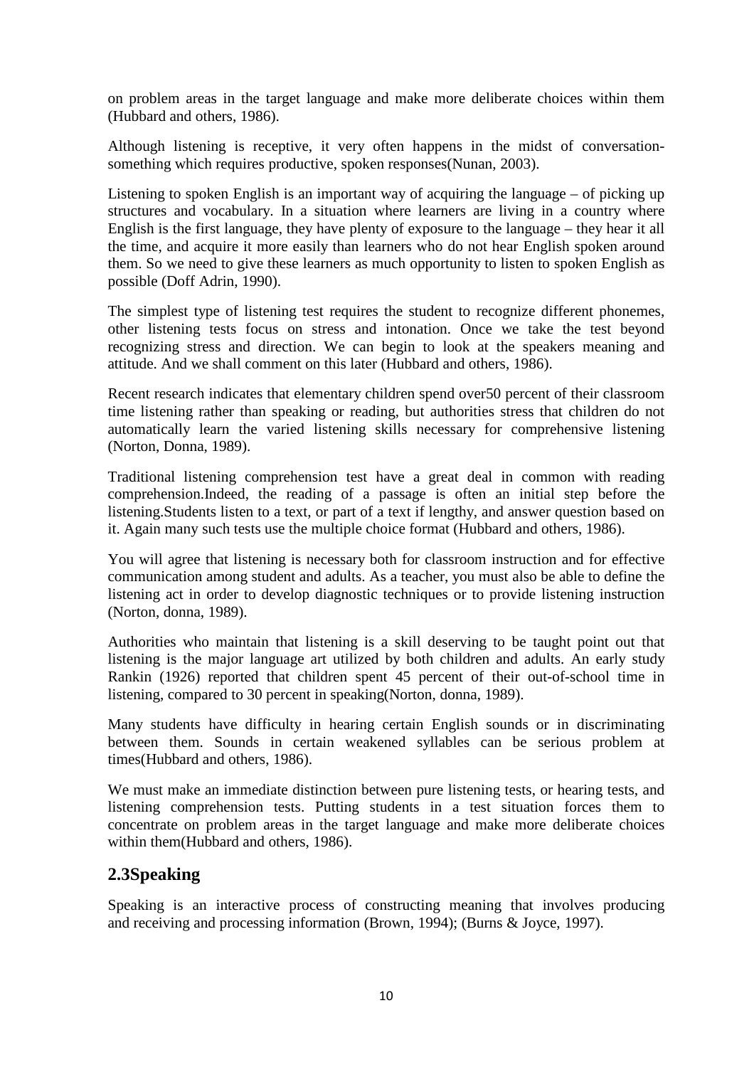on problem areas in the target language and make more deliberate choices within them (Hubbard and others, 1986).

Although listening is receptive, it very often happens in the midst of conversation-something which requires productive, spoken responses(Nunan, 2003).

Listening to spoken English is an important way of acquiring the language – of picking up structures and vocabulary. In a situation where learners are living in a country where English is the first language, they have plenty of exposure to the language – they hear it all the time, and acquire it more easily than learners who do not hear English spoken around them. So we need to give these learners as much opportunity to listen to spoken English as possible (Doff Adrin, 1990).

The simplest type of listening test requires the student to recognize different phonemes, other listening tests focus on stress and intonation. Once we take the test beyond recognizing stress and direction. We can begin to look at the speakers meaning and attitude. And we shall comment on this later (Hubbard and others, 1986).

Recent research indicates that elementary children spend over50 percent of their classroom time listening rather than speaking or reading, but authorities stress that children do not automatically learn the varied listening skills necessary for comprehensive listening (Norton, Donna, 1989).

Traditional listening comprehension test have a great deal in common with reading comprehension.Indeed, the reading of a passage is often an initial step before the listening.Students listen to a text, or part of a text if lengthy, and answer question based on it. Again many such tests use the multiple choice format (Hubbard and others, 1986).

You will agree that listening is necessary both for classroom instruction and for effective communication among student and adults. As a teacher, you must also be able to define the listening act in order to develop diagnostic techniques or to provide listening instruction (Norton, donna, 1989).

Authorities who maintain that listening is a skill deserving to be taught point out that listening is the major language art utilized by both children and adults. An early study Rankin (1926) reported that children spent 45 percent of their out-of-school time in listening, compared to 30 percent in speaking(Norton, donna, 1989).

Many students have difficulty in hearing certain English sounds or in discriminating between them. Sounds in certain weakened syllables can be serious problem at times(Hubbard and others, 1986).

We must make an immediate distinction between pure listening tests, or hearing tests, and listening comprehension tests. Putting students in a test situation forces them to concentrate on problem areas in the target language and make more deliberate choices within them(Hubbard and others, 1986).

## 2.3Speaking

Speaking is an interactive process of constructing meaning that involves producing and receiving and processing information (Brown, 1994); (Burns & Joyce, 1997).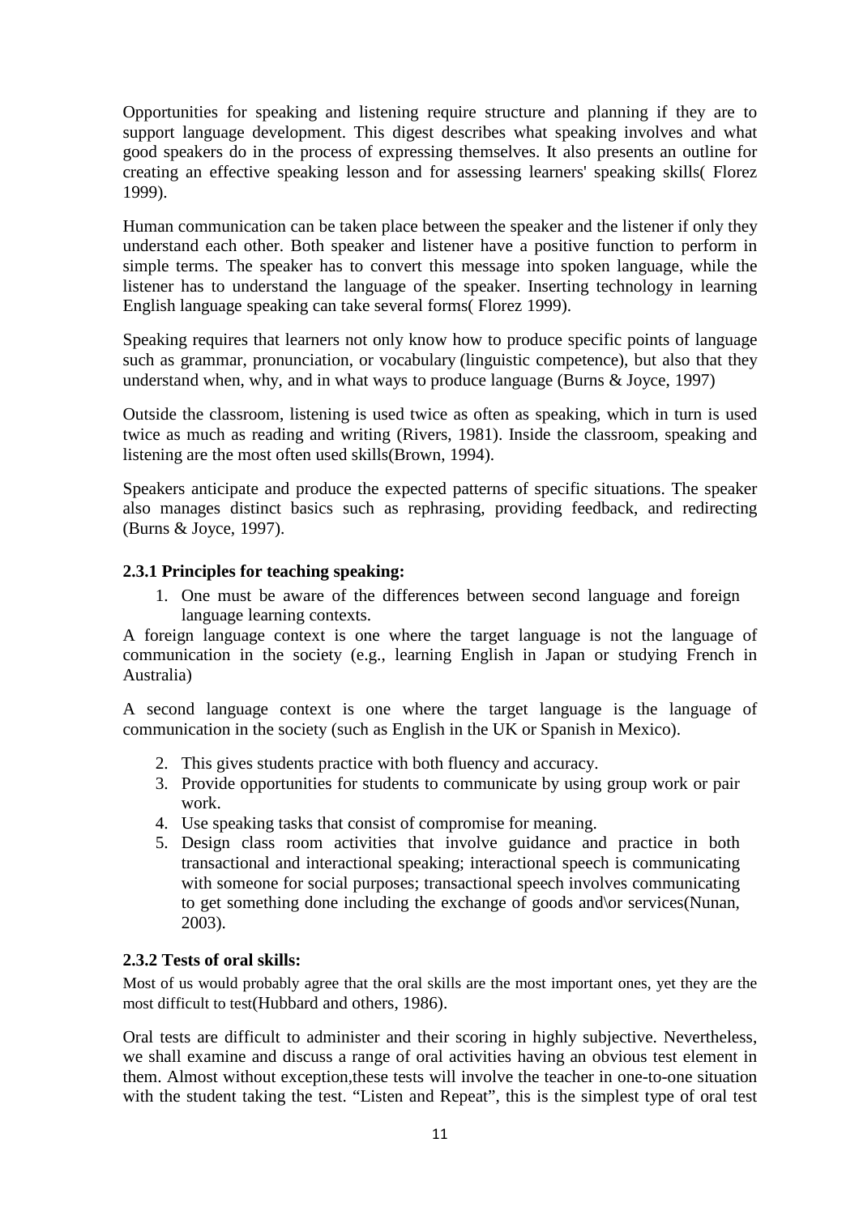Opportunities for speaking and listening require structure and planning if they are to support language development. This digest describes what speaking involves and what good speakers do in the process of expressing themselves. It also presents an outline for creating an effective speaking lesson and for assessing learners' speaking skills( Florez 1999).

Human communication can be taken place between the speaker and the listener if only they understand each other. Both speaker and listener have a positive function to perform in simple terms. The speaker has to convert this message into spoken language, while the listener has to understand the language of the speaker. Inserting technology in learning English language speaking can take several forms( Florez 1999).

Speaking requires that learners not only know how to produce specific points of language such as grammar, pronunciation, or vocabulary (linguistic competence), but also that they understand when, why, and in what ways to produce language (Burns & Joyce, 1997)

Outside the classroom, listening is used twice as often as speaking, which in turn is used twice as much as reading and writing (Rivers, 1981). Inside the classroom, speaking and listening are the most often used skills(Brown, 1994).

Speakers anticipate and produce the expected patterns of specific situations. The speaker also manages distinct basics such as rephrasing, providing feedback, and redirecting (Burns & Joyce, 1997).

### 2.3.1 Principles for teaching speaking:

1. One must be aware of the differences between second language and foreign language learning contexts.

A foreign language context is one where the target language is not the language of communication in the society (e.g., learning English in Japan or studying French in Australia)

A second language context is one where the target language is the language of communication in the society (such as English in the UK or Spanish in Mexico).

2. This gives students practice with both fluency and accuracy.
3. Provide opportunities for students to communicate by using group work or pair work.
4. Use speaking tasks that consist of compromise for meaning.
5. Design class room activities that involve guidance and practice in both transactional and interactional speaking; interactional speech is communicating with someone for social purposes; transactional speech involves communicating to get something done including the exchange of goods and\or services(Nunan, 2003).

### 2.3.2 Tests of oral skills:

Most of us would probably agree that the oral skills are the most important ones, yet they are the most difficult to test(Hubbard and others, 1986).

Oral tests are difficult to administer and their scoring in highly subjective. Nevertheless, we shall examine and discuss a range of oral activities having an obvious test element in them. Almost without exception,these tests will involve the teacher in one-to-one situation with the student taking the test. "Listen and Repeat", this is the simplest type of oral test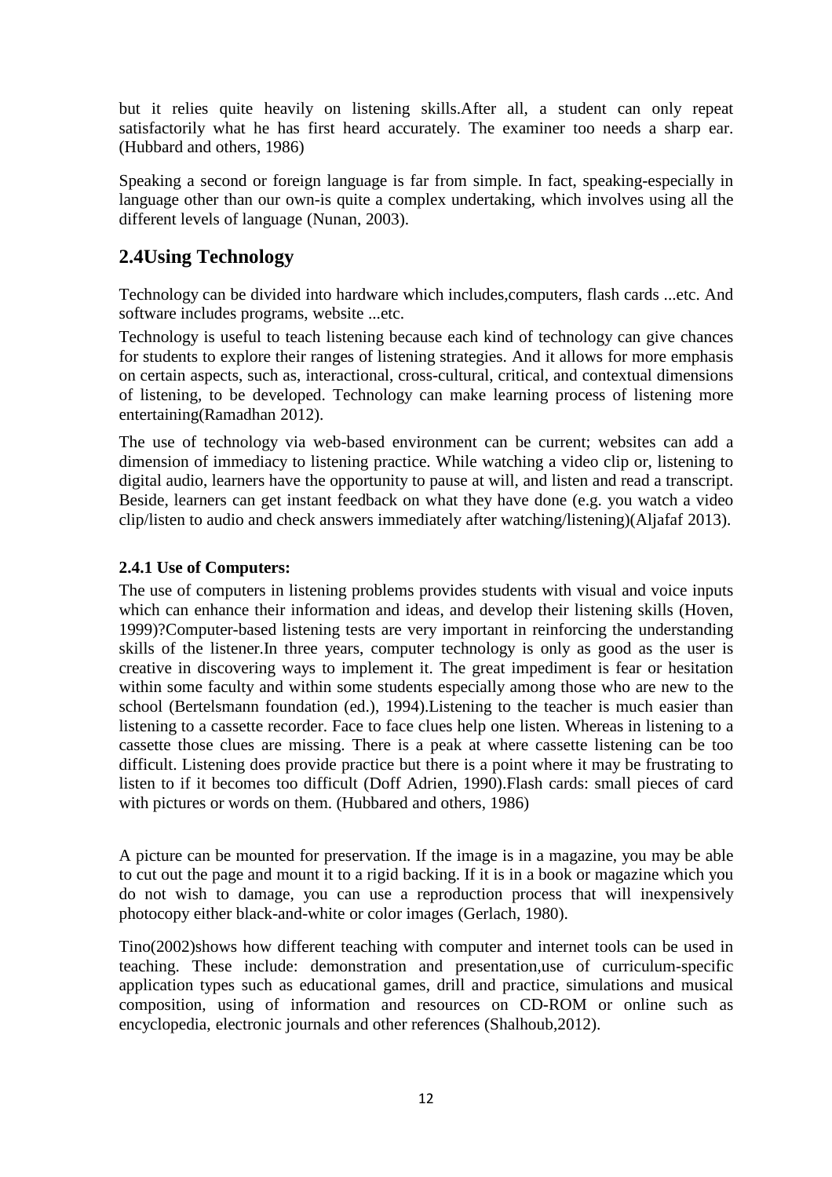but it relies quite heavily on listening skills.After all, a student can only repeat satisfactorily what he has first heard accurately. The examiner too needs a sharp ear. (Hubbard and others, 1986)

Speaking a second or foreign language is far from simple. In fact, speaking-especially in language other than our own-is quite a complex undertaking, which involves using all the different levels of language (Nunan, 2003).

## 2.4Using Technology

Technology can be divided into hardware which includes,computers, flash cards ...etc. And software includes programs, website ...etc.

Technology is useful to teach listening because each kind of technology can give chances for students to explore their ranges of listening strategies. And it allows for more emphasis on certain aspects, such as, interactional, cross-cultural, critical, and contextual dimensions of listening, to be developed. Technology can make learning process of listening more entertaining(Ramadhan 2012).

The use of technology via web-based environment can be current; websites can add a dimension of immediacy to listening practice. While watching a video clip or, listening to digital audio, learners have the opportunity to pause at will, and listen and read a transcript. Beside, learners can get instant feedback on what they have done (e.g. you watch a video clip/listen to audio and check answers immediately after watching/listening)(Aljafaf 2013).

### 2.4.1 Use of Computers:

The use of computers in listening problems provides students with visual and voice inputs which can enhance their information and ideas, and develop their listening skills (Hoven, 1999)?Computer-based listening tests are very important in reinforcing the understanding skills of the listener.In three years, computer technology is only as good as the user is creative in discovering ways to implement it. The great impediment is fear or hesitation within some faculty and within some students especially among those who are new to the school (Bertelsmann foundation (ed.), 1994).Listening to the teacher is much easier than listening to a cassette recorder. Face to face clues help one listen. Whereas in listening to a cassette those clues are missing. There is a peak at where cassette listening can be too difficult. Listening does provide practice but there is a point where it may be frustrating to listen to if it becomes too difficult (Doff Adrien, 1990).Flash cards: small pieces of card with pictures or words on them. (Hubbared and others, 1986)

A picture can be mounted for preservation. If the image is in a magazine, you may be able to cut out the page and mount it to a rigid backing. If it is in a book or magazine which you do not wish to damage, you can use a reproduction process that will inexpensively photocopy either black-and-white or color images (Gerlach, 1980).

Tino(2002)shows how different teaching with computer and internet tools can be used in teaching. These include: demonstration and presentation,use of curriculum-specific application types such as educational games, drill and practice, simulations and musical composition, using of information and resources on CD-ROM or online such as encyclopedia, electronic journals and other references (Shalhoub,2012).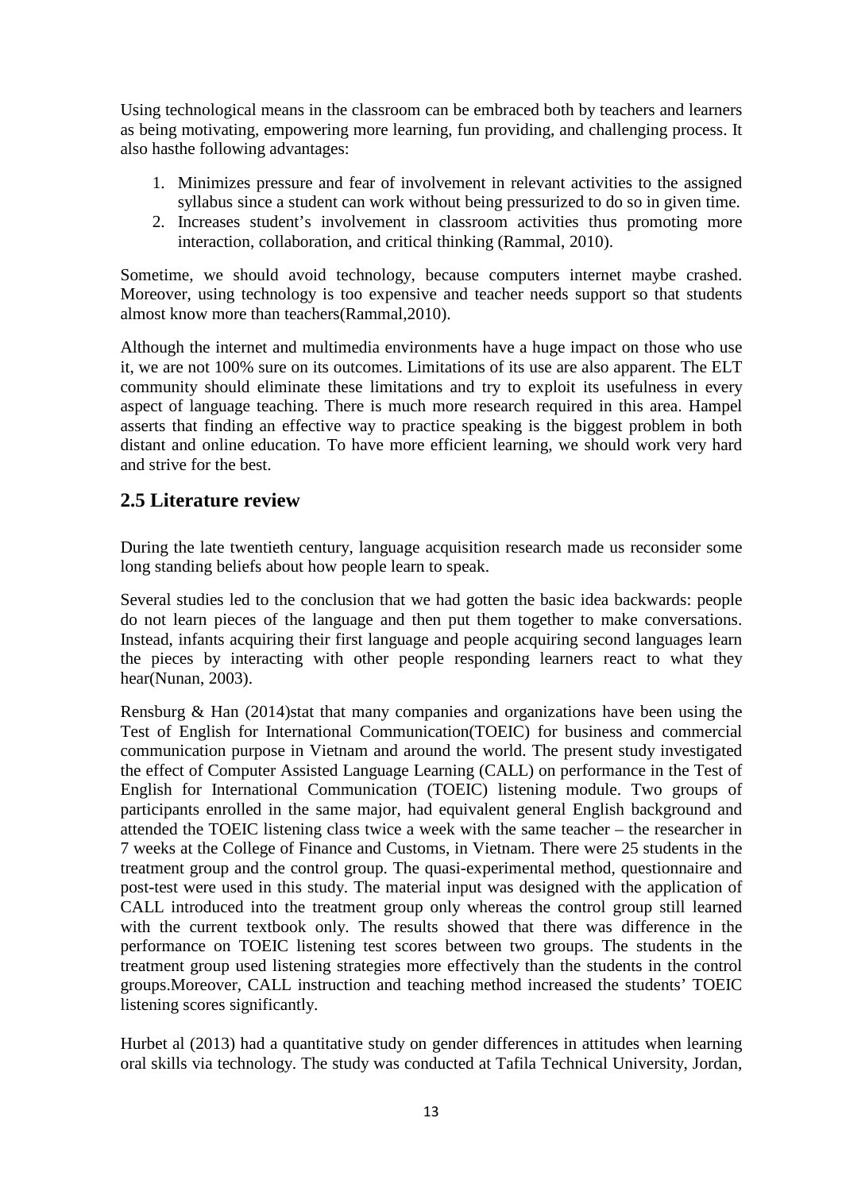Using technological means in the classroom can be embraced both by teachers and learners as being motivating, empowering more learning, fun providing, and challenging process. It also hasthe following advantages:

1. Minimizes pressure and fear of involvement in relevant activities to the assigned syllabus since a student can work without being pressurized to do so in given time.
2. Increases student's involvement in classroom activities thus promoting more interaction, collaboration, and critical thinking (Rammal, 2010).

Sometime, we should avoid technology, because computers internet maybe crashed. Moreover, using technology is too expensive and teacher needs support so that students almost know more than teachers(Rammal,2010).

Although the internet and multimedia environments have a huge impact on those who use it, we are not 100% sure on its outcomes. Limitations of its use are also apparent. The ELT community should eliminate these limitations and try to exploit its usefulness in every aspect of language teaching. There is much more research required in this area. Hampel asserts that finding an effective way to practice speaking is the biggest problem in both distant and online education. To have more efficient learning, we should work very hard and strive for the best.

## 2.5 Literature review

During the late twentieth century, language acquisition research made us reconsider some long standing beliefs about how people learn to speak.

Several studies led to the conclusion that we had gotten the basic idea backwards: people do not learn pieces of the language and then put them together to make conversations. Instead, infants acquiring their first language and people acquiring second languages learn the pieces by interacting with other people responding learners react to what they hear(Nunan, 2003).

Rensburg & Han (2014)stat that many companies and organizations have been using the Test of English for International Communication(TOEIC) for business and commercial communication purpose in Vietnam and around the world. The present study investigated the effect of Computer Assisted Language Learning (CALL) on performance in the Test of English for International Communication (TOEIC) listening module. Two groups of participants enrolled in the same major, had equivalent general English background and attended the TOEIC listening class twice a week with the same teacher – the researcher in 7 weeks at the College of Finance and Customs, in Vietnam. There were 25 students in the treatment group and the control group. The quasi-experimental method, questionnaire and post-test were used in this study. The material input was designed with the application of CALL introduced into the treatment group only whereas the control group still learned with the current textbook only. The results showed that there was difference in the performance on TOEIC listening test scores between two groups. The students in the treatment group used listening strategies more effectively than the students in the control groups.Moreover, CALL instruction and teaching method increased the students' TOEIC listening scores significantly.

Hurbet al (2013) had a quantitative study on gender differences in attitudes when learning oral skills via technology. The study was conducted at Tafila Technical University, Jordan,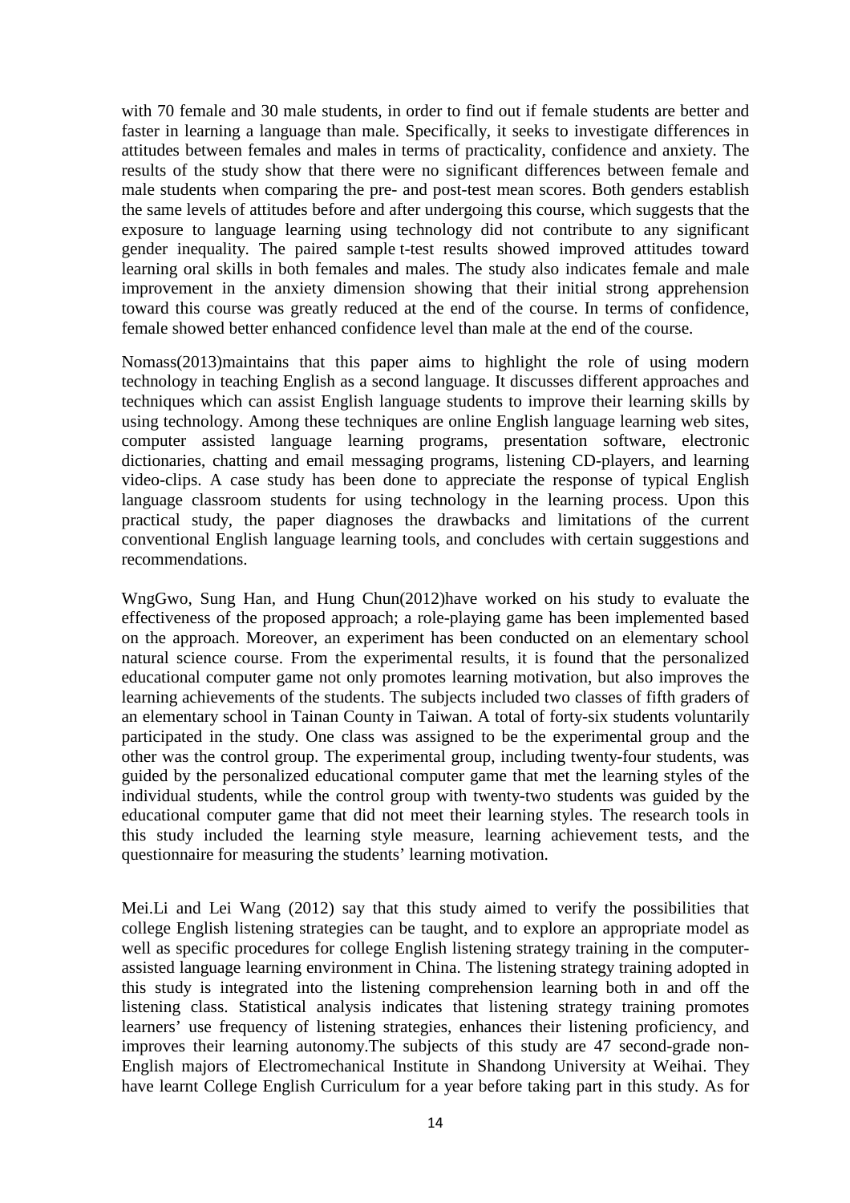with 70 female and 30 male students, in order to find out if female students are better and faster in learning a language than male. Specifically, it seeks to investigate differences in attitudes between females and males in terms of practicality, confidence and anxiety. The results of the study show that there were no significant differences between female and male students when comparing the pre- and post-test mean scores. Both genders establish the same levels of attitudes before and after undergoing this course, which suggests that the exposure to language learning using technology did not contribute to any significant gender inequality. The paired sample t-test results showed improved attitudes toward learning oral skills in both females and males. The study also indicates female and male improvement in the anxiety dimension showing that their initial strong apprehension toward this course was greatly reduced at the end of the course. In terms of confidence, female showed better enhanced confidence level than male at the end of the course.

Nomass(2013)maintains that this paper aims to highlight the role of using modern technology in teaching English as a second language. It discusses different approaches and techniques which can assist English language students to improve their learning skills by using technology. Among these techniques are online English language learning web sites, computer assisted language learning programs, presentation software, electronic dictionaries, chatting and email messaging programs, listening CD-players, and learning video-clips. A case study has been done to appreciate the response of typical English language classroom students for using technology in the learning process. Upon this practical study, the paper diagnoses the drawbacks and limitations of the current conventional English language learning tools, and concludes with certain suggestions and recommendations.

WngGwo, Sung Han, and Hung Chun(2012)have worked on his study to evaluate the effectiveness of the proposed approach; a role-playing game has been implemented based on the approach. Moreover, an experiment has been conducted on an elementary school natural science course. From the experimental results, it is found that the personalized educational computer game not only promotes learning motivation, but also improves the learning achievements of the students. The subjects included two classes of fifth graders of an elementary school in Tainan County in Taiwan. A total of forty-six students voluntarily participated in the study. One class was assigned to be the experimental group and the other was the control group. The experimental group, including twenty-four students, was guided by the personalized educational computer game that met the learning styles of the individual students, while the control group with twenty-two students was guided by the educational computer game that did not meet their learning styles. The research tools in this study included the learning style measure, learning achievement tests, and the questionnaire for measuring the students' learning motivation.

Mei.Li and Lei Wang (2012) say that this study aimed to verify the possibilities that college English listening strategies can be taught, and to explore an appropriate model as well as specific procedures for college English listening strategy training in the computer-assisted language learning environment in China. The listening strategy training adopted in this study is integrated into the listening comprehension learning both in and off the listening class. Statistical analysis indicates that listening strategy training promotes learners' use frequency of listening strategies, enhances their listening proficiency, and improves their learning autonomy.The subjects of this study are 47 second-grade non-English majors of Electromechanical Institute in Shandong University at Weihai. They have learnt College English Curriculum for a year before taking part in this study. As for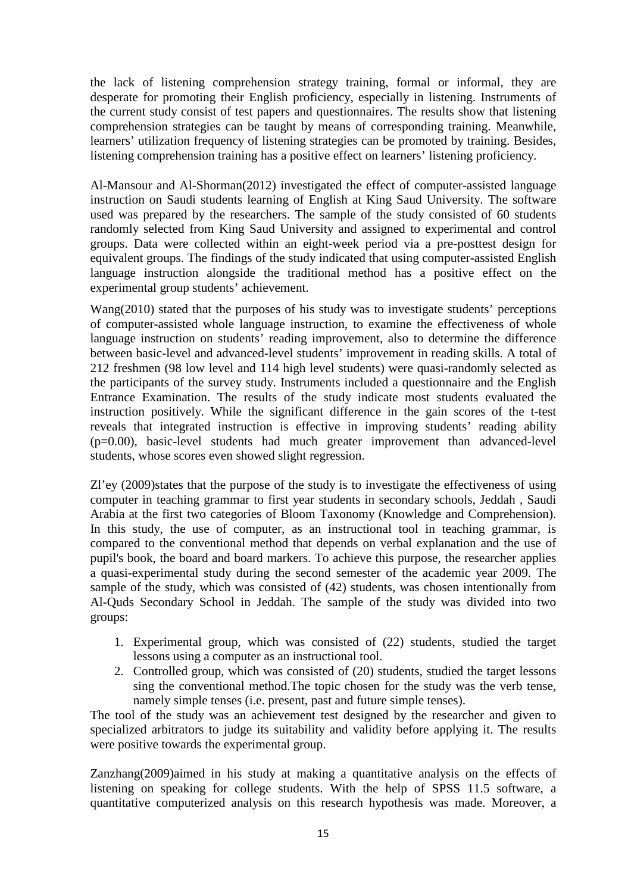the lack of listening comprehension strategy training, formal or informal, they are desperate for promoting their English proficiency, especially in listening. Instruments of the current study consist of test papers and questionnaires. The results show that listening comprehension strategies can be taught by means of corresponding training. Meanwhile, learners' utilization frequency of listening strategies can be promoted by training. Besides, listening comprehension training has a positive effect on learners' listening proficiency.

Al-Mansour and Al-Shorman(2012) investigated the effect of computer-assisted language instruction on Saudi students learning of English at King Saud University. The software used was prepared by the researchers. The sample of the study consisted of 60 students randomly selected from King Saud University and assigned to experimental and control groups. Data were collected within an eight-week period via a pre-posttest design for equivalent groups. The findings of the study indicated that using computer-assisted English language instruction alongside the traditional method has a positive effect on the experimental group students' achievement.

Wang(2010) stated that the purposes of his study was to investigate students' perceptions of computer-assisted whole language instruction, to examine the effectiveness of whole language instruction on students' reading improvement, also to determine the difference between basic-level and advanced-level students' improvement in reading skills. A total of 212 freshmen (98 low level and 114 high level students) were quasi-randomly selected as the participants of the survey study. Instruments included a questionnaire and the English Entrance Examination. The results of the study indicate most students evaluated the instruction positively. While the significant difference in the gain scores of the t-test reveals that integrated instruction is effective in improving students' reading ability (p=0.00), basic-level students had much greater improvement than advanced-level students, whose scores even showed slight regression.

Zl'ey (2009)states that the purpose of the study is to investigate the effectiveness of using computer in teaching grammar to first year students in secondary schools, Jeddah , Saudi Arabia at the first two categories of Bloom Taxonomy (Knowledge and Comprehension). In this study, the use of computer, as an instructional tool in teaching grammar, is compared to the conventional method that depends on verbal explanation and the use of pupil's book, the board and board markers. To achieve this purpose, the researcher applies a quasi-experimental study during the second semester of the academic year 2009. The sample of the study, which was consisted of (42) students, was chosen intentionally from Al-Quds Secondary School in Jeddah. The sample of the study was divided into two groups:

1. Experimental group, which was consisted of (22) students, studied the target lessons using a computer as an instructional tool.
2. Controlled group, which was consisted of (20) students, studied the target lessons sing the conventional method.The topic chosen for the study was the verb tense, namely simple tenses (i.e. present, past and future simple tenses).

The tool of the study was an achievement test designed by the researcher and given to specialized arbitrators to judge its suitability and validity before applying it. The results were positive towards the experimental group.

Zanzhang(2009)aimed in his study at making a quantitative analysis on the effects of listening on speaking for college students. With the help of SPSS 11.5 software, a quantitative computerized analysis on this research hypothesis was made. Moreover, a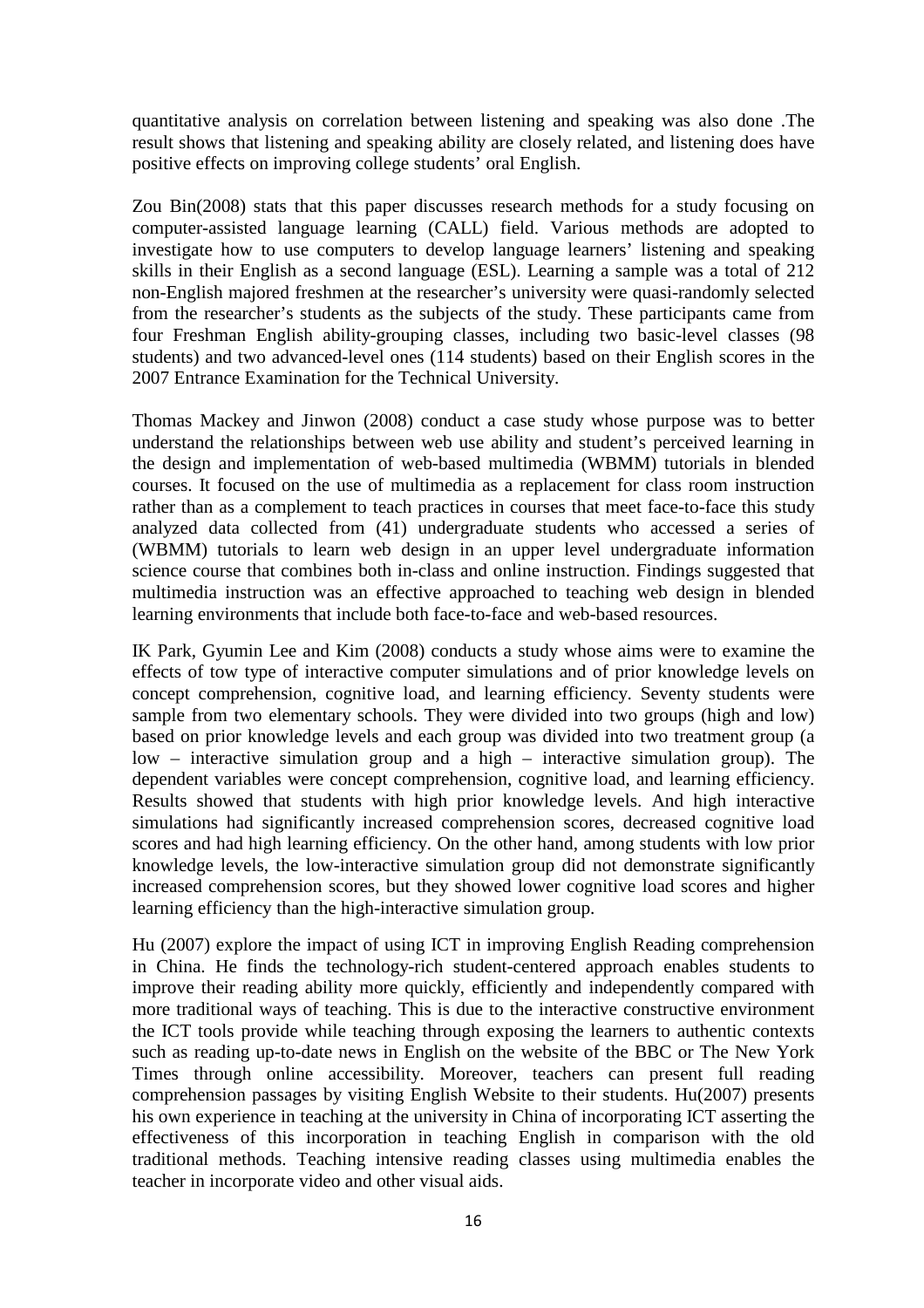quantitative analysis on correlation between listening and speaking was also done .The result shows that listening and speaking ability are closely related, and listening does have positive effects on improving college students' oral English.

Zou Bin(2008) stats that this paper discusses research methods for a study focusing on computer-assisted language learning (CALL) field. Various methods are adopted to investigate how to use computers to develop language learners' listening and speaking skills in their English as a second language (ESL). Learning a sample was a total of 212 non-English majored freshmen at the researcher's university were quasi-randomly selected from the researcher's students as the subjects of the study. These participants came from four Freshman English ability-grouping classes, including two basic-level classes (98 students) and two advanced-level ones (114 students) based on their English scores in the 2007 Entrance Examination for the Technical University.

Thomas Mackey and Jinwon (2008) conduct a case study whose purpose was to better understand the relationships between web use ability and student's perceived learning in the design and implementation of web-based multimedia (WBMM) tutorials in blended courses. It focused on the use of multimedia as a replacement for class room instruction rather than as a complement to teach practices in courses that meet face-to-face this study analyzed data collected from (41) undergraduate students who accessed a series of (WBMM) tutorials to learn web design in an upper level undergraduate information science course that combines both in-class and online instruction. Findings suggested that multimedia instruction was an effective approached to teaching web design in blended learning environments that include both face-to-face and web-based resources.

IK Park, Gyumin Lee and Kim (2008) conducts a study whose aims were to examine the effects of tow type of interactive computer simulations and of prior knowledge levels on concept comprehension, cognitive load, and learning efficiency. Seventy students were sample from two elementary schools. They were divided into two groups (high and low) based on prior knowledge levels and each group was divided into two treatment group (a low – interactive simulation group and a high – interactive simulation group). The dependent variables were concept comprehension, cognitive load, and learning efficiency. Results showed that students with high prior knowledge levels. And high interactive simulations had significantly increased comprehension scores, decreased cognitive load scores and had high learning efficiency. On the other hand, among students with low prior knowledge levels, the low-interactive simulation group did not demonstrate significantly increased comprehension scores, but they showed lower cognitive load scores and higher learning efficiency than the high-interactive simulation group.

Hu (2007) explore the impact of using ICT in improving English Reading comprehension in China. He finds the technology-rich student-centered approach enables students to improve their reading ability more quickly, efficiently and independently compared with more traditional ways of teaching. This is due to the interactive constructive environment the ICT tools provide while teaching through exposing the learners to authentic contexts such as reading up-to-date news in English on the website of the BBC or The New York Times through online accessibility. Moreover, teachers can present full reading comprehension passages by visiting English Website to their students. Hu(2007) presents his own experience in teaching at the university in China of incorporating ICT asserting the effectiveness of this incorporation in teaching English in comparison with the old traditional methods. Teaching intensive reading classes using multimedia enables the teacher in incorporate video and other visual aids.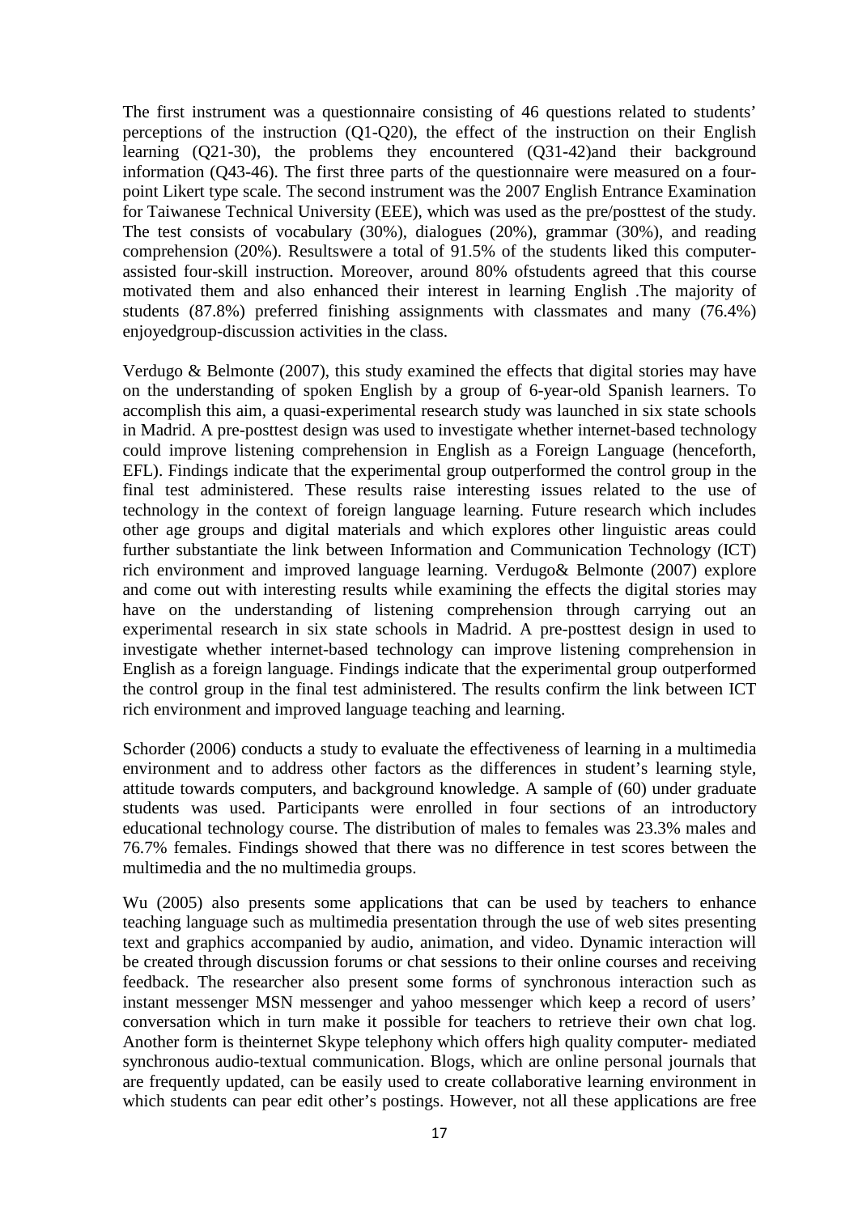The first instrument was a questionnaire consisting of 46 questions related to students' perceptions of the instruction (Q1-Q20), the effect of the instruction on their English learning (Q21-30), the problems they encountered (Q31-42)and their background information (Q43-46). The first three parts of the questionnaire were measured on a four-point Likert type scale. The second instrument was the 2007 English Entrance Examination for Taiwanese Technical University (EEE), which was used as the pre/posttest of the study. The test consists of vocabulary (30%), dialogues (20%), grammar (30%), and reading comprehension (20%). Resultswere a total of 91.5% of the students liked this computer-assisted four-skill instruction. Moreover, around 80% ofstudents agreed that this course motivated them and also enhanced their interest in learning English .The majority of students (87.8%) preferred finishing assignments with classmates and many (76.4%) enjoyedgroup-discussion activities in the class.

Verdugo & Belmonte (2007), this study examined the effects that digital stories may have on the understanding of spoken English by a group of 6-year-old Spanish learners. To accomplish this aim, a quasi-experimental research study was launched in six state schools in Madrid. A pre-posttest design was used to investigate whether internet-based technology could improve listening comprehension in English as a Foreign Language (henceforth, EFL). Findings indicate that the experimental group outperformed the control group in the final test administered. These results raise interesting issues related to the use of technology in the context of foreign language learning. Future research which includes other age groups and digital materials and which explores other linguistic areas could further substantiate the link between Information and Communication Technology (ICT) rich environment and improved language learning. Verdugo& Belmonte (2007) explore and come out with interesting results while examining the effects the digital stories may have on the understanding of listening comprehension through carrying out an experimental research in six state schools in Madrid. A pre-posttest design in used to investigate whether internet-based technology can improve listening comprehension in English as a foreign language. Findings indicate that the experimental group outperformed the control group in the final test administered. The results confirm the link between ICT rich environment and improved language teaching and learning.

Schorder (2006) conducts a study to evaluate the effectiveness of learning in a multimedia environment and to address other factors as the differences in student's learning style, attitude towards computers, and background knowledge. A sample of (60) under graduate students was used. Participants were enrolled in four sections of an introductory educational technology course. The distribution of males to females was 23.3% males and 76.7% females. Findings showed that there was no difference in test scores between the multimedia and the no multimedia groups.

Wu (2005) also presents some applications that can be used by teachers to enhance teaching language such as multimedia presentation through the use of web sites presenting text and graphics accompanied by audio, animation, and video. Dynamic interaction will be created through discussion forums or chat sessions to their online courses and receiving feedback. The researcher also present some forms of synchronous interaction such as instant messenger MSN messenger and yahoo messenger which keep a record of users' conversation which in turn make it possible for teachers to retrieve their own chat log. Another form is theinternet Skype telephony which offers high quality computer- mediated synchronous audio-textual communication. Blogs, which are online personal journals that are frequently updated, can be easily used to create collaborative learning environment in which students can pear edit other's postings. However, not all these applications are free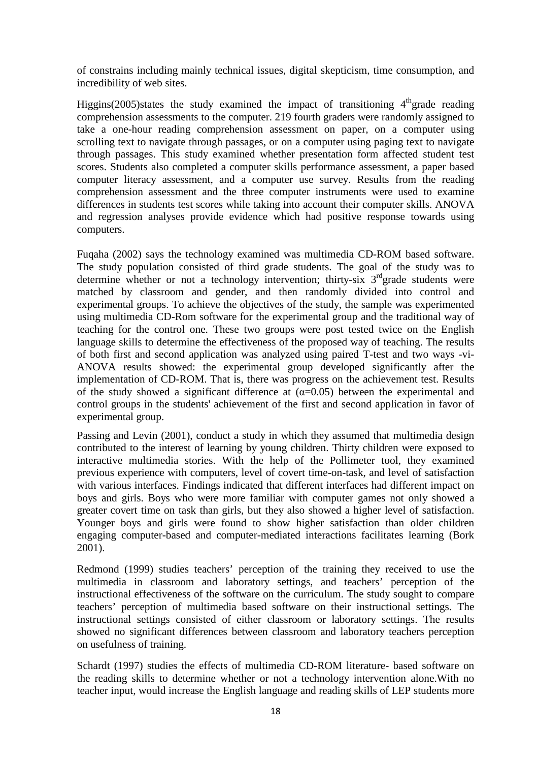of constrains including mainly technical issues, digital skepticism, time consumption, and incredibility of web sites.

Higgins(2005)states the study examined the impact of transitioning 4thgrade reading comprehension assessments to the computer. 219 fourth graders were randomly assigned to take a one-hour reading comprehension assessment on paper, on a computer using scrolling text to navigate through passages, or on a computer using paging text to navigate through passages. This study examined whether presentation form affected student test scores. Students also completed a computer skills performance assessment, a paper based computer literacy assessment, and a computer use survey. Results from the reading comprehension assessment and the three computer instruments were used to examine differences in students test scores while taking into account their computer skills. ANOVA and regression analyses provide evidence which had positive response towards using computers.

Fuqaha (2002) says the technology examined was multimedia CD-ROM based software. The study population consisted of third grade students. The goal of the study was to determine whether or not a technology intervention; thirty-six 3rdgrade students were matched by classroom and gender, and then randomly divided into control and experimental groups. To achieve the objectives of the study, the sample was experimented using multimedia CD-Rom software for the experimental group and the traditional way of teaching for the control one. These two groups were post tested twice on the English language skills to determine the effectiveness of the proposed way of teaching. The results of both first and second application was analyzed using paired T-test and two ways -vi-ANOVA results showed: the experimental group developed significantly after the implementation of CD-ROM. That is, there was progress on the achievement test. Results of the study showed a significant difference at ($\alpha$=0.05) between the experimental and control groups in the students' achievement of the first and second application in favor of experimental group.

Passing and Levin (2001), conduct a study in which they assumed that multimedia design contributed to the interest of learning by young children. Thirty children were exposed to interactive multimedia stories. With the help of the Pollimeter tool, they examined previous experience with computers, level of covert time-on-task, and level of satisfaction with various interfaces. Findings indicated that different interfaces had different impact on boys and girls. Boys who were more familiar with computer games not only showed a greater covert time on task than girls, but they also showed a higher level of satisfaction. Younger boys and girls were found to show higher satisfaction than older children engaging computer-based and computer-mediated interactions facilitates learning (Bork 2001).

Redmond (1999) studies teachers' perception of the training they received to use the multimedia in classroom and laboratory settings, and teachers' perception of the instructional effectiveness of the software on the curriculum. The study sought to compare teachers' perception of multimedia based software on their instructional settings. The instructional settings consisted of either classroom or laboratory settings. The results showed no significant differences between classroom and laboratory teachers perception on usefulness of training.

Schardt (1997) studies the effects of multimedia CD-ROM literature- based software on the reading skills to determine whether or not a technology intervention alone.With no teacher input, would increase the English language and reading skills of LEP students more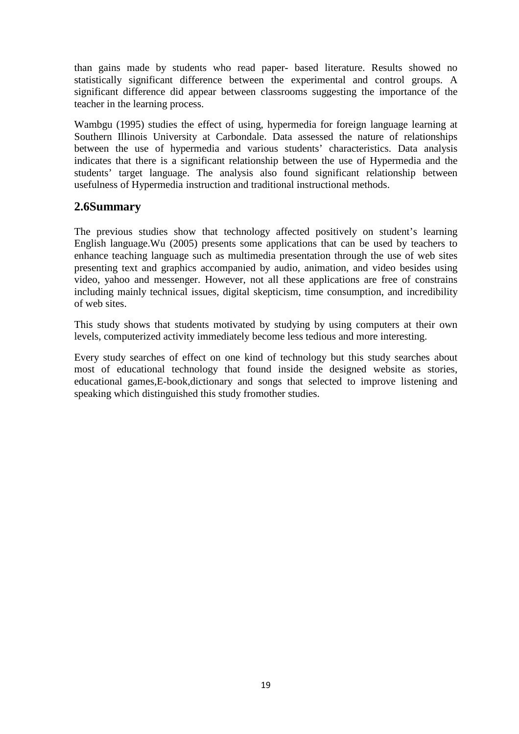than gains made by students who read paper- based literature. Results showed no statistically significant difference between the experimental and control groups. A significant difference did appear between classrooms suggesting the importance of the teacher in the learning process.

Wambgu (1995) studies the effect of using, hypermedia for foreign language learning at Southern Illinois University at Carbondale. Data assessed the nature of relationships between the use of hypermedia and various students' characteristics. Data analysis indicates that there is a significant relationship between the use of Hypermedia and the students' target language. The analysis also found significant relationship between usefulness of Hypermedia instruction and traditional instructional methods.

## 2.6Summary

The previous studies show that technology affected positively on student's learning English language.Wu (2005) presents some applications that can be used by teachers to enhance teaching language such as multimedia presentation through the use of web sites presenting text and graphics accompanied by audio, animation, and video besides using video, yahoo and messenger. However, not all these applications are free of constrains including mainly technical issues, digital skepticism, time consumption, and incredibility of web sites.

This study shows that students motivated by studying by using computers at their own levels, computerized activity immediately become less tedious and more interesting.

Every study searches of effect on one kind of technology but this study searches about most of educational technology that found inside the designed website as stories, educational games,E-book,dictionary and songs that selected to improve listening and speaking which distinguished this study fromother studies.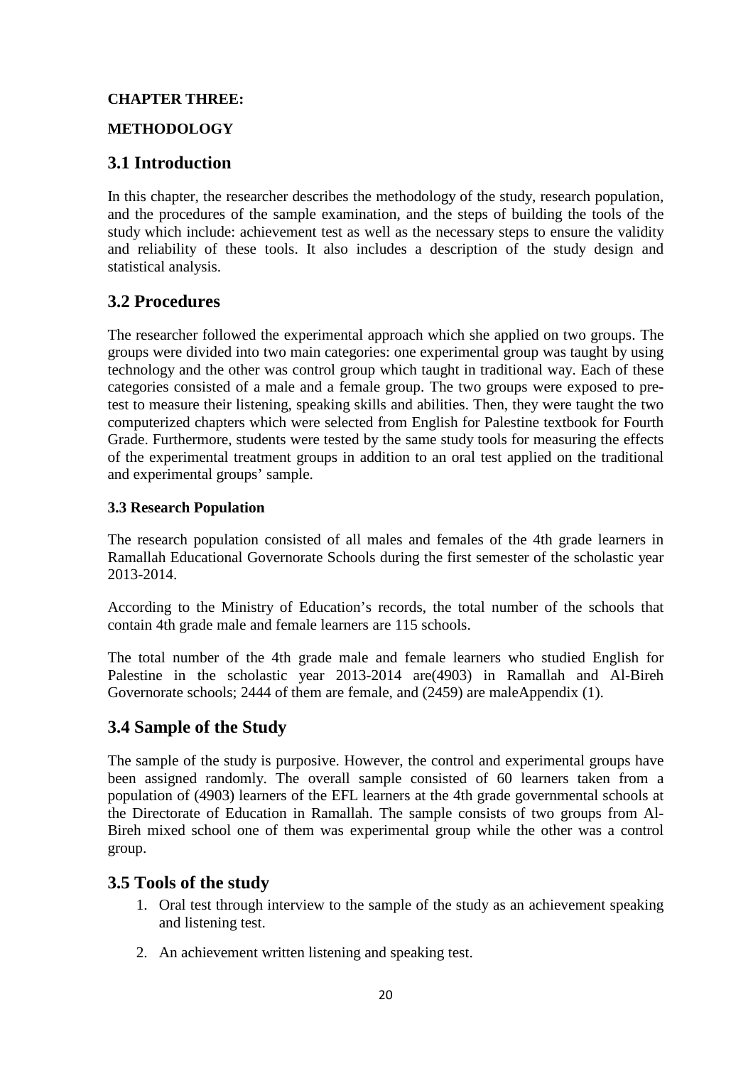**CHAPTER THREE:**

**METHODOLOGY**

## 3.1 Introduction

In this chapter, the researcher describes the methodology of the study, research population, and the procedures of the sample examination, and the steps of building the tools of the study which include: achievement test as well as the necessary steps to ensure the validity and reliability of these tools. It also includes a description of the study design and statistical analysis.

## 3.2 Procedures

The researcher followed the experimental approach which she applied on two groups. The groups were divided into two main categories: one experimental group was taught by using technology and the other was control group which taught in traditional way. Each of these categories consisted of a male and a female group. The two groups were exposed to pre-test to measure their listening, speaking skills and abilities. Then, they were taught the two computerized chapters which were selected from English for Palestine textbook for Fourth Grade. Furthermore, students were tested by the same study tools for measuring the effects of the experimental treatment groups in addition to an oral test applied on the traditional and experimental groups' sample.

**3.3 Research Population**

The research population consisted of all males and females of the 4th grade learners in Ramallah Educational Governorate Schools during the first semester of the scholastic year 2013-2014.

According to the Ministry of Education's records, the total number of the schools that contain 4th grade male and female learners are 115 schools.

The total number of the 4th grade male and female learners who studied English for Palestine in the scholastic year 2013-2014 are(4903) in Ramallah and Al-Bireh Governorate schools; 2444 of them are female, and (2459) are maleAppendix (1).

## 3.4 Sample of the Study

The sample of the study is purposive. However, the control and experimental groups have been assigned randomly. The overall sample consisted of 60 learners taken from a population of (4903) learners of the EFL learners at the 4th grade governmental schools at the Directorate of Education in Ramallah. The sample consists of two groups from Al-Bireh mixed school one of them was experimental group while the other was a control group.

## 3.5 Tools of the study

1. Oral test through interview to the sample of the study as an achievement speaking and listening test.
2. An achievement written listening and speaking test.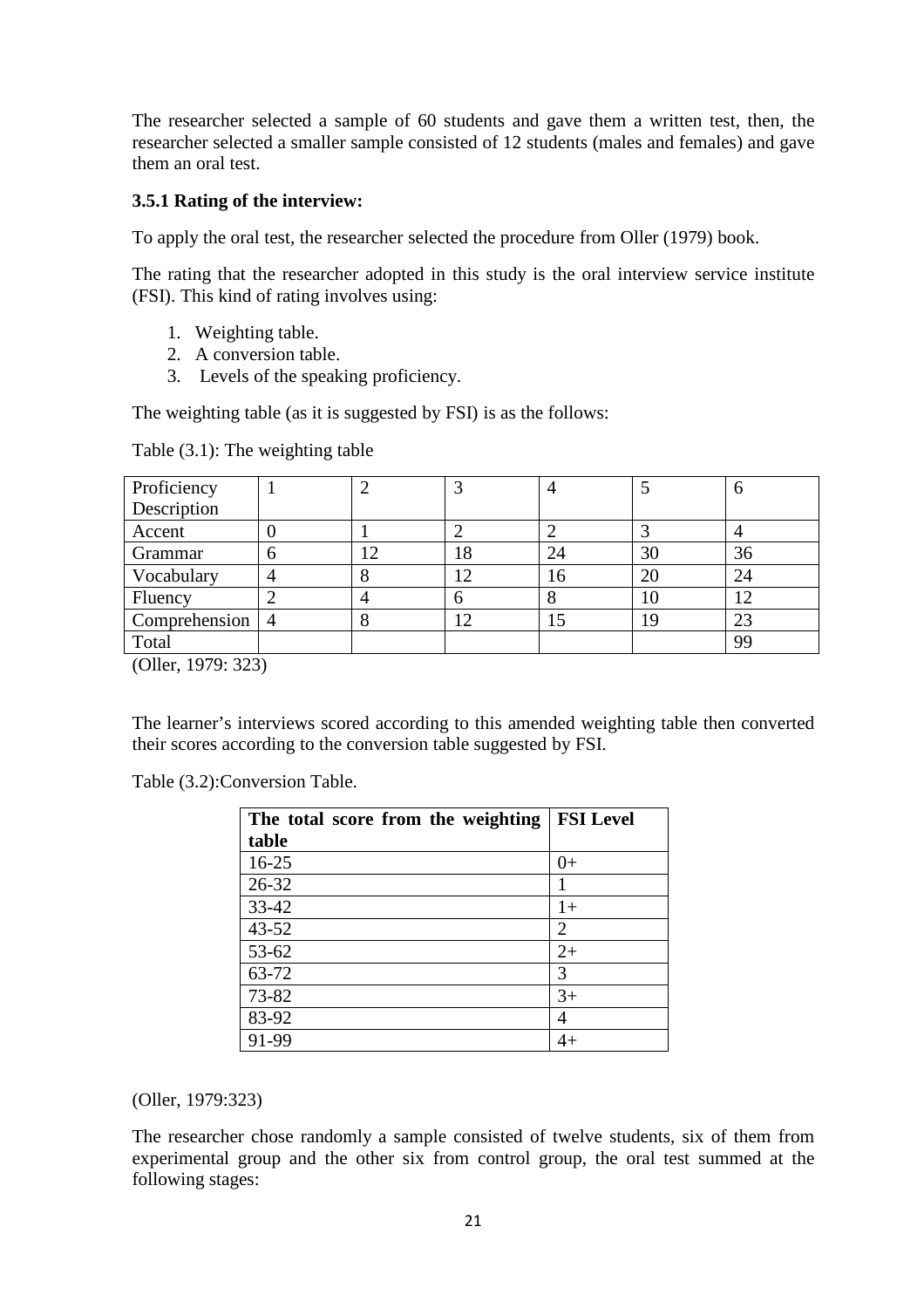The researcher selected a sample of 60 students and gave them a written test, then, the researcher selected a smaller sample consisted of 12 students (males and females) and gave them an oral test.

### 3.5.1 Rating of the interview:

To apply the oral test, the researcher selected the procedure from Oller (1979) book.

The rating that the researcher adopted in this study is the oral interview service institute (FSI). This kind of rating involves using:

1. Weighting table.
2. A conversion table.
3. Levels of the speaking proficiency.

The weighting table (as it is suggested by FSI) is as the follows:

Table (3.1): The weighting table

| Proficiency Description | 1 | 2 | 3 | 4 | 5 | 6 |
|---|---|---|---|---|---|---|
| Accent | 0 | 1 | 2 | 2 | 3 | 4 |
| Grammar | 6 | 12 | 18 | 24 | 30 | 36 |
| Vocabulary | 4 | 8 | 12 | 16 | 20 | 24 |
| Fluency | 2 | 4 | 6 | 8 | 10 | 12 |
| Comprehension | 4 | 8 | 12 | 15 | 19 | 23 |
| Total | | | | | | 99 |

(Oller, 1979: 323)

The learner's interviews scored according to this amended weighting table then converted their scores according to the conversion table suggested by FSI.

Table (3.2):Conversion Table.

| **The total score from the weighting table** | **FSI Level** |
|---|---|
| 16-25 | 0+ |
| 26-32 | 1 |
| 33-42 | 1+ |
| 43-52 | 2 |
| 53-62 | 2+ |
| 63-72 | 3 |
| 73-82 | 3+ |
| 83-92 | 4 |
| 91-99 | 4+ |

(Oller, 1979:323)

The researcher chose randomly a sample consisted of twelve students, six of them from experimental group and the other six from control group, the oral test summed at the following stages: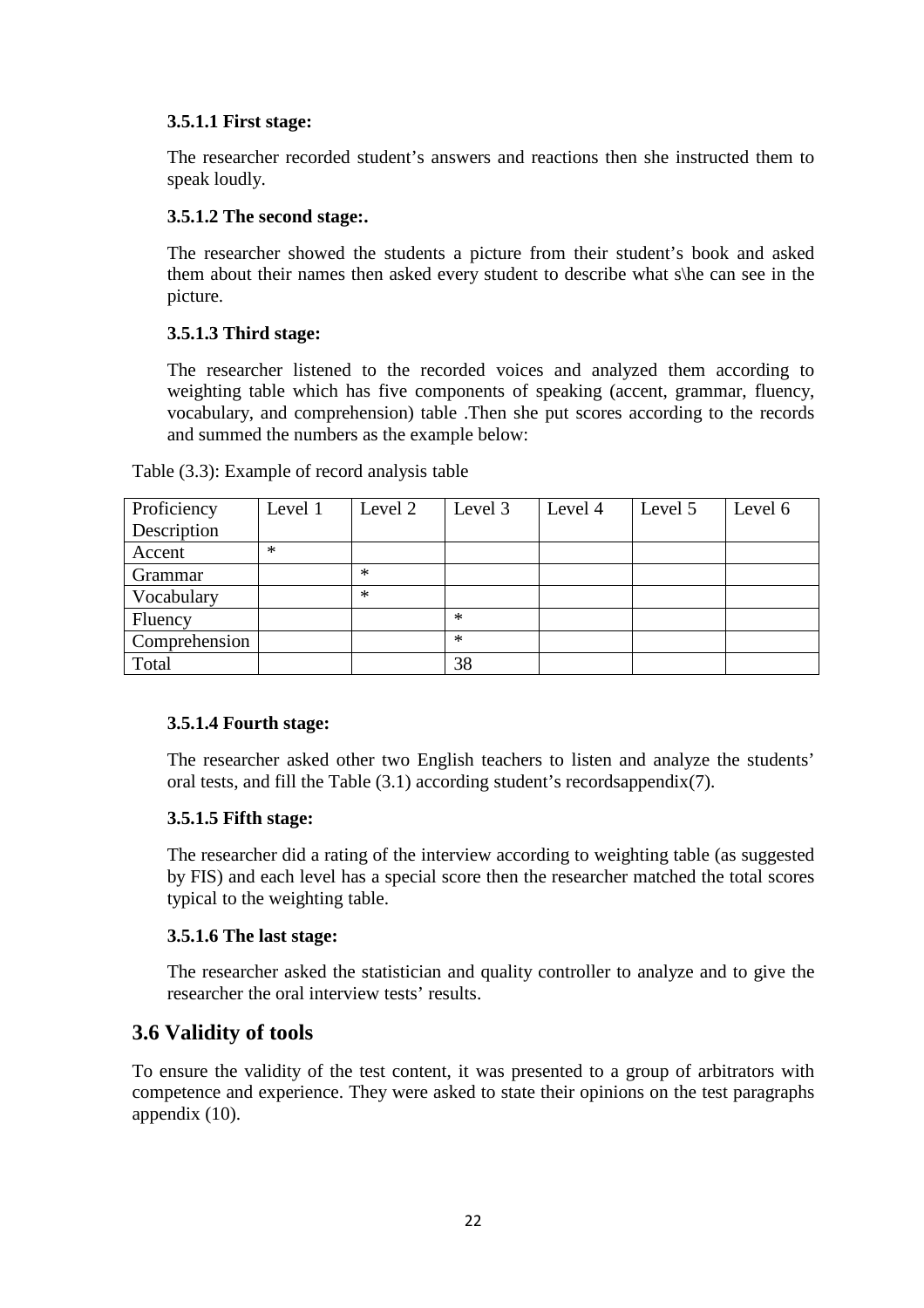#### 3.5.1.1 First stage:

The researcher recorded student's answers and reactions then she instructed them to speak loudly.

#### 3.5.1.2 The second stage:.

The researcher showed the students a picture from their student's book and asked them about their names then asked every student to describe what s\he can see in the picture.

#### 3.5.1.3 Third stage:

The researcher listened to the recorded voices and analyzed them according to weighting table which has five components of speaking (accent, grammar, fluency, vocabulary, and comprehension) table .Then she put scores according to the records and summed the numbers as the example below:

Table (3.3): Example of record analysis table

| Proficiency Description | Level 1 | Level 2 | Level 3 | Level 4 | Level 5 | Level 6 |
|---|---|---|---|---|---|---|
| Accent | * | | | | | |
| Grammar | | * | | | | |
| Vocabulary | | * | | | | |
| Fluency | | | * | | | |
| Comprehension | | | * | | | |
| Total | | | 38 | | | |

#### 3.5.1.4 Fourth stage:

The researcher asked other two English teachers to listen and analyze the students' oral tests, and fill the Table (3.1) according student's recordsappendix(7).

#### 3.5.1.5 Fifth stage:

The researcher did a rating of the interview according to weighting table (as suggested by FIS) and each level has a special score then the researcher matched the total scores typical to the weighting table.

#### 3.5.1.6 The last stage:

The researcher asked the statistician and quality controller to analyze and to give the researcher the oral interview tests' results.

## 3.6 Validity of tools

To ensure the validity of the test content, it was presented to a group of arbitrators with competence and experience. They were asked to state their opinions on the test paragraphs appendix (10).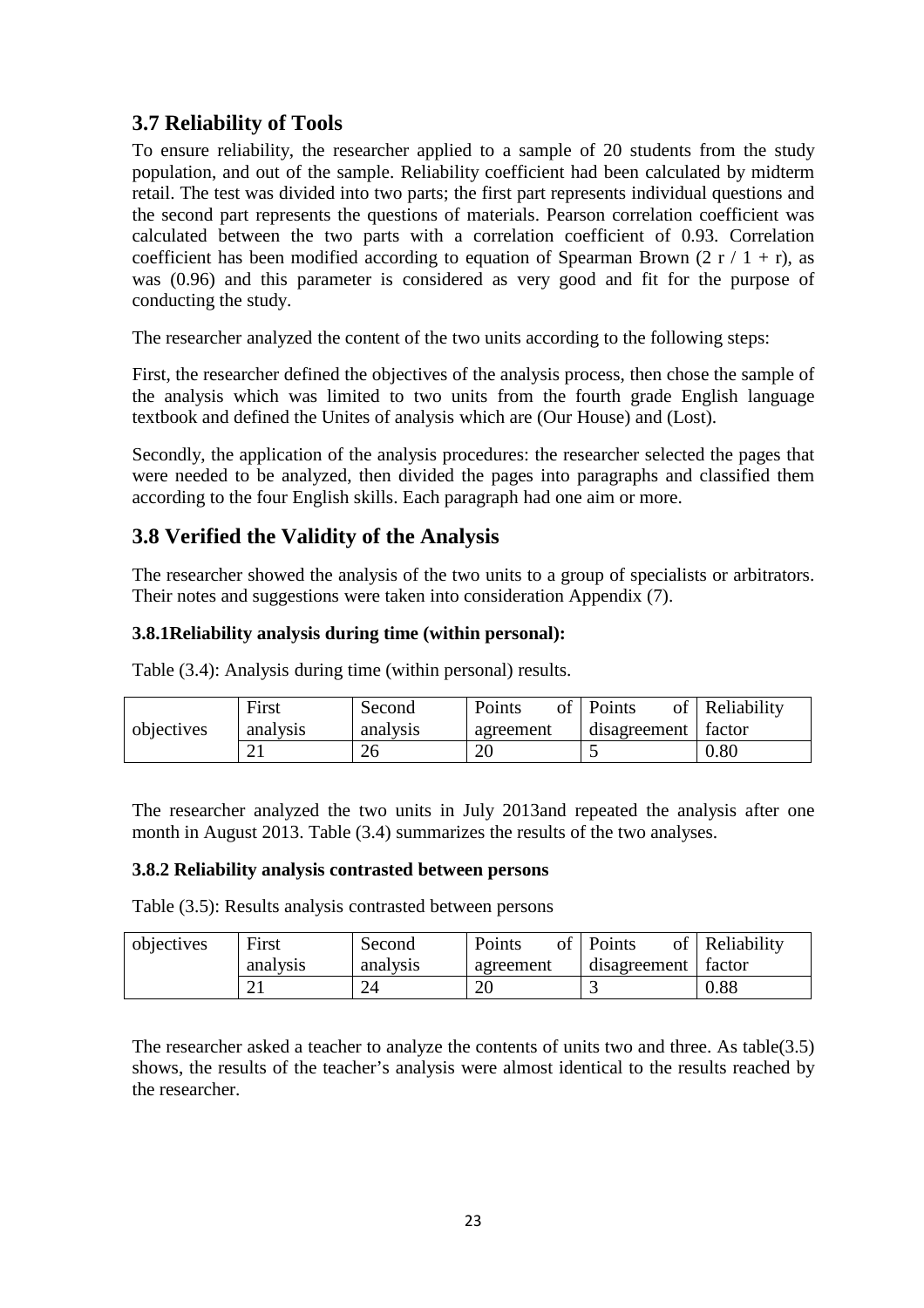## 3.7 Reliability of Tools

To ensure reliability, the researcher applied to a sample of 20 students from the study population, and out of the sample. Reliability coefficient had been calculated by midterm retail. The test was divided into two parts; the first part represents individual questions and the second part represents the questions of materials. Pearson correlation coefficient was calculated between the two parts with a correlation coefficient of 0.93. Correlation coefficient has been modified according to equation of Spearman Brown ($2\ r\ /\ 1 + r$), as was (0.96) and this parameter is considered as very good and fit for the purpose of conducting the study.

The researcher analyzed the content of the two units according to the following steps:

First, the researcher defined the objectives of the analysis process, then chose the sample of the analysis which was limited to two units from the fourth grade English language textbook and defined the Unites of analysis which are (Our House) and (Lost).

Secondly, the application of the analysis procedures: the researcher selected the pages that were needed to be analyzed, then divided the pages into paragraphs and classified them according to the four English skills. Each paragraph had one aim or more.

## 3.8 Verified the Validity of the Analysis

The researcher showed the analysis of the two units to a group of specialists or arbitrators. Their notes and suggestions were taken into consideration Appendix (7).

### 3.8.1Reliability analysis during time (within personal):

Table (3.4): Analysis during time (within personal) results.

| objectives | First analysis | Second analysis | Points of agreement | Points of disagreement | Reliability factor |
|---|---|---|---|---|---|
| | 21 | 26 | 20 | 5 | 0.80 |

The researcher analyzed the two units in July 2013and repeated the analysis after one month in August 2013. Table (3.4) summarizes the results of the two analyses.

### 3.8.2 Reliability analysis contrasted between persons

Table (3.5): Results analysis contrasted between persons

| objectives | First analysis | Second analysis | Points of agreement | Points of disagreement | Reliability factor |
|---|---|---|---|---|---|
| | 21 | 24 | 20 | 3 | 0.88 |

The researcher asked a teacher to analyze the contents of units two and three. As table(3.5) shows, the results of the teacher's analysis were almost identical to the results reached by the researcher.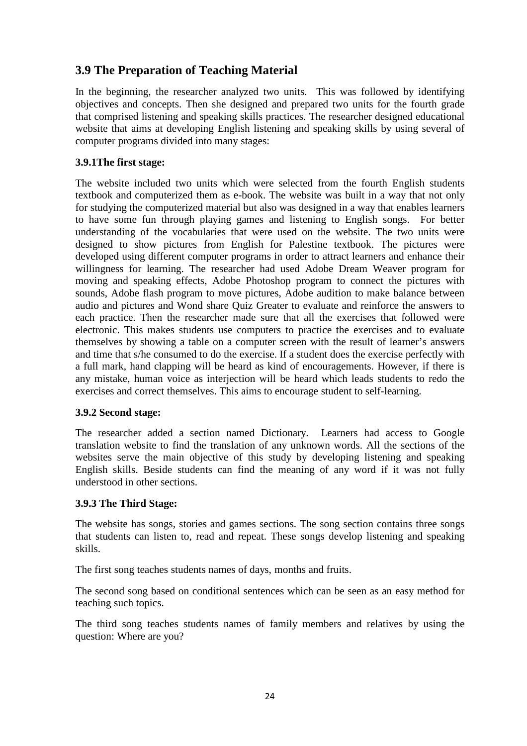## 3.9 The Preparation of Teaching Material

In the beginning, the researcher analyzed two units. This was followed by identifying objectives and concepts. Then she designed and prepared two units for the fourth grade that comprised listening and speaking skills practices. The researcher designed educational website that aims at developing English listening and speaking skills by using several of computer programs divided into many stages:

### 3.9.1The first stage:

The website included two units which were selected from the fourth English students textbook and computerized them as e-book. The website was built in a way that not only for studying the computerized material but also was designed in a way that enables learners to have some fun through playing games and listening to English songs. For better understanding of the vocabularies that were used on the website. The two units were designed to show pictures from English for Palestine textbook. The pictures were developed using different computer programs in order to attract learners and enhance their willingness for learning. The researcher had used Adobe Dream Weaver program for moving and speaking effects, Adobe Photoshop program to connect the pictures with sounds, Adobe flash program to move pictures, Adobe audition to make balance between audio and pictures and Wond share Quiz Greater to evaluate and reinforce the answers to each practice. Then the researcher made sure that all the exercises that followed were electronic. This makes students use computers to practice the exercises and to evaluate themselves by showing a table on a computer screen with the result of learner's answers and time that s/he consumed to do the exercise. If a student does the exercise perfectly with a full mark, hand clapping will be heard as kind of encouragements. However, if there is any mistake, human voice as interjection will be heard which leads students to redo the exercises and correct themselves. This aims to encourage student to self-learning.

### 3.9.2 Second stage:

The researcher added a section named Dictionary. Learners had access to Google translation website to find the translation of any unknown words. All the sections of the websites serve the main objective of this study by developing listening and speaking English skills. Beside students can find the meaning of any word if it was not fully understood in other sections.

### 3.9.3 The Third Stage:

The website has songs, stories and games sections. The song section contains three songs that students can listen to, read and repeat. These songs develop listening and speaking skills.

The first song teaches students names of days, months and fruits.

The second song based on conditional sentences which can be seen as an easy method for teaching such topics.

The third song teaches students names of family members and relatives by using the question: Where are you?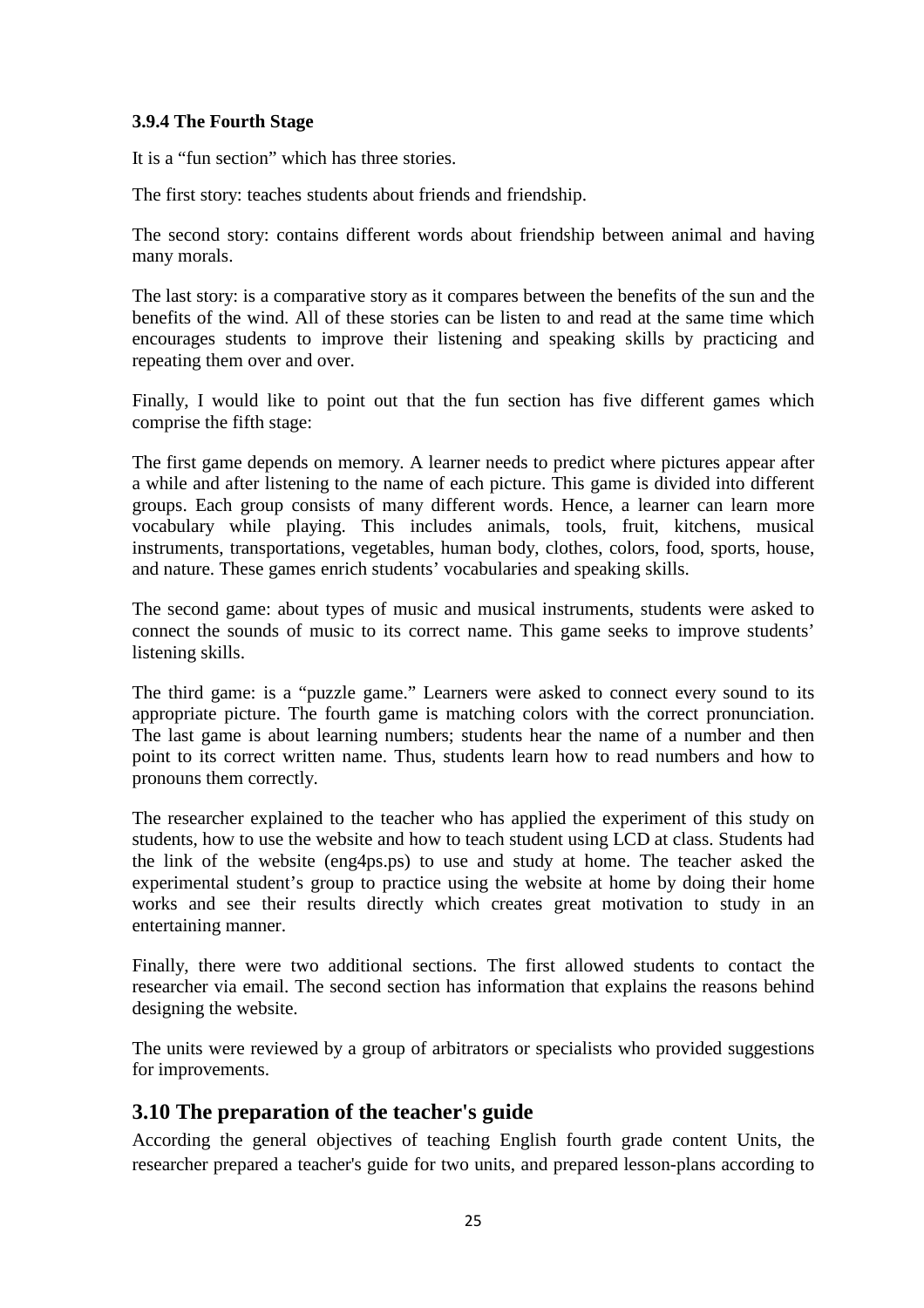### 3.9.4 The Fourth Stage

It is a “fun section” which has three stories.

The first story: teaches students about friends and friendship.

The second story: contains different words about friendship between animal and having many morals.

The last story: is a comparative story as it compares between the benefits of the sun and the benefits of the wind. All of these stories can be listen to and read at the same time which encourages students to improve their listening and speaking skills by practicing and repeating them over and over.

Finally, I would like to point out that the fun section has five different games which comprise the fifth stage:

The first game depends on memory. A learner needs to predict where pictures appear after a while and after listening to the name of each picture. This game is divided into different groups. Each group consists of many different words. Hence, a learner can learn more vocabulary while playing. This includes animals, tools, fruit, kitchens, musical instruments, transportations, vegetables, human body, clothes, colors, food, sports, house, and nature. These games enrich students’ vocabularies and speaking skills.

The second game: about types of music and musical instruments, students were asked to connect the sounds of music to its correct name. This game seeks to improve students’ listening skills.

The third game: is a “puzzle game.” Learners were asked to connect every sound to its appropriate picture. The fourth game is matching colors with the correct pronunciation. The last game is about learning numbers; students hear the name of a number and then point to its correct written name. Thus, students learn how to read numbers and how to pronouns them correctly.

The researcher explained to the teacher who has applied the experiment of this study on students, how to use the website and how to teach student using LCD at class. Students had the link of the website (eng4ps.ps) to use and study at home. The teacher asked the experimental student’s group to practice using the website at home by doing their home works and see their results directly which creates great motivation to study in an entertaining manner.

Finally, there were two additional sections. The first allowed students to contact the researcher via email. The second section has information that explains the reasons behind designing the website.

The units were reviewed by a group of arbitrators or specialists who provided suggestions for improvements.

## 3.10 The preparation of the teacher's guide

According the general objectives of teaching English fourth grade content Units, the researcher prepared a teacher's guide for two units, and prepared lesson-plans according to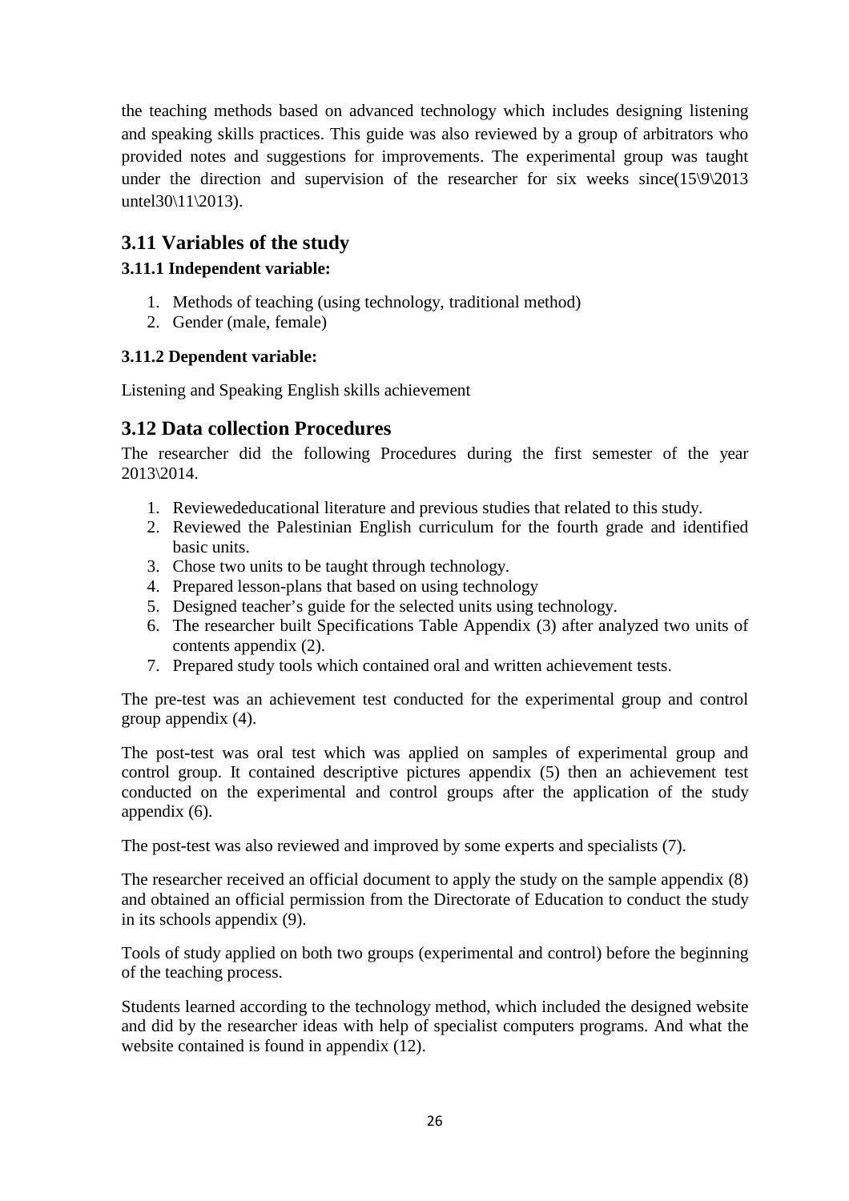the teaching methods based on advanced technology which includes designing listening and speaking skills practices. This guide was also reviewed by a group of arbitrators who provided notes and suggestions for improvements. The experimental group was taught under the direction and supervision of the researcher for six weeks since(15\9\2013 untel30\11\2013).

## 3.11 Variables of the study

### 3.11.1 Independent variable:

1. Methods of teaching (using technology, traditional method)
2. Gender (male, female)

### 3.11.2 Dependent variable:

Listening and Speaking English skills achievement

## 3.12 Data collection Procedures

The researcher did the following Procedures during the first semester of the year 2013\2014.

1. Reviewededucational literature and previous studies that related to this study.
2. Reviewed the Palestinian English curriculum for the fourth grade and identified basic units.
3. Chose two units to be taught through technology.
4. Prepared lesson-plans that based on using technology
5. Designed teacher's guide for the selected units using technology.
6. The researcher built Specifications Table Appendix (3) after analyzed two units of contents appendix (2).
7. Prepared study tools which contained oral and written achievement tests.

The pre-test was an achievement test conducted for the experimental group and control group appendix (4).

The post-test was oral test which was applied on samples of experimental group and control group. It contained descriptive pictures appendix (5) then an achievement test conducted on the experimental and control groups after the application of the study appendix (6).

The post-test was also reviewed and improved by some experts and specialists (7).

The researcher received an official document to apply the study on the sample appendix (8) and obtained an official permission from the Directorate of Education to conduct the study in its schools appendix (9).

Tools of study applied on both two groups (experimental and control) before the beginning of the teaching process.

Students learned according to the technology method, which included the designed website and did by the researcher ideas with help of specialist computers programs. And what the website contained is found in appendix (12).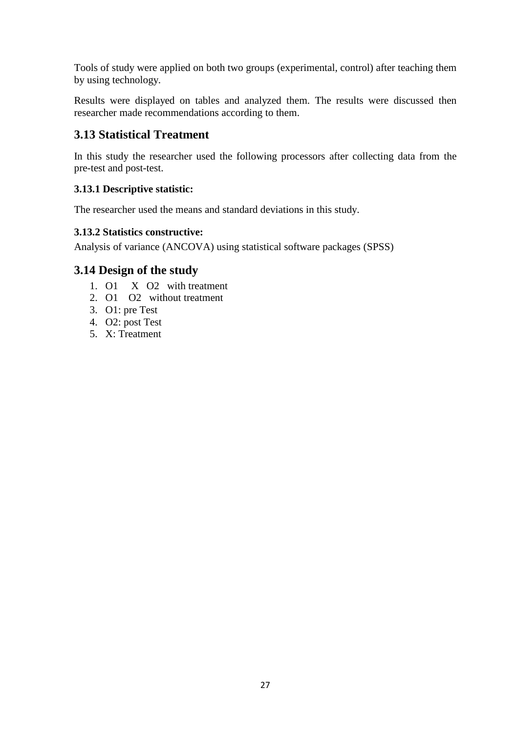Tools of study were applied on both two groups (experimental, control) after teaching them by using technology.

Results were displayed on tables and analyzed them. The results were discussed then researcher made recommendations according to them.

## 3.13 Statistical Treatment

In this study the researcher used the following processors after collecting data from the pre-test and post-test.

### 3.13.1 Descriptive statistic:

The researcher used the means and standard deviations in this study.

### 3.13.2 Statistics constructive:

Analysis of variance (ANCOVA) using statistical software packages (SPSS)

## 3.14 Design of the study

1. O1 X O2 with treatment
2. O1 O2 without treatment
3. O1: pre Test
4. O2: post Test
5. X: Treatment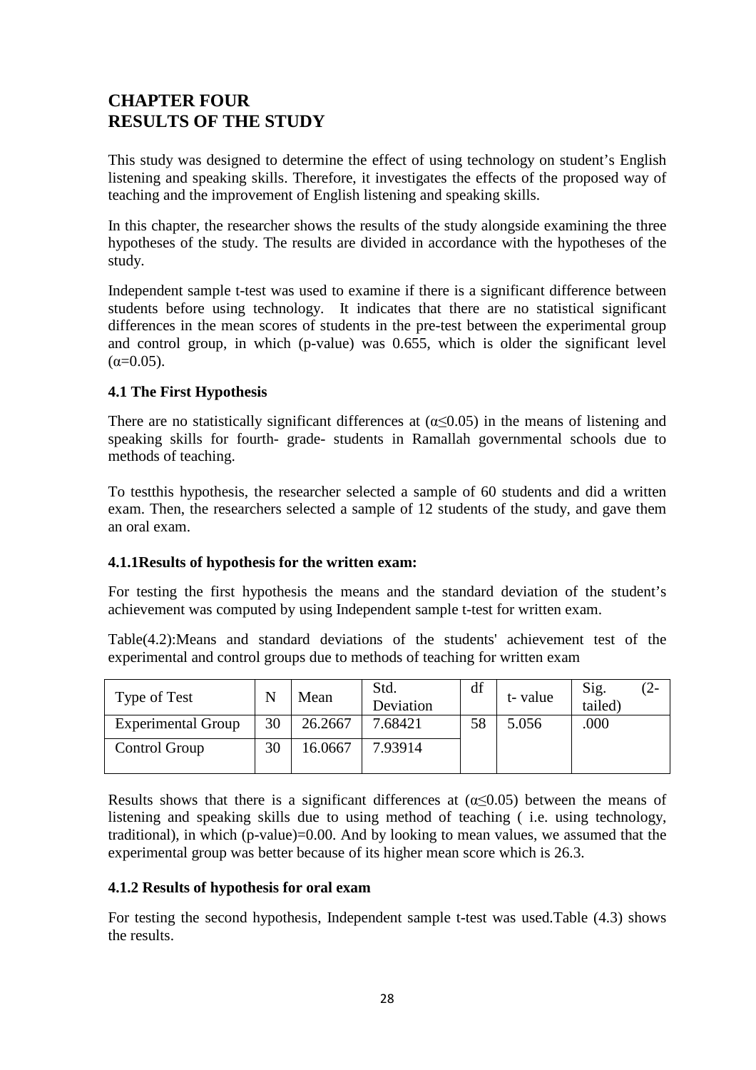# CHAPTER FOUR
# RESULTS OF THE STUDY

This study was designed to determine the effect of using technology on student's English listening and speaking skills. Therefore, it investigates the effects of the proposed way of teaching and the improvement of English listening and speaking skills.

In this chapter, the researcher shows the results of the study alongside examining the three hypotheses of the study. The results are divided in accordance with the hypotheses of the study.

Independent sample t-test was used to examine if there is a significant difference between students before using technology. It indicates that there are no statistical significant differences in the mean scores of students in the pre-test between the experimental group and control group, in which (p-value) was 0.655, which is older the significant level ($\alpha$=0.05).

### 4.1 The First Hypothesis

There are no statistically significant differences at ($\alpha \leq 0.05$) in the means of listening and speaking skills for fourth- grade- students in Ramallah governmental schools due to methods of teaching.

To testthis hypothesis, the researcher selected a sample of 60 students and did a written exam. Then, the researchers selected a sample of 12 students of the study, and gave them an oral exam.

#### 4.1.1Results of hypothesis for the written exam:

For testing the first hypothesis the means and the standard deviation of the student's achievement was computed by using Independent sample t-test for written exam.

Table(4.2):Means and standard deviations of the students' achievement test of the experimental and control groups due to methods of teaching for written exam

| Type of Test | N | Mean | Std. Deviation | df | t- value | Sig. (2-tailed) |
|---|---|---|---|---|---|---|
| Experimental Group | 30 | 26.2667 | 7.68421 | 58 | 5.056 | .000 |
| Control Group | 30 | 16.0667 | 7.93914 | | | |

Results shows that there is a significant differences at ($\alpha \leq 0.05$) between the means of listening and speaking skills due to using method of teaching ( i.e. using technology, traditional), in which (p-value)=0.00. And by looking to mean values, we assumed that the experimental group was better because of its higher mean score which is 26.3.

#### 4.1.2 Results of hypothesis for oral exam

For testing the second hypothesis, Independent sample t-test was used.Table (4.3) shows the results.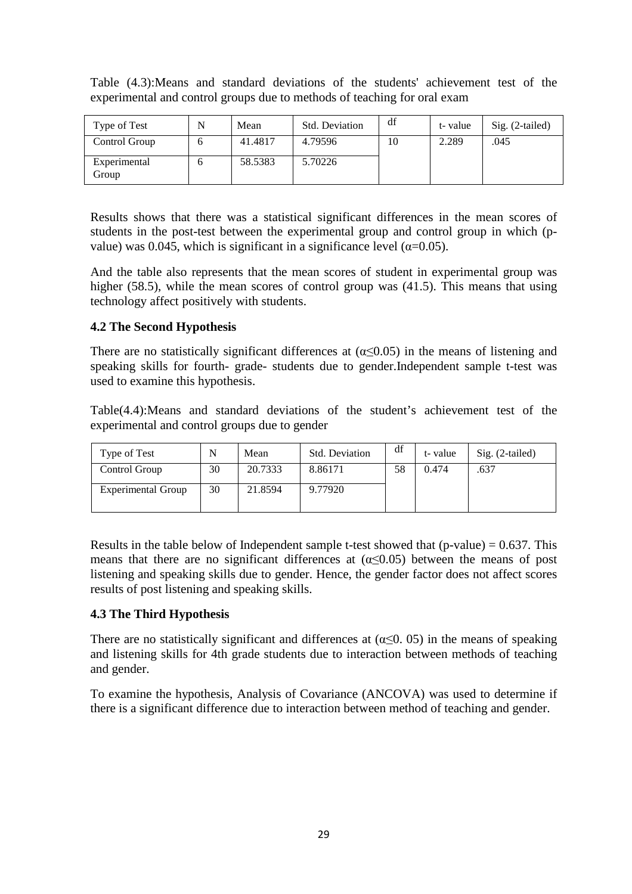Table (4.3):Means and standard deviations of the students' achievement test of the experimental and control groups due to methods of teaching for oral exam

| Type of Test | N | Mean | Std. Deviation | df | t- value | Sig. (2-tailed) |
| --- | --- | --- | --- | --- | --- | --- |
| Control Group | 6 | 41.4817 | 4.79596 | 10 | 2.289 | .045 |
| Experimental Group | 6 | 58.5383 | 5.70226 | | | |

Results shows that there was a statistical significant differences in the mean scores of students in the post-test between the experimental group and control group in which (p-value) was 0.045, which is significant in a significance level ($\alpha$=0.05).

And the table also represents that the mean scores of student in experimental group was higher (58.5), while the mean scores of control group was (41.5). This means that using technology affect positively with students.

### 4.2 The Second Hypothesis

There are no statistically significant differences at ($\alpha \leq 0.05$) in the means of listening and speaking skills for fourth- grade- students due to gender.Independent sample t-test was used to examine this hypothesis.

Table(4.4):Means and standard deviations of the student's achievement test of the experimental and control groups due to gender

| Type of Test | N | Mean | Std. Deviation | df | t- value | Sig. (2-tailed) |
| --- | --- | --- | --- | --- | --- | --- |
| Control Group | 30 | 20.7333 | 8.86171 | 58 | 0.474 | .637 |
| Experimental Group | 30 | 21.8594 | 9.77920 | | | |

Results in the table below of Independent sample t-test showed that (p-value) = 0.637. This means that there are no significant differences at ($\alpha \leq 0.05$) between the means of post listening and speaking skills due to gender. Hence, the gender factor does not affect scores results of post listening and speaking skills.

### 4.3 The Third Hypothesis

There are no statistically significant and differences at ($\alpha \leq 0.\ 05$) in the means of speaking and listening skills for 4th grade students due to interaction between methods of teaching and gender.

To examine the hypothesis, Analysis of Covariance (ANCOVA) was used to determine if there is a significant difference due to interaction between method of teaching and gender.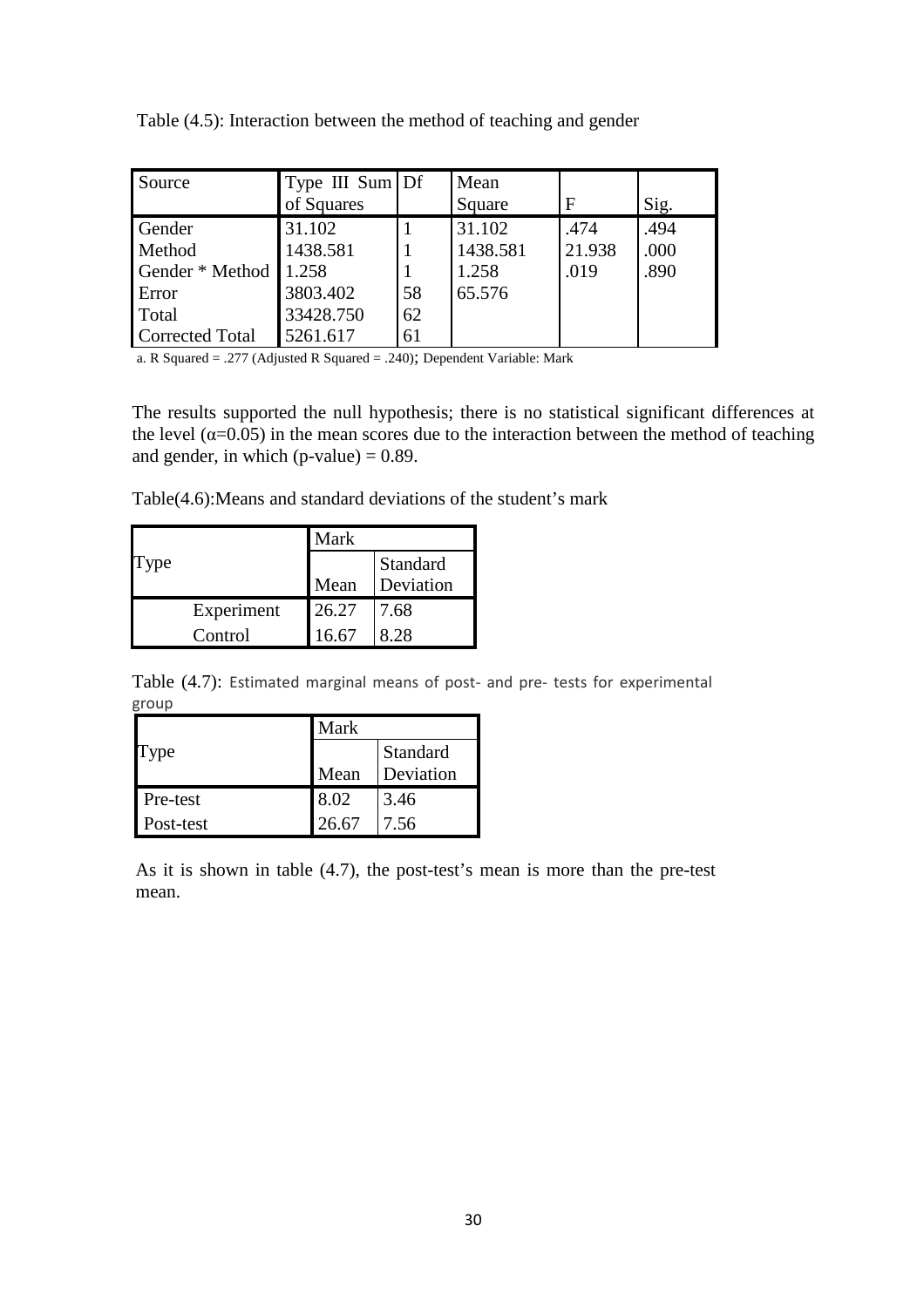Table (4.5): Interaction between the method of teaching and gender

| Source | Type III Sum of Squares | Df | Mean Square | F | Sig. |
|---|---|---|---|---|---|
| Gender | 31.102 | 1 | 31.102 | .474 | .494 |
| Method | 1438.581 | 1 | 1438.581 | 21.938 | .000 |
| Gender * Method | 1.258 | 1 | 1.258 | .019 | .890 |
| Error | 3803.402 | 58 | 65.576 | | |
| Total | 33428.750 | 62 | | | |
| Corrected Total | 5261.617 | 61 | | | |

a. R Squared = .277 (Adjusted R Squared = .240); Dependent Variable: Mark

The results supported the null hypothesis; there is no statistical significant differences at the level ($\alpha$=0.05) in the mean scores due to the interaction between the method of teaching and gender, in which (p-value) = 0.89.

Table(4.6):Means and standard deviations of the student's mark

| Type | Mark | |
|---|---|---|
| | Mean | Standard Deviation |
| Experiment | 26.27 | 7.68 |
| Control | 16.67 | 8.28 |

Table (4.7): Estimated marginal means of post- and pre- tests for experimental group

| Type | Mark | |
|---|---|---|
| | Mean | Standard Deviation |
| Pre-test | 8.02 | 3.46 |
| Post-test | 26.67 | 7.56 |

As it is shown in table (4.7), the post-test's mean is more than the pre-test mean.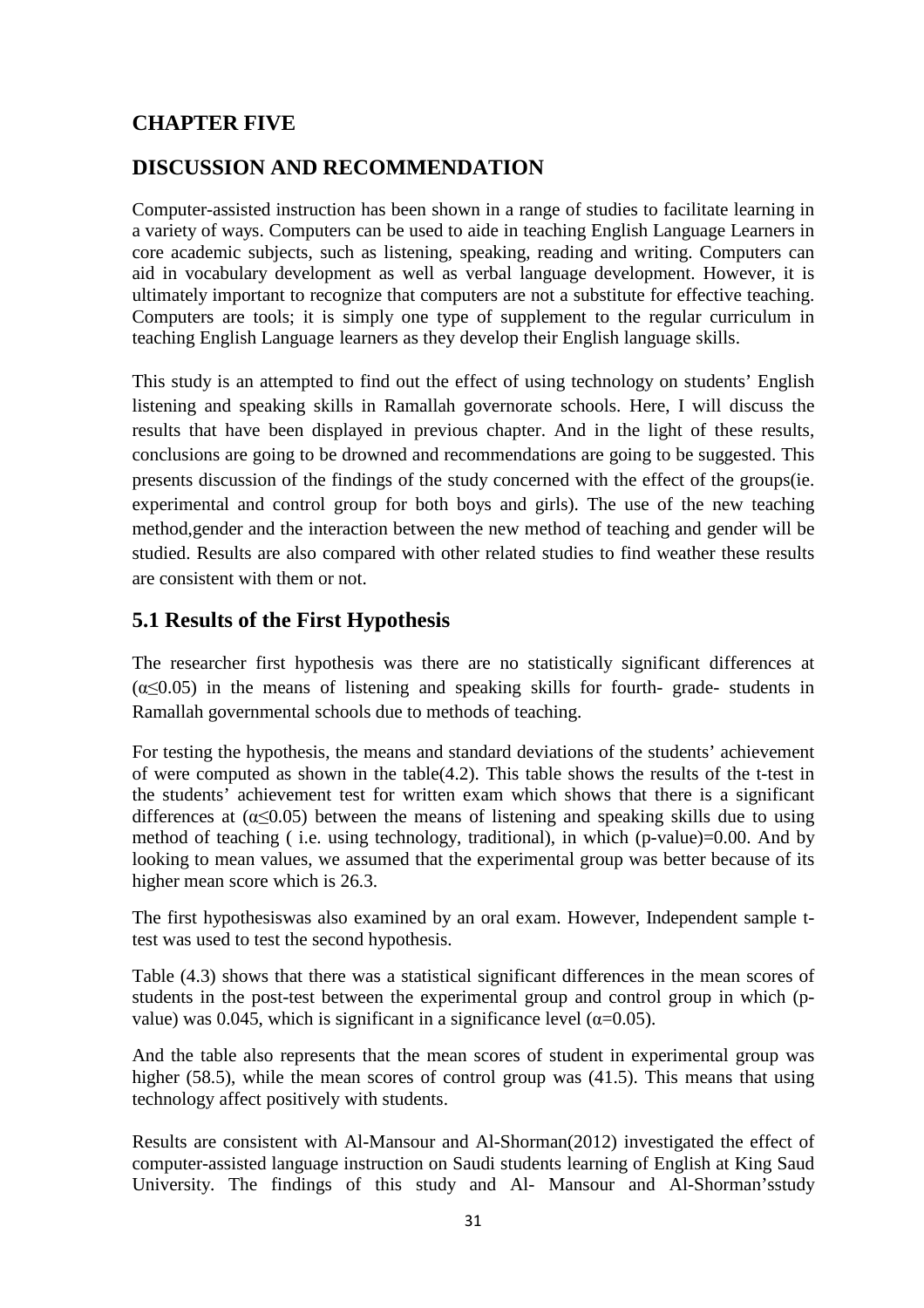## CHAPTER FIVE

## DISCUSSION AND RECOMMENDATION

Computer-assisted instruction has been shown in a range of studies to facilitate learning in a variety of ways. Computers can be used to aide in teaching English Language Learners in core academic subjects, such as listening, speaking, reading and writing. Computers can aid in vocabulary development as well as verbal language development. However, it is ultimately important to recognize that computers are not a substitute for effective teaching. Computers are tools; it is simply one type of supplement to the regular curriculum in teaching English Language learners as they develop their English language skills.

This study is an attempted to find out the effect of using technology on students' English listening and speaking skills in Ramallah governorate schools. Here, I will discuss the results that have been displayed in previous chapter. And in the light of these results, conclusions are going to be drowned and recommendations are going to be suggested. This presents discussion of the findings of the study concerned with the effect of the groups(ie. experimental and control group for both boys and girls). The use of the new teaching method,gender and the interaction between the new method of teaching and gender will be studied. Results are also compared with other related studies to find weather these results are consistent with them or not.

### 5.1 Results of the First Hypothesis

The researcher first hypothesis was there are no statistically significant differences at ($\alpha \leq 0.05$) in the means of listening and speaking skills for fourth- grade- students in Ramallah governmental schools due to methods of teaching.

For testing the hypothesis, the means and standard deviations of the students' achievement of were computed as shown in the table(4.2). This table shows the results of the t-test in the students' achievement test for written exam which shows that there is a significant differences at ($\alpha \leq 0.05$) between the means of listening and speaking skills due to using method of teaching ( i.e. using technology, traditional), in which (p-value)=0.00. And by looking to mean values, we assumed that the experimental group was better because of its higher mean score which is 26.3.

The first hypothesiswas also examined by an oral exam. However, Independent sample t-test was used to test the second hypothesis.

Table (4.3) shows that there was a statistical significant differences in the mean scores of students in the post-test between the experimental group and control group in which (p-value) was 0.045, which is significant in a significance level ($\alpha$=0.05).

And the table also represents that the mean scores of student in experimental group was higher (58.5), while the mean scores of control group was (41.5). This means that using technology affect positively with students.

Results are consistent with Al-Mansour and Al-Shorman(2012) investigated the effect of computer-assisted language instruction on Saudi students learning of English at King Saud University. The findings of this study and Al- Mansour and Al-Shorman'sstudy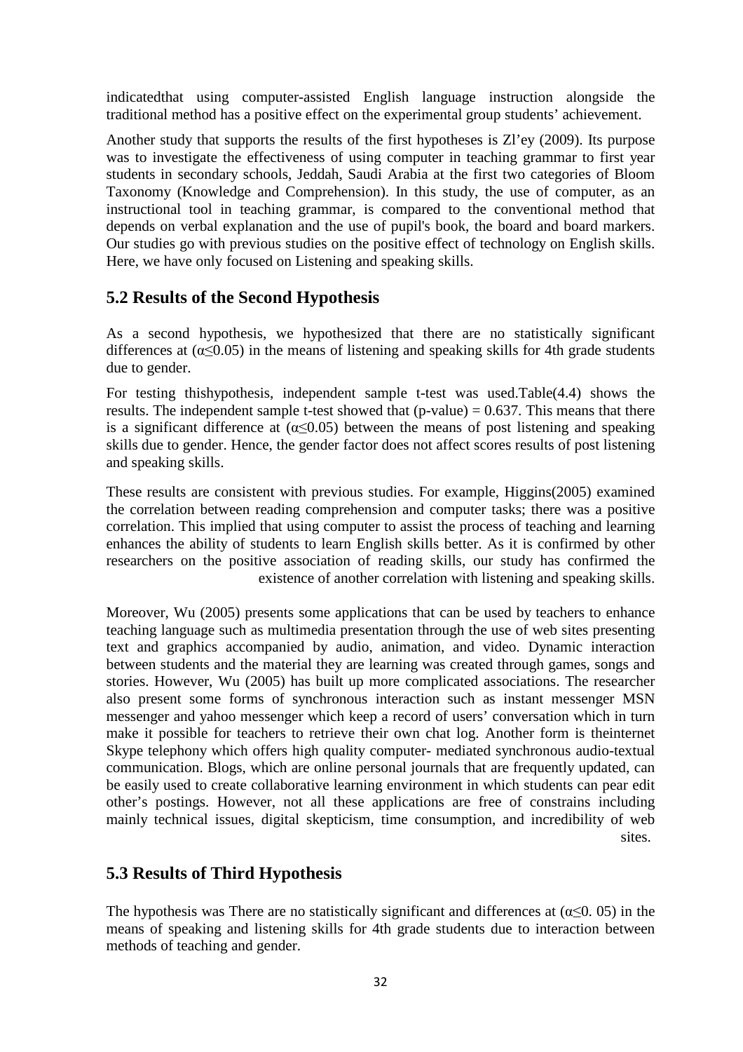indicatedthat using computer-assisted English language instruction alongside the traditional method has a positive effect on the experimental group students' achievement.

Another study that supports the results of the first hypotheses is Zl'ey (2009). Its purpose was to investigate the effectiveness of using computer in teaching grammar to first year students in secondary schools, Jeddah, Saudi Arabia at the first two categories of Bloom Taxonomy (Knowledge and Comprehension). In this study, the use of computer, as an instructional tool in teaching grammar, is compared to the conventional method that depends on verbal explanation and the use of pupil's book, the board and board markers. Our studies go with previous studies on the positive effect of technology on English skills. Here, we have only focused on Listening and speaking skills.

## 5.2 Results of the Second Hypothesis

As a second hypothesis, we hypothesized that there are no statistically significant differences at ($\alpha \leq 0.05$) in the means of listening and speaking skills for 4th grade students due to gender.

For testing thishypothesis, independent sample t-test was used.Table(4.4) shows the results. The independent sample t-test showed that (p-value) = 0.637. This means that there is a significant difference at ($\alpha \leq 0.05$) between the means of post listening and speaking skills due to gender. Hence, the gender factor does not affect scores results of post listening and speaking skills.

These results are consistent with previous studies. For example, Higgins(2005) examined the correlation between reading comprehension and computer tasks; there was a positive correlation. This implied that using computer to assist the process of teaching and learning enhances the ability of students to learn English skills better. As it is confirmed by other researchers on the positive association of reading skills, our study has confirmed the existence of another correlation with listening and speaking skills.

Moreover, Wu (2005) presents some applications that can be used by teachers to enhance teaching language such as multimedia presentation through the use of web sites presenting text and graphics accompanied by audio, animation, and video. Dynamic interaction between students and the material they are learning was created through games, songs and stories. However, Wu (2005) has built up more complicated associations. The researcher also present some forms of synchronous interaction such as instant messenger MSN messenger and yahoo messenger which keep a record of users' conversation which in turn make it possible for teachers to retrieve their own chat log. Another form is theinternet Skype telephony which offers high quality computer- mediated synchronous audio-textual communication. Blogs, which are online personal journals that are frequently updated, can be easily used to create collaborative learning environment in which students can pear edit other's postings. However, not all these applications are free of constrains including mainly technical issues, digital skepticism, time consumption, and incredibility of web sites.

## 5.3 Results of Third Hypothesis

The hypothesis was There are no statistically significant and differences at ($\alpha \leq 0.05$) in the means of speaking and listening skills for 4th grade students due to interaction between methods of teaching and gender.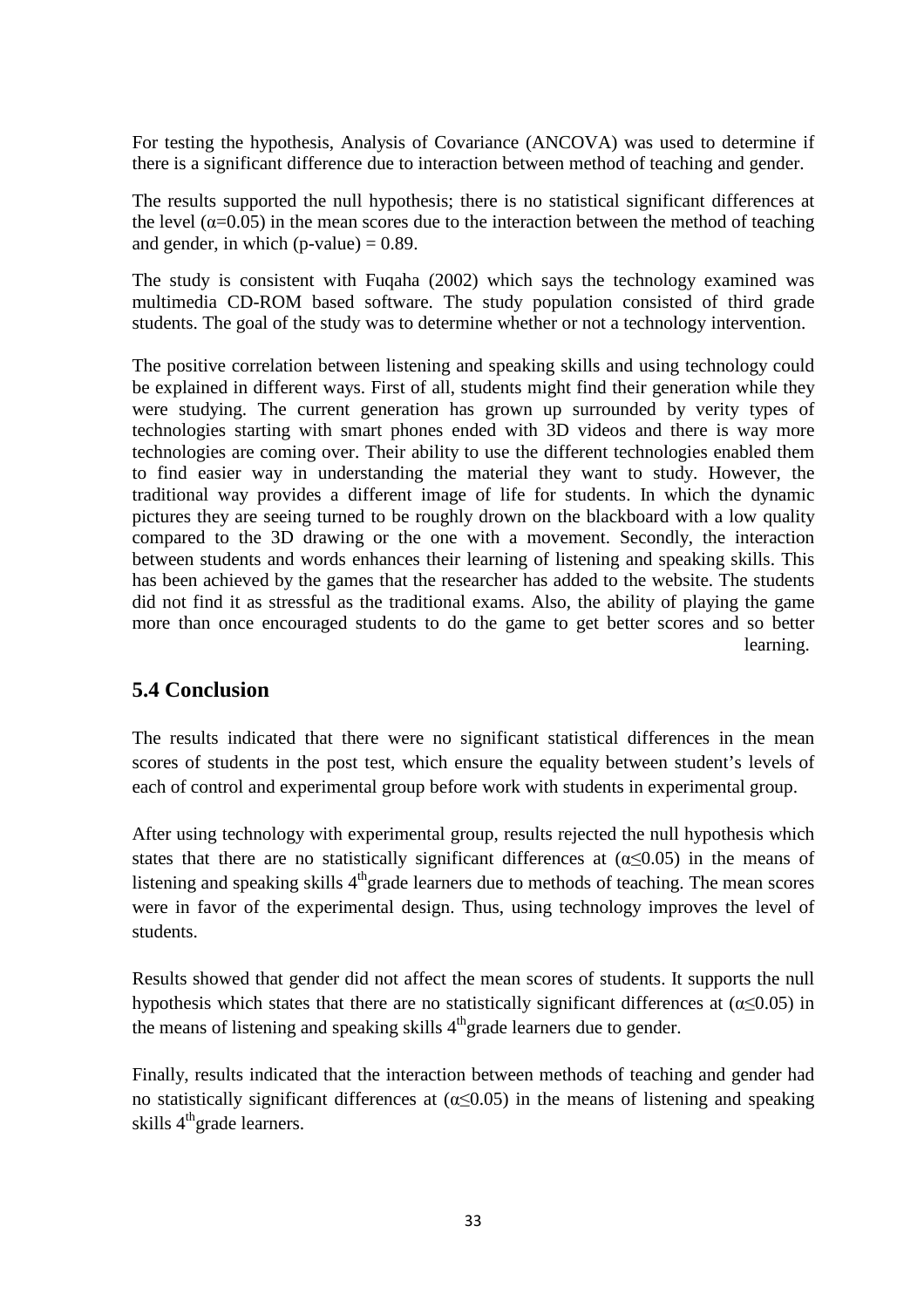For testing the hypothesis, Analysis of Covariance (ANCOVA) was used to determine if there is a significant difference due to interaction between method of teaching and gender.

The results supported the null hypothesis; there is no statistical significant differences at the level ($\alpha$=0.05) in the mean scores due to the interaction between the method of teaching and gender, in which (p-value) = 0.89.

The study is consistent with Fuqaha (2002) which says the technology examined was multimedia CD-ROM based software. The study population consisted of third grade students. The goal of the study was to determine whether or not a technology intervention.

The positive correlation between listening and speaking skills and using technology could be explained in different ways. First of all, students might find their generation while they were studying. The current generation has grown up surrounded by verity types of technologies starting with smart phones ended with 3D videos and there is way more technologies are coming over. Their ability to use the different technologies enabled them to find easier way in understanding the material they want to study. However, the traditional way provides a different image of life for students. In which the dynamic pictures they are seeing turned to be roughly drown on the blackboard with a low quality compared to the 3D drawing or the one with a movement. Secondly, the interaction between students and words enhances their learning of listening and speaking skills. This has been achieved by the games that the researcher has added to the website. The students did not find it as stressful as the traditional exams. Also, the ability of playing the game more than once encouraged students to do the game to get better scores and so better learning.

## 5.4 Conclusion

The results indicated that there were no significant statistical differences in the mean scores of students in the post test, which ensure the equality between student's levels of each of control and experimental group before work with students in experimental group.

After using technology with experimental group, results rejected the null hypothesis which states that there are no statistically significant differences at ($\alpha \leq 0.05$) in the means of listening and speaking skills 4th grade learners due to methods of teaching. The mean scores were in favor of the experimental design. Thus, using technology improves the level of students.

Results showed that gender did not affect the mean scores of students. It supports the null hypothesis which states that there are no statistically significant differences at ($\alpha \leq 0.05$) in the means of listening and speaking skills 4th grade learners due to gender.

Finally, results indicated that the interaction between methods of teaching and gender had no statistically significant differences at ($\alpha \leq 0.05$) in the means of listening and speaking skills 4th grade learners.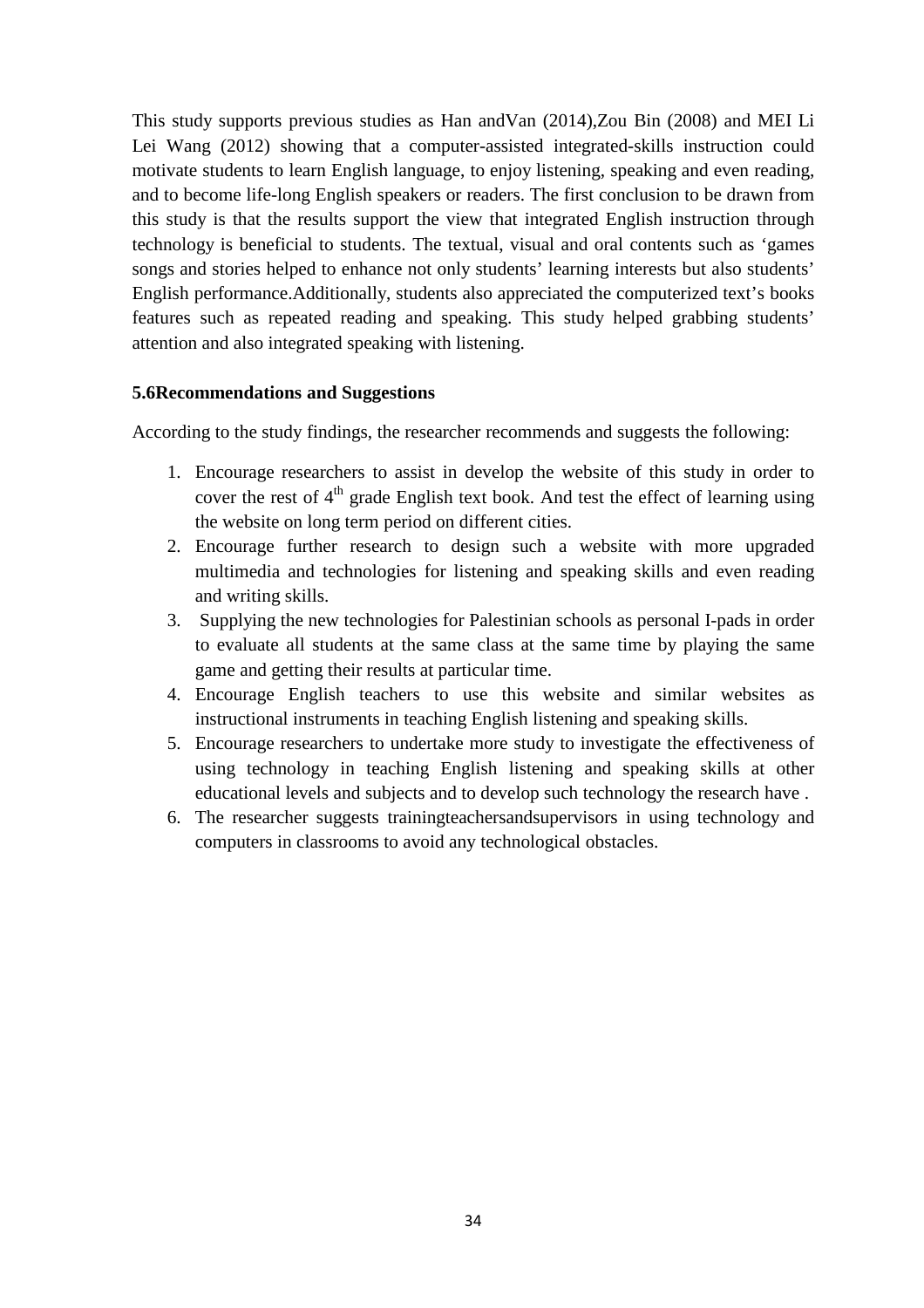This study supports previous studies as Han andVan (2014),Zou Bin (2008) and MEI Li Lei Wang (2012) showing that a computer-assisted integrated-skills instruction could motivate students to learn English language, to enjoy listening, speaking and even reading, and to become life-long English speakers or readers. The first conclusion to be drawn from this study is that the results support the view that integrated English instruction through technology is beneficial to students. The textual, visual and oral contents such as 'games songs and stories helped to enhance not only students' learning interests but also students' English performance.Additionally, students also appreciated the computerized text's books features such as repeated reading and speaking. This study helped grabbing students' attention and also integrated speaking with listening.

**5.6Recommendations and Suggestions**

According to the study findings, the researcher recommends and suggests the following:

1. Encourage researchers to assist in develop the website of this study in order to cover the rest of 4th grade English text book. And test the effect of learning using the website on long term period on different cities.
2. Encourage further research to design such a website with more upgraded multimedia and technologies for listening and speaking skills and even reading and writing skills.
3. Supplying the new technologies for Palestinian schools as personal I-pads in order to evaluate all students at the same class at the same time by playing the same game and getting their results at particular time.
4. Encourage English teachers to use this website and similar websites as instructional instruments in teaching English listening and speaking skills.
5. Encourage researchers to undertake more study to investigate the effectiveness of using technology in teaching English listening and speaking skills at other educational levels and subjects and to develop such technology the research have .
6. The researcher suggests trainingteachersandsupervisors in using technology and computers in classrooms to avoid any technological obstacles.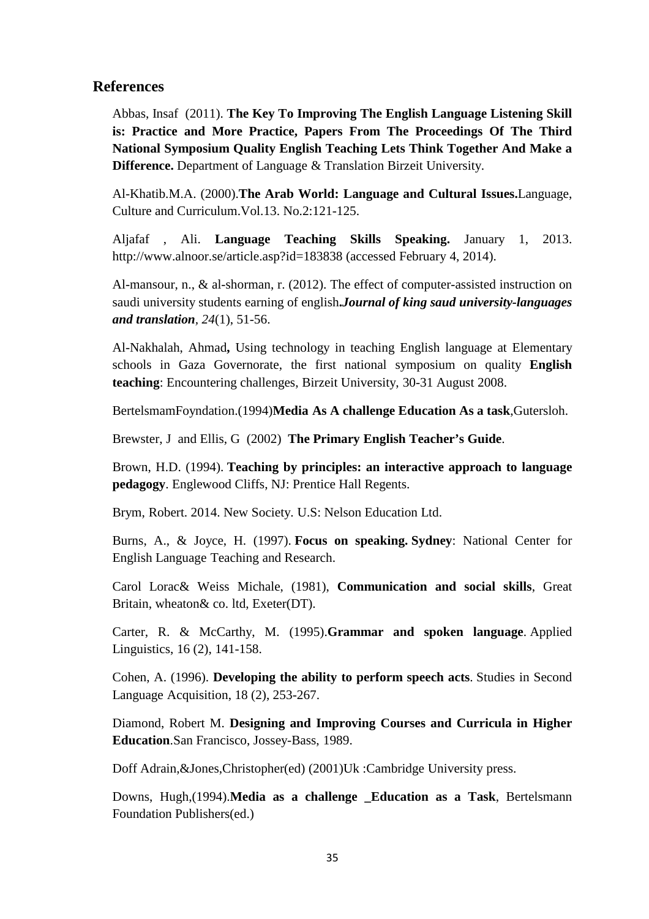## References

Abbas, Insaf (2011). **The Key To Improving The English Language Listening Skill is: Practice and More Practice, Papers From The Proceedings Of The Third National Symposium Quality English Teaching Lets Think Together And Make a Difference.** Department of Language & Translation Birzeit University.

Al-Khatib.M.A. (2000).**The Arab World: Language and Cultural Issues.**Language, Culture and Curriculum.Vol.13. No.2:121-125.

Aljafaf , Ali. **Language Teaching Skills Speaking.** January 1, 2013. http://www.alnoor.se/article.asp?id=183838 (accessed February 4, 2014).

Al-mansour, n., & al-shorman, r. (2012). The effect of computer-assisted instruction on saudi university students earning of english**.*Journal of king saud university-languages and translation*,** *24*(1), 51-56.

Al-Nakhalah, Ahmad**,** Using technology in teaching English language at Elementary schools in Gaza Governorate, the first national symposium on quality **English teaching**: Encountering challenges, Birzeit University, 30-31 August 2008.

BertelsmamFoyndation.(1994)**Media As A challenge Education As a task**,Gutersloh.

Brewster, J and Ellis, G (2002) **The Primary English Teacher's Guide**.

Brown, H.D. (1994). **Teaching by principles: an interactive approach to language pedagogy**. Englewood Cliffs, NJ: Prentice Hall Regents.

Brym, Robert. 2014. New Society. U.S: Nelson Education Ltd.

Burns, A., & Joyce, H. (1997). **Focus on speaking. Sydney**: National Center for English Language Teaching and Research.

Carol Lorac& Weiss Michale, (1981), **Communication and social skills**, Great Britain, wheaton& co. ltd, Exeter(DT).

Carter, R. & McCarthy, M. (1995).**Grammar and spoken language**. Applied Linguistics, 16 (2), 141-158.

Cohen, A. (1996). **Developing the ability to perform speech acts**. Studies in Second Language Acquisition, 18 (2), 253-267.

Diamond, Robert M. **Designing and Improving Courses and Curricula in Higher Education**.San Francisco, Jossey-Bass, 1989.

Doff Adrain,&Jones,Christopher(ed) (2001)Uk :Cambridge University press.

Downs, Hugh,(1994).**Media as a challenge _Education as a Task**, Bertelsmann Foundation Publishers(ed.)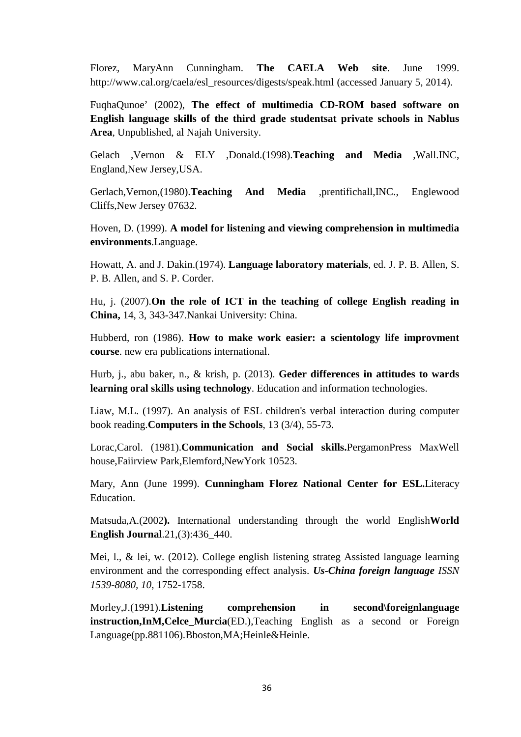Florez, MaryAnn Cunningham. **The CAELA Web site**. June 1999. http://www.cal.org/caela/esl_resources/digests/speak.html (accessed January 5, 2014).

FuqhaQunoe' (2002), **The effect of multimedia CD-ROM based software on English language skills of the third grade studentsat private schools in Nablus Area**, Unpublished, al Najah University.

Gelach ,Vernon & ELY ,Donald.(1998).**Teaching and Media** ,Wall.INC, England,New Jersey,USA.

Gerlach,Vernon,(1980).**Teaching And Media** ,prentifichall,INC., Englewood Cliffs,New Jersey 07632.

Hoven, D. (1999). **A model for listening and viewing comprehension in multimedia environments**.Language.

Howatt, A. and J. Dakin.(1974). **Language laboratory materials**, ed. J. P. B. Allen, S. P. B. Allen, and S. P. Corder.

Hu, j. (2007).**On the role of ICT in the teaching of college English reading in China,** 14, 3, 343-347.Nankai University: China.

Hubberd, ron (1986). **How to make work easier: a scientology life improvment course**. new era publications international.

Hurb, j., abu baker, n., & krish, p. (2013). **Geder differences in attitudes to wards learning oral skills using technology**. Education and information technologies.

Liaw, M.L. (1997). An analysis of ESL children's verbal interaction during computer book reading.**Computers in the Schools**, 13 (3/4), 55-73.

Lorac,Carol. (1981).**Communication and Social skills.**PergamonPress MaxWell house,Faiirview Park,Elemford,NewYork 10523.

Mary, Ann (June 1999). **Cunningham Florez National Center for ESL.**Literacy Education.

Matsuda,A.(2002**).** International understanding through the world English**World English Journal**.21,(3):436_440.

Mei, l., & lei, w. (2012). College english listening strateg Assisted language learning environment and the corresponding effect analysis. ***Us-China foreign language*** *ISSN 1539-8080, 10*, 1752-1758.

Morley,J.(1991).**Listening comprehension in second\foreignlanguage instruction,InM,Celce_Murcia**(ED.),Teaching English as a second or Foreign Language(pp.881106).Bboston,MA;Heinle&Heinle.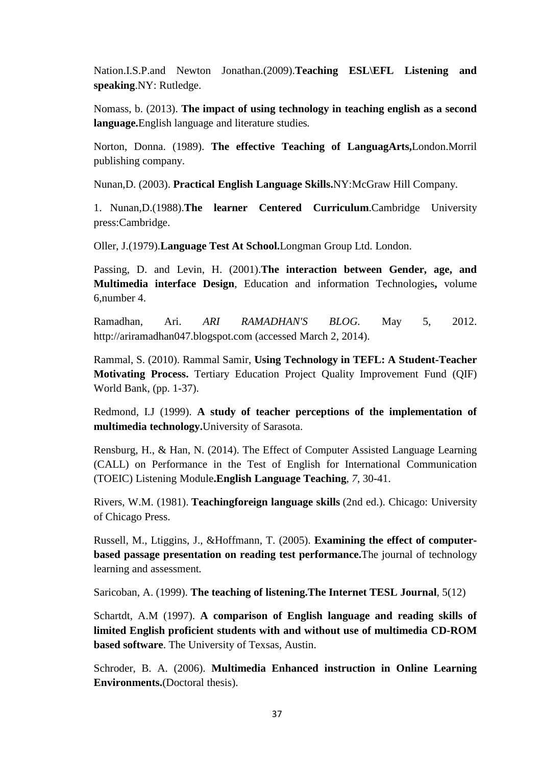Nation.I.S.P.and Newton Jonathan.(2009).**Teaching ESL\EFL Listening and speaking**.NY: Rutledge.

Nomass, b. (2013). **The impact of using technology in teaching english as a second language.**English language and literature studies.

Norton, Donna. (1989). **The effective Teaching of LanguagArts,**London.Morril publishing company.

Nunan,D. (2003). **Practical English Language Skills.**NY:McGraw Hill Company.

1. Nunan,D.(1988).**The learner Centered Curriculum**.Cambridge University press:Cambridge.

Oller, J.(1979).**Language Test At School.**Longman Group Ltd. London.

Passing, D. and Levin, H. (2001).**The interaction between Gender, age, and Multimedia interface Design**, Education and information Technologies**,** volume 6,number 4.

Ramadhan, Ari. *ARI RAMADHAN'S BLOG*. May 5, 2012. http://ariramadhan047.blogspot.com (accessed March 2, 2014).

Rammal, S. (2010). Rammal Samir, **Using Technology in TEFL: A Student-Teacher Motivating Process.** Tertiary Education Project Quality Improvement Fund (QIF) World Bank, (pp. 1-37).

Redmond, I.J (1999). **A study of teacher perceptions of the implementation of multimedia technology.**University of Sarasota.

Rensburg, H., & Han, N. (2014). The Effect of Computer Assisted Language Learning (CALL) on Performance in the Test of English for International Communication (TOEIC) Listening Module**.English Language Teaching**, *7*, 30-41.

Rivers, W.M. (1981). **Teachingforeign language skills** (2nd ed.). Chicago: University of Chicago Press.

Russell, M., Ltiggins, J., &Hoffmann, T. (2005). **Examining the effect of computer-based passage presentation on reading test performance.**The journal of technology learning and assessment.

Saricoban, A. (1999). **The teaching of listening.The Internet TESL Journal**, 5(12)

Schartdt, A.M (1997). **A comparison of English language and reading skills of limited English proficient students with and without use of multimedia CD-ROM based software**. The University of Texsas, Austin.

Schroder, B. A. (2006). **Multimedia Enhanced instruction in Online Learning Environments.**(Doctoral thesis).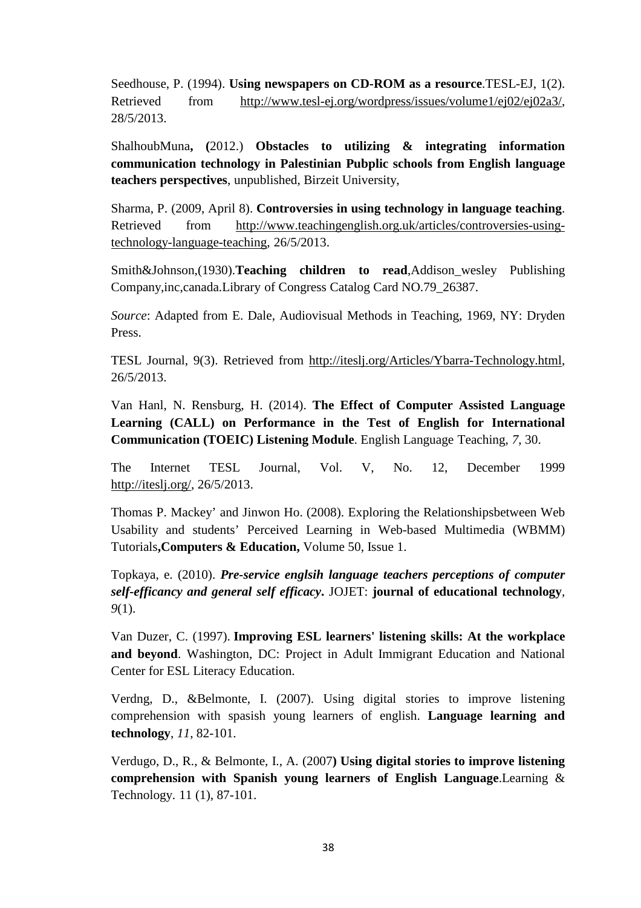Seedhouse, P. (1994). **Using newspapers on CD-ROM as a resource**.TESL-EJ, 1(2). Retrieved from http://www.tesl-ej.org/wordpress/issues/volume1/ej02/ej02a3/, 28/5/2013.

ShalhoubMuna**, (**2012.) **Obstacles to utilizing & integrating information communication technology in Palestinian Pubplic schools from English language teachers perspectives**, unpublished, Birzeit University,

Sharma, P. (2009, April 8). **Controversies in using technology in language teaching**. Retrieved from http://www.teachingenglish.org.uk/articles/controversies-using-technology-language-teaching, 26/5/2013.

Smith&Johnson,(1930).**Teaching children to read**,Addison_wesley Publishing Company,inc,canada.Library of Congress Catalog Card NO.79_26387.

*Source*: Adapted from E. Dale, Audiovisual Methods in Teaching, 1969, NY: Dryden Press.

TESL Journal, 9(3). Retrieved from http://iteslj.org/Articles/Ybarra-Technology.html, 26/5/2013.

Van Hanl, N. Rensburg, H. (2014). **The Effect of Computer Assisted Language Learning (CALL) on Performance in the Test of English for International Communication (TOEIC) Listening Module**. English Language Teaching, *7*, 30.

The Internet TESL Journal, Vol. V, No. 12, December 1999 http://iteslj.org/, 26/5/2013.

Thomas P. Mackey' and Jinwon Ho. (2008). Exploring the Relationshipsbetween Web Usability and students' Perceived Learning in Web-based Multimedia (WBMM) Tutorials**,Computers & Education,** Volume 50, Issue 1.

Topkaya, e. (2010). ***Pre-service englsih language teachers perceptions of computer self-efficancy and general self efficacy*.** JOJET: **journal of educational technology**, *9*(1).

Van Duzer, C. (1997). **Improving ESL learners' listening skills: At the workplace and beyond**. Washington, DC: Project in Adult Immigrant Education and National Center for ESL Literacy Education.

Verdng, D., &Belmonte, I. (2007). Using digital stories to improve listening comprehension with spasish young learners of english. **Language learning and technology**, *11*, 82-101.

Verdugo, D., R., & Belmonte, I., A. (2007**) Using digital stories to improve listening comprehension with Spanish young learners of English Language**.Learning & Technology. 11 (1), 87-101.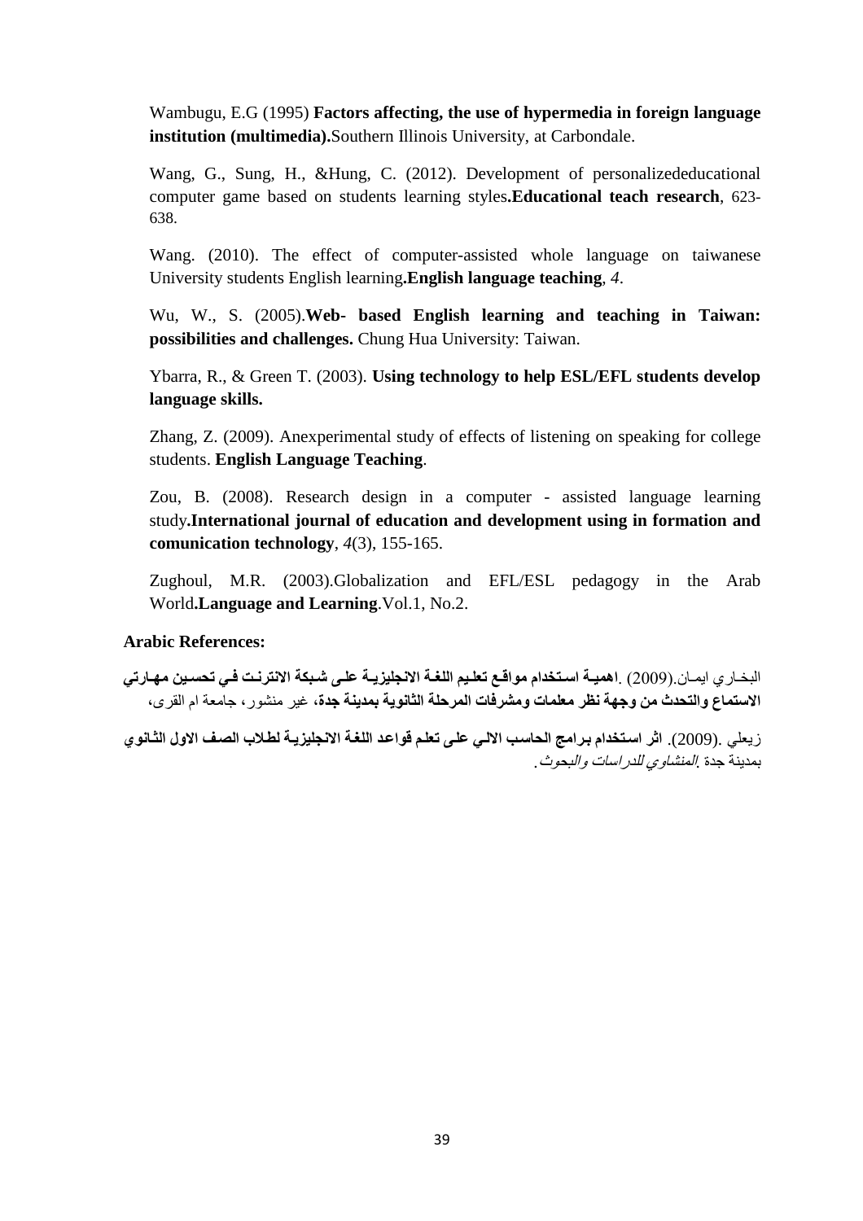Wambugu, E.G (1995) **Factors affecting, the use of hypermedia in foreign language institution (multimedia).**Southern Illinois University, at Carbondale.

Wang, G., Sung, H., &Hung, C. (2012). Development of personalizededucational computer game based on students learning styles**.Educational teach research**, 623-638.

Wang. (2010). The effect of computer-assisted whole language on taiwanese University students English learning**.English language teaching**, *4*.

Wu, W., S. (2005).**Web- based English learning and teaching in Taiwan: possibilities and challenges.** Chung Hua University: Taiwan.

Ybarra, R., & Green T. (2003). **Using technology to help ESL/EFL students develop language skills.**

Zhang, Z. (2009). Anexperimental study of effects of listening on speaking for college students. **English Language Teaching**.

Zou, B. (2008). Research design in a computer - assisted language learning study**.International journal of education and development using in formation and comunication technology**, *4*(3), 155-165.

Zughoul, M.R. (2003).Globalization and EFL/ESL pedagogy in the Arab World**.Language and Learning**.Vol.1, No.2.

**Arabic References:**

البخاري ايمان.(2009) .**اهمية استخدام مواقع تعليم اللغة الانجليزية على شبكة الانترنت في تحسين مهارتي الاستماع والتحدث من وجهة نظر معلمات ومشرفات المرحلة الثانوية بمدينة جدة،** غير منشور، جامعة ام القرى،

زيعلي .(2009). **اثر استخدام برامج الحاسب الالي على تعلم قواعد اللغة الانجليزية لطلاب الصف الاول الثانوي** بمدينة جدة .*المنشاوي للدراسات والبحوث*.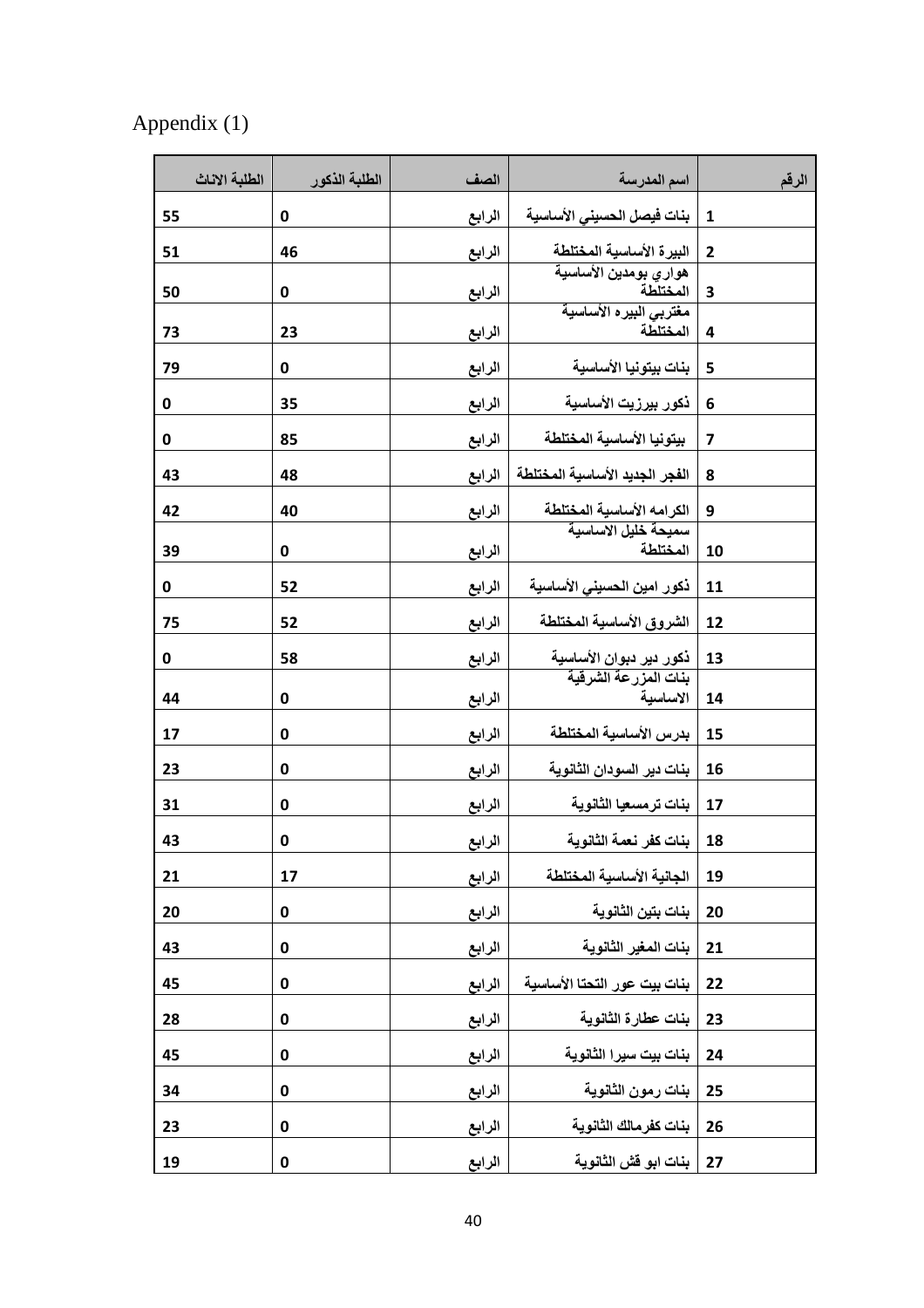Appendix (1)

| الرقم | اسم المدرسة | الصف | الطلبة الذكور | الطلبة الاناث |
|---|---|---|---|---|
| 1 | بنات فيصل الحسيني الأساسية | الرابع | 0 | 55 |
| 2 | البيرة الأساسية المختلطة | الرابع | 46 | 51 |
| 3 | هواري بومدين الأساسية المختلطة | الرابع | 0 | 50 |
| 4 | مغتربي البيره الأساسية المختلطة | الرابع | 23 | 73 |
| 5 | بنات بيتونيا الأساسية | الرابع | 0 | 79 |
| 6 | ذكور بيرزيت الأساسية | الرابع | 35 | 0 |
| 7 | بيتونيا الأساسية المختلطة | الرابع | 85 | 0 |
| 8 | الفجر الجديد الأساسية المختلطة | الرابع | 48 | 43 |
| 9 | الكرامه الأساسية المختلطة | الرابع | 40 | 42 |
| 10 | سميحة خليل الاساسية المختلطة | الرابع | 0 | 39 |
| 11 | ذكور امين الحسيني الأساسية | الرابع | 52 | 0 |
| 12 | الشروق الأساسية المختلطة | الرابع | 52 | 75 |
| 13 | ذكور دير دبوان الأساسية | الرابع | 58 | 0 |
| 14 | بنات المزرعة الشرقية الاساسية | الرابع | 0 | 44 |
| 15 | بدرس الأساسية المختلطة | الرابع | 0 | 17 |
| 16 | بنات دير السودان الثانوية | الرابع | 0 | 23 |
| 17 | بنات ترمسعيا الثانوية | الرابع | 0 | 31 |
| 18 | بنات كفر نعمة الثانوية | الرابع | 0 | 43 |
| 19 | الجانية الأساسية المختلطة | الرابع | 17 | 21 |
| 20 | بنات بتين الثانوية | الرابع | 0 | 20 |
| 21 | بنات المغير الثانوية | الرابع | 0 | 43 |
| 22 | بنات بيت عور التحتا الأساسية | الرابع | 0 | 45 |
| 23 | بنات عطارة الثانوية | الرابع | 0 | 28 |
| 24 | بنات بيت سيرا الثانوية | الرابع | 0 | 45 |
| 25 | بنات رمون الثانوية | الرابع | 0 | 34 |
| 26 | بنات كفرمالك الثانوية | الرابع | 0 | 23 |
| 27 | بنات ابو قش الثانوية | الرابع | 0 | 19 |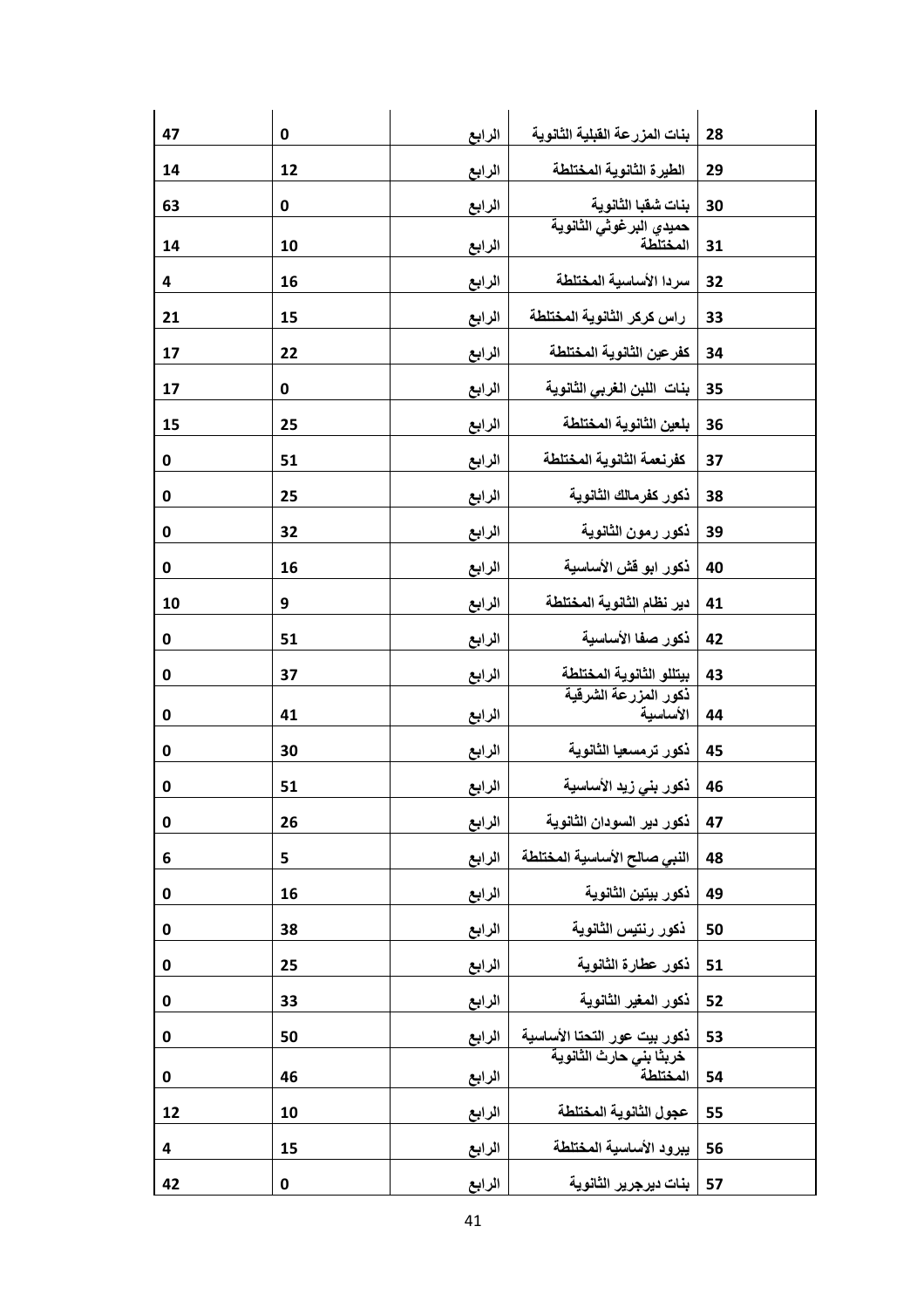| 28 | بنات المزرعة القبلية الثانوية | الرابع | 0 | 47 |
|---|---|---|---|---|
| 29 | الطيرة الثانوية المختلطة | الرابع | 12 | 14 |
| 30 | بنات شقبا الثانوية | الرابع | 0 | 63 |
| 31 | حميدي البرغوثي الثانوية المختلطة | الرابع | 10 | 14 |
| 32 | سردا الأساسية المختلطة | الرابع | 16 | 4 |
| 33 | راس كركر الثانوية المختلطة | الرابع | 15 | 21 |
| 34 | كفرعين الثانوية المختلطة | الرابع | 22 | 17 |
| 35 | بنات اللبن الغربي الثانوية | الرابع | 0 | 17 |
| 36 | بلعين الثانوية المختلطة | الرابع | 25 | 15 |
| 37 | كفرنعمة الثانوية المختلطة | الرابع | 51 | 0 |
| 38 | ذكور كفرمالك الثانوية | الرابع | 25 | 0 |
| 39 | ذكور رمون الثانوية | الرابع | 32 | 0 |
| 40 | ذكور ابو قش الأساسية | الرابع | 16 | 0 |
| 41 | دير نظام الثانوية المختلطة | الرابع | 9 | 10 |
| 42 | ذكور صفا الأساسية | الرابع | 51 | 0 |
| 43 | بيتللو الثانوية المختلطة | الرابع | 37 | 0 |
| 44 | ذكور المزرعة الشرقية الأساسية | الرابع | 41 | 0 |
| 45 | ذكور ترمسعيا الثانوية | الرابع | 30 | 0 |
| 46 | ذكور بني زيد الأساسية | الرابع | 51 | 0 |
| 47 | ذكور دير السودان الثانوية | الرابع | 26 | 0 |
| 48 | النبي صالح الأساسية المختلطة | الرابع | 5 | 6 |
| 49 | ذكور بيتين الثانوية | الرابع | 16 | 0 |
| 50 | ذكور رنتيس الثانوية | الرابع | 38 | 0 |
| 51 | ذكور عطارة الثانوية | الرابع | 25 | 0 |
| 52 | ذكور المغير الثانوية | الرابع | 33 | 0 |
| 53 | ذكور بيت عور التحتا الأساسية | الرابع | 50 | 0 |
| 54 | خربثا بني حارث الثانوية المختلطة | الرابع | 46 | 0 |
| 55 | عجول الثانوية المختلطة | الرابع | 10 | 12 |
| 56 | يبرود الأساسية المختلطة | الرابع | 15 | 4 |
| 57 | بنات ديرجرير الثانوية | الرابع | 0 | 42 |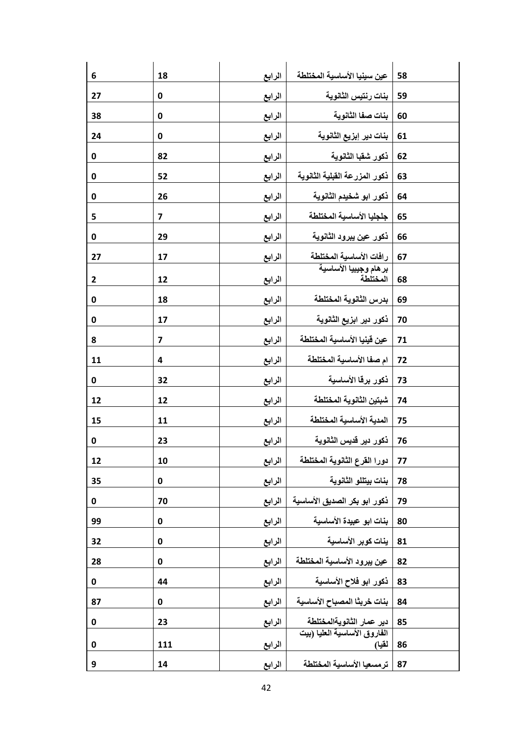| | | | | |
|---|---|---|---|---|
| 6 | 18 | الرابع | عين سينيا الأساسية المختلطة | 58 |
| 27 | 0 | الرابع | بنات رنتيس الثانوية | 59 |
| 38 | 0 | الرابع | بنات صفا الثانوية | 60 |
| 24 | 0 | الرابع | بنات دير إبزيع الثانوية | 61 |
| 0 | 82 | الرابع | ذكور شقبا الثانوية | 62 |
| 0 | 52 | الرابع | ذكور المزرعة القبلية الثانوية | 63 |
| 0 | 26 | الرابع | ذكور ابو شخيدم الثانوية | 64 |
| 5 | 7 | الرابع | جلجليا الأساسية المختلطة | 65 |
| 0 | 29 | الرابع | ذكور عين يبرود الثانوية | 66 |
| 27 | 17 | الرابع | رافات الأساسية المختلطة | 67 |
| 2 | 12 | الرابع | برهام وجيبيا الأساسية المختلطة | 68 |
| 0 | 18 | الرابع | بدرس الثانوية المختلطة | 69 |
| 0 | 17 | الرابع | ذكور دير ابزيع الثانوية | 70 |
| 8 | 7 | الرابع | عين قينيا الأساسية المختلطة | 71 |
| 11 | 4 | الرابع | ام صفا الأساسية المختلطة | 72 |
| 0 | 32 | الرابع | ذكور برقا الأساسية | 73 |
| 12 | 12 | الرابع | شبتين الثانوية المختلطة | 74 |
| 15 | 11 | الرابع | المدية الأساسية المختلطة | 75 |
| 0 | 23 | الرابع | ذكور دير قديس الثانوية | 76 |
| 12 | 10 | الرابع | دورا القرع الثانوية المختلطة | 77 |
| 35 | 0 | الرابع | بنات بيتللو الثانوية | 78 |
| 0 | 70 | الرابع | ذكور ابو بكر الصديق الأساسية | 79 |
| 99 | 0 | الرابع | بنات ابو عبيدة الأساسية | 80 |
| 32 | 0 | الرابع | بنات كوبر الأساسية | 81 |
| 28 | 0 | الرابع | عين يبرود الأساسية المختلطة | 82 |
| 0 | 44 | الرابع | ذكور ابو فلاح الأساسية | 83 |
| 87 | 0 | الرابع | بنات خربثا المصباح الأساسية | 84 |
| 0 | 23 | الرابع | دير عمار الثانويةالمختلطة | 85 |
| 0 | 111 | الرابع | الفاروق الأساسية العليا (بيت لقيا) | 86 |
| 9 | 14 | الرابع | ترمسعيا الأساسية المختلطة | 87 |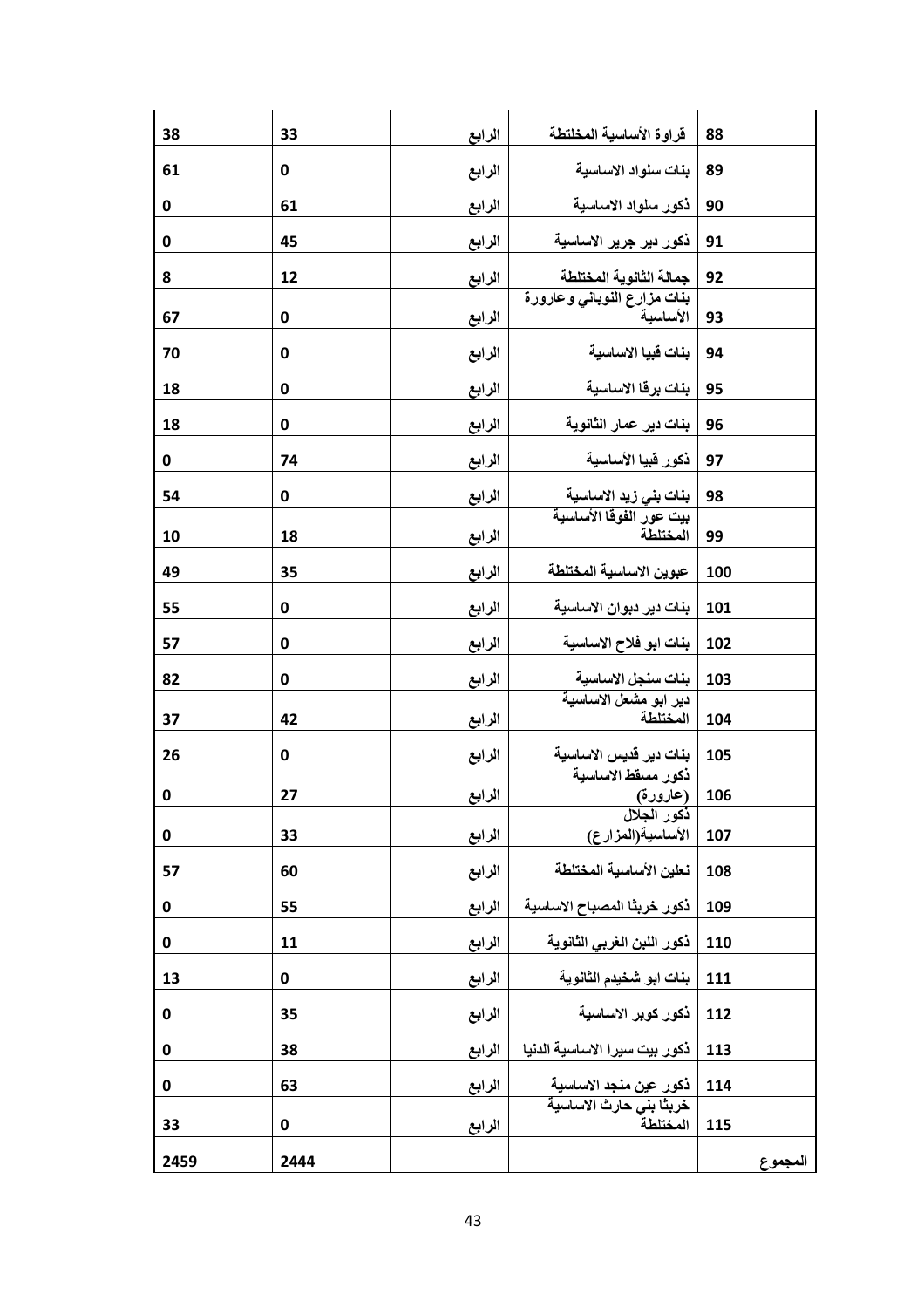| المجموع | | | | | |
|---|---|---|---|---|---|
| | 88 | قراوة الأساسية المخلتطة | الرابع | 33 | 38 |
| | 89 | بنات سلواد الاساسية | الرابع | 0 | 61 |
| | 90 | ذكور سلواد الاساسية | الرابع | 61 | 0 |
| | 91 | ذكور دير جرير الاساسية | الرابع | 45 | 0 |
| | 92 | جمالة الثانوية المختلطة | الرابع | 12 | 8 |
| | 93 | بنات مزارع النوباني وعارورة الأساسية | الرابع | 0 | 67 |
| | 94 | بنات قبيا الاساسية | الرابع | 0 | 70 |
| | 95 | بنات برقا الاساسية | الرابع | 0 | 18 |
| | 96 | بنات دير عمار الثانوية | الرابع | 0 | 18 |
| | 97 | ذكور قبيا الأساسية | الرابع | 74 | 0 |
| | 98 | بنات بني زيد الاساسية | الرابع | 0 | 54 |
| | 99 | بيت عور الفوقا الأساسية المختلطة | الرابع | 18 | 10 |
| | 100 | عبوين الاساسية المختلطة | الرابع | 35 | 49 |
| | 101 | بنات دير دبوان الاساسية | الرابع | 0 | 55 |
| | 102 | بنات ابو فلاح الاساسية | الرابع | 0 | 57 |
| | 103 | بنات سنجل الاساسية | الرابع | 0 | 82 |
| | 104 | دير ابو مشعل الاساسية المختلطة | الرابع | 42 | 37 |
| | 105 | بنات دير قديس الاساسية | الرابع | 0 | 26 |
| | 106 | ذكور مسقط الاساسية (عارورة) | الرابع | 27 | 0 |
| | 107 | ذكور الجلال الأساسية(المزارع) | الرابع | 33 | 0 |
| | 108 | نعلين الأساسية المختلطة | الرابع | 60 | 57 |
| | 109 | ذكور خربثا المصباح الاساسية | الرابع | 55 | 0 |
| | 110 | ذكور اللبن الغربي الثانوية | الرابع | 11 | 0 |
| | 111 | بنات ابو شخيدم الثانوية | الرابع | 0 | 13 |
| | 112 | ذكور كوبر الاساسية | الرابع | 35 | 0 |
| | 113 | ذكور بيت سيرا الاساسية الدنيا | الرابع | 38 | 0 |
| | 114 | ذكور عين منجد الاساسية | الرابع | 63 | 0 |
| | 115 | خربثا بني حارث الاساسية المختلطة | الرابع | 0 | 33 |
| المجموع | | | | 2444 | 2459 |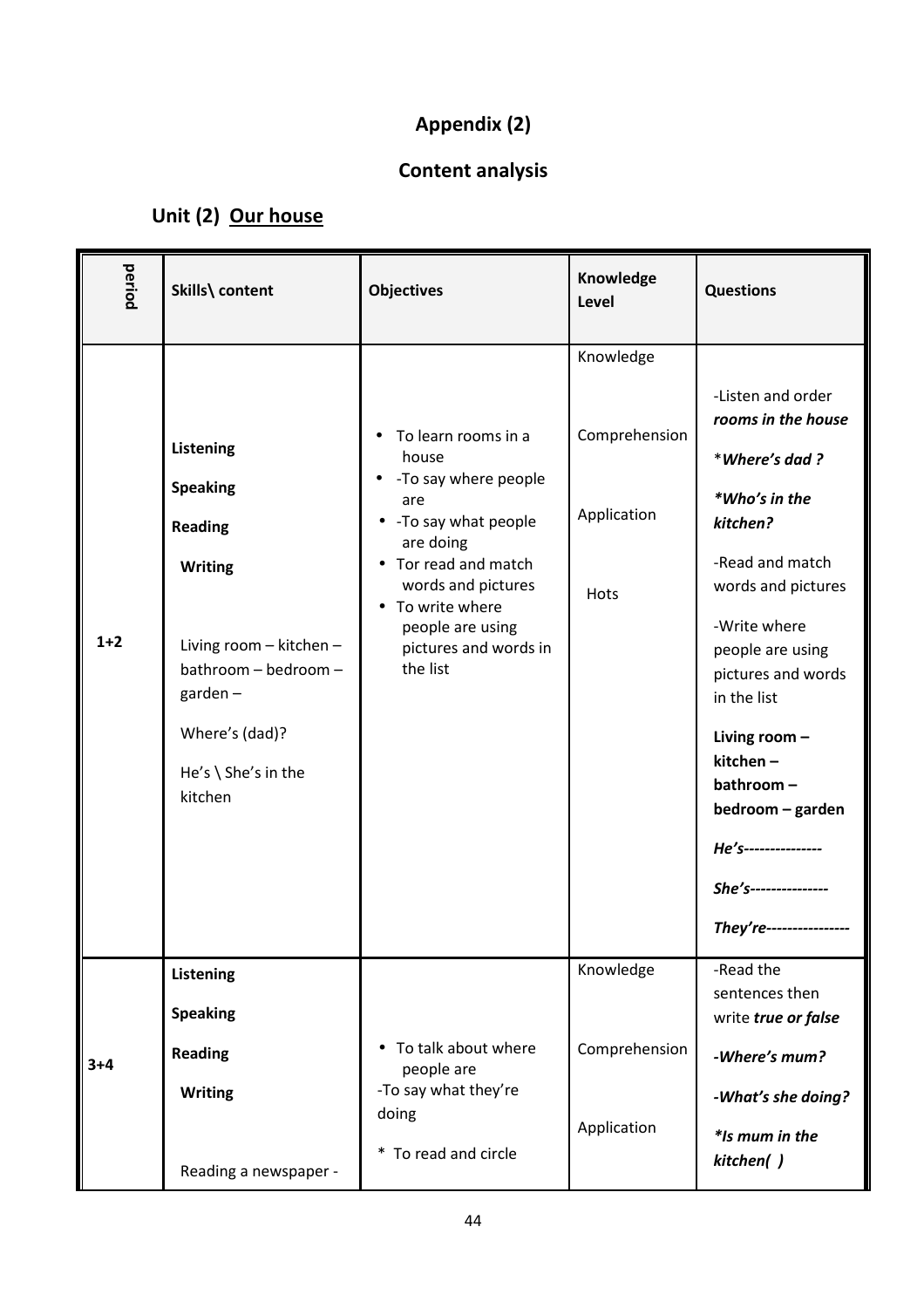# Appendix (2)

## Content analysis

### Unit (2) <u>Our house</u>

| period | Skills\ content | Objectives | Knowledge Level | Questions |
|---|---|---|---|---|
| 1+2 | **Listening**<br>**Speaking**<br>**Reading**<br>**Writing**<br>Living room – kitchen – bathroom – bedroom – garden –<br>Where's (dad)?<br>He's \ She's in the kitchen | • To learn rooms in a house<br>• -To say where people are<br>• -To say what people are doing<br>• Tor read and match words and pictures<br>• To write where people are using pictures and words in the list | Knowledge<br>Comprehension<br>Application<br>Hots | -Listen and order ***rooms in the house***<br>****Where's dad ?***<br>****Who's in the kitchen?***<br>-Read and match words and pictures<br>-Write where people are using pictures and words in the list<br>**Living room – kitchen – bathroom – bedroom – garden**<br>***He's---------------***<br>***She's---------------***<br>***They're----------------*** |
| 3+4 | **Listening**<br>**Speaking**<br>**Reading**<br>**Writing**<br>Reading a newspaper - | • To talk about where people are<br>-To say what they're doing<br>* To read and circle | Knowledge<br>Comprehension<br>Application | -Read the sentences then write ***true or false***<br>***-Where's mum?***<br>***-What's she doing?***<br>****Is mum in the kitchen( )*** |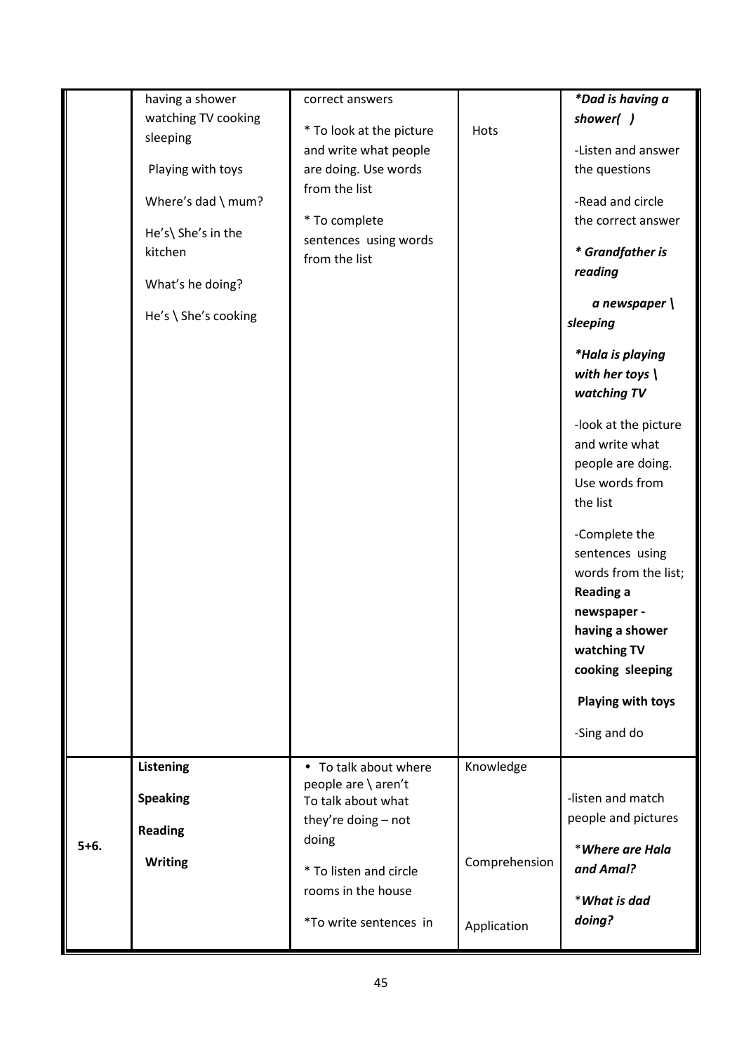| | | | | |
|---|---|---|---|---|
| | having a shower<br>watching TV cooking<br>sleeping<br><br>Playing with toys<br><br>Where's dad \ mum?<br><br>He's\ She's in the kitchen<br><br>What's he doing?<br><br>He's \ She's cooking | correct answers<br><br>* To look at the picture and write what people are doing. Use words from the list<br><br>* To complete sentences using words from the list | Hots | ***Dad is having a shower( )***<br><br>-Listen and answer the questions<br><br>-Read and circle the correct answer<br><br>***\* Grandfather is reading***<br><br>***a newspaper \ sleeping***<br><br>***\*Hala is playing with her toys \ watching TV***<br><br>-look at the picture and write what people are doing. Use words from the list<br><br>-Complete the sentences using words from the list; **Reading a newspaper - having a shower watching TV cooking sleeping**<br><br>**Playing with toys**<br><br>-Sing and do |
| 5+6. | **Listening**<br><br>**Speaking**<br><br>**Reading**<br><br>**Writing** | • To talk about where people are \ aren't To talk about what they're doing – not doing<br><br>* To listen and circle rooms in the house<br><br>*To write sentences in | Knowledge<br><br>Comprehension<br><br>Application | -listen and match people and pictures<br><br>****Where are Hala and Amal?***<br><br>****What is dad doing?*** |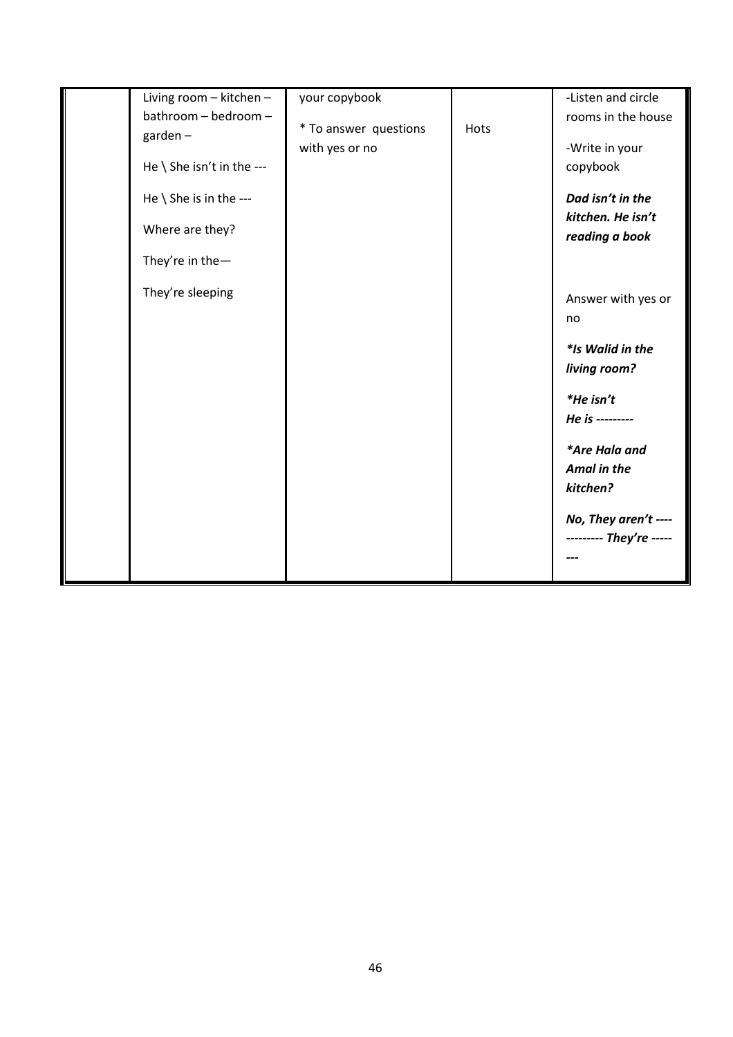|  | Living room – kitchen – bathroom – bedroom – garden –<br><br>He \ She isn't in the ---<br><br>He \ She is in the ---<br><br>Where are they?<br><br>They're in the—<br><br>They're sleeping | your copybook<br><br>* To answer questions with yes or no | Hots | -Listen and circle rooms in the house<br><br>-Write in your copybook<br><br>***Dad isn't in the kitchen. He isn't reading a book***<br><br>Answer with yes or no<br><br>***\*Is Walid in the living room?***<br><br>***\*He isn't***<br>***He is ---------***<br><br>***\*Are Hala and Amal in the kitchen?***<br><br>***No, They aren't ---- --------- They're -------*** |
|---|---|---|---|---|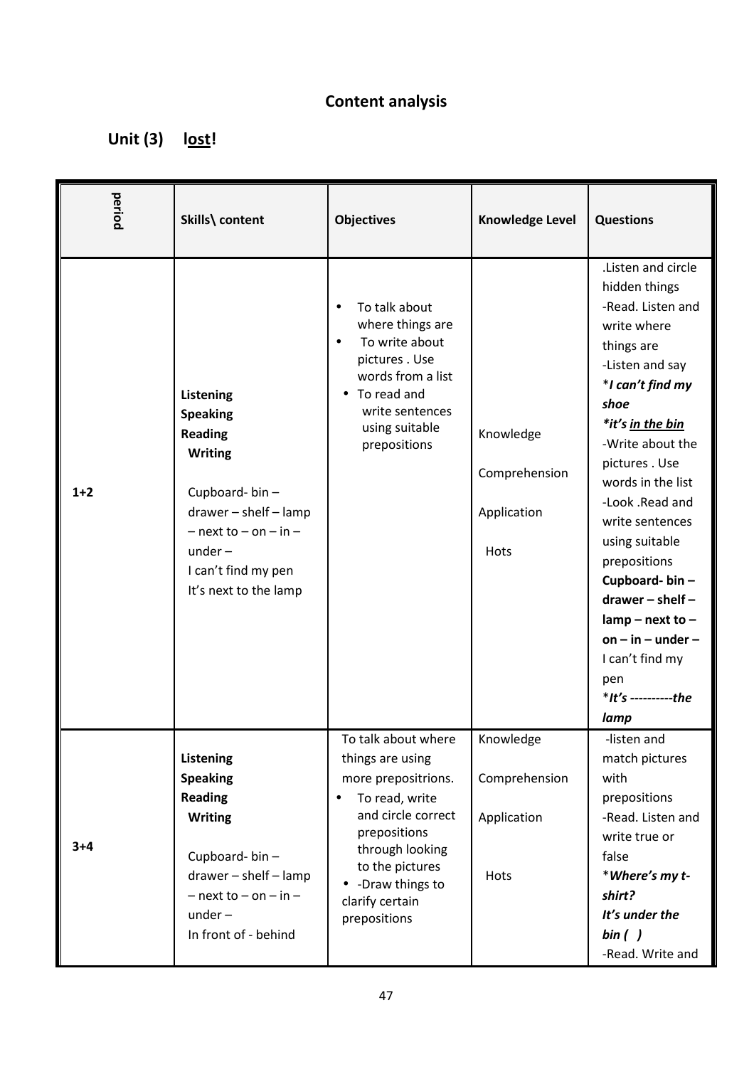# Content analysis

## Unit (3) lost!

| period | Skills\ content | Objectives | Knowledge Level | Questions |
|---|---|---|---|---|
| 1+2 | **Listening**<br>**Speaking**<br>**Reading**<br>**Writing**<br><br>Cupboard- bin – drawer – shelf – lamp – next to – on – in – under –<br>I can't find my pen<br>It's next to the lamp | • To talk about where things are<br>• To write about pictures . Use words from a list<br>• To read and write sentences using suitable prepositions | Knowledge<br><br>Comprehension<br><br>Application<br><br>Hots | .Listen and circle hidden things<br>-Read. Listen and write where things are<br>-Listen and say<br>****I can't find my shoe***<br>****it's <u>in the bin</u>***<br>-Write about the pictures . Use words in the list<br>-Look .Read and write sentences using suitable prepositions<br>**Cupboard- bin – drawer – shelf – lamp – next to – on – in – under –**<br>I can't find my pen<br>****It's ----------the lamp*** |
| 3+4 | **Listening**<br>**Speaking**<br>**Reading**<br>**Writing**<br><br>Cupboard- bin – drawer – shelf – lamp – next to – on – in – under –<br>In front of - behind | To talk about where things are using more prepositrions.<br>• To read, write and circle correct prepositions through looking to the pictures<br>• -Draw things to clarify certain prepositions | Knowledge<br><br>Comprehension<br><br>Application<br><br>Hots | -listen and match pictures with prepositions<br>-Read. Listen and write true or false<br>****Where's my t-shirt?***<br>***It's under the bin ( )***<br>-Read. Write and |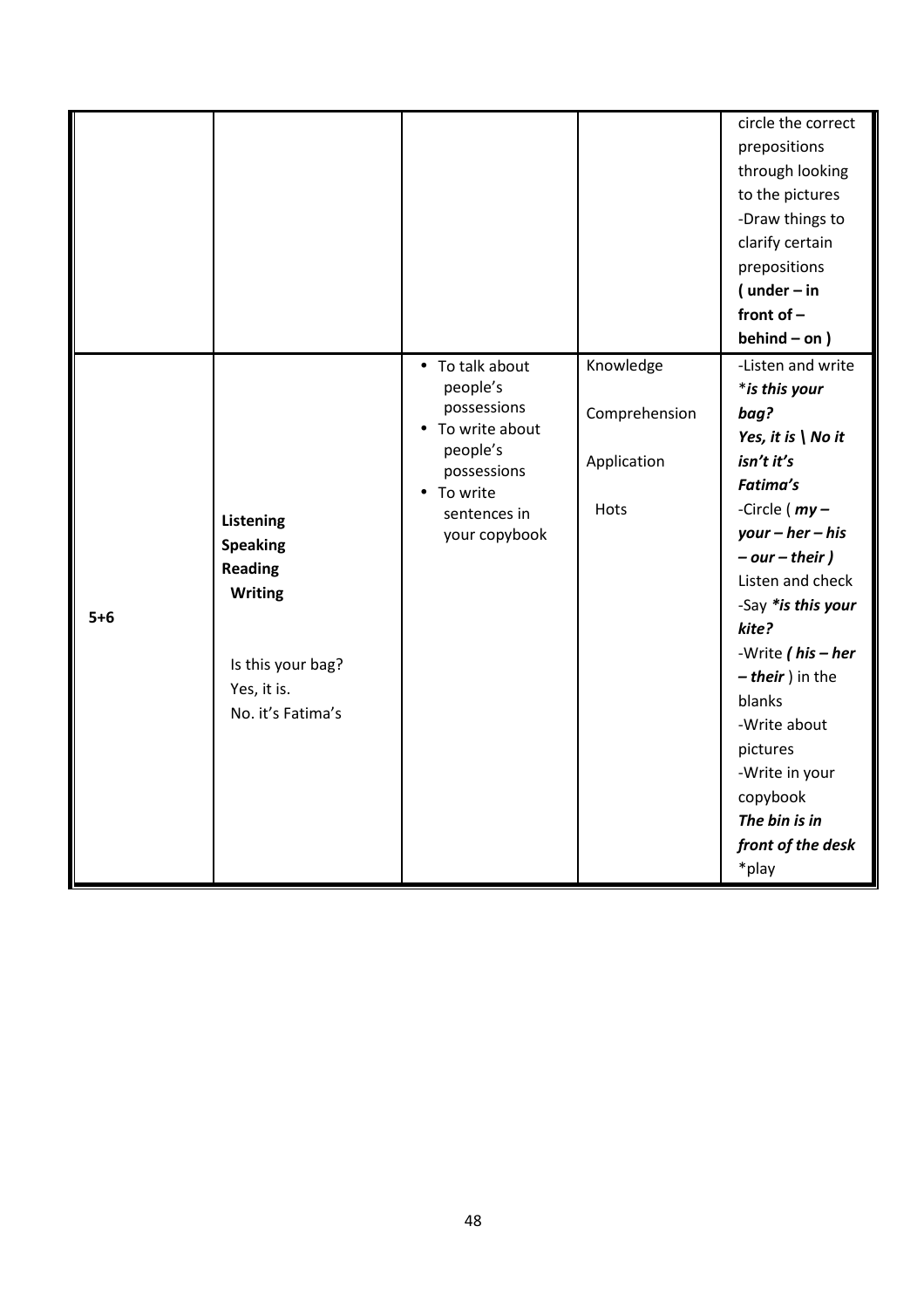| | | | | |
|---|---|---|---|---|
| | | | | circle the correct prepositions through looking to the pictures<br>-Draw things to clarify certain prepositions<br>**( under – in front of – behind – on )** |
| 5+6 | **Listening**<br>**Speaking**<br>**Reading**<br>**Writing**<br><br>Is this your bag?<br>Yes, it is.<br>No. it's Fatima's | • To talk about people's possessions<br>• To write about people's possessions<br>• To write sentences in your copybook | Knowledge<br><br>Comprehension<br><br>Application<br><br>Hots | -Listen and write<br>**\****is this your bag?***<br>***Yes, it is \ No it isn't it's Fatima's***<br>-Circle ( ***my – your – her – his – our – their )***<br>Listen and check<br>-Say ***\*is this your kite?***<br>-Write ***( his – her – their*** ) in the blanks<br>-Write about pictures<br>-Write in your copybook<br>***The bin is in front of the desk***<br>*play |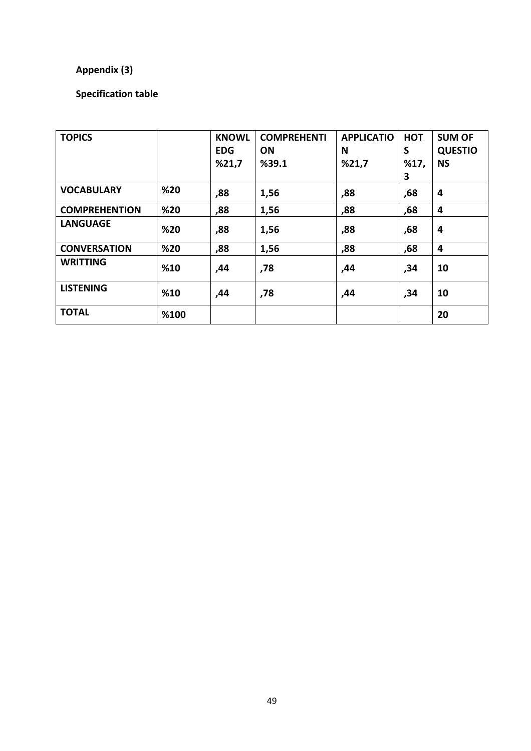**Appendix (3)**

**Specification table**

| TOPICS | | KNOWLEDG %21,7 | COMPREHENTION %39.1 | APPLICATION %21,7 | HOTS %17,3 | SUM OF QUESTIONS |
|---|---|---|---|---|---|---|
| VOCABULARY | %20 | ,88 | 1,56 | ,88 | ,68 | 4 |
| COMPREHENTION | %20 | ,88 | 1,56 | ,88 | ,68 | 4 |
| LANGUAGE | %20 | ,88 | 1,56 | ,88 | ,68 | 4 |
| CONVERSATION | %20 | ,88 | 1,56 | ,88 | ,68 | 4 |
| WRITTING | %10 | ,44 | ,78 | ,44 | ,34 | 10 |
| LISTENING | %10 | ,44 | ,78 | ,44 | ,34 | 10 |
| TOTAL | %100 | | | | | 20 |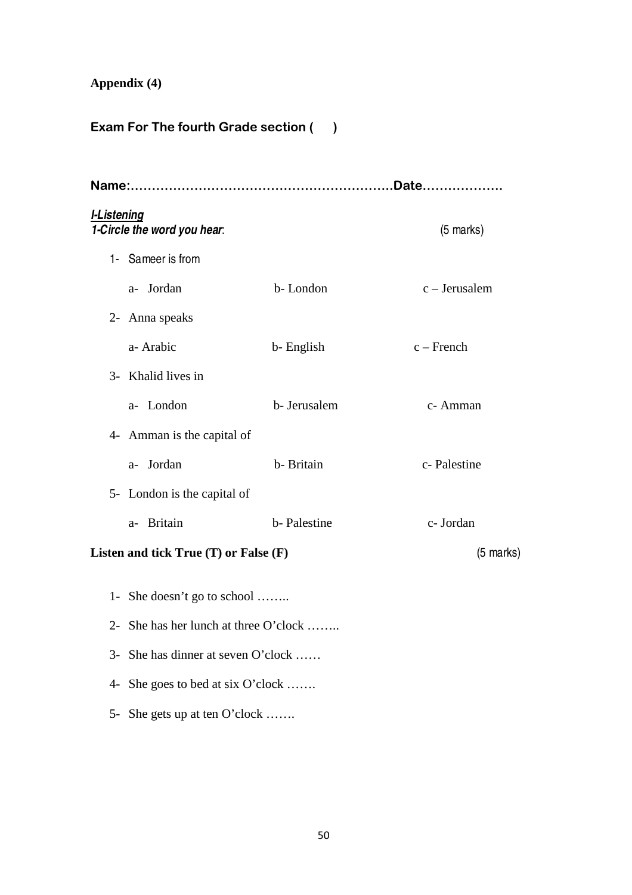**Appendix (4)**

**Exam For The fourth Grade section (      )**

**Name:……………………………………………………Date………………**

***I-Listening***

***1-Circle the word you hear*:** (5 marks)

1- Sameer is from

   a- Jordan  b- London  c – Jerusalem

2- Anna speaks

   a- Arabic  b- English  c – French

3- Khalid lives in

   a- London  b- Jerusalem  c- Amman

4- Amman is the capital of

   a- Jordan  b- Britain  c- Palestine

5- London is the capital of

   a- Britain  b- Palestine  c- Jordan

**Listen and tick True (T) or False (F)** (5 marks)

1- She doesn't go to school ……..
2- She has her lunch at three O'clock ……..
3- She has dinner at seven O'clock ……
4- She goes to bed at six O'clock …….
5- She gets up at ten O'clock …….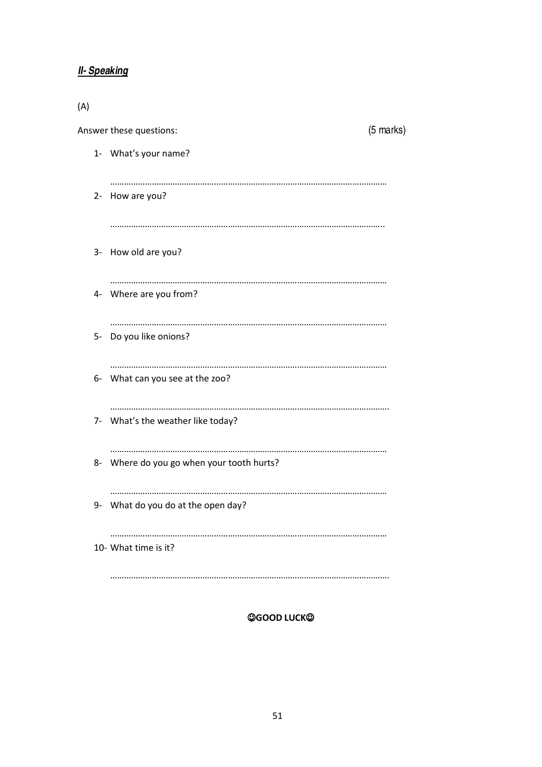## ***II- Speaking***

(A)

Answer these questions: (5 marks)

1- What's your name?

……………………………………………………………………………………………………

2- How are you?

……………………………………………………………………………………………………

3- How old are you?

……………………………………………………………………………………………………

4- Where are you from?

……………………………………………………………………………………………………

5- Do you like onions?

……………………………………………………………………………………………………

6- What can you see at the zoo?

……………………………………………………………………………………………………

7- What's the weather like today?

……………………………………………………………………………………………………

8- Where do you go when your tooth hurts?

……………………………………………………………………………………………………

9- What do you do at the open day?

……………………………………………………………………………………………………

10- What time is it?

……………………………………………………………………………………………………

**☺GOOD LUCK☺**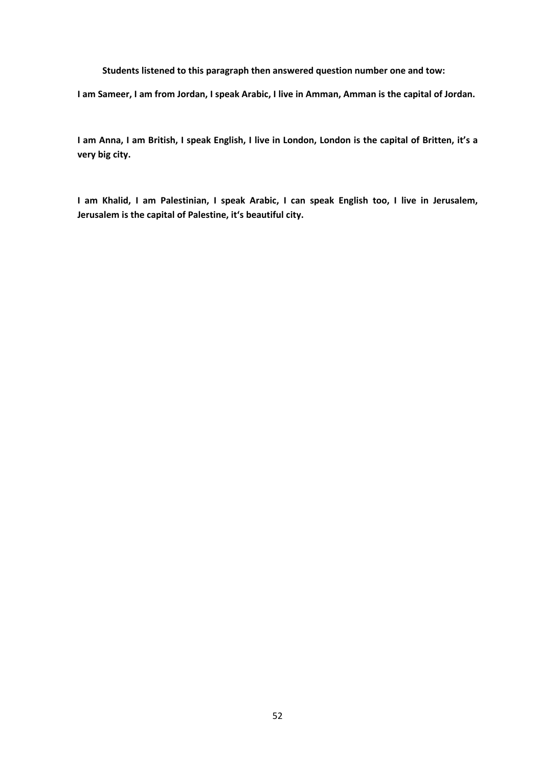**Students listened to this paragraph then answered question number one and tow:**

**I am Sameer, I am from Jordan, I speak Arabic, I live in Amman, Amman is the capital of Jordan.**

**I am Anna, I am British, I speak English, I live in London, London is the capital of Britten, it's a very big city.**

**I am Khalid, I am Palestinian, I speak Arabic, I can speak English too, I live in Jerusalem, Jerusalem is the capital of Palestine, it's beautiful city.**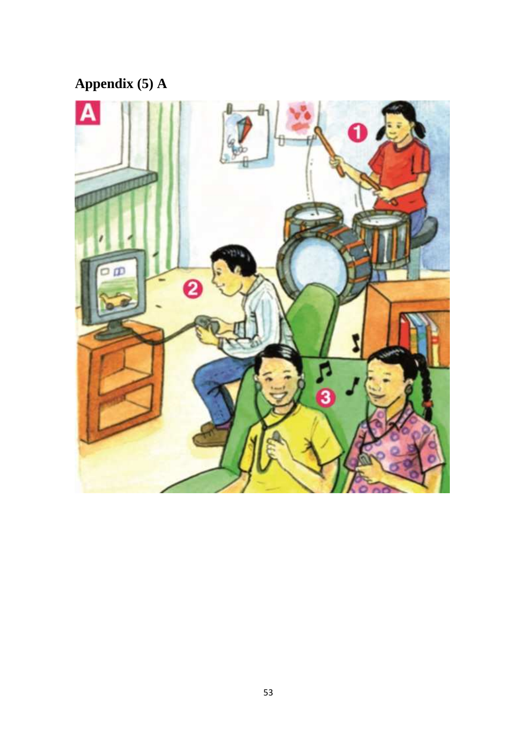**Appendix (5) A**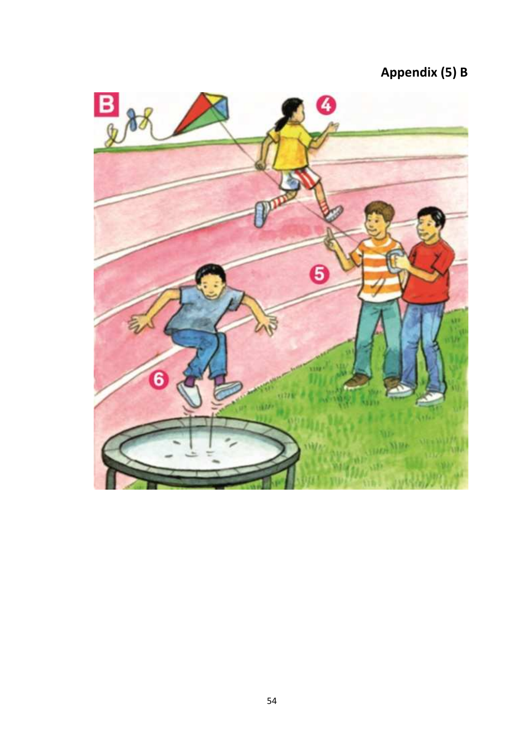**Appendix (5) B**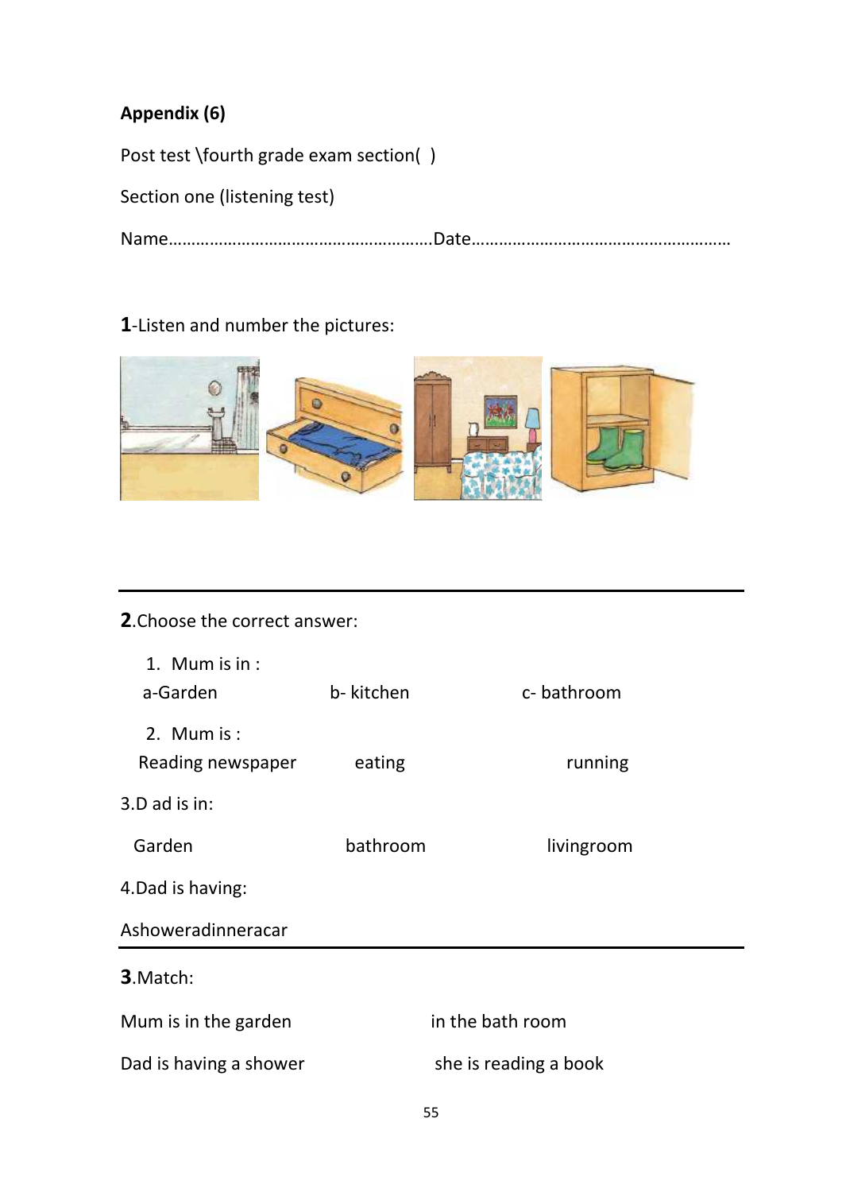**Appendix (6)**

Post test \fourth grade exam section( )

Section one (listening test)

Name………………………………………………….Date…………………………………………………

**1**-Listen and number the pictures:

---

**2**.Choose the correct answer:

1. Mum is in :

a-Garden    b- kitchen    c- bathroom

2. Mum is :

Reading newspaper    eating    running

3.D ad is in:

Garden    bathroom    livingroom

4.Dad is having:

Ashoweradinneracar

---

**3**.Match:

Mum is in the garden    in the bath room

Dad is having a shower    she is reading a book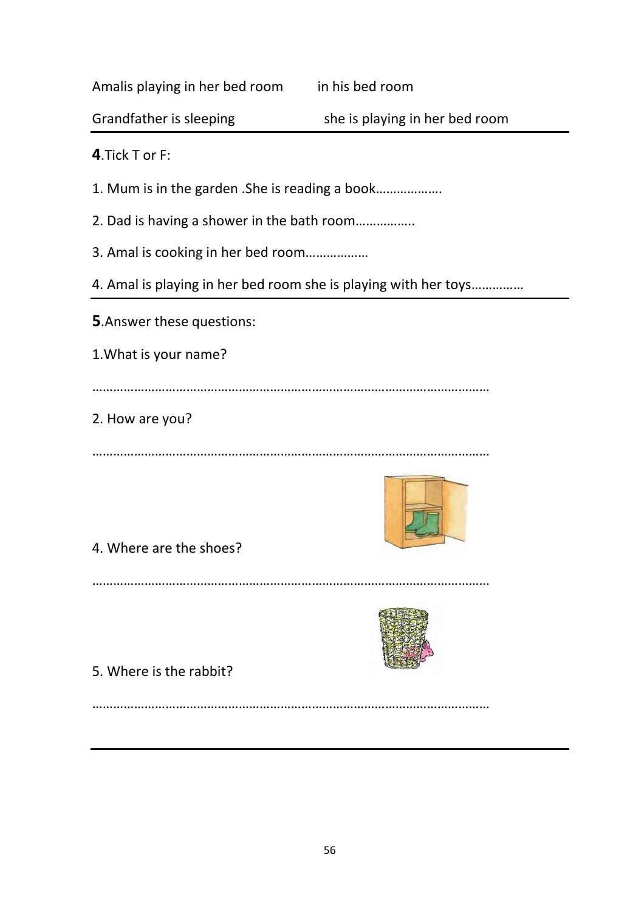| | |
|---|---|
| Amalis playing in her bed room | in his bed room |
| Grandfather is sleeping | she is playing in her bed room |

---

**4**.Tick T or F:

1. Mum is in the garden .She is reading a book……………….
2. Dad is having a shower in the bath room…………….
3. Amal is cooking in her bed room………………
4. Amal is playing in her bed room she is playing with her toys……………

---

**5**.Answer these questions:

1.What is your name?

……………………………………………………………………………………………………

2. How are you?

……………………………………………………………………………………………………

4. Where are the shoes?

……………………………………………………………………………………………………

5. Where is the rabbit?

……………………………………………………………………………………………………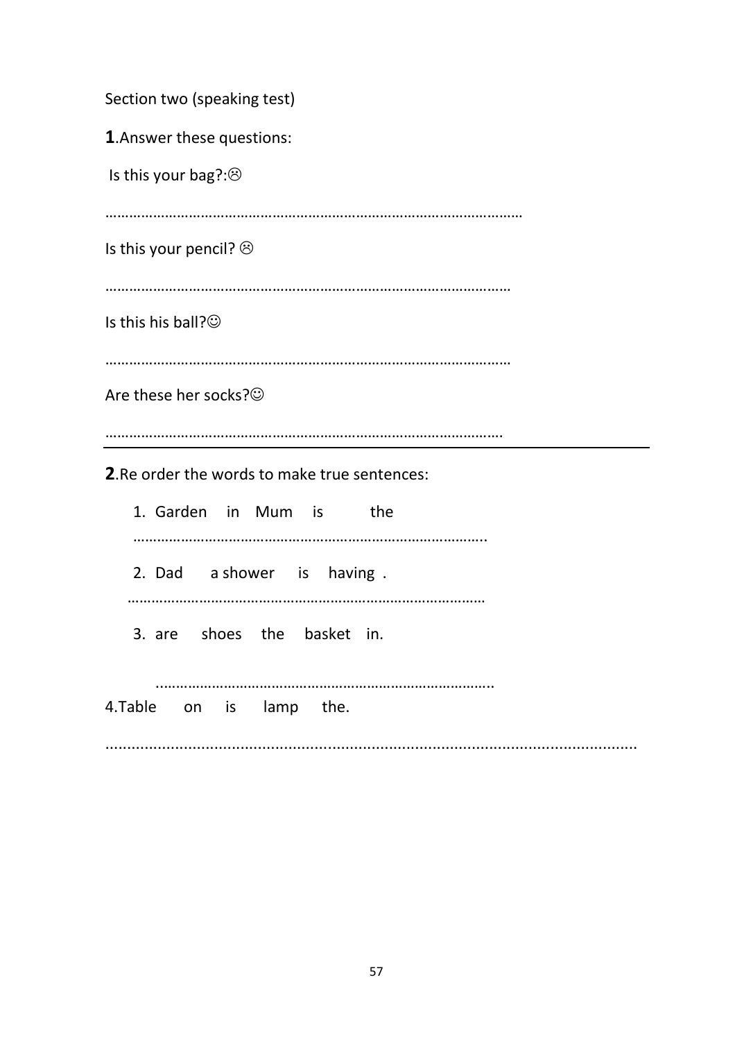Section two (speaking test)

**1**.Answer these questions:

Is this your bag?:☹

………………………………………………………………………………………………

Is this your pencil? ☹

……………………………………………………………………………………………

Is this his ball?☺

……………………………………………………………………………………………

Are these her socks?☺

……………………………………………………………………………………………

---

**2**.Re order the words to make true sentences:

1. Garden in Mum is the

   ……………………………………………………………………………..

2. Dad a shower is having .

   ………………………………………………………………………………

3. are shoes the basket in.

   ………………………………………………………………………..

4.Table on is lamp the.

……………………………………………………………………………………………………………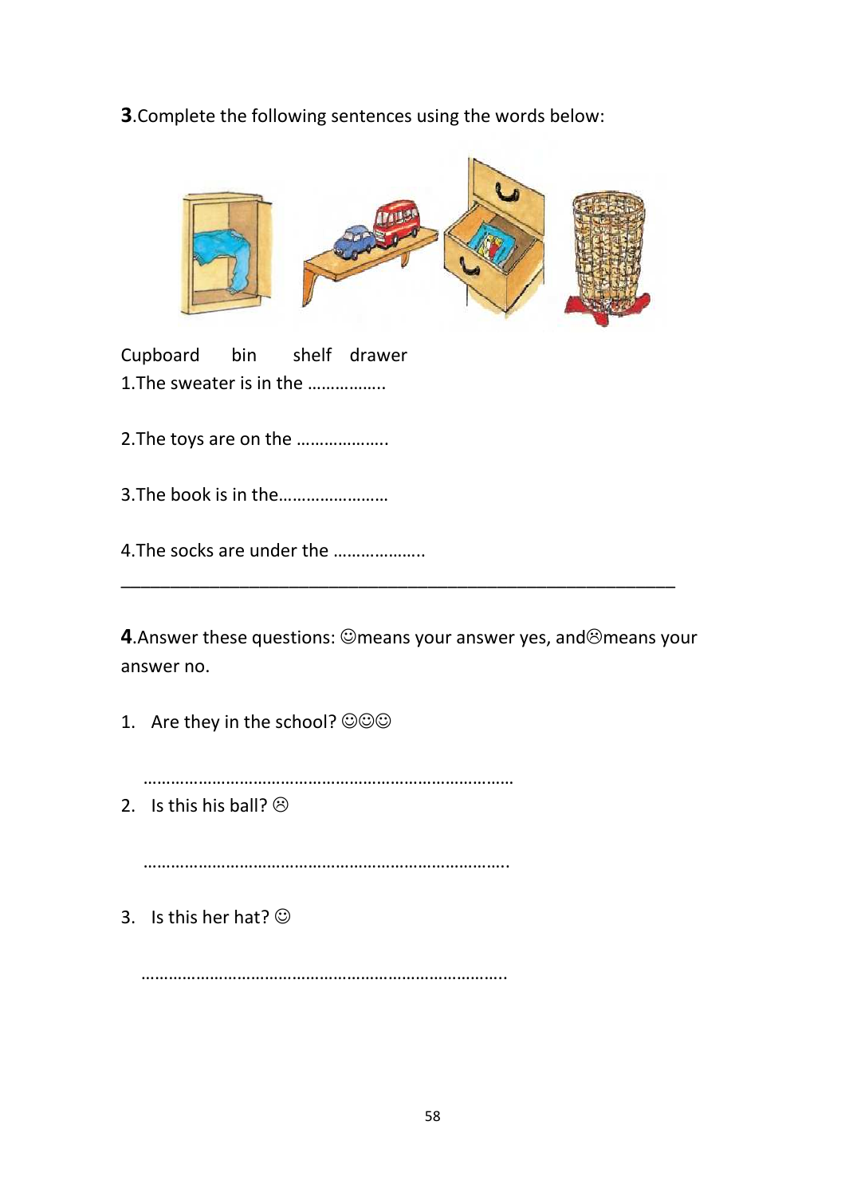**3**.Complete the following sentences using the words below:

Cupboard bin shelf drawer

1.The sweater is in the ……………..

2.The toys are on the ………………..

3.The book is in the……………………

4.The socks are under the ………………..

---

**4**.Answer these questions: ☺means your answer yes, and☹means your answer no.

1. Are they in the school? ☺☺☺

   ………………………………………………………………………

2. Is this his ball? ☹

   ………………………………………………………………………..

3. Is this her hat? ☺

   ………………………………………………………………………..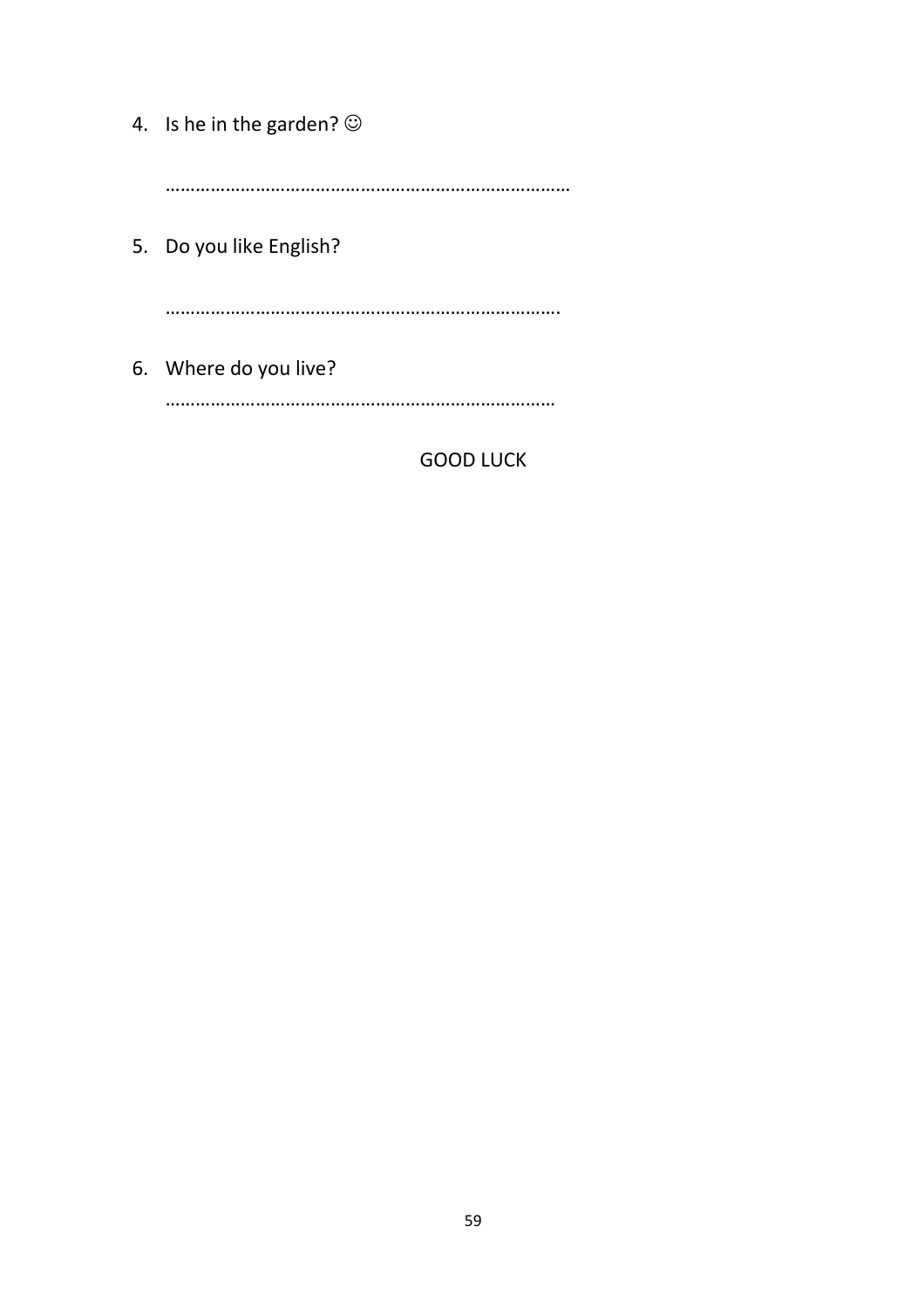4. Is he in the garden? ☺

   ……………………………………………………………………

5. Do you like English?

   …………………………………………………………………….

6. Where do you live?

   ……………………………………………………………………

GOOD LUCK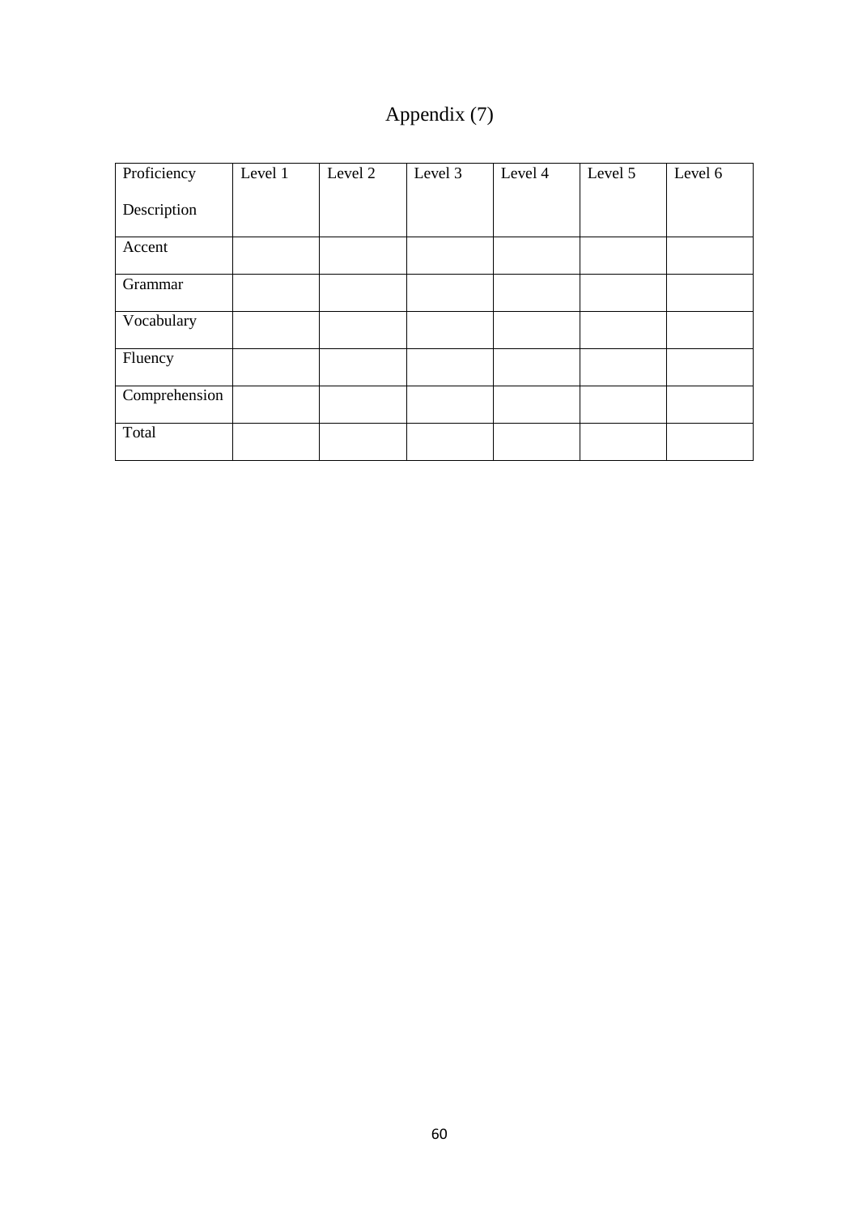# Appendix (7)

| Proficiency Description | Level 1 | Level 2 | Level 3 | Level 4 | Level 5 | Level 6 |
|---|---|---|---|---|---|---|
| Accent | | | | | | |
| Grammar | | | | | | |
| Vocabulary | | | | | | |
| Fluency | | | | | | |
| Comprehension | | | | | | |
| Total | | | | | | |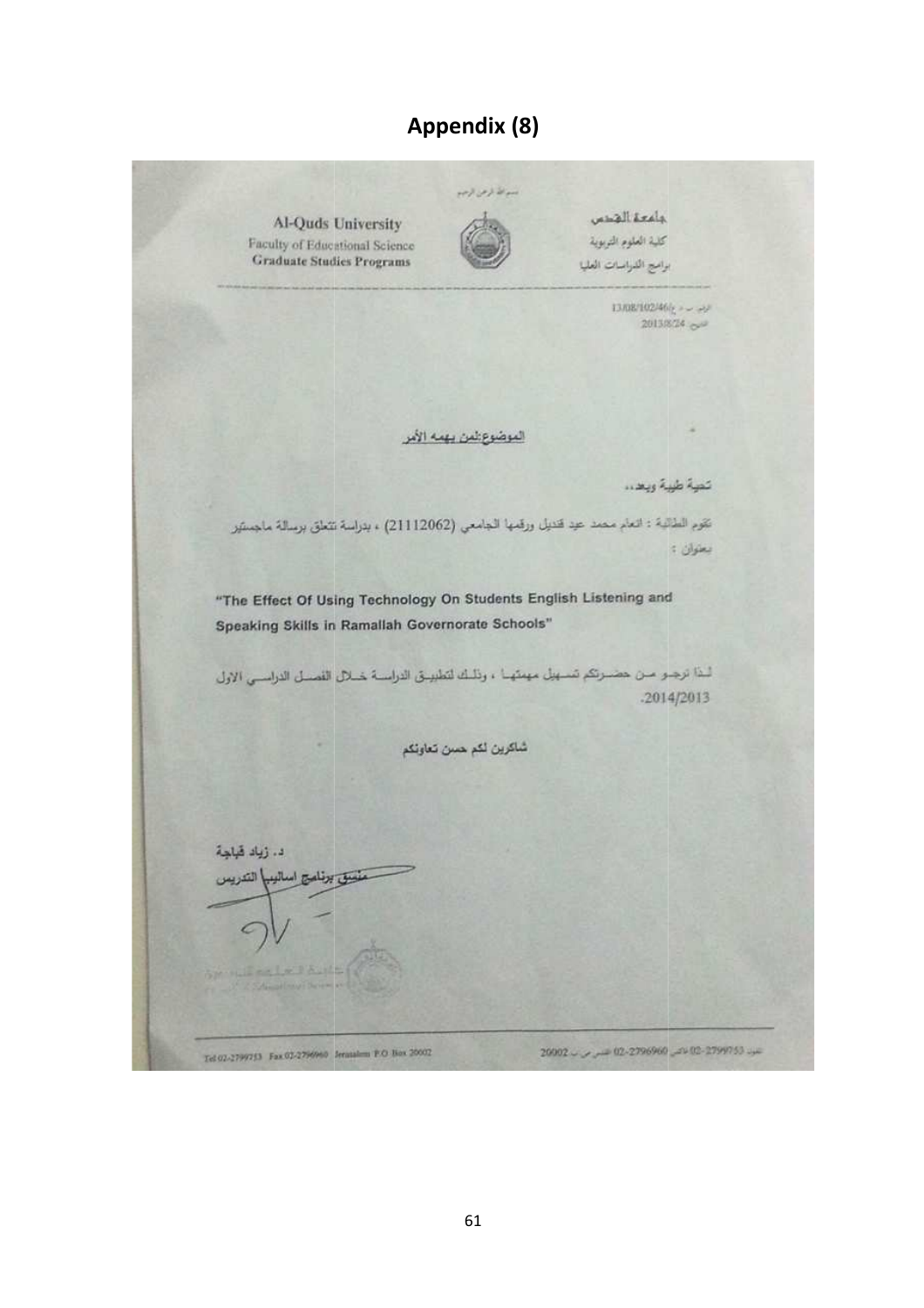# Appendix (8)

بسم الله الرحمن الرحيم

**Al-Quds University**
Faculty of Educational Science
**Graduate Studies Programs**

جامعة القدس
كلية العلوم التربوية
برامج الدراسات العليا

الرقم: س د ع/13/08/102/46
التاريخ: 2013/8/24

الموضوع: لمن يهمه الأمر

تحية طيبة وبعد،،

تقوم الطالبة : انعام محمد عيد قنديل ورقمها الجامعي (21112062) ، بدراسة تتعلق برسالة ماجستير بعنوان :

"The Effect Of Using Technology On Students English Listening and Speaking Skills in Ramallah Governorate Schools"

لذا نرجو من حضرتكم تسهيل مهمتها ، وذلك لتطبيق الدراسة خلال الفصل الدراسي الاول 2014/2013.

شاكرين لكم حسن تعاونكم

د. زياد قباجة
منسق برنامج اساليب التدريس

Tel 02-2799753 Fax 02-2796960 Jerusalem P.O Box 20002

تلفون 02-2799753 فاكس 02-2796960 القدس ص.ب 20002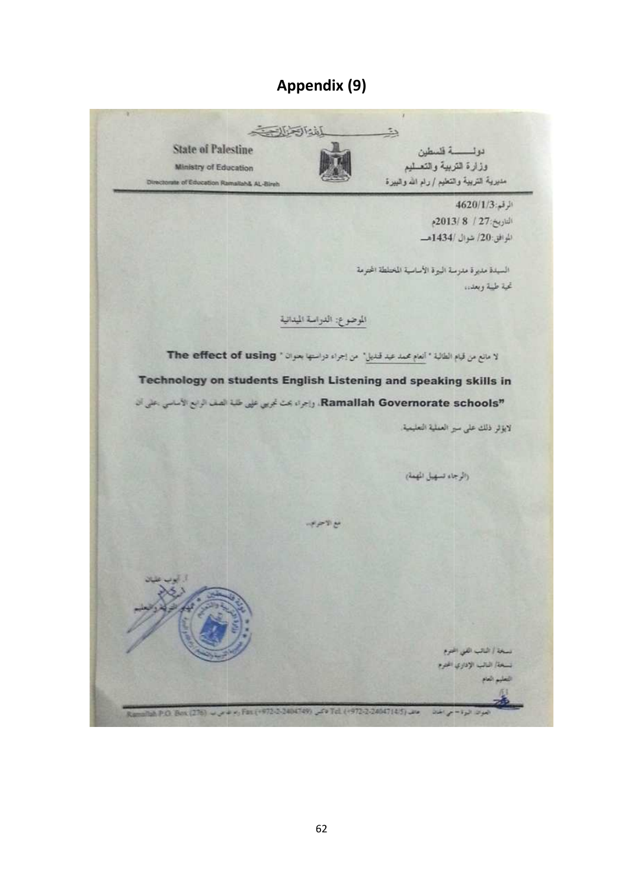# Appendix (9)

بسم الله الرحمن الرحيم

**State of Palestine**
Ministry of Education
Directorate of Education Ramallah& AL-Bireh

دولـــــة فلسطين
وزارة التربية والتعـليم
مديرية التربية والتعليم / رام الله والبيرة

الرقم: 4620/1/3
التاريخ: 27 / 8 /2013م
الموافق: 20/ شوال /1434هـ

السيدة مديرة مدرسة البيرة الأساسية المختلطة المحترمة
تحية طيبة وبعد،،

الموضوع: الدراسة الميدانية

لا مانع من قيام الطالبة " أنعام محمد عبد قنديل" من إجراء دراستها بعنوان " **The effect of using Technology on students English Listening and speaking skills in Ramallah Governorate schools"**، وإجراء بحث تجريبي على طلبة الصف الرابع الأساسي، على أن لايؤثر ذلك على سير العملية التعليمية.

(الرجاء تسهيل المهمة)

مع الاحترام،،

أ. أيوب عليان
مدير التربية والتعليم

نسخة / النائب الفني المحترم
نسخة/ النائب الإداري المحترم
التعليم العام

العنوان: البيرة – حي الجنان هاتف (+972-2-2404714/5) Tel. فاكس (+972-2-2404749) Fax رام الله ص ب (276) Ramallah P.O. Box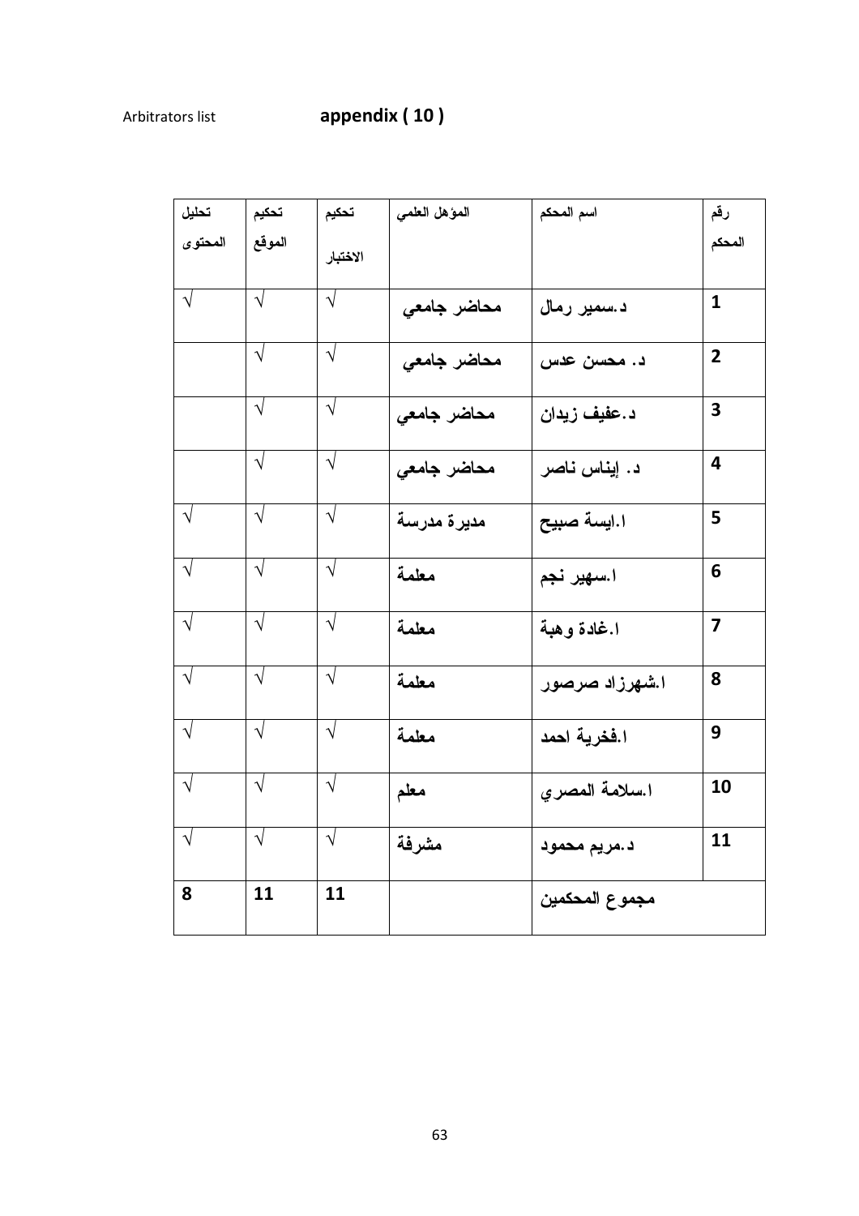Arbitrators list **appendix ( 10 )**

| تحليل المحتوى | تحكيم الموقع | تحكيم الاختبار | المؤهل العلمي | اسم المحكم | رقم المحكم |
|---|---|---|---|---|---|
| √ | √ | √ | محاضر جامعي | د.سمير رمال | 1 |
| | √ | √ | محاضر جامعي | د. محسن عدس | 2 |
| | √ | √ | محاضر جامعي | د.عفيف زيدان | 3 |
| | √ | √ | محاضر جامعي | د. إيناس ناصر | 4 |
| √ | √ | √ | مديرة مدرسة | ا.ايسة صبيح | 5 |
| √ | √ | √ | معلمة | ا.سهير نجم | 6 |
| √ | √ | √ | معلمة | ا.غادة وهبة | 7 |
| √ | √ | √ | معلمة | ا.شهرزاد صرصور | 8 |
| √ | √ | √ | معلمة | ا.فخرية احمد | 9 |
| √ | √ | √ | معلم | ا.سلامة المصري | 10 |
| √ | √ | √ | مشرفة | د.مريم محمود | 11 |
| **8** | **11** | **11** | | **مجموع المحكمين** | |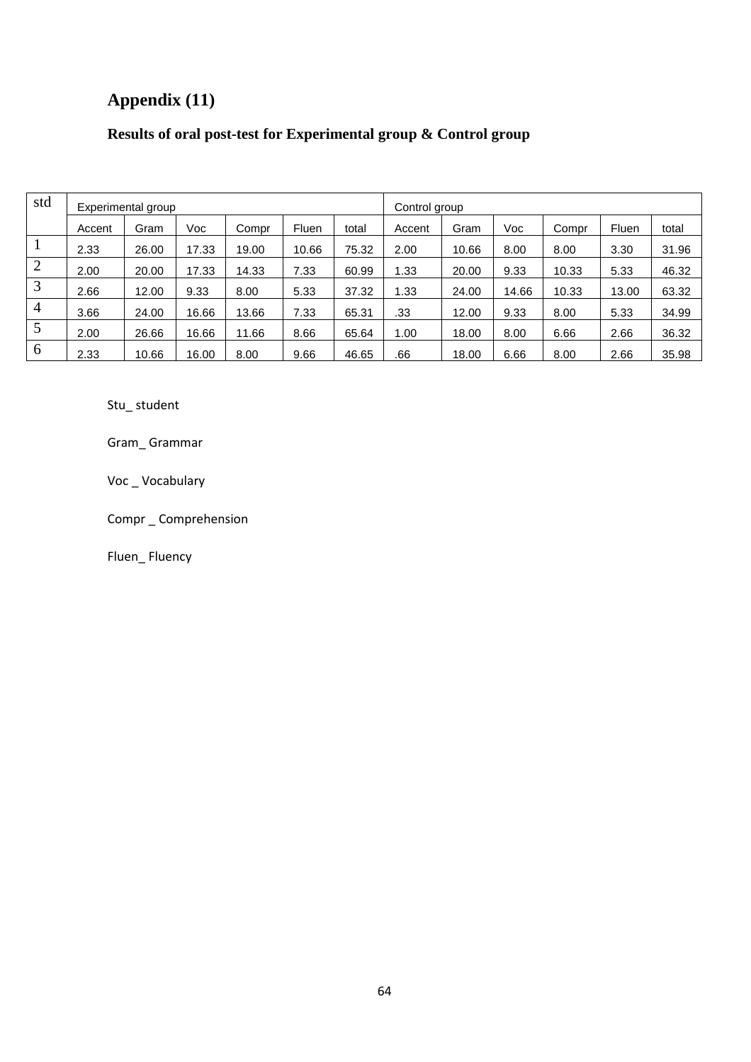# Appendix (11)

## Results of oral post-test for Experimental group & Control group

| std | Experimental group | | | | | | Control group | | | | | |
|---|---|---|---|---|---|---|---|---|---|---|---|---|
| | Accent | Gram | Voc | Compr | Fluen | total | Accent | Gram | Voc | Compr | Fluen | total |
| 1 | 2.33 | 26.00 | 17.33 | 19.00 | 10.66 | 75.32 | 2.00 | 10.66 | 8.00 | 8.00 | 3.30 | 31.96 |
| 2 | 2.00 | 20.00 | 17.33 | 14.33 | 7.33 | 60.99 | 1.33 | 20.00 | 9.33 | 10.33 | 5.33 | 46.32 |
| 3 | 2.66 | 12.00 | 9.33 | 8.00 | 5.33 | 37.32 | 1.33 | 24.00 | 14.66 | 10.33 | 13.00 | 63.32 |
| 4 | 3.66 | 24.00 | 16.66 | 13.66 | 7.33 | 65.31 | .33 | 12.00 | 9.33 | 8.00 | 5.33 | 34.99 |
| 5 | 2.00 | 26.66 | 16.66 | 11.66 | 8.66 | 65.64 | 1.00 | 18.00 | 8.00 | 6.66 | 2.66 | 36.32 |
| 6 | 2.33 | 10.66 | 16.00 | 8.00 | 9.66 | 46.65 | .66 | 18.00 | 6.66 | 8.00 | 2.66 | 35.98 |

Stu_ student

Gram_ Grammar

Voc _ Vocabulary

Compr _ Comprehension

Fluen_ Fluency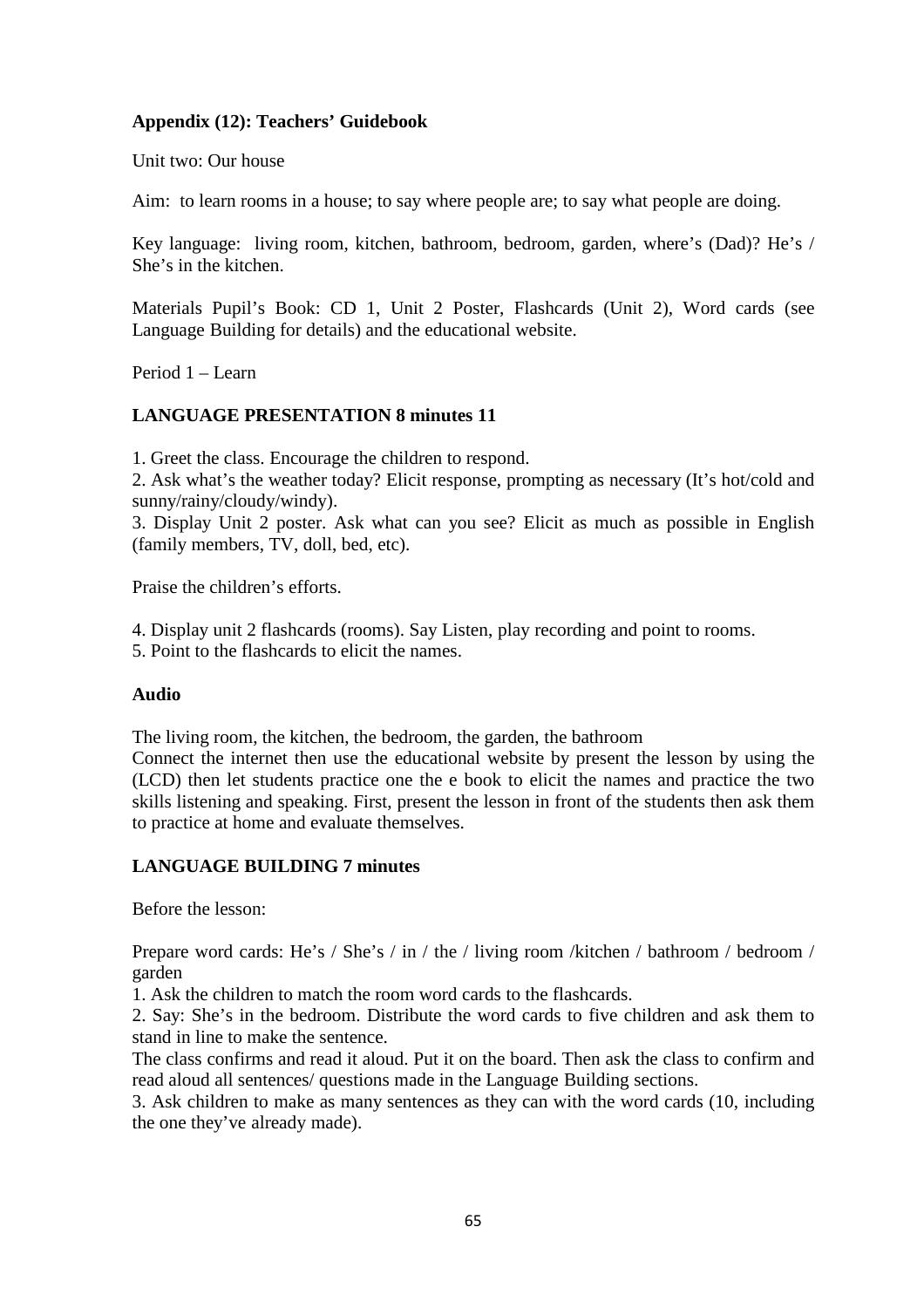**Appendix (12): Teachers' Guidebook**

Unit two: Our house

Aim: to learn rooms in a house; to say where people are; to say what people are doing.

Key language: living room, kitchen, bathroom, bedroom, garden, where's (Dad)? He's / She's in the kitchen.

Materials Pupil's Book: CD 1, Unit 2 Poster, Flashcards (Unit 2), Word cards (see Language Building for details) and the educational website.

Period 1 – Learn

**LANGUAGE PRESENTATION 8 minutes 11**

1. Greet the class. Encourage the children to respond.
2. Ask what's the weather today? Elicit response, prompting as necessary (It's hot/cold and sunny/rainy/cloudy/windy).
3. Display Unit 2 poster. Ask what can you see? Elicit as much as possible in English (family members, TV, doll, bed, etc).

Praise the children's efforts.

4. Display unit 2 flashcards (rooms). Say Listen, play recording and point to rooms.
5. Point to the flashcards to elicit the names.

**Audio**

The living room, the kitchen, the bedroom, the garden, the bathroom
Connect the internet then use the educational website by present the lesson by using the (LCD) then let students practice one the e book to elicit the names and practice the two skills listening and speaking. First, present the lesson in front of the students then ask them to practice at home and evaluate themselves.

**LANGUAGE BUILDING 7 minutes**

Before the lesson:

Prepare word cards: He's / She's / in / the / living room /kitchen / bathroom / bedroom / garden

1. Ask the children to match the room word cards to the flashcards.
2. Say: She's in the bedroom. Distribute the word cards to five children and ask them to stand in line to make the sentence.
The class confirms and read it aloud. Put it on the board. Then ask the class to confirm and read aloud all sentences/ questions made in the Language Building sections.
3. Ask children to make as many sentences as they can with the word cards (10, including the one they've already made).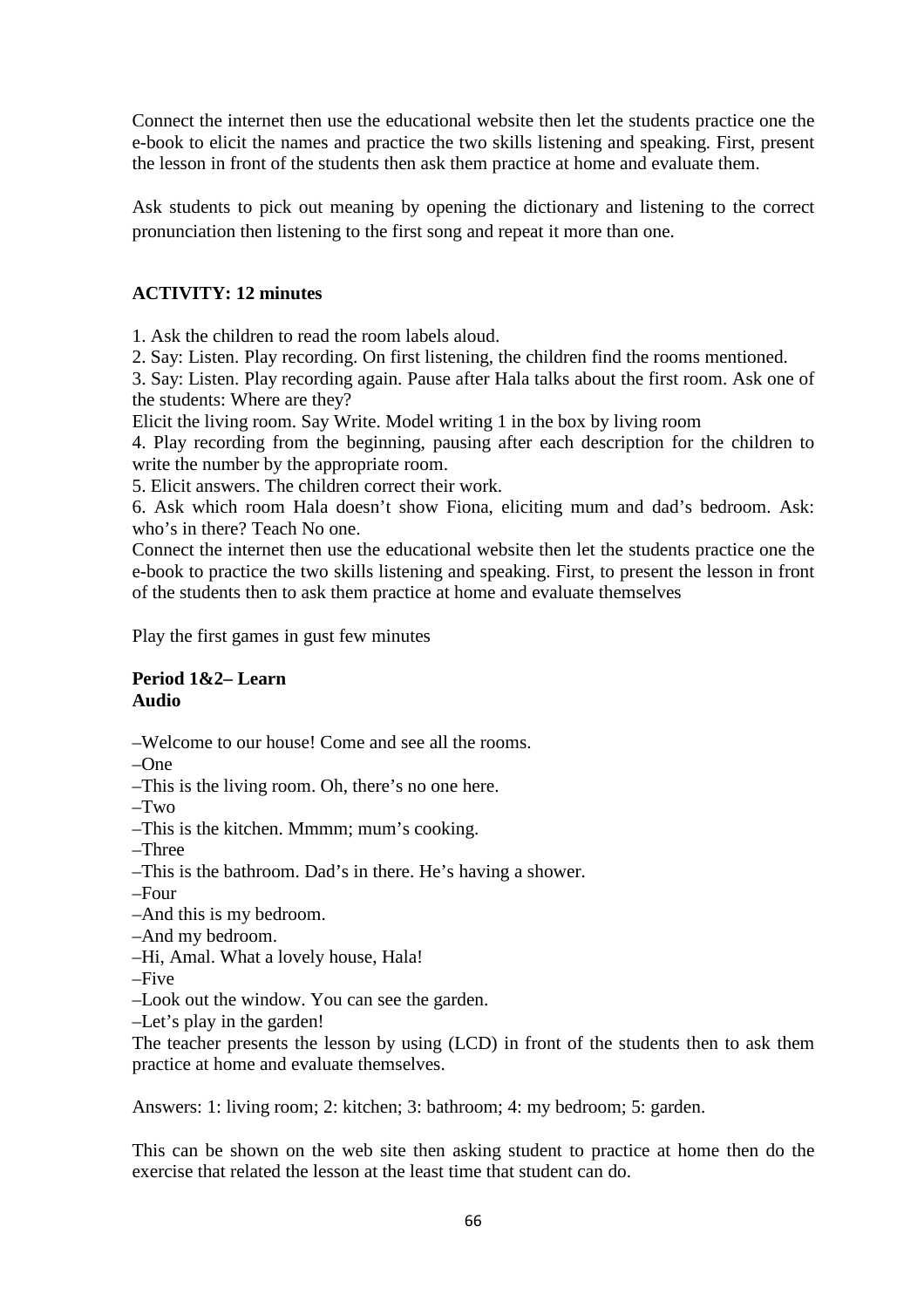Connect the internet then use the educational website then let the students practice one the e-book to elicit the names and practice the two skills listening and speaking. First, present the lesson in front of the students then ask them practice at home and evaluate them.

Ask students to pick out meaning by opening the dictionary and listening to the correct pronunciation then listening to the first song and repeat it more than one.

**ACTIVITY: 12 minutes**

1. Ask the children to read the room labels aloud.
2. Say: Listen. Play recording. On first listening, the children find the rooms mentioned.
3. Say: Listen. Play recording again. Pause after Hala talks about the first room. Ask one of the students: Where are they?

Elicit the living room. Say Write. Model writing 1 in the box by living room

4. Play recording from the beginning, pausing after each description for the children to write the number by the appropriate room.
5. Elicit answers. The children correct their work.
6. Ask which room Hala doesn't show Fiona, eliciting mum and dad's bedroom. Ask: who's in there? Teach No one.

Connect the internet then use the educational website then let the students practice one the e-book to practice the two skills listening and speaking. First, to present the lesson in front of the students then to ask them practice at home and evaluate themselves

Play the first games in gust few minutes

**Period 1&2– Learn**
**Audio**

–Welcome to our house! Come and see all the rooms.
–One
–This is the living room. Oh, there's no one here.
–Two
–This is the kitchen. Mmmm; mum's cooking.
–Three
–This is the bathroom. Dad's in there. He's having a shower.
–Four
–And this is my bedroom.
–And my bedroom.
–Hi, Amal. What a lovely house, Hala!
–Five
–Look out the window. You can see the garden.
–Let's play in the garden!

The teacher presents the lesson by using (LCD) in front of the students then to ask them practice at home and evaluate themselves.

Answers: 1: living room; 2: kitchen; 3: bathroom; 4: my bedroom; 5: garden.

This can be shown on the web site then asking student to practice at home then do the exercise that related the lesson at the least time that student can do.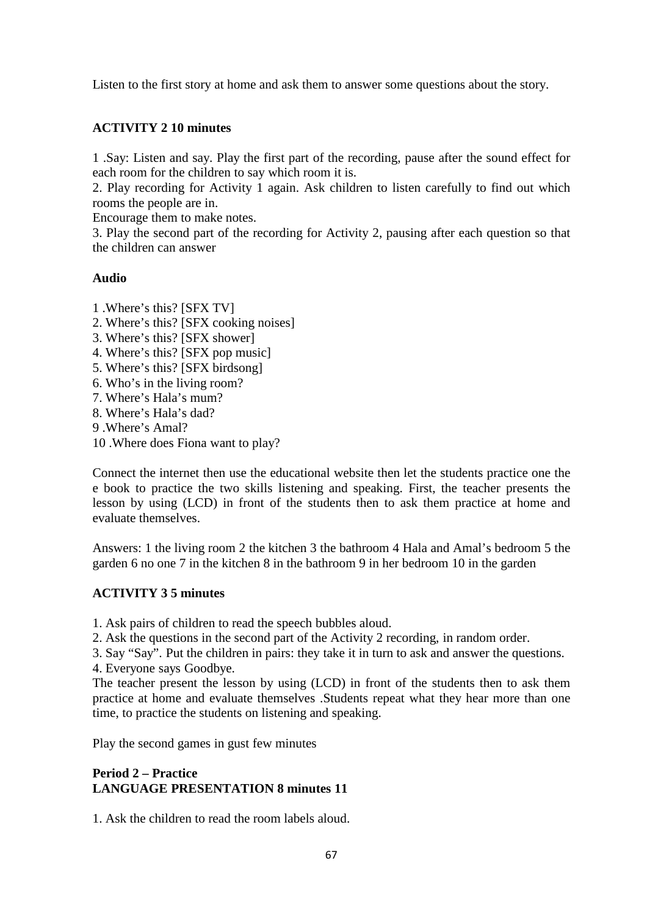Listen to the first story at home and ask them to answer some questions about the story.

**ACTIVITY 2 10 minutes**

1 .Say: Listen and say. Play the first part of the recording, pause after the sound effect for each room for the children to say which room it is.
2. Play recording for Activity 1 again. Ask children to listen carefully to find out which rooms the people are in.
Encourage them to make notes.
3. Play the second part of the recording for Activity 2, pausing after each question so that the children can answer

**Audio**

1 .Where's this? [SFX TV]
2. Where's this? [SFX cooking noises]
3. Where's this? [SFX shower]
4. Where's this? [SFX pop music]
5. Where's this? [SFX birdsong]
6. Who's in the living room?
7. Where's Hala's mum?
8. Where's Hala's dad?
9 .Where's Amal?
10 .Where does Fiona want to play?

Connect the internet then use the educational website then let the students practice one the e book to practice the two skills listening and speaking. First, the teacher presents the lesson by using (LCD) in front of the students then to ask them practice at home and evaluate themselves.

Answers: 1 the living room 2 the kitchen 3 the bathroom 4 Hala and Amal's bedroom 5 the garden 6 no one 7 in the kitchen 8 in the bathroom 9 in her bedroom 10 in the garden

**ACTIVITY 3 5 minutes**

1. Ask pairs of children to read the speech bubbles aloud.
2. Ask the questions in the second part of the Activity 2 recording, in random order.
3. Say "Say". Put the children in pairs: they take it in turn to ask and answer the questions.
4. Everyone says Goodbye.

The teacher present the lesson by using (LCD) in front of the students then to ask them practice at home and evaluate themselves .Students repeat what they hear more than one time, to practice the students on listening and speaking.

Play the second games in gust few minutes

**Period 2 – Practice**
**LANGUAGE PRESENTATION 8 minutes 11**

1. Ask the children to read the room labels aloud.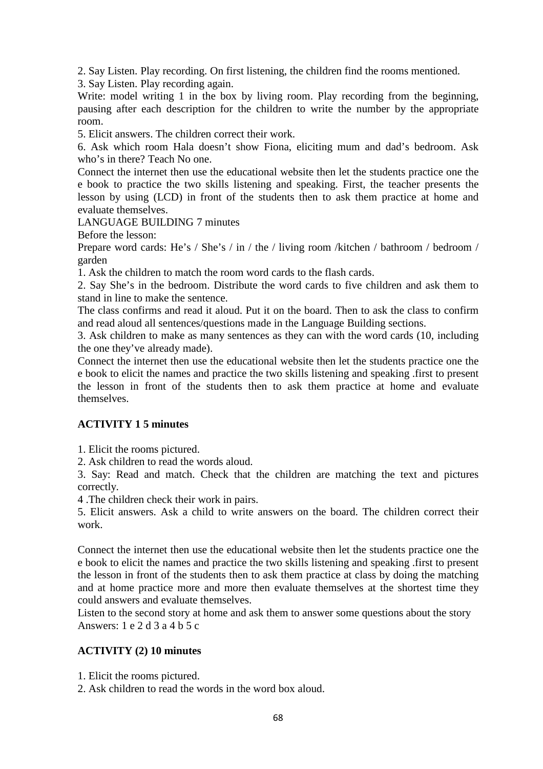2. Say Listen. Play recording. On first listening, the children find the rooms mentioned.

3. Say Listen. Play recording again.

Write: model writing 1 in the box by living room. Play recording from the beginning, pausing after each description for the children to write the number by the appropriate room.

5. Elicit answers. The children correct their work.

6. Ask which room Hala doesn't show Fiona, eliciting mum and dad's bedroom. Ask who's in there? Teach No one.

Connect the internet then use the educational website then let the students practice one the e book to practice the two skills listening and speaking. First, the teacher presents the lesson by using (LCD) in front of the students then to ask them practice at home and evaluate themselves.

LANGUAGE BUILDING 7 minutes

Before the lesson:

Prepare word cards: He's / She's / in / the / living room /kitchen / bathroom / bedroom / garden

1. Ask the children to match the room word cards to the flash cards.

2. Say She's in the bedroom. Distribute the word cards to five children and ask them to stand in line to make the sentence.

The class confirms and read it aloud. Put it on the board. Then to ask the class to confirm and read aloud all sentences/questions made in the Language Building sections.

3. Ask children to make as many sentences as they can with the word cards (10, including the one they've already made).

Connect the internet then use the educational website then let the students practice one the e book to elicit the names and practice the two skills listening and speaking .first to present the lesson in front of the students then to ask them practice at home and evaluate themselves.

**ACTIVITY 1 5 minutes**

1. Elicit the rooms pictured.

2. Ask children to read the words aloud.

3. Say: Read and match. Check that the children are matching the text and pictures correctly.

4 .The children check their work in pairs.

5. Elicit answers. Ask a child to write answers on the board. The children correct their work.

Connect the internet then use the educational website then let the students practice one the e book to elicit the names and practice the two skills listening and speaking .first to present the lesson in front of the students then to ask them practice at class by doing the matching and at home practice more and more then evaluate themselves at the shortest time they could answers and evaluate themselves.

Listen to the second story at home and ask them to answer some questions about the story

Answers: 1 e 2 d 3 a 4 b 5 c

**ACTIVITY (2) 10 minutes**

1. Elicit the rooms pictured.

2. Ask children to read the words in the word box aloud.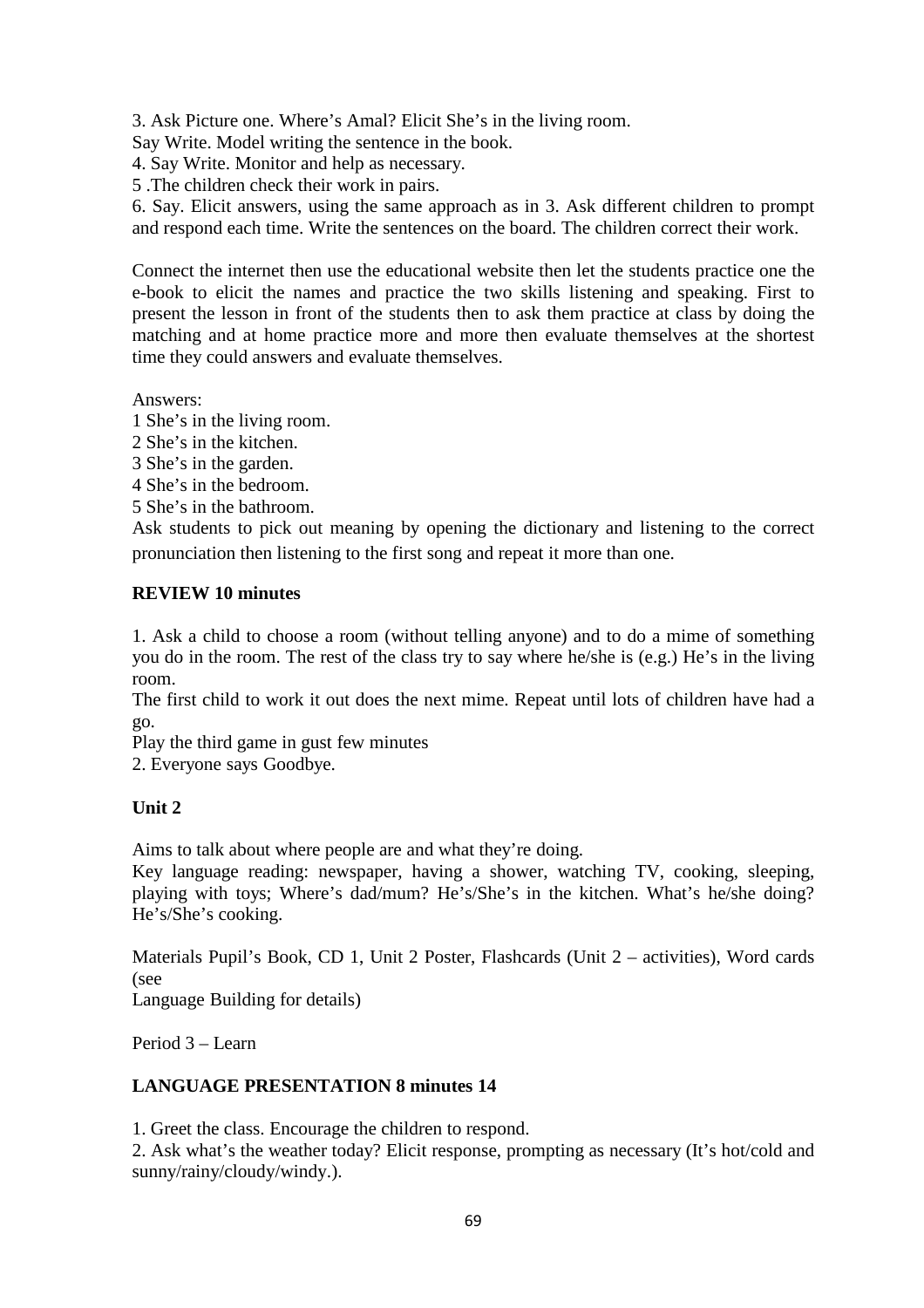3. Ask Picture one. Where's Amal? Elicit She's in the living room.
Say Write. Model writing the sentence in the book.
4. Say Write. Monitor and help as necessary.
5 .The children check their work in pairs.
6. Say. Elicit answers, using the same approach as in 3. Ask different children to prompt and respond each time. Write the sentences on the board. The children correct their work.

Connect the internet then use the educational website then let the students practice one the e-book to elicit the names and practice the two skills listening and speaking. First to present the lesson in front of the students then to ask them practice at class by doing the matching and at home practice more and more then evaluate themselves at the shortest time they could answers and evaluate themselves.

Answers:
1 She's in the living room.
2 She's in the kitchen.
3 She's in the garden.
4 She's in the bedroom.
5 She's in the bathroom.
Ask students to pick out meaning by opening the dictionary and listening to the correct pronunciation then listening to the first song and repeat it more than one.

**REVIEW 10 minutes**

1. Ask a child to choose a room (without telling anyone) and to do a mime of something you do in the room. The rest of the class try to say where he/she is (e.g.) He's in the living room.
The first child to work it out does the next mime. Repeat until lots of children have had a go.
Play the third game in gust few minutes
2. Everyone says Goodbye.

**Unit 2**

Aims to talk about where people are and what they're doing.
Key language reading: newspaper, having a shower, watching TV, cooking, sleeping, playing with toys; Where's dad/mum? He's/She's in the kitchen. What's he/she doing? He's/She's cooking.

Materials Pupil's Book, CD 1, Unit 2 Poster, Flashcards (Unit 2 – activities), Word cards (see
Language Building for details)

Period 3 – Learn

**LANGUAGE PRESENTATION 8 minutes 14**

1. Greet the class. Encourage the children to respond.
2. Ask what's the weather today? Elicit response, prompting as necessary (It's hot/cold and sunny/rainy/cloudy/windy.).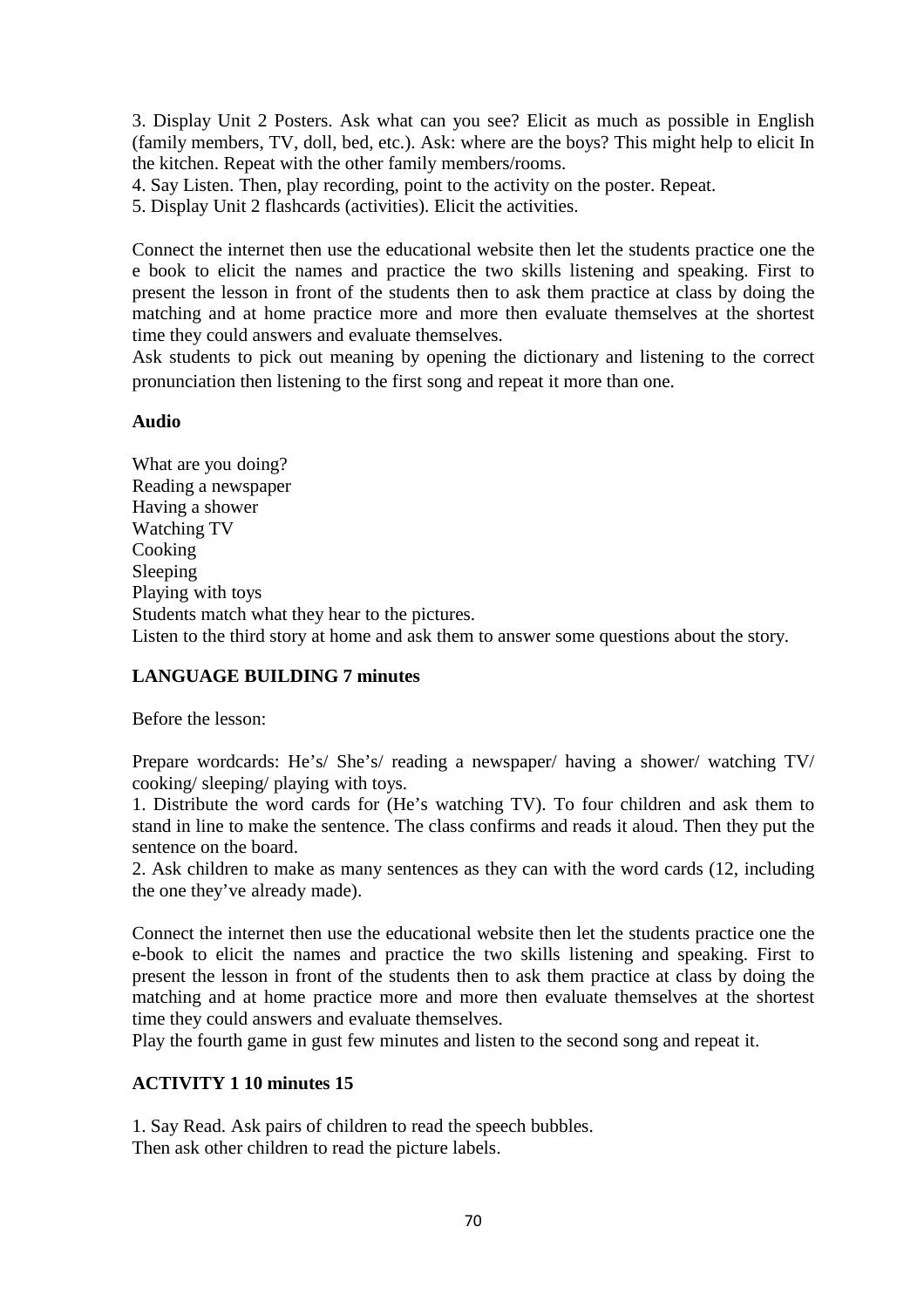3. Display Unit 2 Posters. Ask what can you see? Elicit as much as possible in English (family members, TV, doll, bed, etc.). Ask: where are the boys? This might help to elicit In the kitchen. Repeat with the other family members/rooms.

4. Say Listen. Then, play recording, point to the activity on the poster. Repeat.

5. Display Unit 2 flashcards (activities). Elicit the activities.

Connect the internet then use the educational website then let the students practice one the e book to elicit the names and practice the two skills listening and speaking. First to present the lesson in front of the students then to ask them practice at class by doing the matching and at home practice more and more then evaluate themselves at the shortest time they could answers and evaluate themselves.

Ask students to pick out meaning by opening the dictionary and listening to the correct pronunciation then listening to the first song and repeat it more than one.

**Audio**

What are you doing?
Reading a newspaper
Having a shower
Watching TV
Cooking
Sleeping
Playing with toys
Students match what they hear to the pictures.
Listen to the third story at home and ask them to answer some questions about the story.

**LANGUAGE BUILDING 7 minutes**

Before the lesson:

Prepare wordcards: He's/ She's/ reading a newspaper/ having a shower/ watching TV/ cooking/ sleeping/ playing with toys.

1. Distribute the word cards for (He's watching TV). To four children and ask them to stand in line to make the sentence. The class confirms and reads it aloud. Then they put the sentence on the board.

2. Ask children to make as many sentences as they can with the word cards (12, including the one they've already made).

Connect the internet then use the educational website then let the students practice one the e-book to elicit the names and practice the two skills listening and speaking. First to present the lesson in front of the students then to ask them practice at class by doing the matching and at home practice more and more then evaluate themselves at the shortest time they could answers and evaluate themselves.

Play the fourth game in gust few minutes and listen to the second song and repeat it.

**ACTIVITY 1 10 minutes 15**

1. Say Read. Ask pairs of children to read the speech bubbles.
Then ask other children to read the picture labels.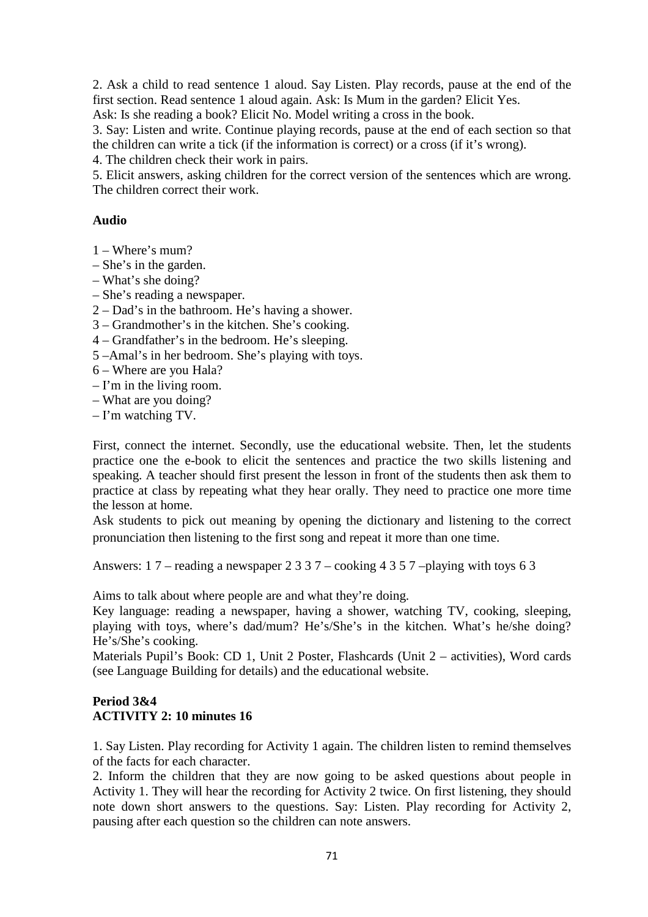2. Ask a child to read sentence 1 aloud. Say Listen. Play records, pause at the end of the first section. Read sentence 1 aloud again. Ask: Is Mum in the garden? Elicit Yes.
Ask: Is she reading a book? Elicit No. Model writing a cross in the book.
3. Say: Listen and write. Continue playing records, pause at the end of each section so that the children can write a tick (if the information is correct) or a cross (if it's wrong).
4. The children check their work in pairs.
5. Elicit answers, asking children for the correct version of the sentences which are wrong. The children correct their work.

**Audio**

1 – Where's mum?
– She's in the garden.
– What's she doing?
– She's reading a newspaper.
2 – Dad's in the bathroom. He's having a shower.
3 – Grandmother's in the kitchen. She's cooking.
4 – Grandfather's in the bedroom. He's sleeping.
5 –Amal's in her bedroom. She's playing with toys.
6 – Where are you Hala?
– I'm in the living room.
– What are you doing?
– I'm watching TV.

First, connect the internet. Secondly, use the educational website. Then, let the students practice one the e-book to elicit the sentences and practice the two skills listening and speaking. A teacher should first present the lesson in front of the students then ask them to practice at class by repeating what they hear orally. They need to practice one more time the lesson at home.
Ask students to pick out meaning by opening the dictionary and listening to the correct pronunciation then listening to the first song and repeat it more than one time.

Answers: 1 7 – reading a newspaper 2 3 3 7 – cooking 4 3 5 7 –playing with toys 6 3

Aims to talk about where people are and what they're doing.
Key language: reading a newspaper, having a shower, watching TV, cooking, sleeping, playing with toys, where's dad/mum? He's/She's in the kitchen. What's he/she doing? He's/She's cooking.
Materials Pupil's Book: CD 1, Unit 2 Poster, Flashcards (Unit 2 – activities), Word cards (see Language Building for details) and the educational website.

**Period 3&4**
**ACTIVITY 2: 10 minutes 16**

1. Say Listen. Play recording for Activity 1 again. The children listen to remind themselves of the facts for each character.
2. Inform the children that they are now going to be asked questions about people in Activity 1. They will hear the recording for Activity 2 twice. On first listening, they should note down short answers to the questions. Say: Listen. Play recording for Activity 2, pausing after each question so the children can note answers.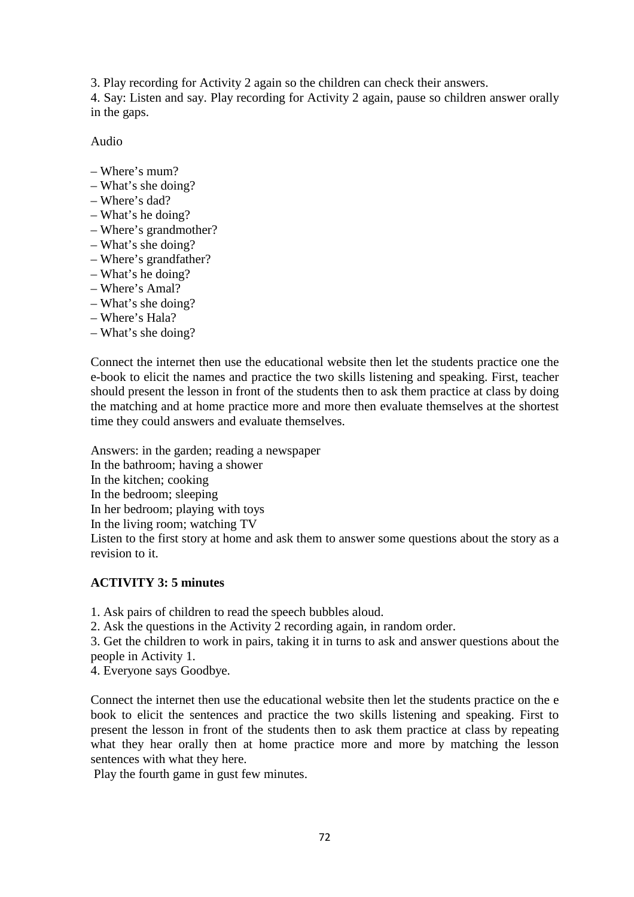3. Play recording for Activity 2 again so the children can check their answers.
4. Say: Listen and say. Play recording for Activity 2 again, pause so children answer orally in the gaps.

Audio

– Where's mum?
– What's she doing?
– Where's dad?
– What's he doing?
– Where's grandmother?
– What's she doing?
– Where's grandfather?
– What's he doing?
– Where's Amal?
– What's she doing?
– Where's Hala?
– What's she doing?

Connect the internet then use the educational website then let the students practice one the e-book to elicit the names and practice the two skills listening and speaking. First, teacher should present the lesson in front of the students then to ask them practice at class by doing the matching and at home practice more and more then evaluate themselves at the shortest time they could answers and evaluate themselves.

Answers: in the garden; reading a newspaper
In the bathroom; having a shower
In the kitchen; cooking
In the bedroom; sleeping
In her bedroom; playing with toys
In the living room; watching TV
Listen to the first story at home and ask them to answer some questions about the story as a revision to it.

**ACTIVITY 3: 5 minutes**

1. Ask pairs of children to read the speech bubbles aloud.
2. Ask the questions in the Activity 2 recording again, in random order.
3. Get the children to work in pairs, taking it in turns to ask and answer questions about the people in Activity 1.
4. Everyone says Goodbye.

Connect the internet then use the educational website then let the students practice on the e book to elicit the sentences and practice the two skills listening and speaking. First to present the lesson in front of the students then to ask them practice at class by repeating what they hear orally then at home practice more and more by matching the lesson sentences with what they here.
Play the fourth game in gust few minutes.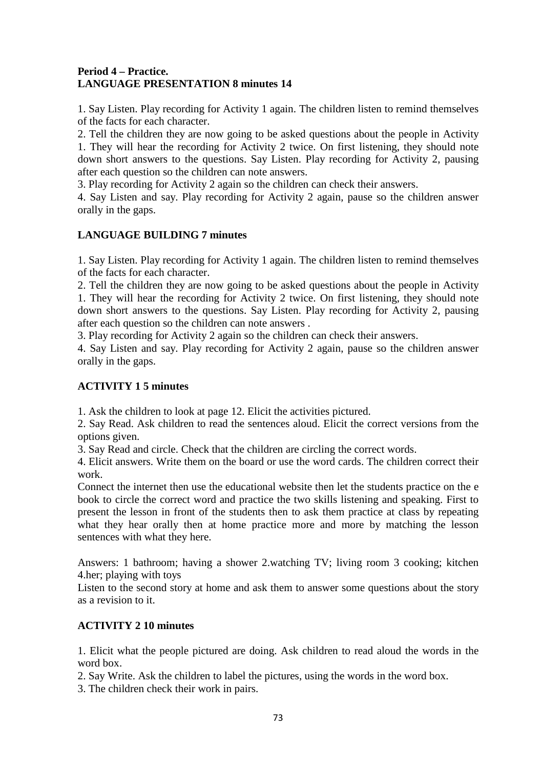**Period 4 – Practice.**
**LANGUAGE PRESENTATION 8 minutes 14**

1. Say Listen. Play recording for Activity 1 again. The children listen to remind themselves of the facts for each character.
2. Tell the children they are now going to be asked questions about the people in Activity 1. They will hear the recording for Activity 2 twice. On first listening, they should note down short answers to the questions. Say Listen. Play recording for Activity 2, pausing after each question so the children can note answers.
3. Play recording for Activity 2 again so the children can check their answers.
4. Say Listen and say. Play recording for Activity 2 again, pause so the children answer orally in the gaps.

**LANGUAGE BUILDING 7 minutes**

1. Say Listen. Play recording for Activity 1 again. The children listen to remind themselves of the facts for each character.
2. Tell the children they are now going to be asked questions about the people in Activity 1. They will hear the recording for Activity 2 twice. On first listening, they should note down short answers to the questions. Say Listen. Play recording for Activity 2, pausing after each question so the children can note answers .
3. Play recording for Activity 2 again so the children can check their answers.
4. Say Listen and say. Play recording for Activity 2 again, pause so the children answer orally in the gaps.

**ACTIVITY 1 5 minutes**

1. Ask the children to look at page 12. Elicit the activities pictured.
2. Say Read. Ask children to read the sentences aloud. Elicit the correct versions from the options given.
3. Say Read and circle. Check that the children are circling the correct words.
4. Elicit answers. Write them on the board or use the word cards. The children correct their work.

Connect the internet then use the educational website then let the students practice on the e book to circle the correct word and practice the two skills listening and speaking. First to present the lesson in front of the students then to ask them practice at class by repeating what they hear orally then at home practice more and more by matching the lesson sentences with what they here.

Answers: 1 bathroom; having a shower 2.watching TV; living room 3 cooking; kitchen 4.her; playing with toys

Listen to the second story at home and ask them to answer some questions about the story as a revision to it.

**ACTIVITY 2 10 minutes**

1. Elicit what the people pictured are doing. Ask children to read aloud the words in the word box.
2. Say Write. Ask the children to label the pictures, using the words in the word box.
3. The children check their work in pairs.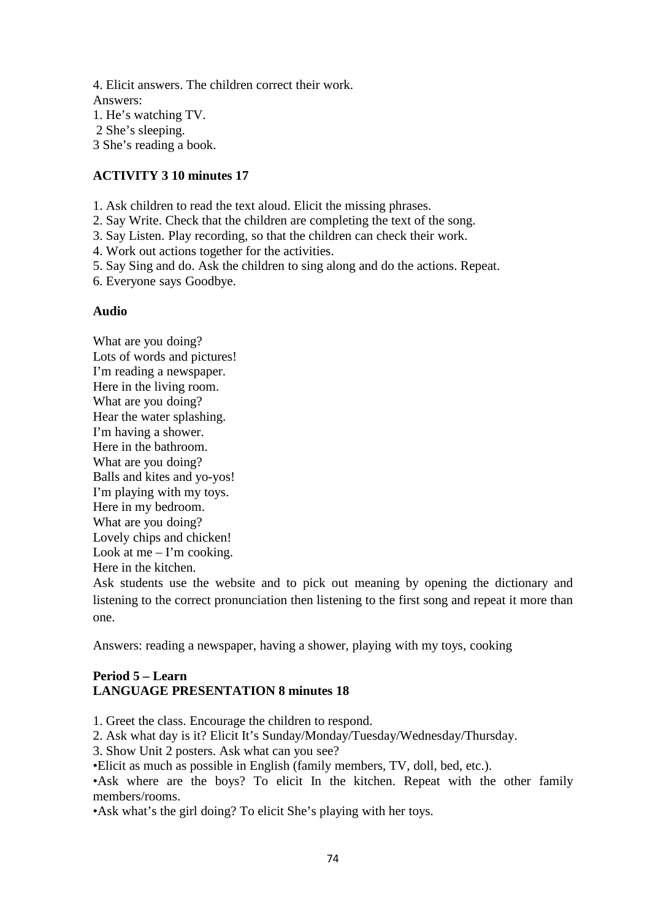4. Elicit answers. The children correct their work.

Answers:

1. He's watching TV.
2 She's sleeping.
3 She's reading a book.

**ACTIVITY 3 10 minutes 17**

1. Ask children to read the text aloud. Elicit the missing phrases.
2. Say Write. Check that the children are completing the text of the song.
3. Say Listen. Play recording, so that the children can check their work.
4. Work out actions together for the activities.
5. Say Sing and do. Ask the children to sing along and do the actions. Repeat.
6. Everyone says Goodbye.

**Audio**

What are you doing?
Lots of words and pictures!
I'm reading a newspaper.
Here in the living room.
What are you doing?
Hear the water splashing.
I'm having a shower.
Here in the bathroom.
What are you doing?
Balls and kites and yo-yos!
I'm playing with my toys.
Here in my bedroom.
What are you doing?
Lovely chips and chicken!
Look at me – I'm cooking.
Here in the kitchen.

Ask students use the website and to pick out meaning by opening the dictionary and listening to the correct pronunciation then listening to the first song and repeat it more than one.

Answers: reading a newspaper, having a shower, playing with my toys, cooking

**Period 5 – Learn**
**LANGUAGE PRESENTATION 8 minutes 18**

1. Greet the class. Encourage the children to respond.
2. Ask what day is it? Elicit It's Sunday/Monday/Tuesday/Wednesday/Thursday.
3. Show Unit 2 posters. Ask what can you see?

•Elicit as much as possible in English (family members, TV, doll, bed, etc.).

•Ask where are the boys? To elicit In the kitchen. Repeat with the other family members/rooms.

•Ask what's the girl doing? To elicit She's playing with her toys.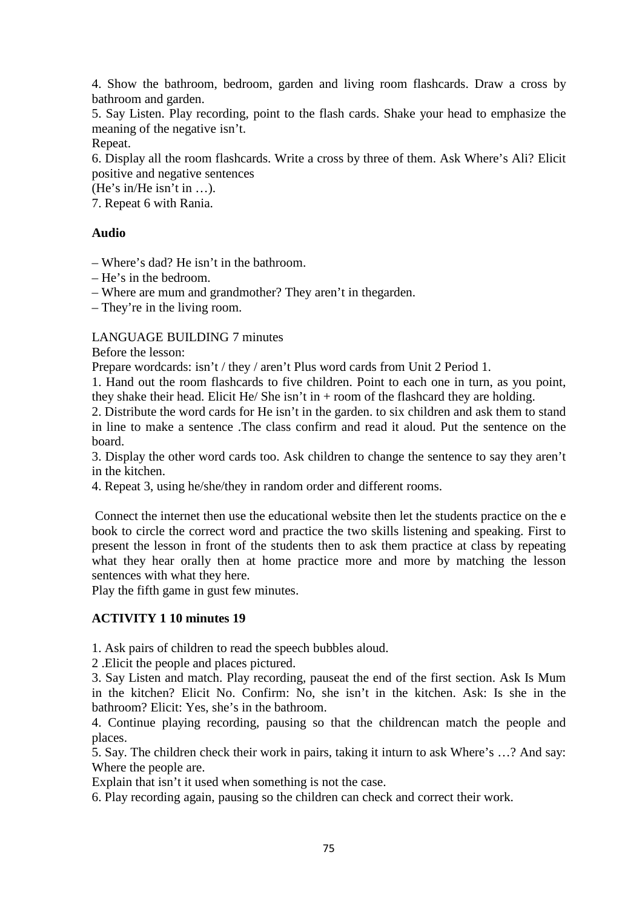4. Show the bathroom, bedroom, garden and living room flashcards. Draw a cross by bathroom and garden.

5. Say Listen. Play recording, point to the flash cards. Shake your head to emphasize the meaning of the negative isn't.
Repeat.

6. Display all the room flashcards. Write a cross by three of them. Ask Where's Ali? Elicit positive and negative sentences
(He's in/He isn't in …).

7. Repeat 6 with Rania.

**Audio**

– Where's dad? He isn't in the bathroom.
– He's in the bedroom.
– Where are mum and grandmother? They aren't in thegarden.
– They're in the living room.

LANGUAGE BUILDING 7 minutes
Before the lesson:
Prepare wordcards: isn't / they / aren't Plus word cards from Unit 2 Period 1.

1. Hand out the room flashcards to five children. Point to each one in turn, as you point, they shake their head. Elicit He/ She isn't in + room of the flashcard they are holding.
2. Distribute the word cards for He isn't in the garden. to six children and ask them to stand in line to make a sentence .The class confirm and read it aloud. Put the sentence on the board.
3. Display the other word cards too. Ask children to change the sentence to say they aren't in the kitchen.
4. Repeat 3, using he/she/they in random order and different rooms.

Connect the internet then use the educational website then let the students practice on the e book to circle the correct word and practice the two skills listening and speaking. First to present the lesson in front of the students then to ask them practice at class by repeating what they hear orally then at home practice more and more by matching the lesson sentences with what they here.
Play the fifth game in gust few minutes.

**ACTIVITY 1 10 minutes 19**

1. Ask pairs of children to read the speech bubbles aloud.
2 .Elicit the people and places pictured.
3. Say Listen and match. Play recording, pauseat the end of the first section. Ask Is Mum in the kitchen? Elicit No. Confirm: No, she isn't in the kitchen. Ask: Is she in the bathroom? Elicit: Yes, she's in the bathroom.
4. Continue playing recording, pausing so that the childrencan match the people and places.
5. Say. The children check their work in pairs, taking it inturn to ask Where's …? And say: Where the people are.
Explain that isn't it used when something is not the case.
6. Play recording again, pausing so the children can check and correct their work.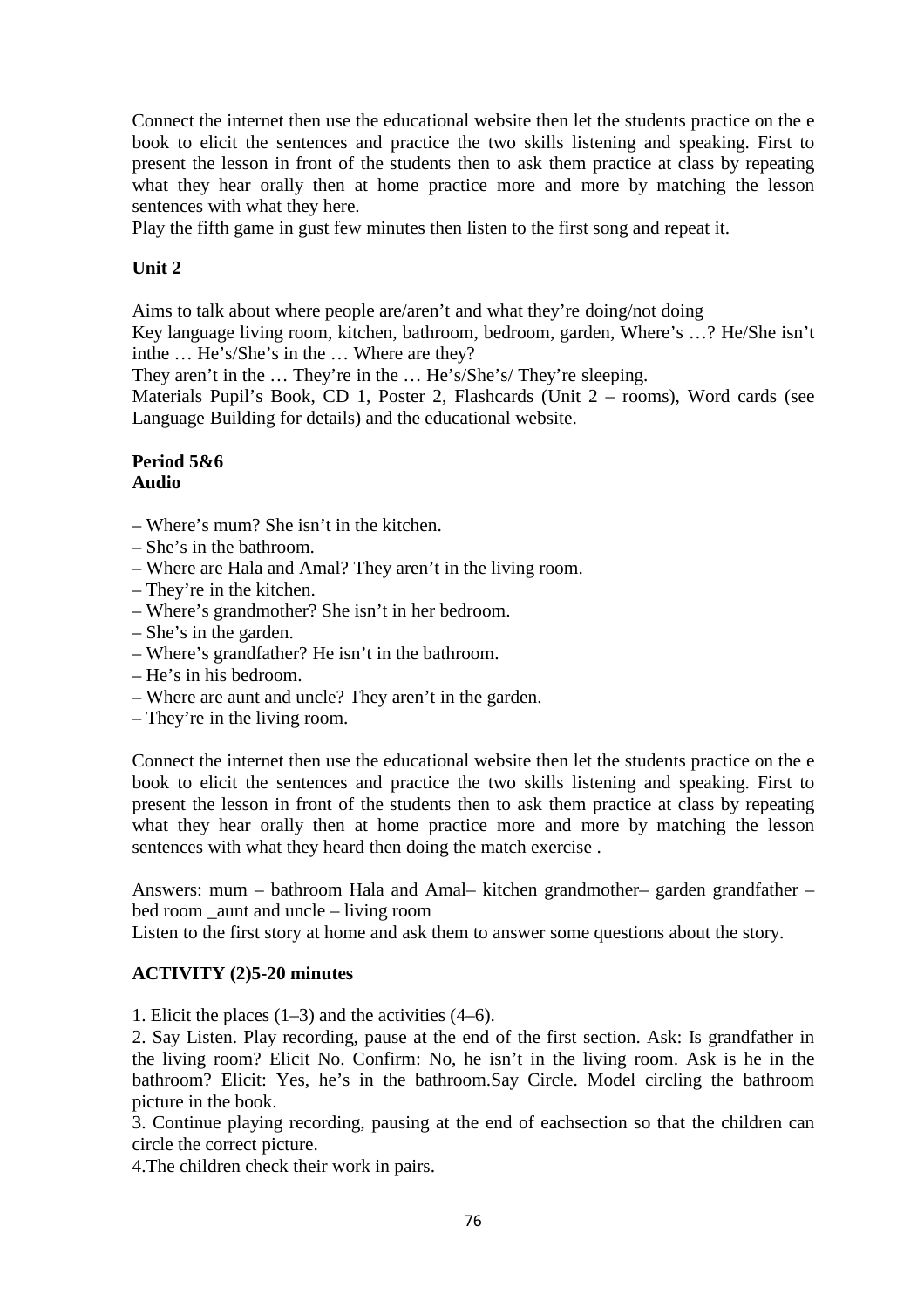Connect the internet then use the educational website then let the students practice on the e book to elicit the sentences and practice the two skills listening and speaking. First to present the lesson in front of the students then to ask them practice at class by repeating what they hear orally then at home practice more and more by matching the lesson sentences with what they here.

Play the fifth game in gust few minutes then listen to the first song and repeat it.

**Unit 2**

Aims to talk about where people are/aren't and what they're doing/not doing

Key language living room, kitchen, bathroom, bedroom, garden, Where's …? He/She isn't inthe … He's/She's in the … Where are they?

They aren't in the … They're in the … He's/She's/ They're sleeping.

Materials Pupil's Book, CD 1, Poster 2, Flashcards (Unit 2 – rooms), Word cards (see Language Building for details) and the educational website.

**Period 5&6**
**Audio**

– Where's mum? She isn't in the kitchen.
– She's in the bathroom.
– Where are Hala and Amal? They aren't in the living room.
– They're in the kitchen.
– Where's grandmother? She isn't in her bedroom.
– She's in the garden.
– Where's grandfather? He isn't in the bathroom.
– He's in his bedroom.
– Where are aunt and uncle? They aren't in the garden.
– They're in the living room.

Connect the internet then use the educational website then let the students practice on the e book to elicit the sentences and practice the two skills listening and speaking. First to present the lesson in front of the students then to ask them practice at class by repeating what they hear orally then at home practice more and more by matching the lesson sentences with what they heard then doing the match exercise .

Answers: mum – bathroom Hala and Amal– kitchen grandmother– garden grandfather – bed room _aunt and uncle – living room

Listen to the first story at home and ask them to answer some questions about the story.

**ACTIVITY (2)5-20 minutes**

1. Elicit the places (1–3) and the activities (4–6).
2. Say Listen. Play recording, pause at the end of the first section. Ask: Is grandfather in the living room? Elicit No. Confirm: No, he isn't in the living room. Ask is he in the bathroom? Elicit: Yes, he's in the bathroom.Say Circle. Model circling the bathroom picture in the book.
3. Continue playing recording, pausing at the end of eachsection so that the children can circle the correct picture.
4. The children check their work in pairs.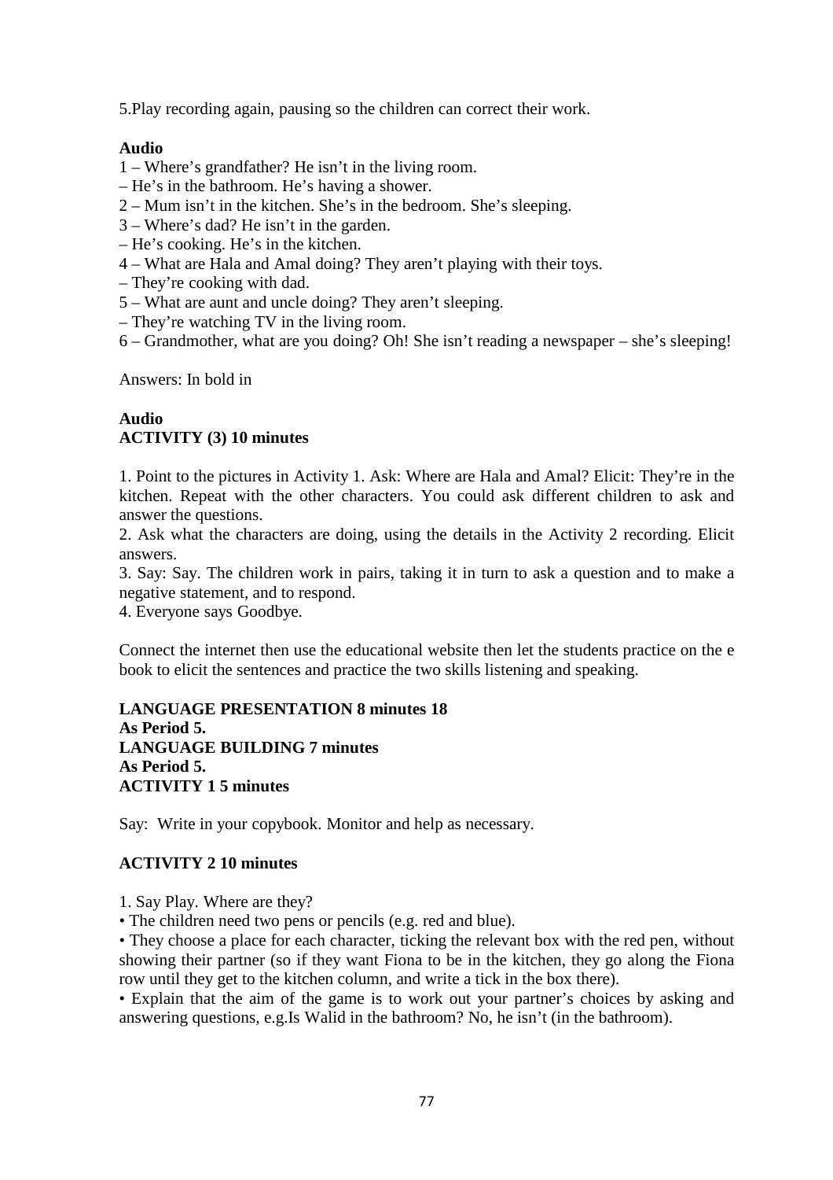5.Play recording again, pausing so the children can correct their work.

**Audio**

1 – Where's grandfather? He isn't in the living room.
– He's in the bathroom. He's having a shower.
2 – Mum isn't in the kitchen. She's in the bedroom. She's sleeping.
3 – Where's dad? He isn't in the garden.
– He's cooking. He's in the kitchen.
4 – What are Hala and Amal doing? They aren't playing with their toys.
– They're cooking with dad.
5 – What are aunt and uncle doing? They aren't sleeping.
– They're watching TV in the living room.
6 – Grandmother, what are you doing? Oh! She isn't reading a newspaper – she's sleeping!

Answers: In bold in

**Audio**
**ACTIVITY (3) 10 minutes**

1. Point to the pictures in Activity 1. Ask: Where are Hala and Amal? Elicit: They're in the kitchen. Repeat with the other characters. You could ask different children to ask and answer the questions.
2. Ask what the characters are doing, using the details in the Activity 2 recording. Elicit answers.
3. Say: Say. The children work in pairs, taking it in turn to ask a question and to make a negative statement, and to respond.
4. Everyone says Goodbye.

Connect the internet then use the educational website then let the students practice on the e book to elicit the sentences and practice the two skills listening and speaking.

**LANGUAGE PRESENTATION 8 minutes 18**
**As Period 5.**
**LANGUAGE BUILDING 7 minutes**
**As Period 5.**
**ACTIVITY 1 5 minutes**

Say: Write in your copybook. Monitor and help as necessary.

**ACTIVITY 2 10 minutes**

1. Say Play. Where are they?
• The children need two pens or pencils (e.g. red and blue).
• They choose a place for each character, ticking the relevant box with the red pen, without showing their partner (so if they want Fiona to be in the kitchen, they go along the Fiona row until they get to the kitchen column, and write a tick in the box there).
• Explain that the aim of the game is to work out your partner's choices by asking and answering questions, e.g.Is Walid in the bathroom? No, he isn't (in the bathroom).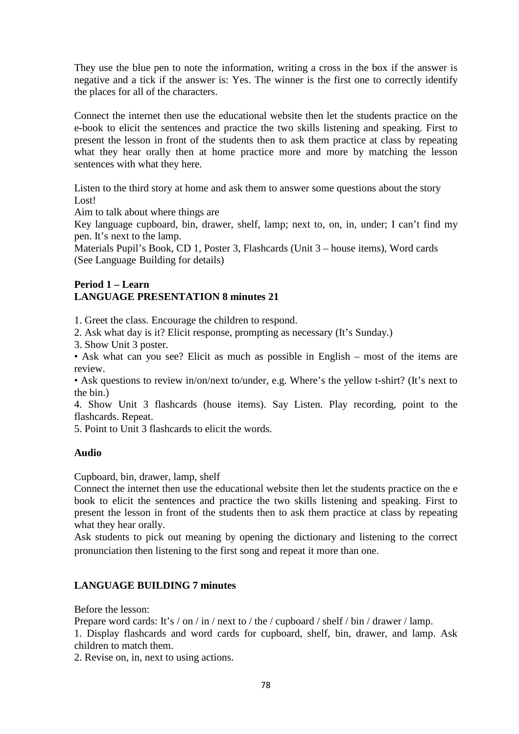They use the blue pen to note the information, writing a cross in the box if the answer is negative and a tick if the answer is: Yes. The winner is the first one to correctly identify the places for all of the characters.

Connect the internet then use the educational website then let the students practice on the e-book to elicit the sentences and practice the two skills listening and speaking. First to present the lesson in front of the students then to ask them practice at class by repeating what they hear orally then at home practice more and more by matching the lesson sentences with what they here.

Listen to the third story at home and ask them to answer some questions about the story Lost!

Aim to talk about where things are

Key language cupboard, bin, drawer, shelf, lamp; next to, on, in, under; I can't find my pen. It's next to the lamp.

Materials Pupil's Book, CD 1, Poster 3, Flashcards (Unit 3 – house items), Word cards (See Language Building for details)

**Period 1 – Learn**
**LANGUAGE PRESENTATION 8 minutes 21**

1. Greet the class. Encourage the children to respond.
2. Ask what day is it? Elicit response, prompting as necessary (It's Sunday.)
3. Show Unit 3 poster.

• Ask what can you see? Elicit as much as possible in English – most of the items are review.

• Ask questions to review in/on/next to/under, e.g. Where's the yellow t-shirt? (It's next to the bin.)

4. Show Unit 3 flashcards (house items). Say Listen. Play recording, point to the flashcards. Repeat.
5. Point to Unit 3 flashcards to elicit the words.

**Audio**

Cupboard, bin, drawer, lamp, shelf

Connect the internet then use the educational website then let the students practice on the e book to elicit the sentences and practice the two skills listening and speaking. First to present the lesson in front of the students then to ask them practice at class by repeating what they hear orally.

Ask students to pick out meaning by opening the dictionary and listening to the correct pronunciation then listening to the first song and repeat it more than one.

**LANGUAGE BUILDING 7 minutes**

Before the lesson:

Prepare word cards: It's / on / in / next to / the / cupboard / shelf / bin / drawer / lamp.

1. Display flashcards and word cards for cupboard, shelf, bin, drawer, and lamp. Ask children to match them.
2. Revise on, in, next to using actions.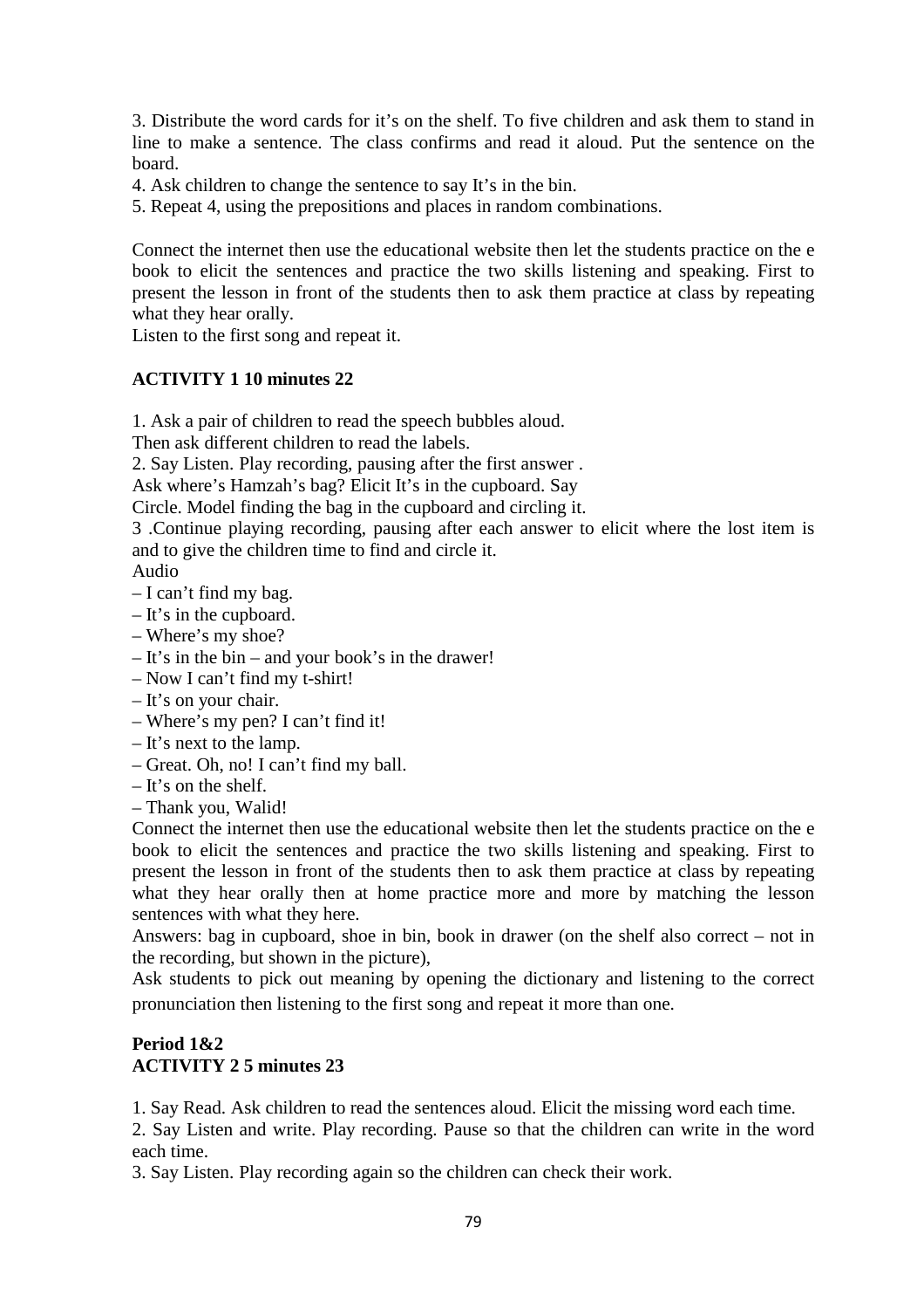3. Distribute the word cards for it's on the shelf. To five children and ask them to stand in line to make a sentence. The class confirms and read it aloud. Put the sentence on the board.

4. Ask children to change the sentence to say It's in the bin.

5. Repeat 4, using the prepositions and places in random combinations.

Connect the internet then use the educational website then let the students practice on the e book to elicit the sentences and practice the two skills listening and speaking. First to present the lesson in front of the students then to ask them practice at class by repeating what they hear orally.

Listen to the first song and repeat it.

**ACTIVITY 1 10 minutes 22**

1. Ask a pair of children to read the speech bubbles aloud.
Then ask different children to read the labels.

2. Say Listen. Play recording, pausing after the first answer .
Ask where's Hamzah's bag? Elicit It's in the cupboard. Say
Circle. Model finding the bag in the cupboard and circling it.

3 .Continue playing recording, pausing after each answer to elicit where the lost item is and to give the children time to find and circle it.

Audio

– I can't find my bag.
– It's in the cupboard.
– Where's my shoe?
– It's in the bin – and your book's in the drawer!
– Now I can't find my t-shirt!
– It's on your chair.
– Where's my pen? I can't find it!
– It's next to the lamp.
– Great. Oh, no! I can't find my ball.
– It's on the shelf.
– Thank you, Walid!

Connect the internet then use the educational website then let the students practice on the e book to elicit the sentences and practice the two skills listening and speaking. First to present the lesson in front of the students then to ask them practice at class by repeating what they hear orally then at home practice more and more by matching the lesson sentences with what they here.

Answers: bag in cupboard, shoe in bin, book in drawer (on the shelf also correct – not in the recording, but shown in the picture),

Ask students to pick out meaning by opening the dictionary and listening to the correct pronunciation then listening to the first song and repeat it more than one.

**Period 1&2**
**ACTIVITY 2 5 minutes 23**

1. Say Read. Ask children to read the sentences aloud. Elicit the missing word each time.

2. Say Listen and write. Play recording. Pause so that the children can write in the word each time.

3. Say Listen. Play recording again so the children can check their work.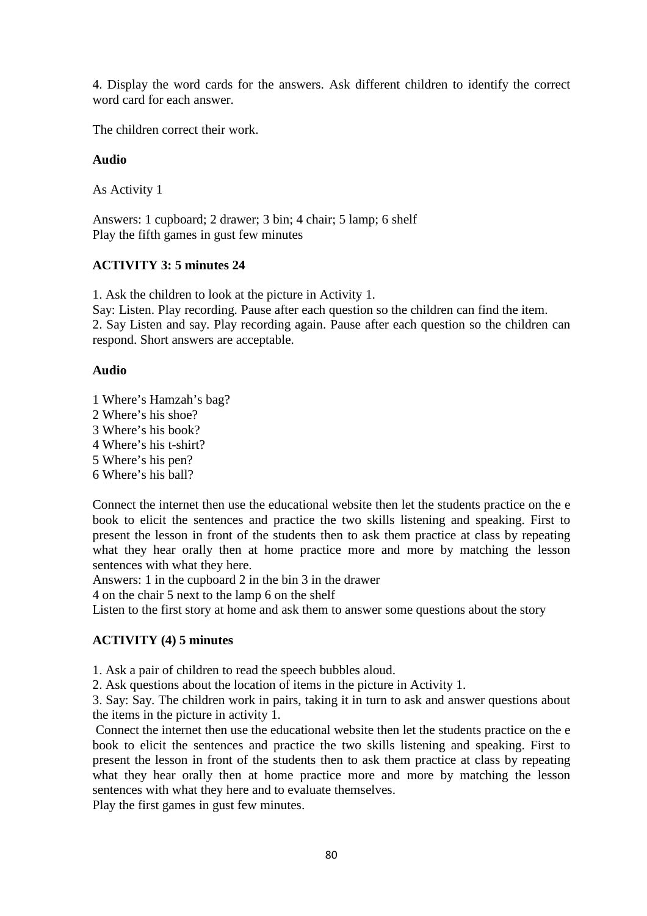4. Display the word cards for the answers. Ask different children to identify the correct word card for each answer.

The children correct their work.

**Audio**

As Activity 1

Answers: 1 cupboard; 2 drawer; 3 bin; 4 chair; 5 lamp; 6 shelf
Play the fifth games in gust few minutes

**ACTIVITY 3: 5 minutes 24**

1. Ask the children to look at the picture in Activity 1.
Say: Listen. Play recording. Pause after each question so the children can find the item.
2. Say Listen and say. Play recording again. Pause after each question so the children can respond. Short answers are acceptable.

**Audio**

1 Where's Hamzah's bag?
2 Where's his shoe?
3 Where's his book?
4 Where's his t-shirt?
5 Where's his pen?
6 Where's his ball?

Connect the internet then use the educational website then let the students practice on the e book to elicit the sentences and practice the two skills listening and speaking. First to present the lesson in front of the students then to ask them practice at class by repeating what they hear orally then at home practice more and more by matching the lesson sentences with what they here.
Answers: 1 in the cupboard 2 in the bin 3 in the drawer
4 on the chair 5 next to the lamp 6 on the shelf
Listen to the first story at home and ask them to answer some questions about the story

**ACTIVITY (4) 5 minutes**

1. Ask a pair of children to read the speech bubbles aloud.
2. Ask questions about the location of items in the picture in Activity 1.
3. Say: Say. The children work in pairs, taking it in turn to ask and answer questions about the items in the picture in activity 1.
Connect the internet then use the educational website then let the students practice on the e book to elicit the sentences and practice the two skills listening and speaking. First to present the lesson in front of the students then to ask them practice at class by repeating what they hear orally then at home practice more and more by matching the lesson sentences with what they here and to evaluate themselves.
Play the first games in gust few minutes.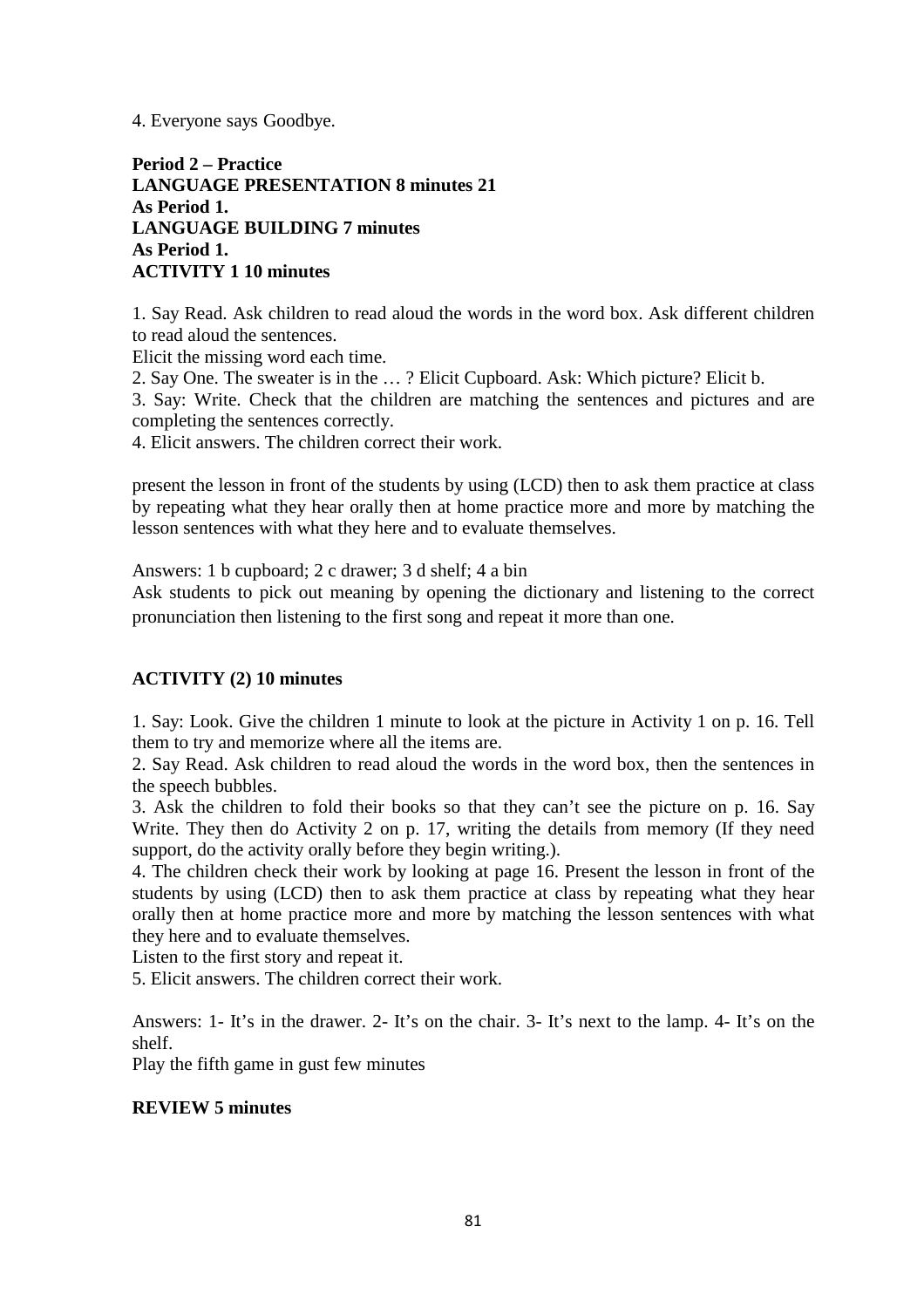4. Everyone says Goodbye.

**Period 2 – Practice**
**LANGUAGE PRESENTATION 8 minutes 21**
**As Period 1.**
**LANGUAGE BUILDING 7 minutes**
**As Period 1.**
**ACTIVITY 1 10 minutes**

1. Say Read. Ask children to read aloud the words in the word box. Ask different children to read aloud the sentences.
Elicit the missing word each time.
2. Say One. The sweater is in the … ? Elicit Cupboard. Ask: Which picture? Elicit b.
3. Say: Write. Check that the children are matching the sentences and pictures and are completing the sentences correctly.
4. Elicit answers. The children correct their work.

present the lesson in front of the students by using (LCD) then to ask them practice at class by repeating what they hear orally then at home practice more and more by matching the lesson sentences with what they here and to evaluate themselves.

Answers: 1 b cupboard; 2 c drawer; 3 d shelf; 4 a bin
Ask students to pick out meaning by opening the dictionary and listening to the correct pronunciation then listening to the first song and repeat it more than one.

**ACTIVITY (2) 10 minutes**

1. Say: Look. Give the children 1 minute to look at the picture in Activity 1 on p. 16. Tell them to try and memorize where all the items are.
2. Say Read. Ask children to read aloud the words in the word box, then the sentences in the speech bubbles.
3. Ask the children to fold their books so that they can't see the picture on p. 16. Say Write. They then do Activity 2 on p. 17, writing the details from memory (If they need support, do the activity orally before they begin writing.).
4. The children check their work by looking at page 16. Present the lesson in front of the students by using (LCD) then to ask them practice at class by repeating what they hear orally then at home practice more and more by matching the lesson sentences with what they here and to evaluate themselves.
Listen to the first story and repeat it.
5. Elicit answers. The children correct their work.

Answers: 1- It's in the drawer. 2- It's on the chair. 3- It's next to the lamp. 4- It's on the shelf.
Play the fifth game in gust few minutes

**REVIEW 5 minutes**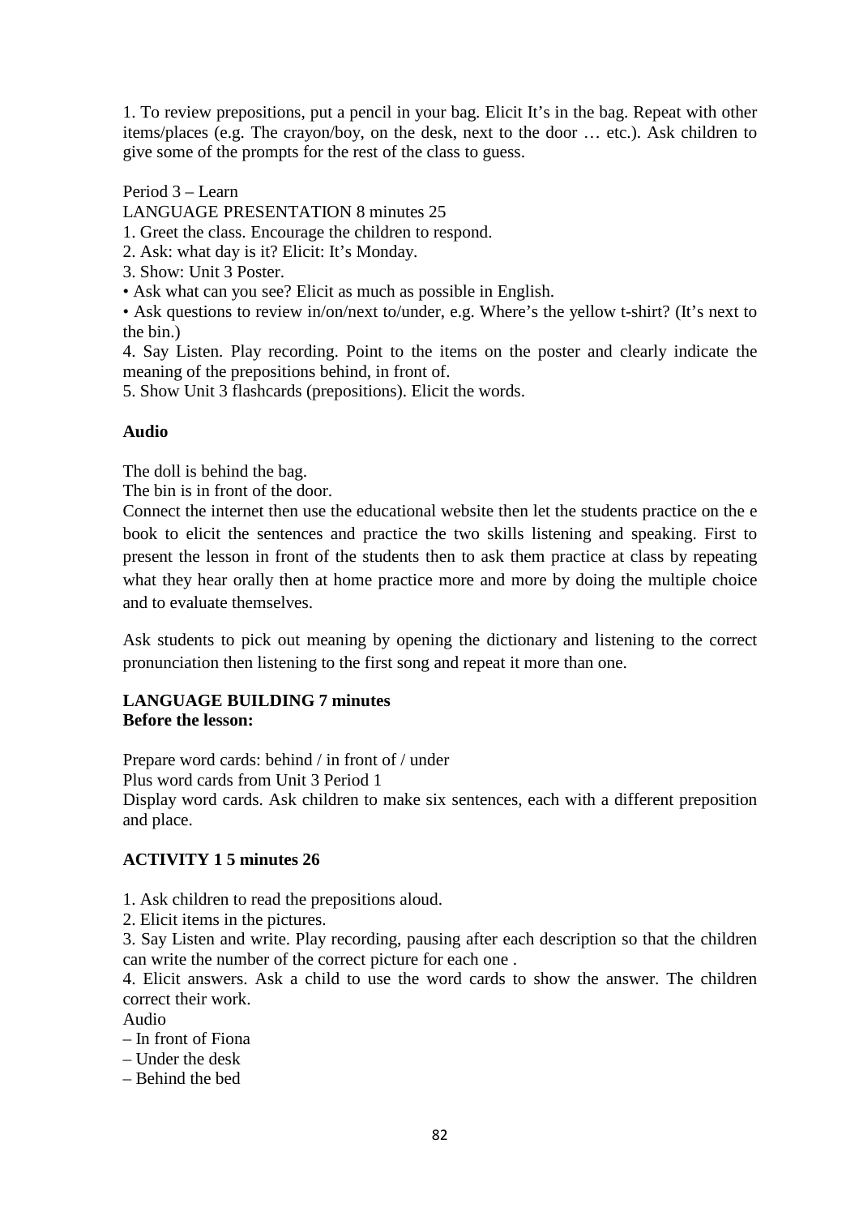1. To review prepositions, put a pencil in your bag. Elicit It's in the bag. Repeat with other items/places (e.g. The crayon/boy, on the desk, next to the door … etc.). Ask children to give some of the prompts for the rest of the class to guess.

Period 3 – Learn

LANGUAGE PRESENTATION 8 minutes 25

1. Greet the class. Encourage the children to respond.
2. Ask: what day is it? Elicit: It's Monday.
3. Show: Unit 3 Poster.

• Ask what can you see? Elicit as much as possible in English.

• Ask questions to review in/on/next to/under, e.g. Where's the yellow t-shirt? (It's next to the bin.)

4. Say Listen. Play recording. Point to the items on the poster and clearly indicate the meaning of the prepositions behind, in front of.
5. Show Unit 3 flashcards (prepositions). Elicit the words.

**Audio**

The doll is behind the bag.

The bin is in front of the door.

Connect the internet then use the educational website then let the students practice on the e book to elicit the sentences and practice the two skills listening and speaking. First to present the lesson in front of the students then to ask them practice at class by repeating what they hear orally then at home practice more and more by doing the multiple choice and to evaluate themselves.

Ask students to pick out meaning by opening the dictionary and listening to the correct pronunciation then listening to the first song and repeat it more than one.

**LANGUAGE BUILDING 7 minutes**
**Before the lesson:**

Prepare word cards: behind / in front of / under

Plus word cards from Unit 3 Period 1

Display word cards. Ask children to make six sentences, each with a different preposition and place.

**ACTIVITY 1 5 minutes 26**

1. Ask children to read the prepositions aloud.
2. Elicit items in the pictures.
3. Say Listen and write. Play recording, pausing after each description so that the children can write the number of the correct picture for each one .
4. Elicit answers. Ask a child to use the word cards to show the answer. The children correct their work.

Audio

– In front of Fiona

– Under the desk

– Behind the bed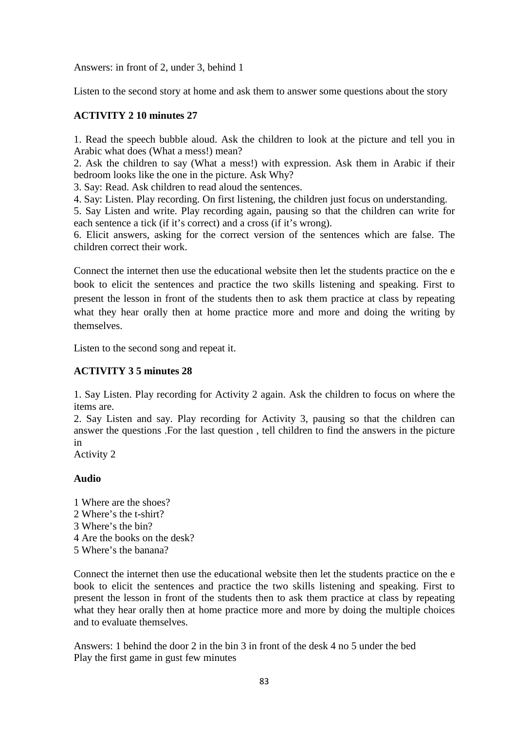Answers: in front of 2, under 3, behind 1

Listen to the second story at home and ask them to answer some questions about the story

**ACTIVITY 2 10 minutes 27**

1. Read the speech bubble aloud. Ask the children to look at the picture and tell you in Arabic what does (What a mess!) mean?
2. Ask the children to say (What a mess!) with expression. Ask them in Arabic if their bedroom looks like the one in the picture. Ask Why?
3. Say: Read. Ask children to read aloud the sentences.
4. Say: Listen. Play recording. On first listening, the children just focus on understanding.
5. Say Listen and write. Play recording again, pausing so that the children can write for each sentence a tick (if it's correct) and a cross (if it's wrong).
6. Elicit answers, asking for the correct version of the sentences which are false. The children correct their work.

Connect the internet then use the educational website then let the students practice on the e book to elicit the sentences and practice the two skills listening and speaking. First to present the lesson in front of the students then to ask them practice at class by repeating what they hear orally then at home practice more and more and doing the writing by themselves.

Listen to the second song and repeat it.

**ACTIVITY 3 5 minutes 28**

1. Say Listen. Play recording for Activity 2 again. Ask the children to focus on where the items are.
2. Say Listen and say. Play recording for Activity 3, pausing so that the children can answer the questions .For the last question , tell children to find the answers in the picture in
Activity 2

**Audio**

1 Where are the shoes?
2 Where's the t-shirt?
3 Where's the bin?
4 Are the books on the desk?
5 Where's the banana?

Connect the internet then use the educational website then let the students practice on the e book to elicit the sentences and practice the two skills listening and speaking. First to present the lesson in front of the students then to ask them practice at class by repeating what they hear orally then at home practice more and more by doing the multiple choices and to evaluate themselves.

Answers: 1 behind the door 2 in the bin 3 in front of the desk 4 no 5 under the bed
Play the first game in gust few minutes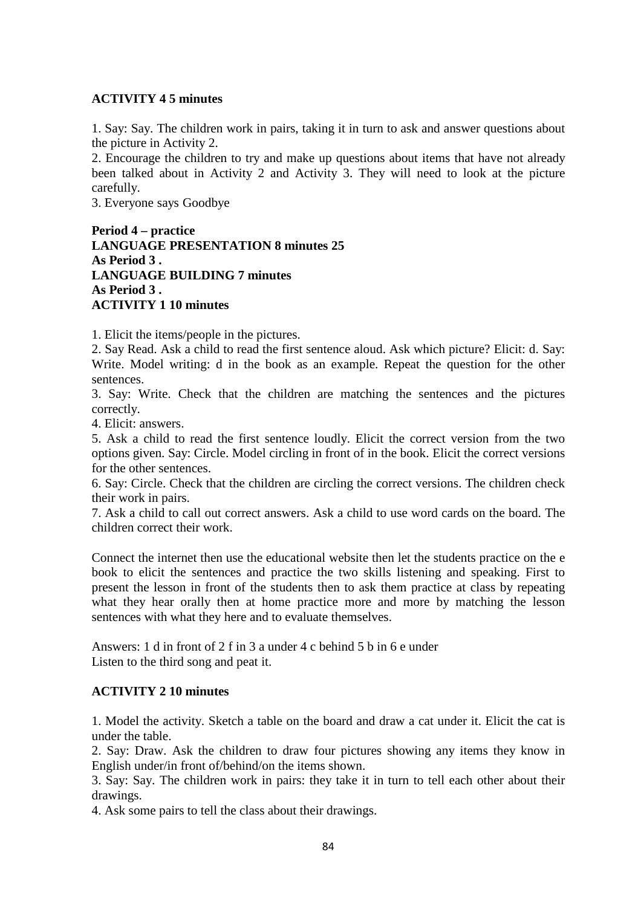**ACTIVITY 4 5 minutes**

1. Say: Say. The children work in pairs, taking it in turn to ask and answer questions about the picture in Activity 2.
2. Encourage the children to try and make up questions about items that have not already been talked about in Activity 2 and Activity 3. They will need to look at the picture carefully.
3. Everyone says Goodbye

**Period 4 – practice**
**LANGUAGE PRESENTATION 8 minutes 25**
**As Period 3 .**
**LANGUAGE BUILDING 7 minutes**
**As Period 3 .**
**ACTIVITY 1 10 minutes**

1. Elicit the items/people in the pictures.
2. Say Read. Ask a child to read the first sentence aloud. Ask which picture? Elicit: d. Say: Write. Model writing: d in the book as an example. Repeat the question for the other sentences.
3. Say: Write. Check that the children are matching the sentences and the pictures correctly.
4. Elicit: answers.
5. Ask a child to read the first sentence loudly. Elicit the correct version from the two options given. Say: Circle. Model circling in front of in the book. Elicit the correct versions for the other sentences.
6. Say: Circle. Check that the children are circling the correct versions. The children check their work in pairs.
7. Ask a child to call out correct answers. Ask a child to use word cards on the board. The children correct their work.

Connect the internet then use the educational website then let the students practice on the e book to elicit the sentences and practice the two skills listening and speaking. First to present the lesson in front of the students then to ask them practice at class by repeating what they hear orally then at home practice more and more by matching the lesson sentences with what they here and to evaluate themselves.

Answers: 1 d in front of 2 f in 3 a under 4 c behind 5 b in 6 e under
Listen to the third song and peat it.

**ACTIVITY 2 10 minutes**

1. Model the activity. Sketch a table on the board and draw a cat under it. Elicit the cat is under the table.
2. Say: Draw. Ask the children to draw four pictures showing any items they know in English under/in front of/behind/on the items shown.
3. Say: Say. The children work in pairs: they take it in turn to tell each other about their drawings.
4. Ask some pairs to tell the class about their drawings.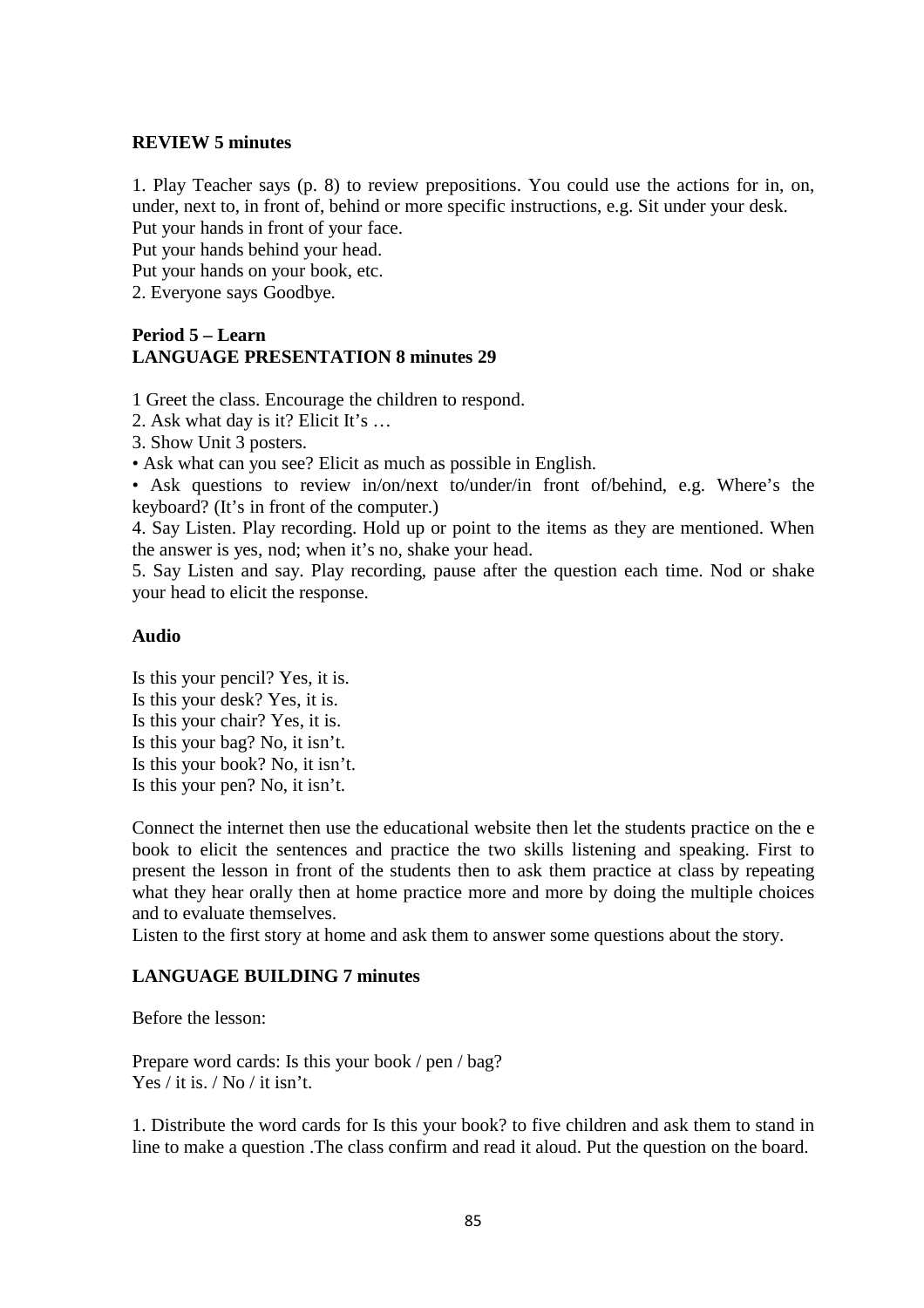**REVIEW 5 minutes**

1. Play Teacher says (p. 8) to review prepositions. You could use the actions for in, on, under, next to, in front of, behind or more specific instructions, e.g. Sit under your desk.
Put your hands in front of your face.
Put your hands behind your head.
Put your hands on your book, etc.
2. Everyone says Goodbye.

**Period 5 – Learn**
**LANGUAGE PRESENTATION 8 minutes 29**

1 Greet the class. Encourage the children to respond.
2. Ask what day is it? Elicit It's …
3. Show Unit 3 posters.
• Ask what can you see? Elicit as much as possible in English.
• Ask questions to review in/on/next to/under/in front of/behind, e.g. Where's the keyboard? (It's in front of the computer.)
4. Say Listen. Play recording. Hold up or point to the items as they are mentioned. When the answer is yes, nod; when it's no, shake your head.
5. Say Listen and say. Play recording, pause after the question each time. Nod or shake your head to elicit the response.

**Audio**

Is this your pencil? Yes, it is.
Is this your desk? Yes, it is.
Is this your chair? Yes, it is.
Is this your bag? No, it isn't.
Is this your book? No, it isn't.
Is this your pen? No, it isn't.

Connect the internet then use the educational website then let the students practice on the e book to elicit the sentences and practice the two skills listening and speaking. First to present the lesson in front of the students then to ask them practice at class by repeating what they hear orally then at home practice more and more by doing the multiple choices and to evaluate themselves.
Listen to the first story at home and ask them to answer some questions about the story.

**LANGUAGE BUILDING 7 minutes**

Before the lesson:

Prepare word cards: Is this your book / pen / bag?
Yes / it is. / No / it isn't.

1. Distribute the word cards for Is this your book? to five children and ask them to stand in line to make a question .The class confirm and read it aloud. Put the question on the board.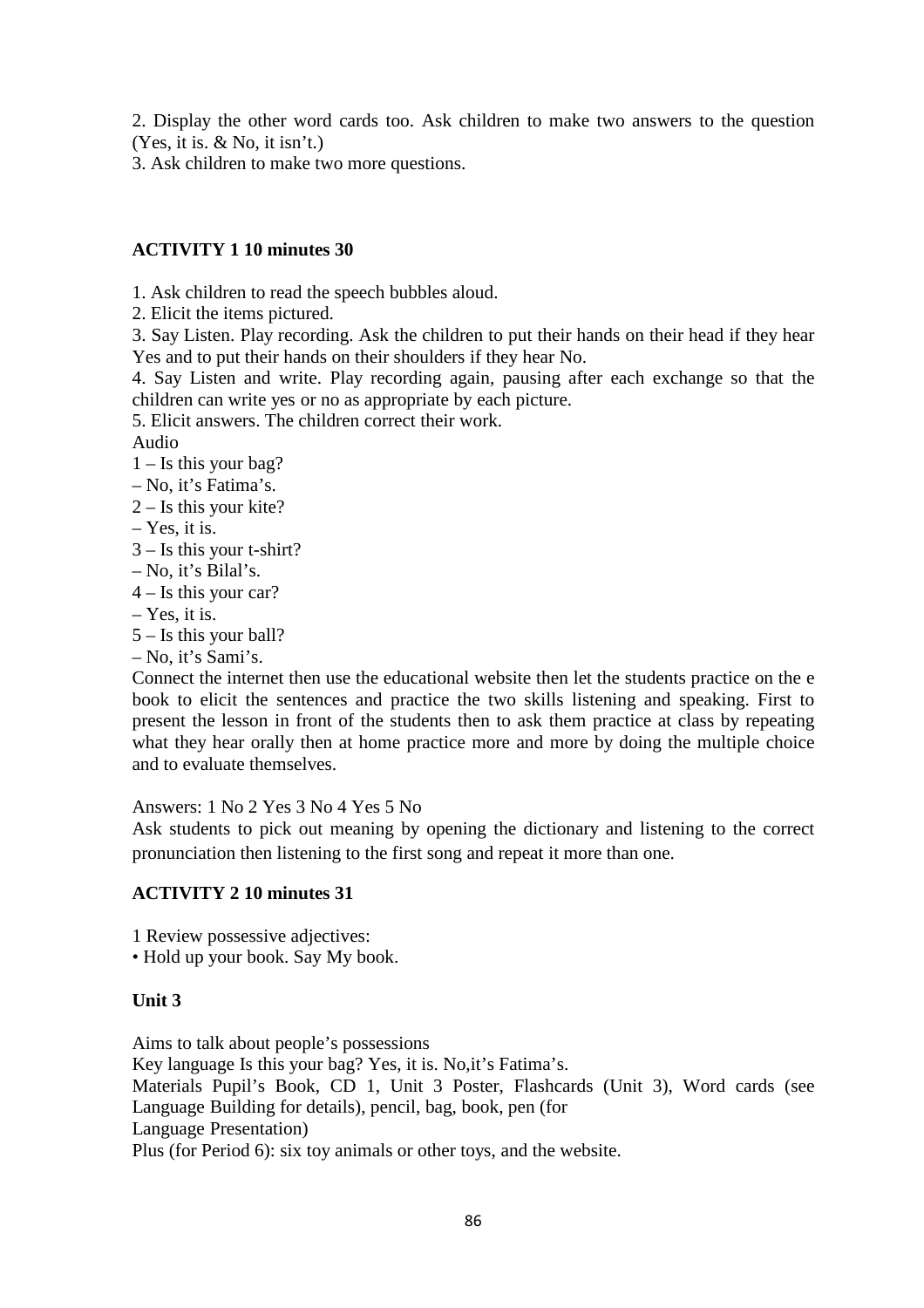2. Display the other word cards too. Ask children to make two answers to the question (Yes, it is. & No, it isn't.)

3. Ask children to make two more questions.

**ACTIVITY 1 10 minutes 30**

1. Ask children to read the speech bubbles aloud.
2. Elicit the items pictured.
3. Say Listen. Play recording. Ask the children to put their hands on their head if they hear Yes and to put their hands on their shoulders if they hear No.
4. Say Listen and write. Play recording again, pausing after each exchange so that the children can write yes or no as appropriate by each picture.
5. Elicit answers. The children correct their work.

Audio

1 – Is this your bag?

– No, it's Fatima's.

2 – Is this your kite?

– Yes, it is.

3 – Is this your t-shirt?

– No, it's Bilal's.

4 – Is this your car?

– Yes, it is.

5 – Is this your ball?

– No, it's Sami's.

Connect the internet then use the educational website then let the students practice on the e book to elicit the sentences and practice the two skills listening and speaking. First to present the lesson in front of the students then to ask them practice at class by repeating what they hear orally then at home practice more and more by doing the multiple choice and to evaluate themselves.

Answers: 1 No 2 Yes 3 No 4 Yes 5 No

Ask students to pick out meaning by opening the dictionary and listening to the correct pronunciation then listening to the first song and repeat it more than one.

**ACTIVITY 2 10 minutes 31**

1 Review possessive adjectives:

• Hold up your book. Say My book.

**Unit 3**

Aims to talk about people's possessions

Key language Is this your bag? Yes, it is. No,it's Fatima's.

Materials Pupil's Book, CD 1, Unit 3 Poster, Flashcards (Unit 3), Word cards (see Language Building for details), pencil, bag, book, pen (for Language Presentation)

Plus (for Period 6): six toy animals or other toys, and the website.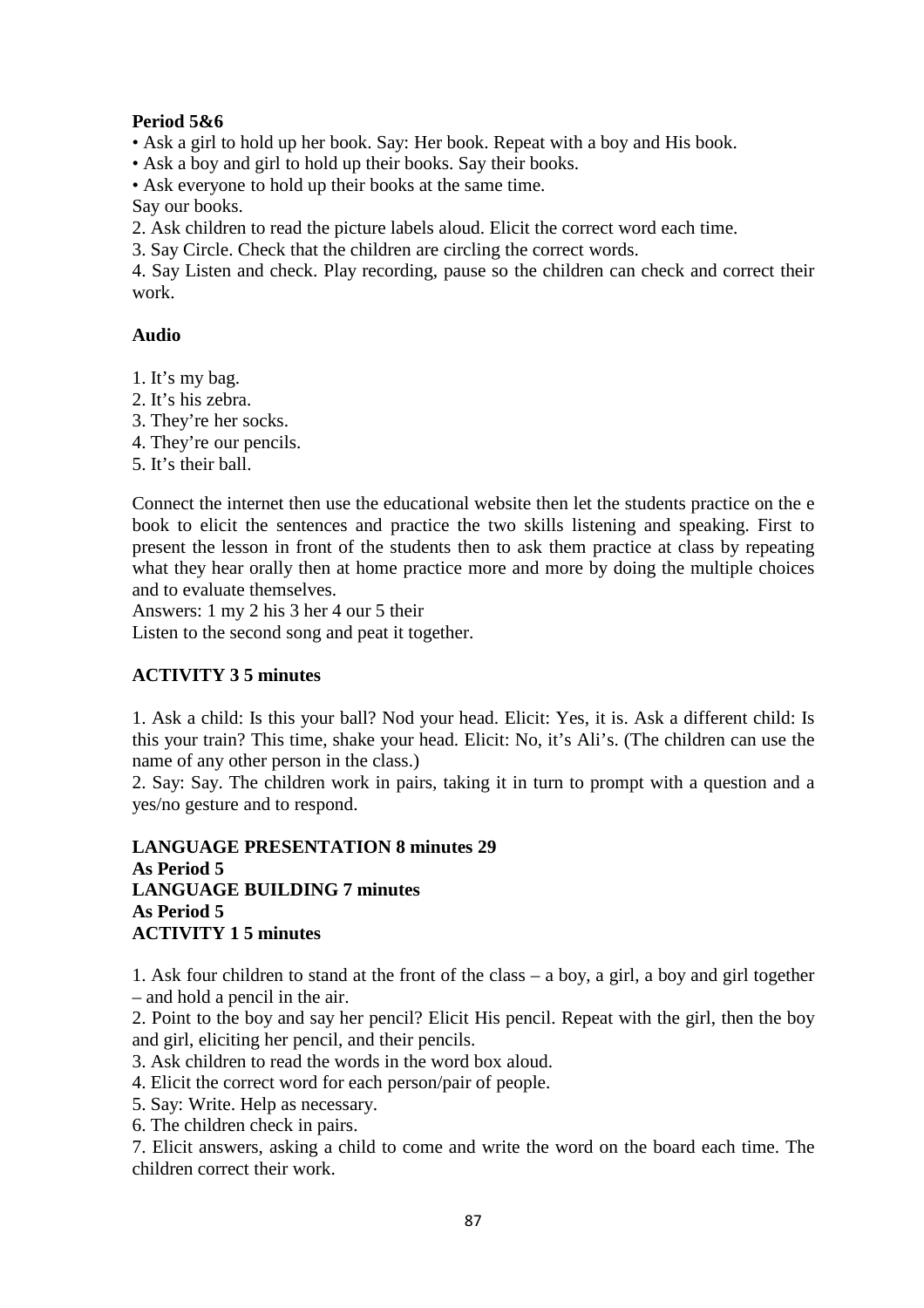**Period 5&6**

• Ask a girl to hold up her book. Say: Her book. Repeat with a boy and His book.
• Ask a boy and girl to hold up their books. Say their books.
• Ask everyone to hold up their books at the same time.
Say our books.

2. Ask children to read the picture labels aloud. Elicit the correct word each time.
3. Say Circle. Check that the children are circling the correct words.
4. Say Listen and check. Play recording, pause so the children can check and correct their work.

**Audio**

1. It's my bag.
2. It's his zebra.
3. They're her socks.
4. They're our pencils.
5. It's their ball.

Connect the internet then use the educational website then let the students practice on the e book to elicit the sentences and practice the two skills listening and speaking. First to present the lesson in front of the students then to ask them practice at class by repeating what they hear orally then at home practice more and more by doing the multiple choices and to evaluate themselves.
Answers: 1 my 2 his 3 her 4 our 5 their
Listen to the second song and peat it together.

**ACTIVITY 3 5 minutes**

1. Ask a child: Is this your ball? Nod your head. Elicit: Yes, it is. Ask a different child: Is this your train? This time, shake your head. Elicit: No, it's Ali's. (The children can use the name of any other person in the class.)
2. Say: Say. The children work in pairs, taking it in turn to prompt with a question and a yes/no gesture and to respond.

**LANGUAGE PRESENTATION 8 minutes 29**
**As Period 5**
**LANGUAGE BUILDING 7 minutes**
**As Period 5**
**ACTIVITY 1 5 minutes**

1. Ask four children to stand at the front of the class – a boy, a girl, a boy and girl together – and hold a pencil in the air.
2. Point to the boy and say her pencil? Elicit His pencil. Repeat with the girl, then the boy and girl, eliciting her pencil, and their pencils.
3. Ask children to read the words in the word box aloud.
4. Elicit the correct word for each person/pair of people.
5. Say: Write. Help as necessary.
6. The children check in pairs.
7. Elicit answers, asking a child to come and write the word on the board each time. The children correct their work.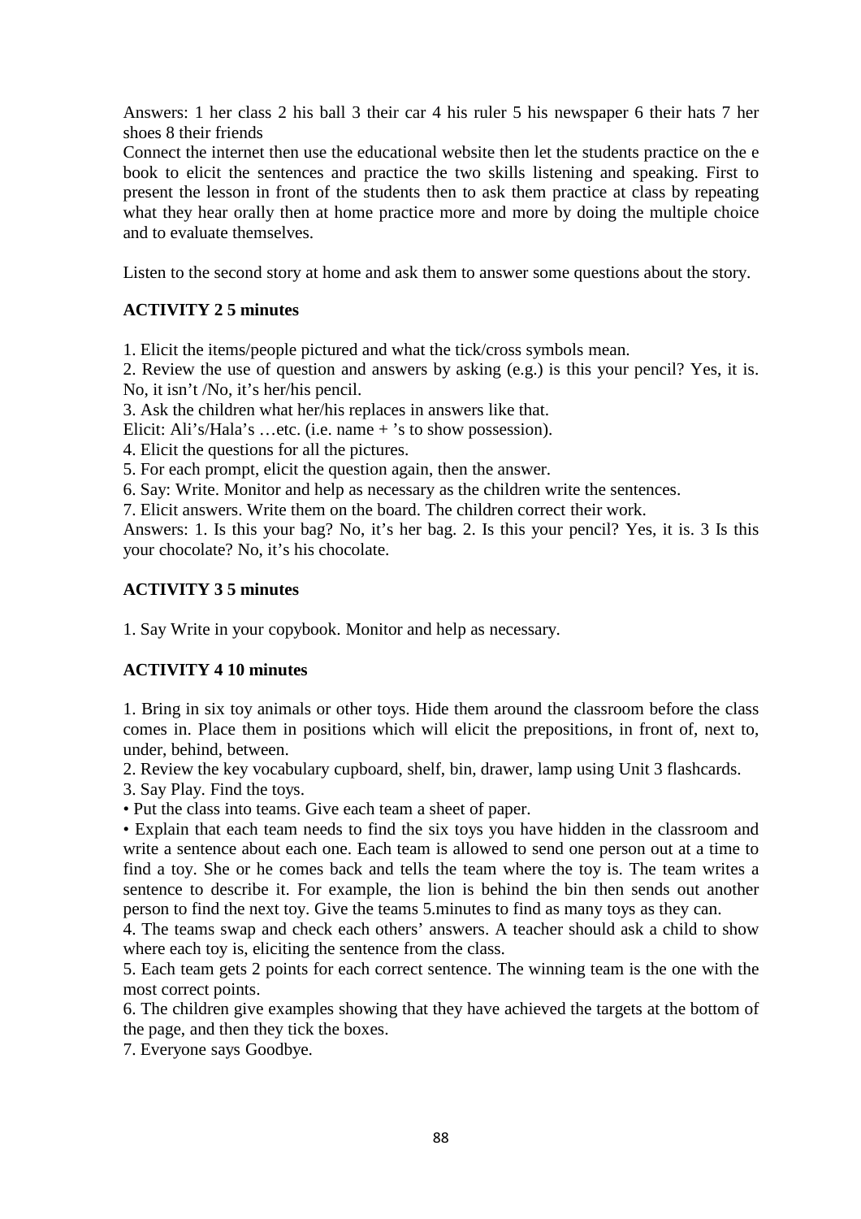Answers: 1 her class 2 his ball 3 their car 4 his ruler 5 his newspaper 6 their hats 7 her shoes 8 their friends

Connect the internet then use the educational website then let the students practice on the e book to elicit the sentences and practice the two skills listening and speaking. First to present the lesson in front of the students then to ask them practice at class by repeating what they hear orally then at home practice more and more by doing the multiple choice and to evaluate themselves.

Listen to the second story at home and ask them to answer some questions about the story.

**ACTIVITY 2 5 minutes**

1. Elicit the items/people pictured and what the tick/cross symbols mean.
2. Review the use of question and answers by asking (e.g.) is this your pencil? Yes, it is. No, it isn't /No, it's her/his pencil.
3. Ask the children what her/his replaces in answers like that.
Elicit: Ali's/Hala's …etc. (i.e. name + 's to show possession).
4. Elicit the questions for all the pictures.
5. For each prompt, elicit the question again, then the answer.
6. Say: Write. Monitor and help as necessary as the children write the sentences.
7. Elicit answers. Write them on the board. The children correct their work.

Answers: 1. Is this your bag? No, it's her bag. 2. Is this your pencil? Yes, it is. 3 Is this your chocolate? No, it's his chocolate.

**ACTIVITY 3 5 minutes**

1. Say Write in your copybook. Monitor and help as necessary.

**ACTIVITY 4 10 minutes**

1. Bring in six toy animals or other toys. Hide them around the classroom before the class comes in. Place them in positions which will elicit the prepositions, in front of, next to, under, behind, between.
2. Review the key vocabulary cupboard, shelf, bin, drawer, lamp using Unit 3 flashcards.
3. Say Play. Find the toys.
• Put the class into teams. Give each team a sheet of paper.
• Explain that each team needs to find the six toys you have hidden in the classroom and write a sentence about each one. Each team is allowed to send one person out at a time to find a toy. She or he comes back and tells the team where the toy is. The team writes a sentence to describe it. For example, the lion is behind the bin then sends out another person to find the next toy. Give the teams 5.minutes to find as many toys as they can.
4. The teams swap and check each others' answers. A teacher should ask a child to show where each toy is, eliciting the sentence from the class.
5. Each team gets 2 points for each correct sentence. The winning team is the one with the most correct points.
6. The children give examples showing that they have achieved the targets at the bottom of the page, and then they tick the boxes.
7. Everyone says Goodbye.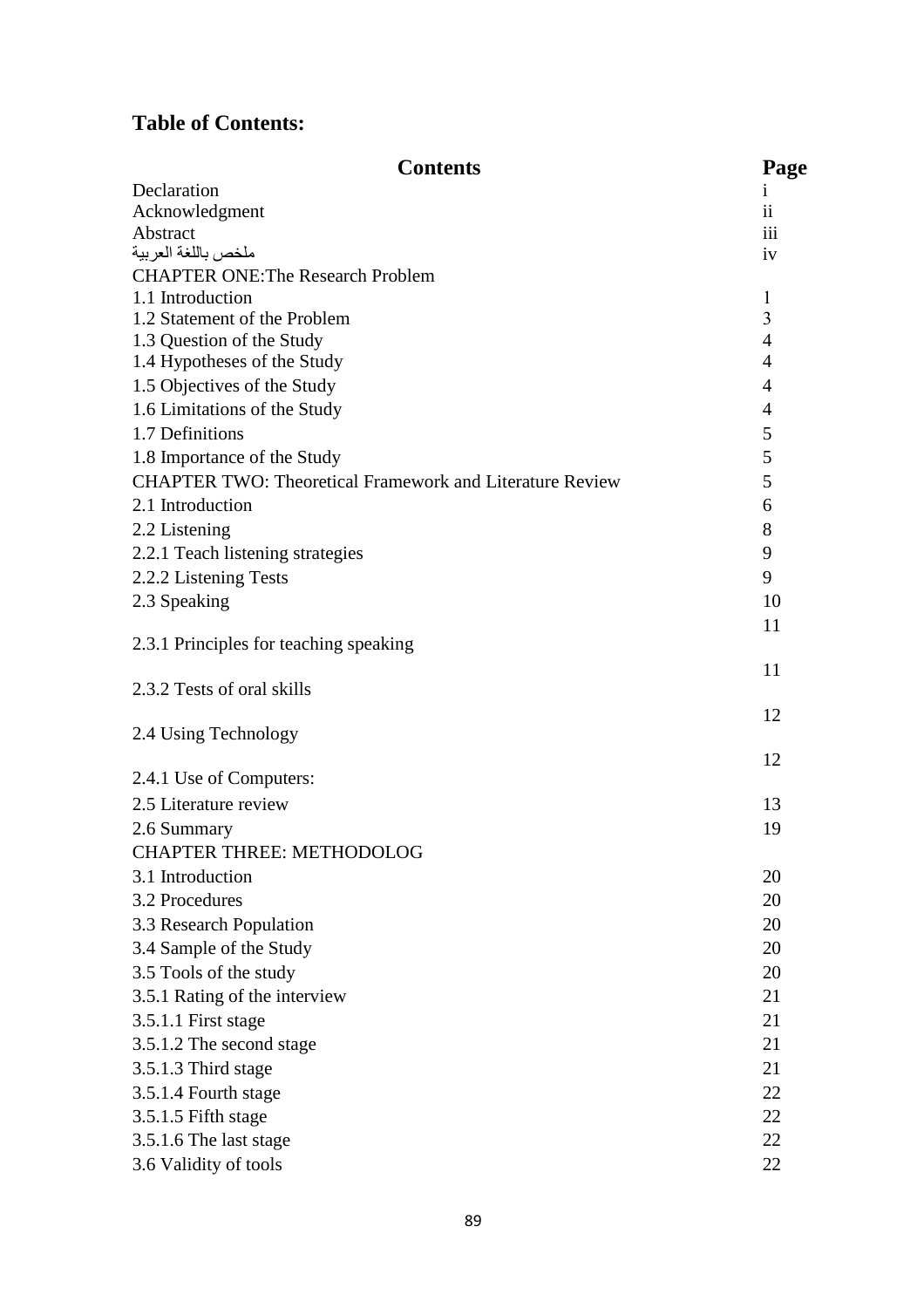## Table of Contents:

| Contents | Page |
|---|---|
| Declaration | i |
| Acknowledgment | ii |
| Abstract | iii |
| ملخص باللغة العربية | iv |
| CHAPTER ONE:The Research Problem | |
| 1.1 Introduction | 1 |
| 1.2 Statement of the Problem | 3 |
| 1.3 Question of the Study | 4 |
| 1.4 Hypotheses of the Study | 4 |
| 1.5 Objectives of the Study | 4 |
| 1.6 Limitations of the Study | 4 |
| 1.7 Definitions | 5 |
| 1.8 Importance of the Study | 5 |
| CHAPTER TWO: Theoretical Framework and Literature Review | 5 |
| 2.1 Introduction | 6 |
| 2.2 Listening | 8 |
| 2.2.1 Teach listening strategies | 9 |
| 2.2.2 Listening Tests | 9 |
| 2.3 Speaking | 10 |
| 2.3.1 Principles for teaching speaking | 11 |
| 2.3.2 Tests of oral skills | 11 |
| 2.4 Using Technology | 12 |
| 2.4.1 Use of Computers: | 12 |
| 2.5 Literature review | 13 |
| 2.6 Summary | 19 |
| CHAPTER THREE: METHODOLOG | |
| 3.1 Introduction | 20 |
| 3.2 Procedures | 20 |
| 3.3 Research Population | 20 |
| 3.4 Sample of the Study | 20 |
| 3.5 Tools of the study | 20 |
| 3.5.1 Rating of the interview | 21 |
| 3.5.1.1 First stage | 21 |
| 3.5.1.2 The second stage | 21 |
| 3.5.1.3 Third stage | 21 |
| 3.5.1.4 Fourth stage | 22 |
| 3.5.1.5 Fifth stage | 22 |
| 3.5.1.6 The last stage | 22 |
| 3.6 Validity of tools | 22 |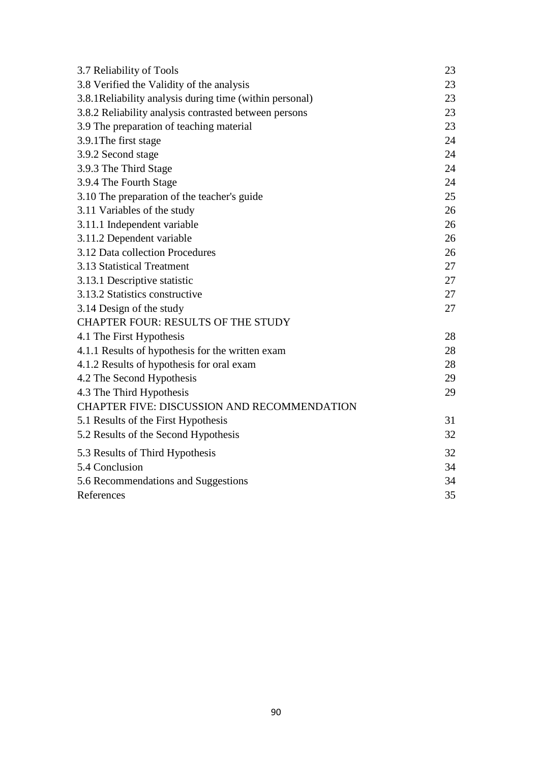| | |
|---|---|
| 3.7 Reliability of Tools | 23 |
| 3.8 Verified the Validity of the analysis | 23 |
| 3.8.1Reliability analysis during time (within personal) | 23 |
| 3.8.2 Reliability analysis contrasted between persons | 23 |
| 3.9 The preparation of teaching material | 23 |
| 3.9.1The first stage | 24 |
| 3.9.2 Second stage | 24 |
| 3.9.3 The Third Stage | 24 |
| 3.9.4 The Fourth Stage | 24 |
| 3.10 The preparation of the teacher's guide | 25 |
| 3.11 Variables of the study | 26 |
| 3.11.1 Independent variable | 26 |
| 3.11.2 Dependent variable | 26 |
| 3.12 Data collection Procedures | 26 |
| 3.13 Statistical Treatment | 27 |
| 3.13.1 Descriptive statistic | 27 |
| 3.13.2 Statistics constructive | 27 |
| 3.14 Design of the study | 27 |
| CHAPTER FOUR: RESULTS OF THE STUDY | |
| 4.1 The First Hypothesis | 28 |
| 4.1.1 Results of hypothesis for the written exam | 28 |
| 4.1.2 Results of hypothesis for oral exam | 28 |
| 4.2 The Second Hypothesis | 29 |
| 4.3 The Third Hypothesis | 29 |
| CHAPTER FIVE: DISCUSSION AND RECOMMENDATION | |
| 5.1 Results of the First Hypothesis | 31 |
| 5.2 Results of the Second Hypothesis | 32 |
| 5.3 Results of Third Hypothesis | 32 |
| 5.4 Conclusion | 34 |
| 5.6 Recommendations and Suggestions | 34 |
| References | 35 |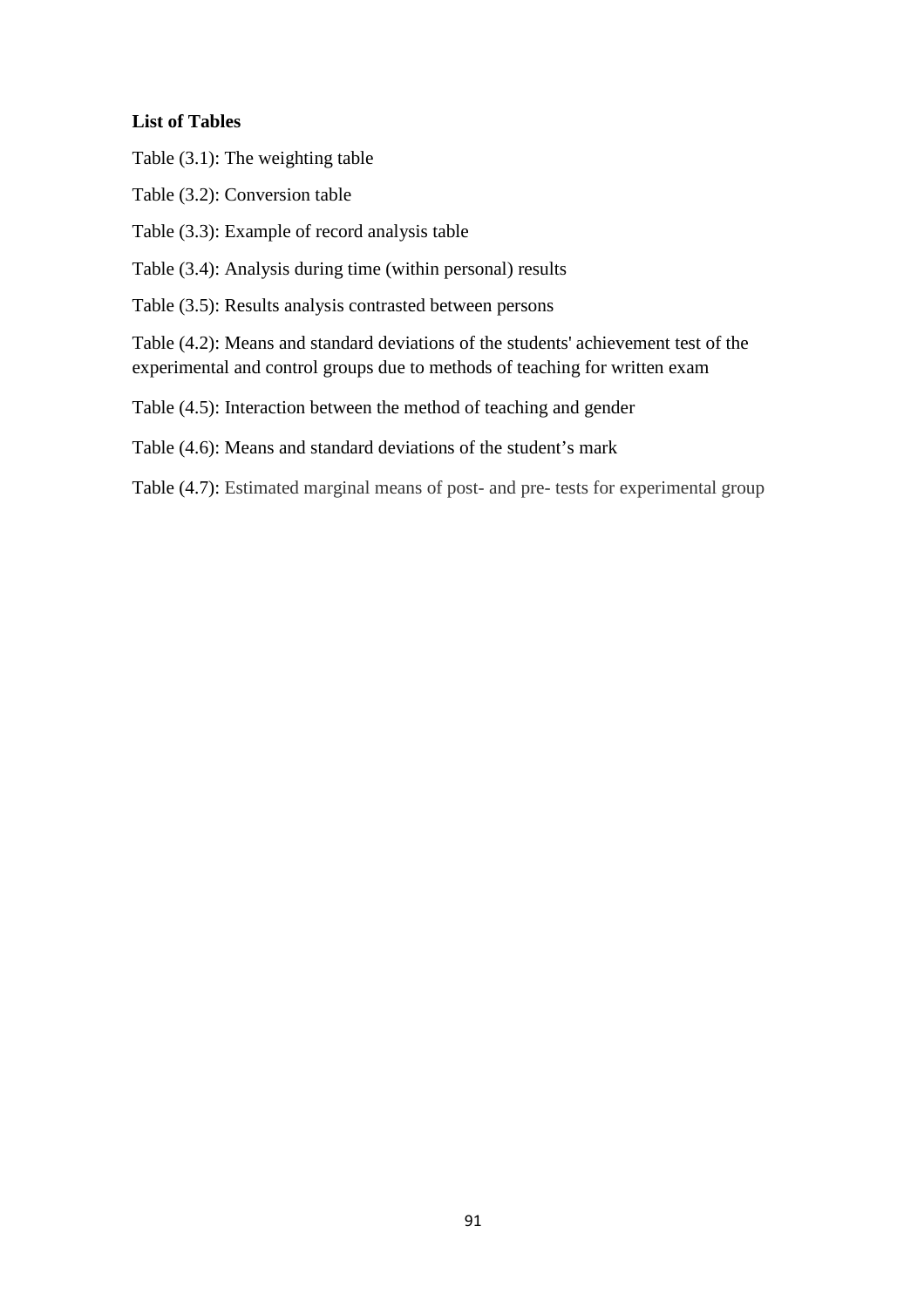**List of Tables**

Table (3.1): The weighting table

Table (3.2): Conversion table

Table (3.3): Example of record analysis table

Table (3.4): Analysis during time (within personal) results

Table (3.5): Results analysis contrasted between persons

Table (4.2): Means and standard deviations of the students' achievement test of the experimental and control groups due to methods of teaching for written exam

Table (4.5): Interaction between the method of teaching and gender

Table (4.6): Means and standard deviations of the student's mark

Table (4.7): Estimated marginal means of post- and pre- tests for experimental group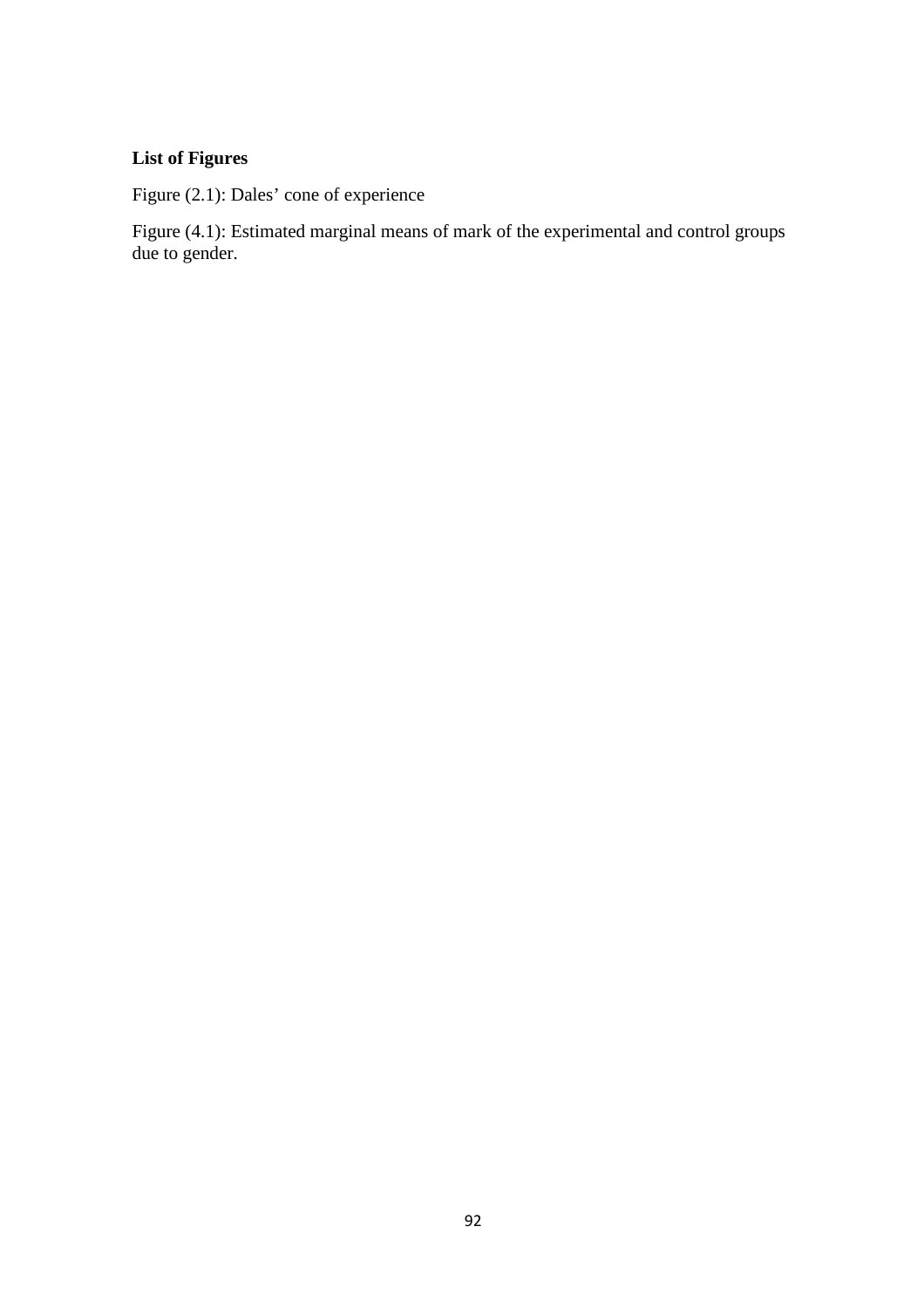**List of Figures**

Figure (2.1): Dales' cone of experience

Figure (4.1): Estimated marginal means of mark of the experimental and control groups due to gender.